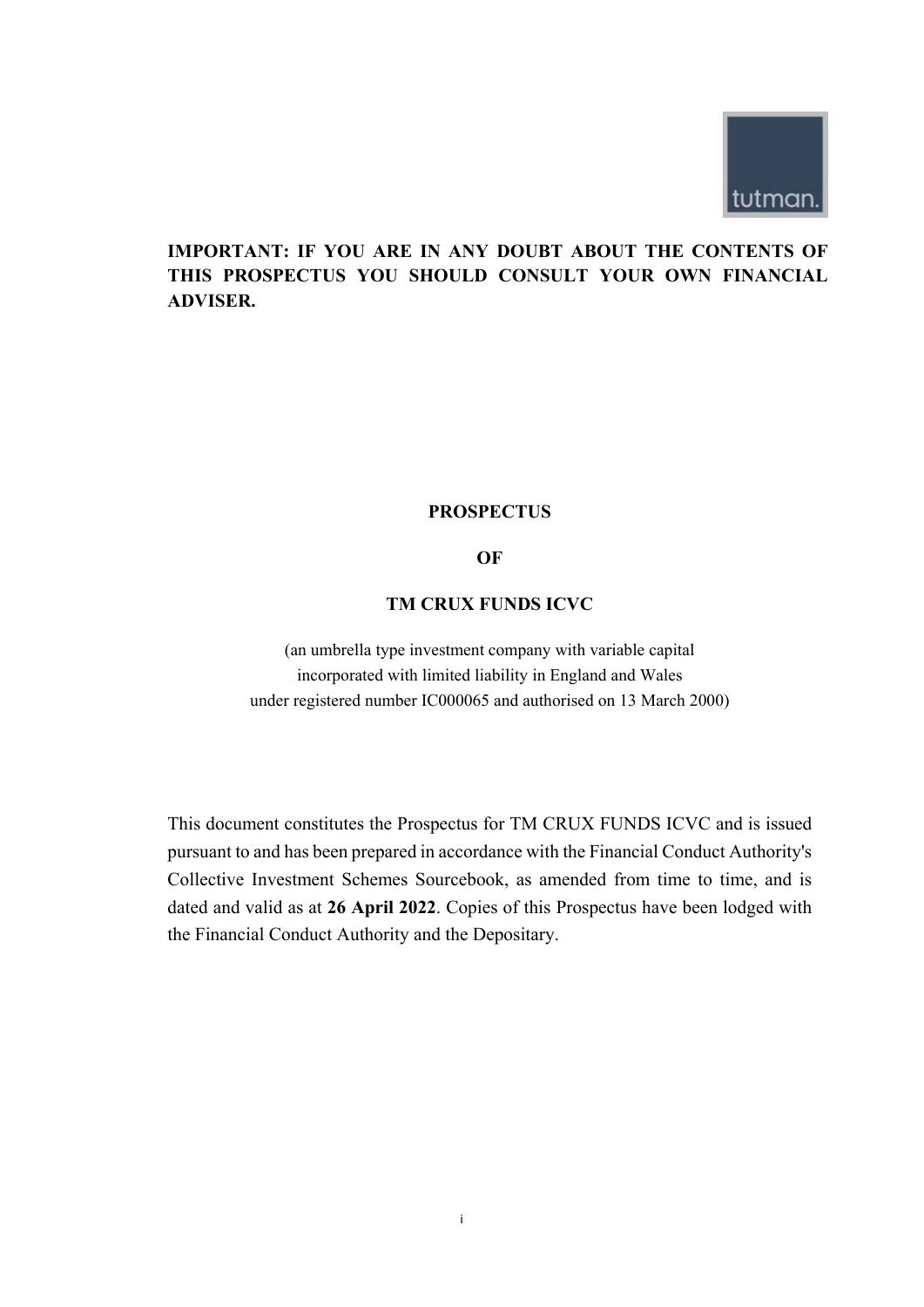**IMPORTANT: IF YOU ARE IN ANY DOUBT ABOUT THE CONTENTS OF THIS PROSPECTUS YOU SHOULD CONSULT YOUR OWN FINANCIAL ADVISER.**

# PROSPECTUS

# OF

# TM CRUX FUNDS ICVC

(an umbrella type investment company with variable capital incorporated with limited liability in England and Wales under registered number IC000065 and authorised on 13 March 2000)

This document constitutes the Prospectus for TM CRUX FUNDS ICVC and is issued pursuant to and has been prepared in accordance with the Financial Conduct Authority's Collective Investment Schemes Sourcebook, as amended from time to time, and is dated and valid as at **26 April 2022**. Copies of this Prospectus have been lodged with the Financial Conduct Authority and the Depositary.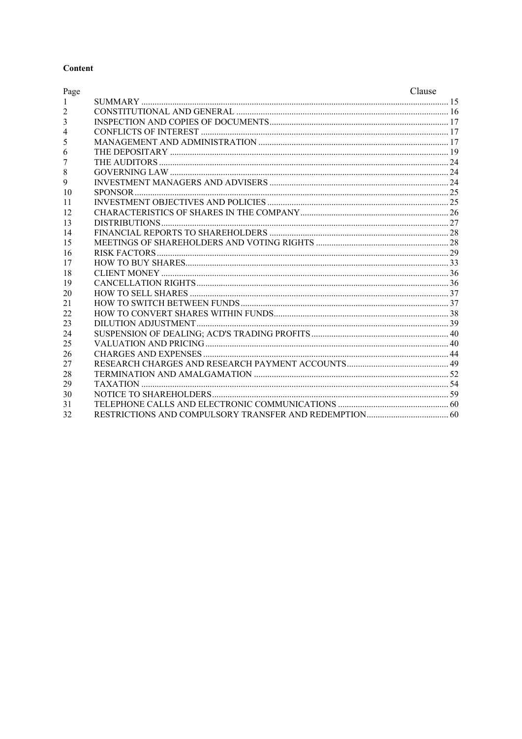**Content**

| Page | | Clause |
|---|---|---|
| 1 | SUMMARY | 15 |
| 2 | CONSTITUTIONAL AND GENERAL | 16 |
| 3 | INSPECTION AND COPIES OF DOCUMENTS | 17 |
| 4 | CONFLICTS OF INTEREST | 17 |
| 5 | MANAGEMENT AND ADMINISTRATION | 17 |
| 6 | THE DEPOSITARY | 19 |
| 7 | THE AUDITORS | 24 |
| 8 | GOVERNING LAW | 24 |
| 9 | INVESTMENT MANAGERS AND ADVISERS | 24 |
| 10 | SPONSOR | 25 |
| 11 | INVESTMENT OBJECTIVES AND POLICIES | 25 |
| 12 | CHARACTERISTICS OF SHARES IN THE COMPANY | 26 |
| 13 | DISTRIBUTIONS | 27 |
| 14 | FINANCIAL REPORTS TO SHAREHOLDERS | 28 |
| 15 | MEETINGS OF SHAREHOLDERS AND VOTING RIGHTS | 28 |
| 16 | RISK FACTORS | 29 |
| 17 | HOW TO BUY SHARES | 33 |
| 18 | CLIENT MONEY | 36 |
| 19 | CANCELLATION RIGHTS | 36 |
| 20 | HOW TO SELL SHARES | 37 |
| 21 | HOW TO SWITCH BETWEEN FUNDS | 37 |
| 22 | HOW TO CONVERT SHARES WITHIN FUNDS | 38 |
| 23 | DILUTION ADJUSTMENT | 39 |
| 24 | SUSPENSION OF DEALING; ACD'S TRADING PROFITS | 40 |
| 25 | VALUATION AND PRICING | 40 |
| 26 | CHARGES AND EXPENSES | 44 |
| 27 | RESEARCH CHARGES AND RESEARCH PAYMENT ACCOUNTS | 49 |
| 28 | TERMINATION AND AMALGAMATION | 52 |
| 29 | TAXATION | 54 |
| 30 | NOTICE TO SHAREHOLDERS | 59 |
| 31 | TELEPHONE CALLS AND ELECTRONIC COMMUNICATIONS | 60 |
| 32 | RESTRICTIONS AND COMPULSORY TRANSFER AND REDEMPTION | 60 |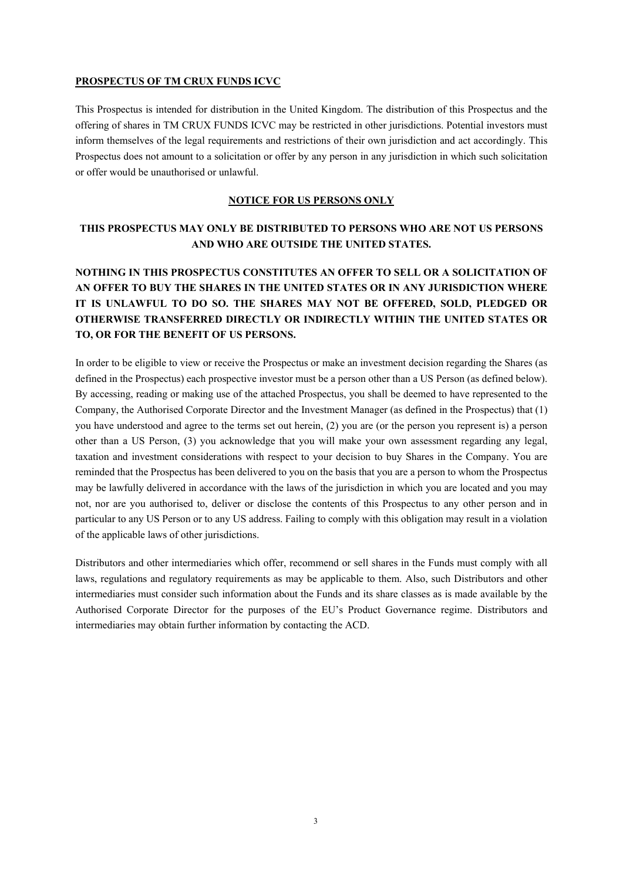**PROSPECTUS OF TM CRUX FUNDS ICVC**

This Prospectus is intended for distribution in the United Kingdom. The distribution of this Prospectus and the offering of shares in TM CRUX FUNDS ICVC may be restricted in other jurisdictions. Potential investors must inform themselves of the legal requirements and restrictions of their own jurisdiction and act accordingly. This Prospectus does not amount to a solicitation or offer by any person in any jurisdiction in which such solicitation or offer would be unauthorised or unlawful.

**NOTICE FOR US PERSONS ONLY**

**THIS PROSPECTUS MAY ONLY BE DISTRIBUTED TO PERSONS WHO ARE NOT US PERSONS AND WHO ARE OUTSIDE THE UNITED STATES.**

**NOTHING IN THIS PROSPECTUS CONSTITUTES AN OFFER TO SELL OR A SOLICITATION OF AN OFFER TO BUY THE SHARES IN THE UNITED STATES OR IN ANY JURISDICTION WHERE IT IS UNLAWFUL TO DO SO. THE SHARES MAY NOT BE OFFERED, SOLD, PLEDGED OR OTHERWISE TRANSFERRED DIRECTLY OR INDIRECTLY WITHIN THE UNITED STATES OR TO, OR FOR THE BENEFIT OF US PERSONS.**

In order to be eligible to view or receive the Prospectus or make an investment decision regarding the Shares (as defined in the Prospectus) each prospective investor must be a person other than a US Person (as defined below). By accessing, reading or making use of the attached Prospectus, you shall be deemed to have represented to the Company, the Authorised Corporate Director and the Investment Manager (as defined in the Prospectus) that (1) you have understood and agree to the terms set out herein, (2) you are (or the person you represent is) a person other than a US Person, (3) you acknowledge that you will make your own assessment regarding any legal, taxation and investment considerations with respect to your decision to buy Shares in the Company. You are reminded that the Prospectus has been delivered to you on the basis that you are a person to whom the Prospectus may be lawfully delivered in accordance with the laws of the jurisdiction in which you are located and you may not, nor are you authorised to, deliver or disclose the contents of this Prospectus to any other person and in particular to any US Person or to any US address. Failing to comply with this obligation may result in a violation of the applicable laws of other jurisdictions.

Distributors and other intermediaries which offer, recommend or sell shares in the Funds must comply with all laws, regulations and regulatory requirements as may be applicable to them. Also, such Distributors and other intermediaries must consider such information about the Funds and its share classes as is made available by the Authorised Corporate Director for the purposes of the EU's Product Governance regime. Distributors and intermediaries may obtain further information by contacting the ACD.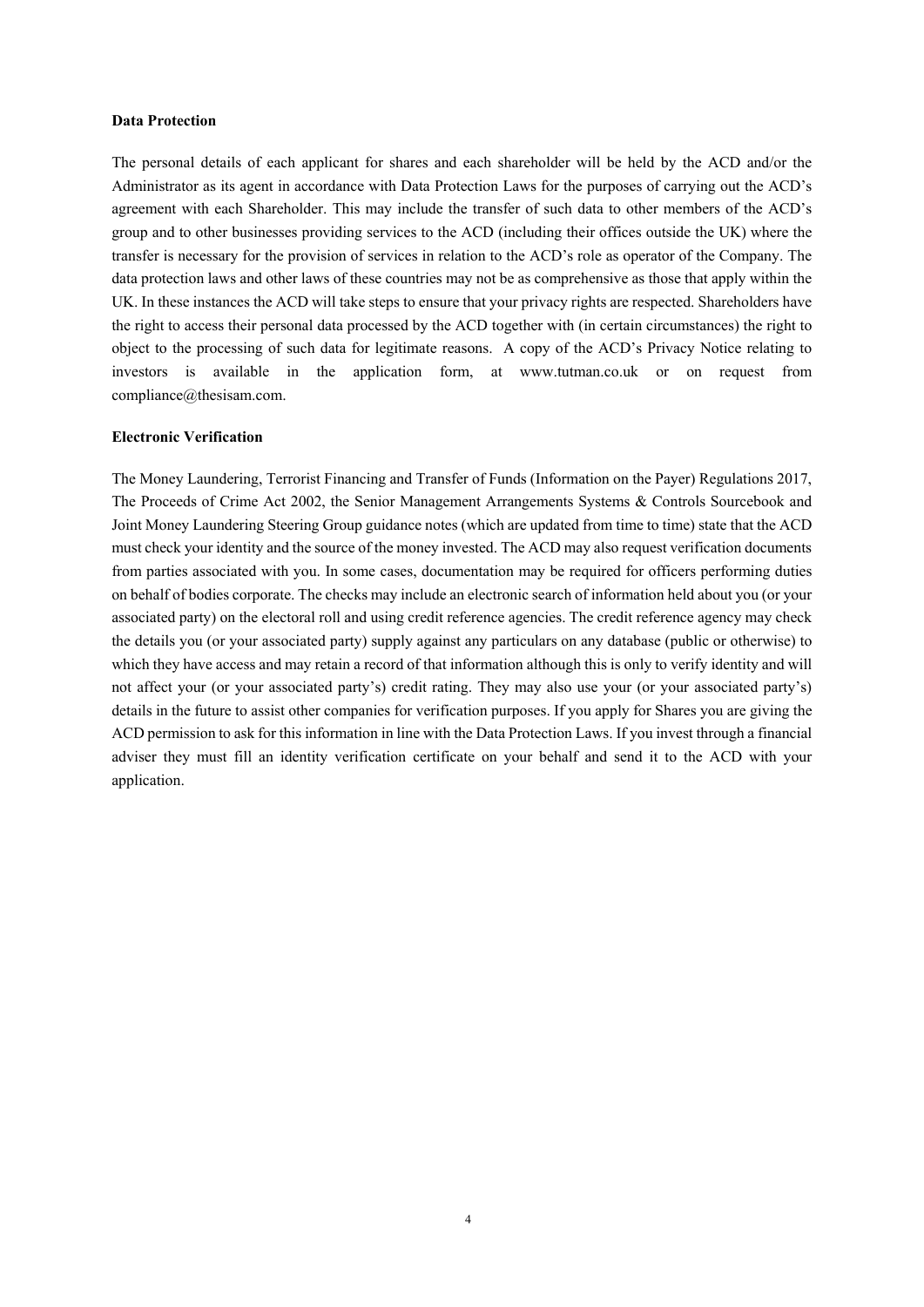**Data Protection**

The personal details of each applicant for shares and each shareholder will be held by the ACD and/or the Administrator as its agent in accordance with Data Protection Laws for the purposes of carrying out the ACD's agreement with each Shareholder. This may include the transfer of such data to other members of the ACD's group and to other businesses providing services to the ACD (including their offices outside the UK) where the transfer is necessary for the provision of services in relation to the ACD's role as operator of the Company. The data protection laws and other laws of these countries may not be as comprehensive as those that apply within the UK. In these instances the ACD will take steps to ensure that your privacy rights are respected. Shareholders have the right to access their personal data processed by the ACD together with (in certain circumstances) the right to object to the processing of such data for legitimate reasons. A copy of the ACD's Privacy Notice relating to investors is available in the application form, at www.tutman.co.uk or on request from compliance@thesisam.com.

**Electronic Verification**

The Money Laundering, Terrorist Financing and Transfer of Funds (Information on the Payer) Regulations 2017, The Proceeds of Crime Act 2002, the Senior Management Arrangements Systems & Controls Sourcebook and Joint Money Laundering Steering Group guidance notes (which are updated from time to time) state that the ACD must check your identity and the source of the money invested. The ACD may also request verification documents from parties associated with you. In some cases, documentation may be required for officers performing duties on behalf of bodies corporate. The checks may include an electronic search of information held about you (or your associated party) on the electoral roll and using credit reference agencies. The credit reference agency may check the details you (or your associated party) supply against any particulars on any database (public or otherwise) to which they have access and may retain a record of that information although this is only to verify identity and will not affect your (or your associated party's) credit rating. They may also use your (or your associated party's) details in the future to assist other companies for verification purposes. If you apply for Shares you are giving the ACD permission to ask for this information in line with the Data Protection Laws. If you invest through a financial adviser they must fill an identity verification certificate on your behalf and send it to the ACD with your application.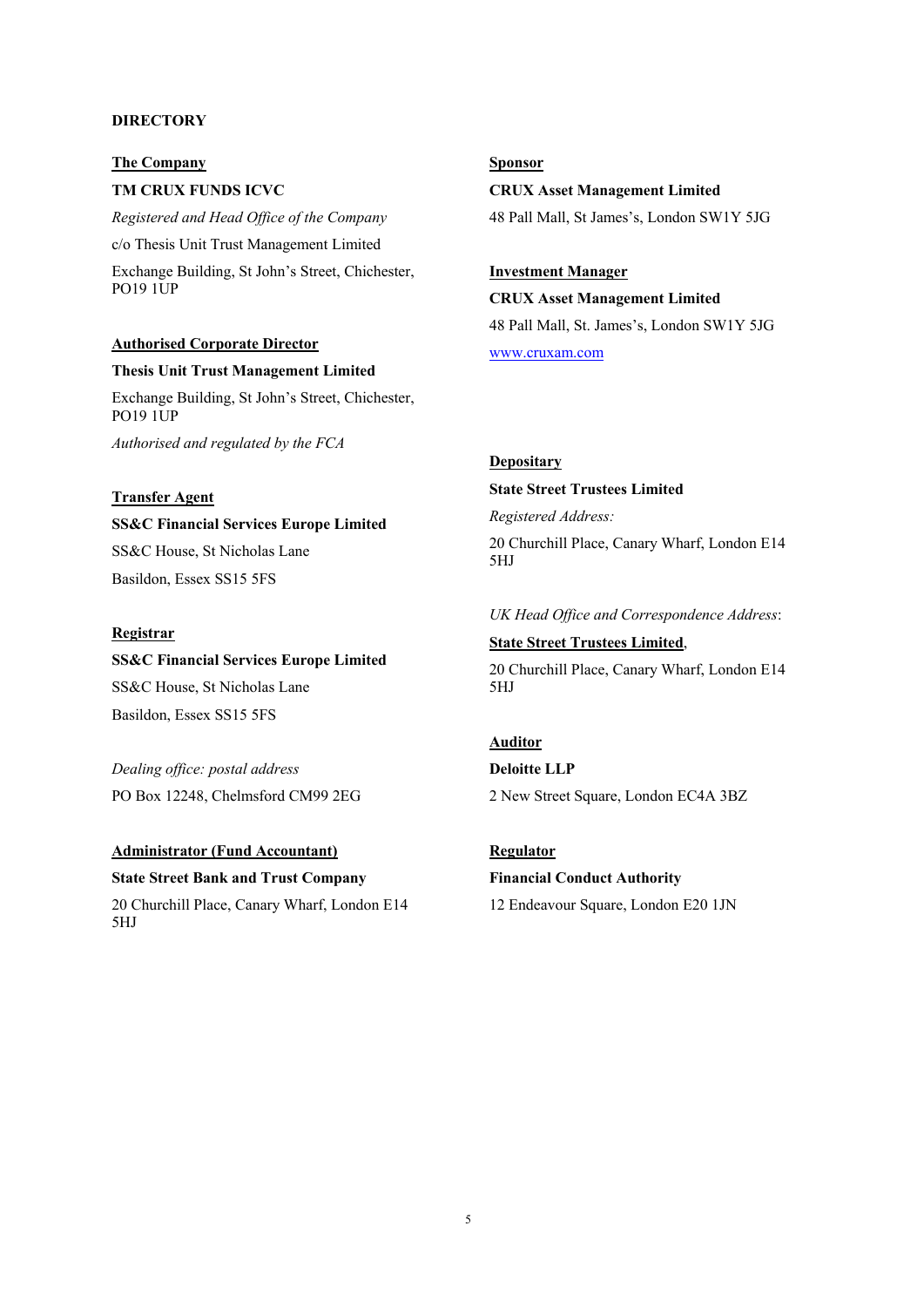## DIRECTORY

**The Company**

**TM CRUX FUNDS ICVC**

*Registered and Head Office of the Company*

c/o Thesis Unit Trust Management Limited

Exchange Building, St John's Street, Chichester, PO19 1UP

**Authorised Corporate Director**

**Thesis Unit Trust Management Limited**

Exchange Building, St John's Street, Chichester, PO19 1UP

*Authorised and regulated by the FCA*

**Transfer Agent**

**SS&C Financial Services Europe Limited**

SS&C House, St Nicholas Lane

Basildon, Essex SS15 5FS

**Registrar**

**SS&C Financial Services Europe Limited**

SS&C House, St Nicholas Lane

Basildon, Essex SS15 5FS

*Dealing office: postal address*

PO Box 12248, Chelmsford CM99 2EG

**Administrator (Fund Accountant)**

**State Street Bank and Trust Company**

20 Churchill Place, Canary Wharf, London E14 5HJ

**Sponsor**

**CRUX Asset Management Limited**

48 Pall Mall, St James's, London SW1Y 5JG

**Investment Manager**

**CRUX Asset Management Limited**

48 Pall Mall, St. James's, London SW1Y 5JG

www.cruxam.com

**Depositary**

**State Street Trustees Limited**

*Registered Address:*

20 Churchill Place, Canary Wharf, London E14 5HJ

*UK Head Office and Correspondence Address*:

**State Street Trustees Limited**,

20 Churchill Place, Canary Wharf, London E14 5HJ

**Auditor**

**Deloitte LLP**

2 New Street Square, London EC4A 3BZ

**Regulator**

**Financial Conduct Authority**

12 Endeavour Square, London E20 1JN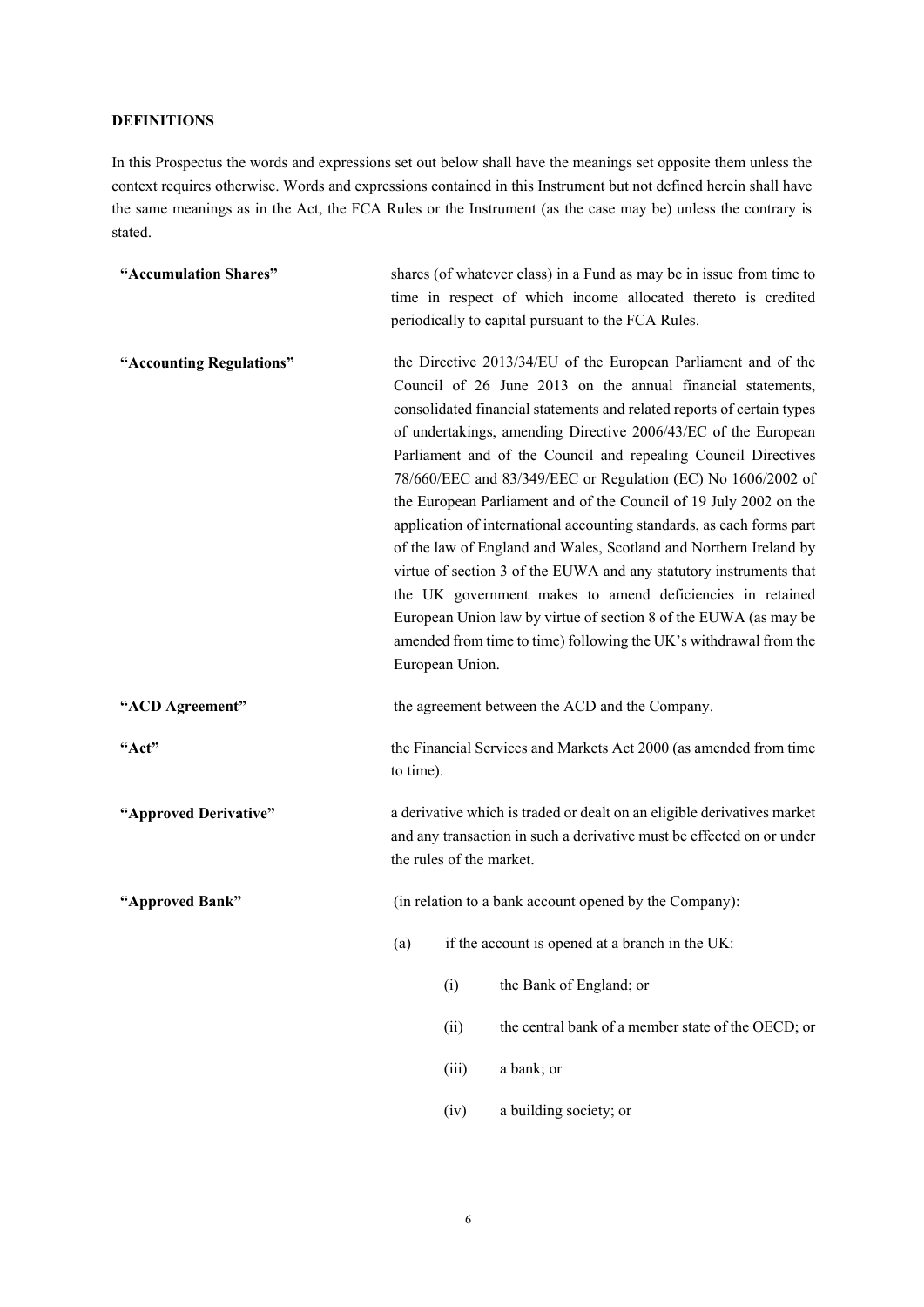## DEFINITIONS

In this Prospectus the words and expressions set out below shall have the meanings set opposite them unless the context requires otherwise. Words and expressions contained in this Instrument but not defined herein shall have the same meanings as in the Act, the FCA Rules or the Instrument (as the case may be) unless the contrary is stated.

**"Accumulation Shares"** shares (of whatever class) in a Fund as may be in issue from time to time in respect of which income allocated thereto is credited periodically to capital pursuant to the FCA Rules.

**"Accounting Regulations"** the Directive 2013/34/EU of the European Parliament and of the Council of 26 June 2013 on the annual financial statements, consolidated financial statements and related reports of certain types of undertakings, amending Directive 2006/43/EC of the European Parliament and of the Council and repealing Council Directives 78/660/EEC and 83/349/EEC or Regulation (EC) No 1606/2002 of the European Parliament and of the Council of 19 July 2002 on the application of international accounting standards, as each forms part of the law of England and Wales, Scotland and Northern Ireland by virtue of section 3 of the EUWA and any statutory instruments that the UK government makes to amend deficiencies in retained European Union law by virtue of section 8 of the EUWA (as may be amended from time to time) following the UK's withdrawal from the European Union.

**"ACD Agreement"** the agreement between the ACD and the Company.

**"Act"** the Financial Services and Markets Act 2000 (as amended from time to time).

**"Approved Derivative"** a derivative which is traded or dealt on an eligible derivatives market and any transaction in such a derivative must be effected on or under the rules of the market.

**"Approved Bank"** (in relation to a bank account opened by the Company):

(a) if the account is opened at a branch in the UK:

(i) the Bank of England; or

(ii) the central bank of a member state of the OECD; or

(iii) a bank; or

(iv) a building society; or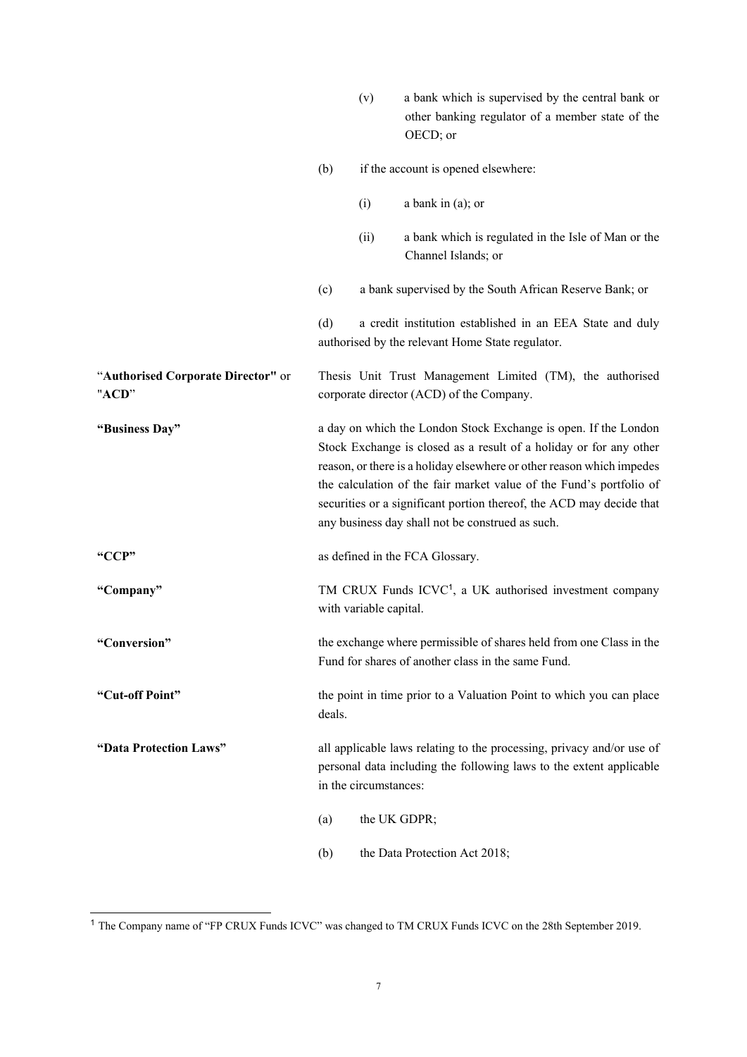|  |  |
| --- | --- |
|  | (v) a bank which is supervised by the central bank or other banking regulator of a member state of the OECD; or |
|  | (b) if the account is opened elsewhere: |
|  | (i) a bank in (a); or |
|  | (ii) a bank which is regulated in the Isle of Man or the Channel Islands; or |
|  | (c) a bank supervised by the South African Reserve Bank; or |
|  | (d) a credit institution established in an EEA State and duly authorised by the relevant Home State regulator. |
| "**Authorised Corporate Director"** or "**ACD**" | Thesis Unit Trust Management Limited (TM), the authorised corporate director (ACD) of the Company. |
| **"Business Day"** | a day on which the London Stock Exchange is open. If the London Stock Exchange is closed as a result of a holiday or for any other reason, or there is a holiday elsewhere or other reason which impedes the calculation of the fair market value of the Fund's portfolio of securities or a significant portion thereof, the ACD may decide that any business day shall not be construed as such. |
| **"CCP"** | as defined in the FCA Glossary. |
| **"Company"** | TM CRUX Funds ICVC[1], a UK authorised investment company with variable capital. |
| **"Conversion"** | the exchange where permissible of shares held from one Class in the Fund for shares of another class in the same Fund. |
| **"Cut-off Point"** | the point in time prior to a Valuation Point to which you can place deals. |
| **"Data Protection Laws"** | all applicable laws relating to the processing, privacy and/or use of personal data including the following laws to the extent applicable in the circumstances: |
|  | (a) the UK GDPR; |
|  | (b) the Data Protection Act 2018; |

[1] The Company name of "FP CRUX Funds ICVC" was changed to TM CRUX Funds ICVC on the 28th September 2019.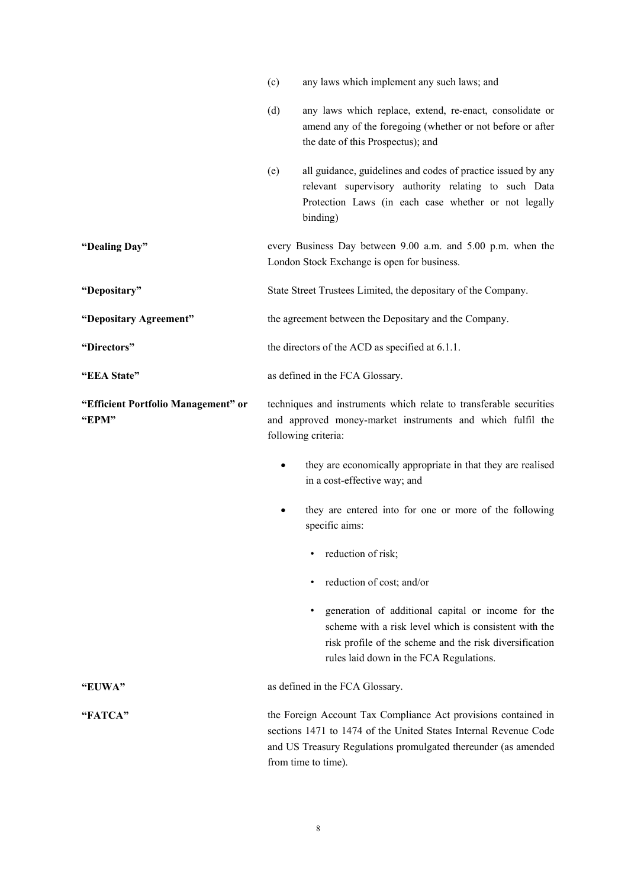(c) any laws which implement any such laws; and

(d) any laws which replace, extend, re-enact, consolidate or amend any of the foregoing (whether or not before or after the date of this Prospectus); and

(e) all guidance, guidelines and codes of practice issued by any relevant supervisory authority relating to such Data Protection Laws (in each case whether or not legally binding)

| | |
|---|---|
| **"Dealing Day"** | every Business Day between 9.00 a.m. and 5.00 p.m. when the London Stock Exchange is open for business. |
| **"Depositary"** | State Street Trustees Limited, the depositary of the Company. |
| **"Depositary Agreement"** | the agreement between the Depositary and the Company. |
| **"Directors"** | the directors of the ACD as specified at 6.1.1. |
| **"EEA State"** | as defined in the FCA Glossary. |
| **"Efficient Portfolio Management" or "EPM"** | techniques and instruments which relate to transferable securities and approved money-market instruments and which fulfil the following criteria: |

- they are economically appropriate in that they are realised in a cost-effective way; and
- they are entered into for one or more of the following specific aims:
  - reduction of risk;
  - reduction of cost; and/or
  - generation of additional capital or income for the scheme with a risk level which is consistent with the risk profile of the scheme and the risk diversification rules laid down in the FCA Regulations.

| | |
|---|---|
| **"EUWA"** | as defined in the FCA Glossary. |
| **"FATCA"** | the Foreign Account Tax Compliance Act provisions contained in sections 1471 to 1474 of the United States Internal Revenue Code and US Treasury Regulations promulgated thereunder (as amended from time to time). |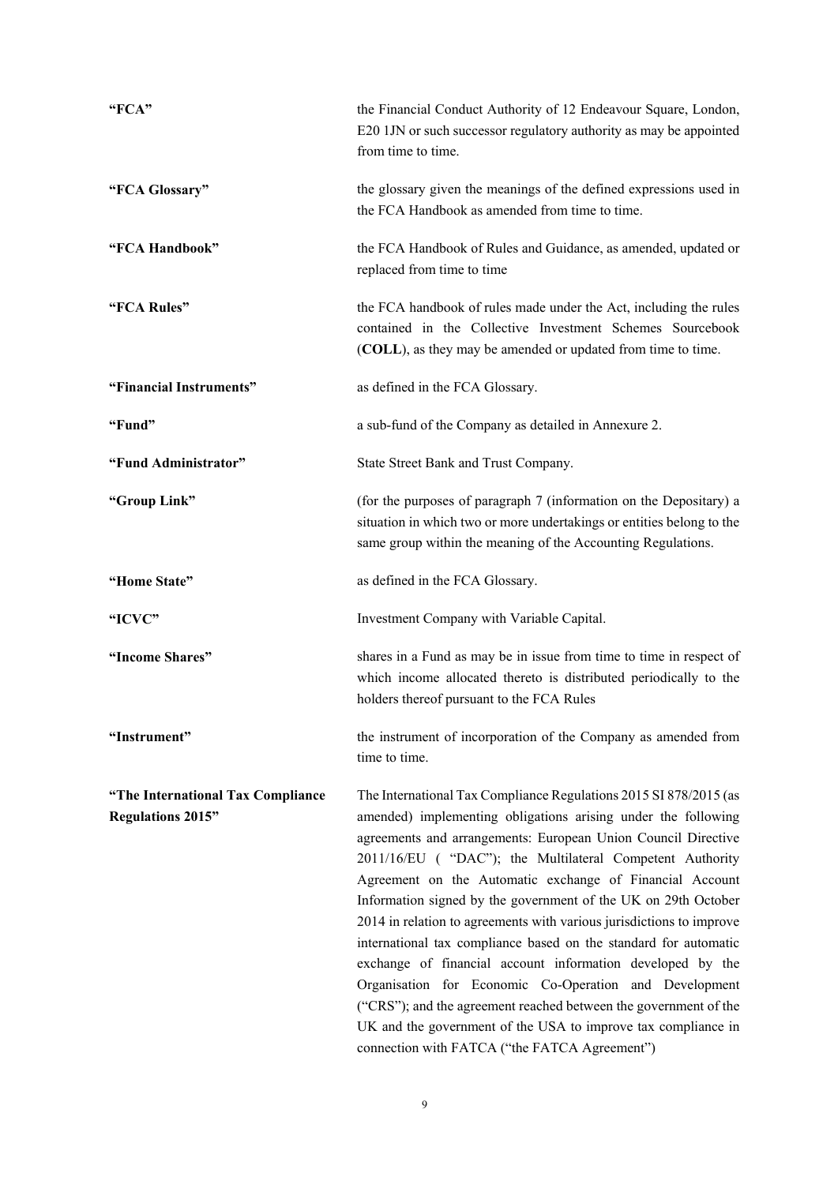| | |
|---|---|
| **"FCA"** | the Financial Conduct Authority of 12 Endeavour Square, London, E20 1JN or such successor regulatory authority as may be appointed from time to time. |
| **"FCA Glossary"** | the glossary given the meanings of the defined expressions used in the FCA Handbook as amended from time to time. |
| **"FCA Handbook"** | the FCA Handbook of Rules and Guidance, as amended, updated or replaced from time to time |
| **"FCA Rules"** | the FCA handbook of rules made under the Act, including the rules contained in the Collective Investment Schemes Sourcebook (**COLL**), as they may be amended or updated from time to time. |
| **"Financial Instruments"** | as defined in the FCA Glossary. |
| **"Fund"** | a sub-fund of the Company as detailed in Annexure 2. |
| **"Fund Administrator"** | State Street Bank and Trust Company. |
| **"Group Link"** | (for the purposes of paragraph 7 (information on the Depositary) a situation in which two or more undertakings or entities belong to the same group within the meaning of the Accounting Regulations. |
| **"Home State"** | as defined in the FCA Glossary. |
| **"ICVC"** | Investment Company with Variable Capital. |
| **"Income Shares"** | shares in a Fund as may be in issue from time to time in respect of which income allocated thereto is distributed periodically to the holders thereof pursuant to the FCA Rules |
| **"Instrument"** | the instrument of incorporation of the Company as amended from time to time. |
| **"The International Tax Compliance Regulations 2015"** | The International Tax Compliance Regulations 2015 SI 878/2015 (as amended) implementing obligations arising under the following agreements and arrangements: European Union Council Directive 2011/16/EU ( "DAC"); the Multilateral Competent Authority Agreement on the Automatic exchange of Financial Account Information signed by the government of the UK on 29th October 2014 in relation to agreements with various jurisdictions to improve international tax compliance based on the standard for automatic exchange of financial account information developed by the Organisation for Economic Co-Operation and Development ("CRS"); and the agreement reached between the government of the UK and the government of the USA to improve tax compliance in connection with FATCA ("the FATCA Agreement") |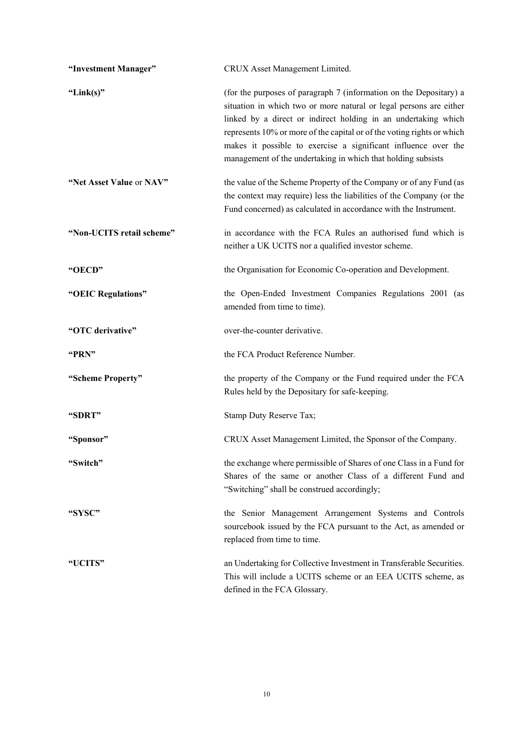| | |
|---|---|
| **"Investment Manager"** | CRUX Asset Management Limited. |
| **"Link(s)"** | (for the purposes of paragraph 7 (information on the Depositary) a situation in which two or more natural or legal persons are either linked by a direct or indirect holding in an undertaking which represents 10% or more of the capital or of the voting rights or which makes it possible to exercise a significant influence over the management of the undertaking in which that holding subsists |
| **"Net Asset Value** or **NAV"** | the value of the Scheme Property of the Company or of any Fund (as the context may require) less the liabilities of the Company (or the Fund concerned) as calculated in accordance with the Instrument. |
| **"Non-UCITS retail scheme"** | in accordance with the FCA Rules an authorised fund which is neither a UK UCITS nor a qualified investor scheme. |
| **"OECD"** | the Organisation for Economic Co-operation and Development. |
| **"OEIC Regulations"** | the Open-Ended Investment Companies Regulations 2001 (as amended from time to time). |
| **"OTC derivative"** | over-the-counter derivative. |
| **"PRN"** | the FCA Product Reference Number. |
| **"Scheme Property"** | the property of the Company or the Fund required under the FCA Rules held by the Depositary for safe-keeping. |
| **"SDRT"** | Stamp Duty Reserve Tax; |
| **"Sponsor"** | CRUX Asset Management Limited, the Sponsor of the Company. |
| **"Switch"** | the exchange where permissible of Shares of one Class in a Fund for Shares of the same or another Class of a different Fund and "Switching" shall be construed accordingly; |
| **"SYSC"** | the Senior Management Arrangement Systems and Controls sourcebook issued by the FCA pursuant to the Act, as amended or replaced from time to time. |
| **"UCITS"** | an Undertaking for Collective Investment in Transferable Securities. This will include a UCITS scheme or an EEA UCITS scheme, as defined in the FCA Glossary. |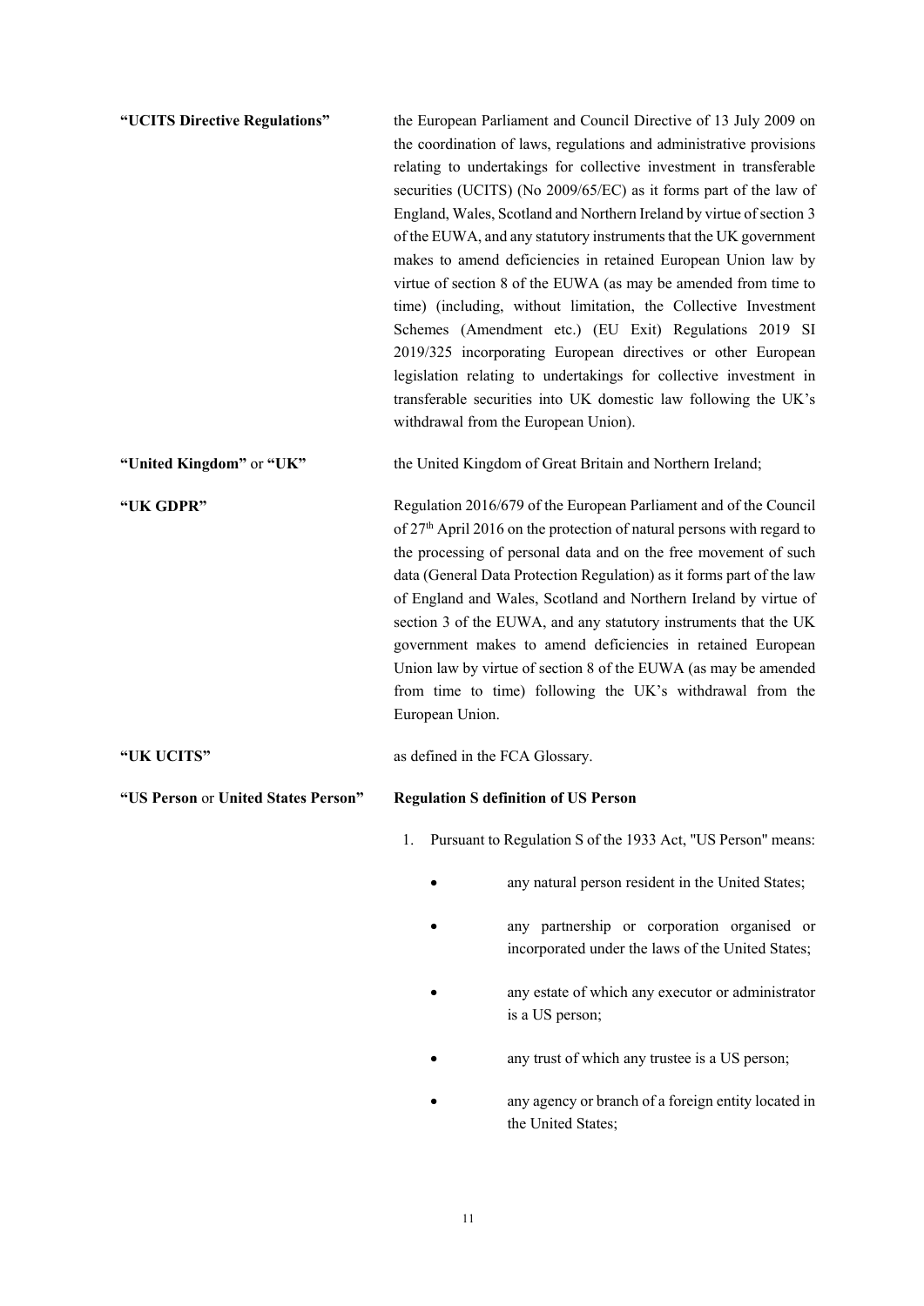**"UCITS Directive Regulations"** the European Parliament and Council Directive of 13 July 2009 on the coordination of laws, regulations and administrative provisions relating to undertakings for collective investment in transferable securities (UCITS) (No 2009/65/EC) as it forms part of the law of England, Wales, Scotland and Northern Ireland by virtue of section 3 of the EUWA, and any statutory instruments that the UK government makes to amend deficiencies in retained European Union law by virtue of section 8 of the EUWA (as may be amended from time to time) (including, without limitation, the Collective Investment Schemes (Amendment etc.) (EU Exit) Regulations 2019 SI 2019/325 incorporating European directives or other European legislation relating to undertakings for collective investment in transferable securities into UK domestic law following the UK's withdrawal from the European Union).

**"United Kingdom"** or **"UK"** the United Kingdom of Great Britain and Northern Ireland;

**"UK GDPR"** Regulation 2016/679 of the European Parliament and of the Council of 27th April 2016 on the protection of natural persons with regard to the processing of personal data and on the free movement of such data (General Data Protection Regulation) as it forms part of the law of England and Wales, Scotland and Northern Ireland by virtue of section 3 of the EUWA, and any statutory instruments that the UK government makes to amend deficiencies in retained European Union law by virtue of section 8 of the EUWA (as may be amended from time to time) following the UK's withdrawal from the European Union.

**"UK UCITS"** as defined in the FCA Glossary.

**"US Person** or **United States Person"** **Regulation S definition of US Person**

1. Pursuant to Regulation S of the 1933 Act, "US Person" means:

   - any natural person resident in the United States;
   - any partnership or corporation organised or incorporated under the laws of the United States;
   - any estate of which any executor or administrator is a US person;
   - any trust of which any trustee is a US person;
   - any agency or branch of a foreign entity located in the United States;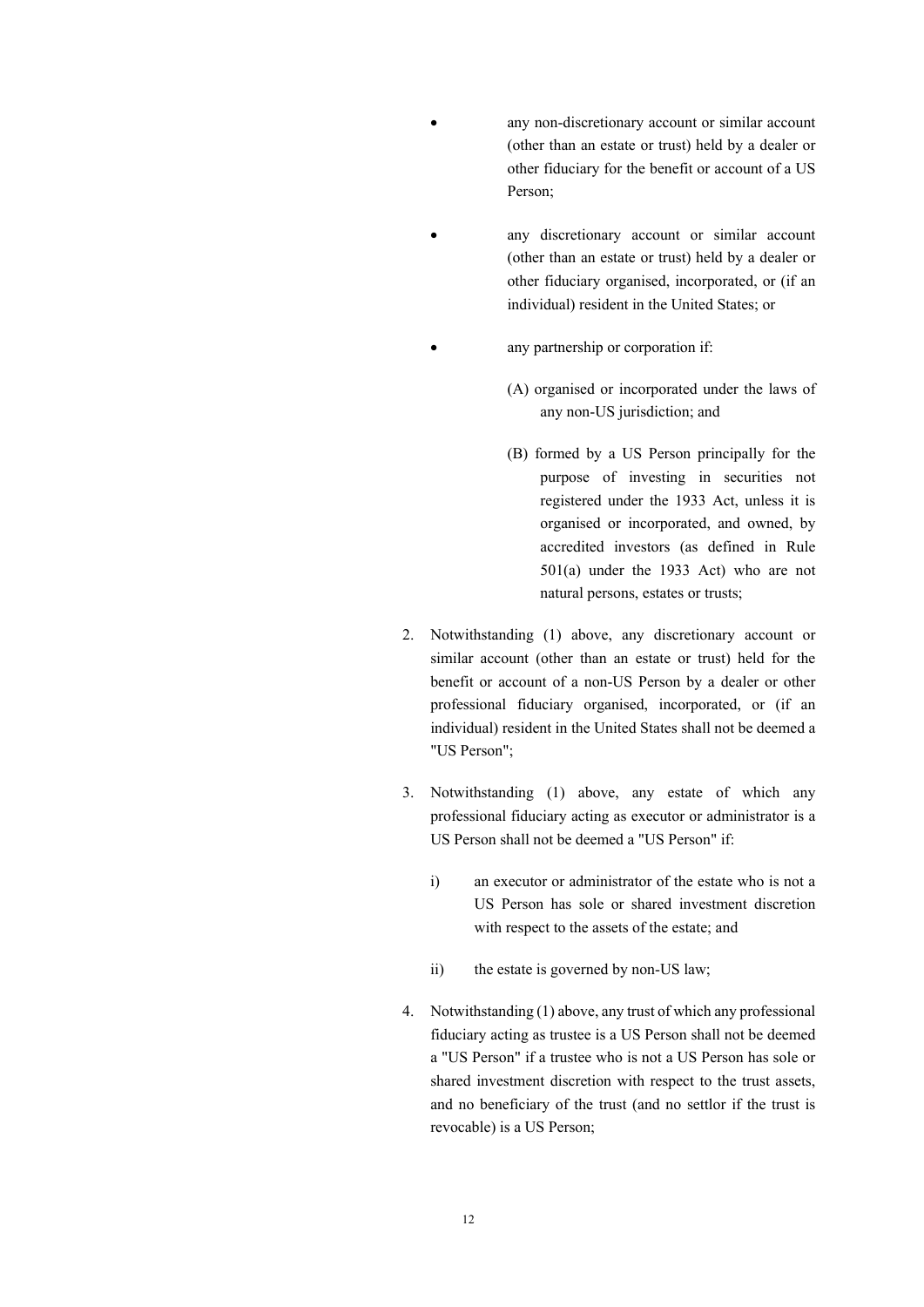- any non-discretionary account or similar account (other than an estate or trust) held by a dealer or other fiduciary for the benefit or account of a US Person;

- any discretionary account or similar account (other than an estate or trust) held by a dealer or other fiduciary organised, incorporated, or (if an individual) resident in the United States; or

- any partnership or corporation if:

  (A) organised or incorporated under the laws of any non-US jurisdiction; and

  (B) formed by a US Person principally for the purpose of investing in securities not registered under the 1933 Act, unless it is organised or incorporated, and owned, by accredited investors (as defined in Rule 501(a) under the 1933 Act) who are not natural persons, estates or trusts;

2. Notwithstanding (1) above, any discretionary account or similar account (other than an estate or trust) held for the benefit or account of a non-US Person by a dealer or other professional fiduciary organised, incorporated, or (if an individual) resident in the United States shall not be deemed a "US Person";

3. Notwithstanding (1) above, any estate of which any professional fiduciary acting as executor or administrator is a US Person shall not be deemed a "US Person" if:

   i) an executor or administrator of the estate who is not a US Person has sole or shared investment discretion with respect to the assets of the estate; and

   ii) the estate is governed by non-US law;

4. Notwithstanding (1) above, any trust of which any professional fiduciary acting as trustee is a US Person shall not be deemed a "US Person" if a trustee who is not a US Person has sole or shared investment discretion with respect to the trust assets, and no beneficiary of the trust (and no settlor if the trust is revocable) is a US Person;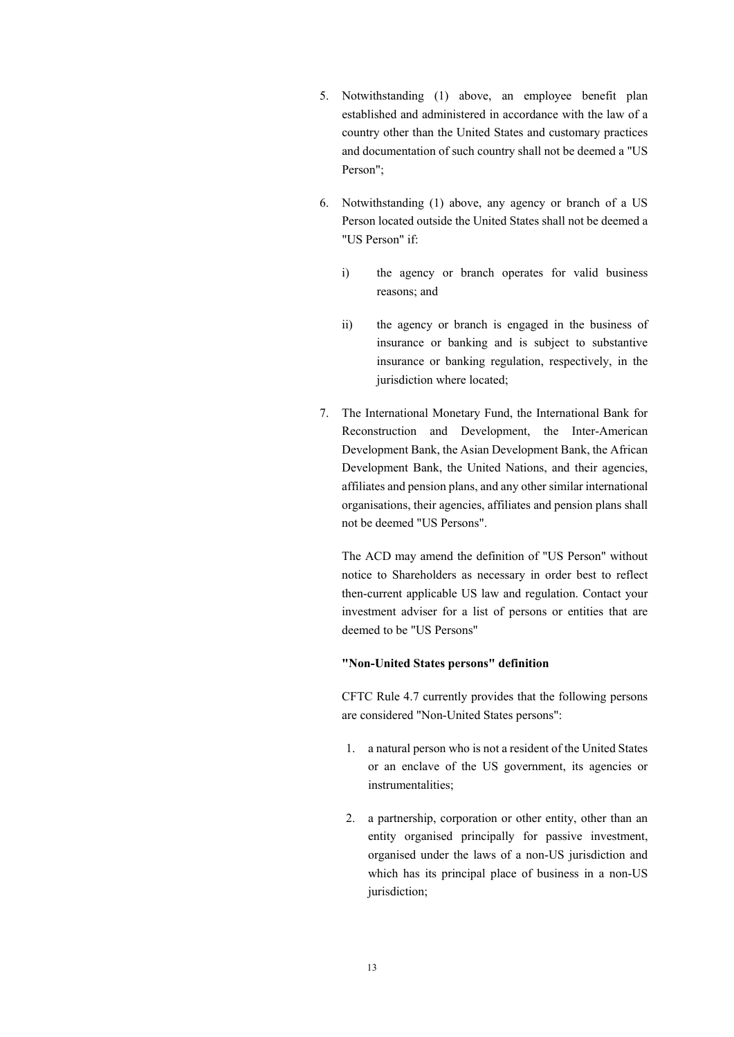5. Notwithstanding (1) above, an employee benefit plan established and administered in accordance with the law of a country other than the United States and customary practices and documentation of such country shall not be deemed a "US Person";

6. Notwithstanding (1) above, any agency or branch of a US Person located outside the United States shall not be deemed a "US Person" if:

   i) the agency or branch operates for valid business reasons; and

   ii) the agency or branch is engaged in the business of insurance or banking and is subject to substantive insurance or banking regulation, respectively, in the jurisdiction where located;

7. The International Monetary Fund, the International Bank for Reconstruction and Development, the Inter-American Development Bank, the Asian Development Bank, the African Development Bank, the United Nations, and their agencies, affiliates and pension plans, and any other similar international organisations, their agencies, affiliates and pension plans shall not be deemed "US Persons".

   The ACD may amend the definition of "US Person" without notice to Shareholders as necessary in order best to reflect then-current applicable US law and regulation. Contact your investment adviser for a list of persons or entities that are deemed to be "US Persons"

   **"Non-United States persons" definition**

   CFTC Rule 4.7 currently provides that the following persons are considered "Non-United States persons":

   1. a natural person who is not a resident of the United States or an enclave of the US government, its agencies or instrumentalities;

   2. a partnership, corporation or other entity, other than an entity organised principally for passive investment, organised under the laws of a non-US jurisdiction and which has its principal place of business in a non-US jurisdiction;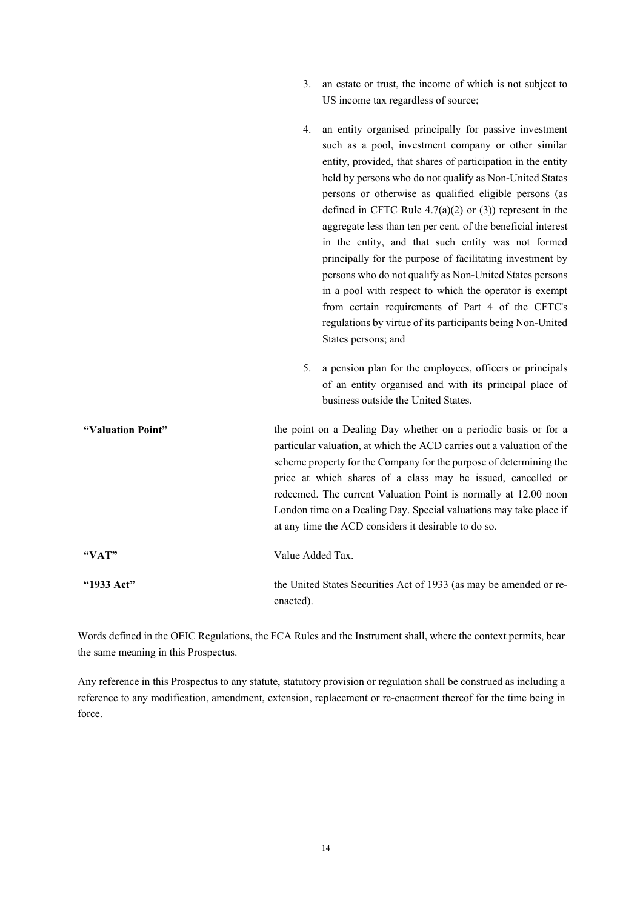3. an estate or trust, the income of which is not subject to US income tax regardless of source;

4. an entity organised principally for passive investment such as a pool, investment company or other similar entity, provided, that shares of participation in the entity held by persons who do not qualify as Non-United States persons or otherwise as qualified eligible persons (as defined in CFTC Rule 4.7(a)(2) or (3)) represent in the aggregate less than ten per cent. of the beneficial interest in the entity, and that such entity was not formed principally for the purpose of facilitating investment by persons who do not qualify as Non-United States persons in a pool with respect to which the operator is exempt from certain requirements of Part 4 of the CFTC's regulations by virtue of its participants being Non-United States persons; and

5. a pension plan for the employees, officers or principals of an entity organised and with its principal place of business outside the United States.

| | |
|---|---|
| **"Valuation Point"** | the point on a Dealing Day whether on a periodic basis or for a particular valuation, at which the ACD carries out a valuation of the scheme property for the Company for the purpose of determining the price at which shares of a class may be issued, cancelled or redeemed. The current Valuation Point is normally at 12.00 noon London time on a Dealing Day. Special valuations may take place if at any time the ACD considers it desirable to do so. |
| **"VAT"** | Value Added Tax. |
| **"1933 Act"** | the United States Securities Act of 1933 (as may be amended or re-enacted). |

Words defined in the OEIC Regulations, the FCA Rules and the Instrument shall, where the context permits, bear the same meaning in this Prospectus.

Any reference in this Prospectus to any statute, statutory provision or regulation shall be construed as including a reference to any modification, amendment, extension, replacement or re-enactment thereof for the time being in force.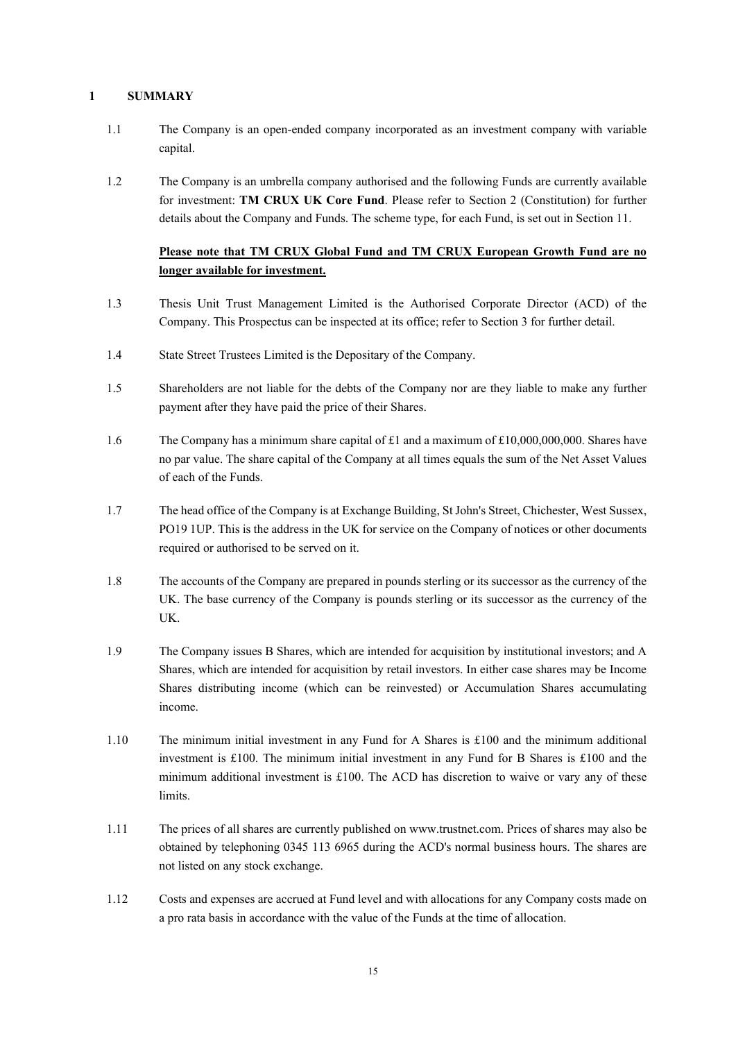# 1 SUMMARY

1.1 The Company is an open-ended company incorporated as an investment company with variable capital.

1.2 The Company is an umbrella company authorised and the following Funds are currently available for investment: **TM CRUX UK Core Fund**. Please refer to Section 2 (Constitution) for further details about the Company and Funds. The scheme type, for each Fund, is set out in Section 11.

**Please note that TM CRUX Global Fund and TM CRUX European Growth Fund are no longer available for investment.**

1.3 Thesis Unit Trust Management Limited is the Authorised Corporate Director (ACD) of the Company. This Prospectus can be inspected at its office; refer to Section 3 for further detail.

1.4 State Street Trustees Limited is the Depositary of the Company.

1.5 Shareholders are not liable for the debts of the Company nor are they liable to make any further payment after they have paid the price of their Shares.

1.6 The Company has a minimum share capital of £1 and a maximum of £10,000,000,000. Shares have no par value. The share capital of the Company at all times equals the sum of the Net Asset Values of each of the Funds.

1.7 The head office of the Company is at Exchange Building, St John's Street, Chichester, West Sussex, PO19 1UP. This is the address in the UK for service on the Company of notices or other documents required or authorised to be served on it.

1.8 The accounts of the Company are prepared in pounds sterling or its successor as the currency of the UK. The base currency of the Company is pounds sterling or its successor as the currency of the UK.

1.9 The Company issues B Shares, which are intended for acquisition by institutional investors; and A Shares, which are intended for acquisition by retail investors. In either case shares may be Income Shares distributing income (which can be reinvested) or Accumulation Shares accumulating income.

1.10 The minimum initial investment in any Fund for A Shares is £100 and the minimum additional investment is £100. The minimum initial investment in any Fund for B Shares is £100 and the minimum additional investment is £100. The ACD has discretion to waive or vary any of these limits.

1.11 The prices of all shares are currently published on www.trustnet.com. Prices of shares may also be obtained by telephoning 0345 113 6965 during the ACD's normal business hours. The shares are not listed on any stock exchange.

1.12 Costs and expenses are accrued at Fund level and with allocations for any Company costs made on a pro rata basis in accordance with the value of the Funds at the time of allocation.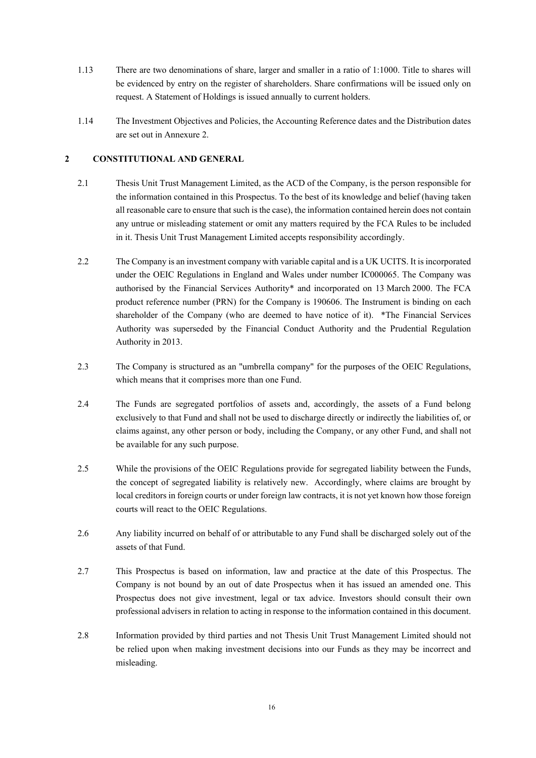1.13 There are two denominations of share, larger and smaller in a ratio of 1:1000. Title to shares will be evidenced by entry on the register of shareholders. Share confirmations will be issued only on request. A Statement of Holdings is issued annually to current holders.

1.14 The Investment Objectives and Policies, the Accounting Reference dates and the Distribution dates are set out in Annexure 2.

## 2 CONSTITUTIONAL AND GENERAL

2.1 Thesis Unit Trust Management Limited, as the ACD of the Company, is the person responsible for the information contained in this Prospectus. To the best of its knowledge and belief (having taken all reasonable care to ensure that such is the case), the information contained herein does not contain any untrue or misleading statement or omit any matters required by the FCA Rules to be included in it. Thesis Unit Trust Management Limited accepts responsibility accordingly.

2.2 The Company is an investment company with variable capital and is a UK UCITS. It is incorporated under the OEIC Regulations in England and Wales under number IC000065. The Company was authorised by the Financial Services Authority* and incorporated on 13 March 2000. The FCA product reference number (PRN) for the Company is 190606. The Instrument is binding on each shareholder of the Company (who are deemed to have notice of it). *The Financial Services Authority was superseded by the Financial Conduct Authority and the Prudential Regulation Authority in 2013.

2.3 The Company is structured as an "umbrella company" for the purposes of the OEIC Regulations, which means that it comprises more than one Fund.

2.4 The Funds are segregated portfolios of assets and, accordingly, the assets of a Fund belong exclusively to that Fund and shall not be used to discharge directly or indirectly the liabilities of, or claims against, any other person or body, including the Company, or any other Fund, and shall not be available for any such purpose.

2.5 While the provisions of the OEIC Regulations provide for segregated liability between the Funds, the concept of segregated liability is relatively new. Accordingly, where claims are brought by local creditors in foreign courts or under foreign law contracts, it is not yet known how those foreign courts will react to the OEIC Regulations.

2.6 Any liability incurred on behalf of or attributable to any Fund shall be discharged solely out of the assets of that Fund.

2.7 This Prospectus is based on information, law and practice at the date of this Prospectus. The Company is not bound by an out of date Prospectus when it has issued an amended one. This Prospectus does not give investment, legal or tax advice. Investors should consult their own professional advisers in relation to acting in response to the information contained in this document.

2.8 Information provided by third parties and not Thesis Unit Trust Management Limited should not be relied upon when making investment decisions into our Funds as they may be incorrect and misleading.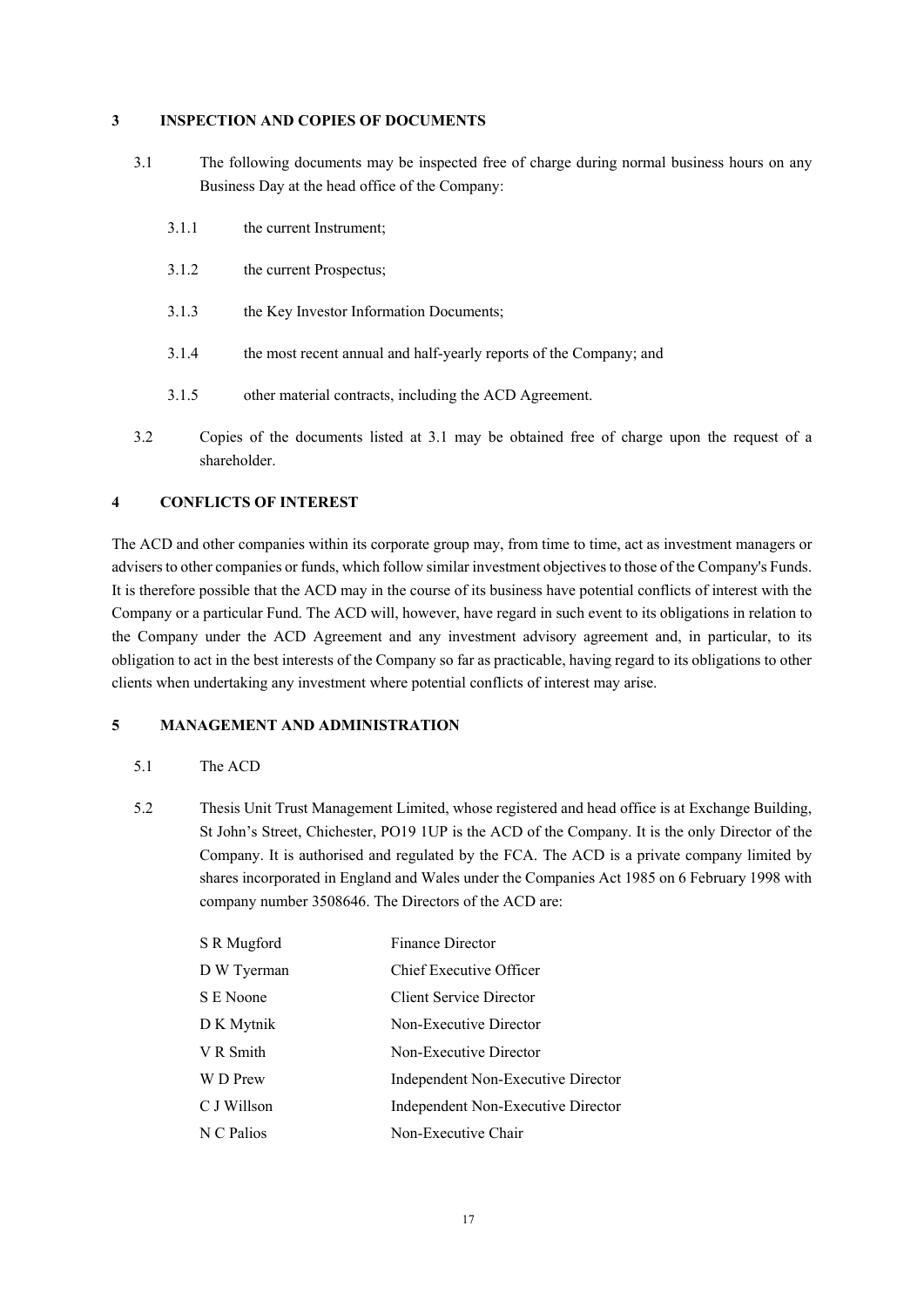## 3 INSPECTION AND COPIES OF DOCUMENTS

3.1 The following documents may be inspected free of charge during normal business hours on any Business Day at the head office of the Company:

3.1.1 the current Instrument;

3.1.2 the current Prospectus;

3.1.3 the Key Investor Information Documents;

3.1.4 the most recent annual and half-yearly reports of the Company; and

3.1.5 other material contracts, including the ACD Agreement.

3.2 Copies of the documents listed at 3.1 may be obtained free of charge upon the request of a shareholder.

## 4 CONFLICTS OF INTEREST

The ACD and other companies within its corporate group may, from time to time, act as investment managers or advisers to other companies or funds, which follow similar investment objectives to those of the Company's Funds. It is therefore possible that the ACD may in the course of its business have potential conflicts of interest with the Company or a particular Fund. The ACD will, however, have regard in such event to its obligations in relation to the Company under the ACD Agreement and any investment advisory agreement and, in particular, to its obligation to act in the best interests of the Company so far as practicable, having regard to its obligations to other clients when undertaking any investment where potential conflicts of interest may arise.

## 5 MANAGEMENT AND ADMINISTRATION

5.1 The ACD

5.2 Thesis Unit Trust Management Limited, whose registered and head office is at Exchange Building, St John's Street, Chichester, PO19 1UP is the ACD of the Company. It is the only Director of the Company. It is authorised and regulated by the FCA. The ACD is a private company limited by shares incorporated in England and Wales under the Companies Act 1985 on 6 February 1998 with company number 3508646. The Directors of the ACD are:

| | |
|---|---|
| S R Mugford | Finance Director |
| D W Tyerman | Chief Executive Officer |
| S E Noone | Client Service Director |
| D K Mytnik | Non-Executive Director |
| V R Smith | Non-Executive Director |
| W D Prew | Independent Non-Executive Director |
| C J Willson | Independent Non-Executive Director |
| N C Palios | Non-Executive Chair |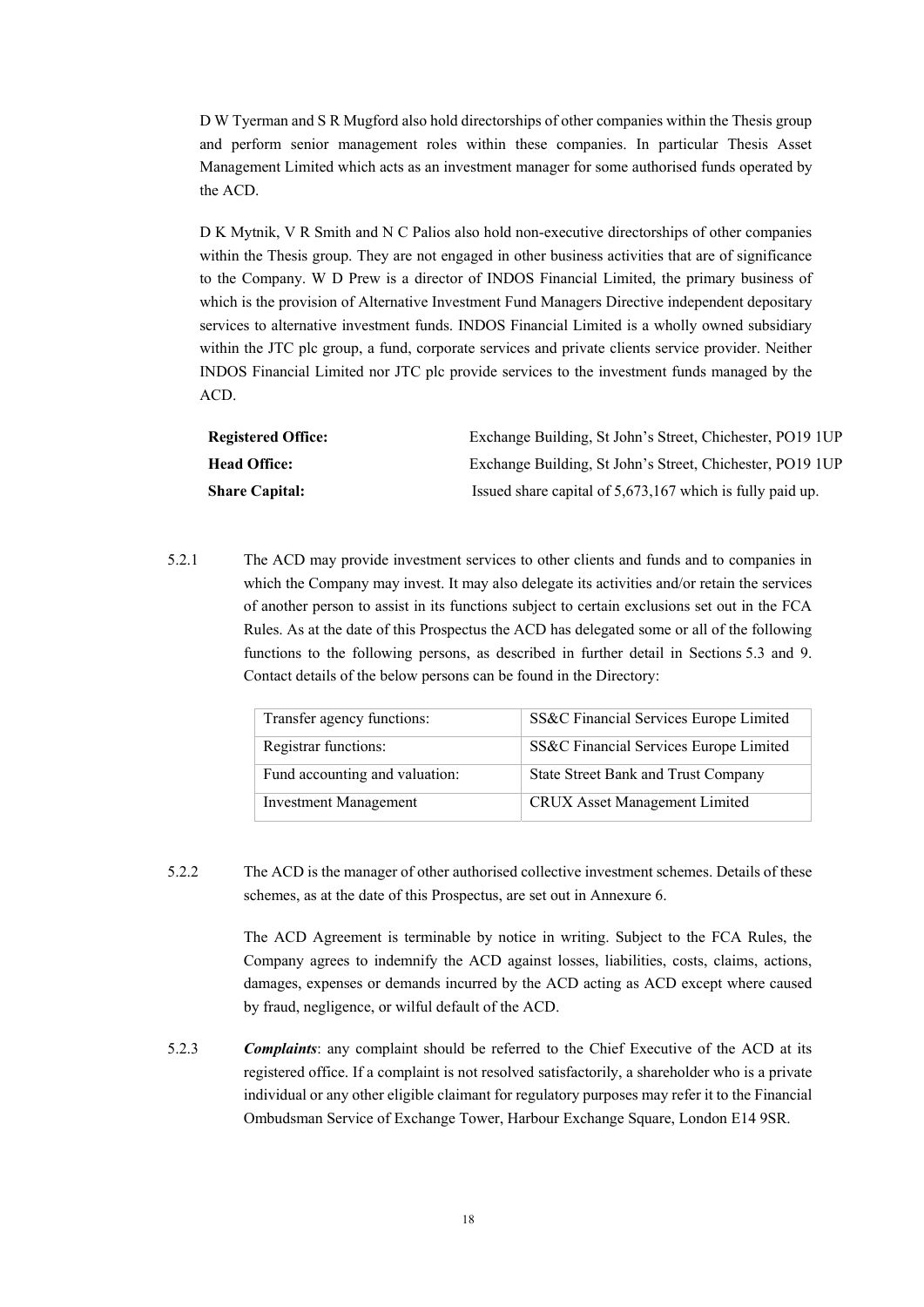D W Tyerman and S R Mugford also hold directorships of other companies within the Thesis group and perform senior management roles within these companies. In particular Thesis Asset Management Limited which acts as an investment manager for some authorised funds operated by the ACD.

D K Mytnik, V R Smith and N C Palios also hold non-executive directorships of other companies within the Thesis group. They are not engaged in other business activities that are of significance to the Company. W D Prew is a director of INDOS Financial Limited, the primary business of which is the provision of Alternative Investment Fund Managers Directive independent depositary services to alternative investment funds. INDOS Financial Limited is a wholly owned subsidiary within the JTC plc group, a fund, corporate services and private clients service provider. Neither INDOS Financial Limited nor JTC plc provide services to the investment funds managed by the ACD.

| | |
|---|---|
| **Registered Office:** | Exchange Building, St John's Street, Chichester, PO19 1UP |
| **Head Office:** | Exchange Building, St John's Street, Chichester, PO19 1UP |
| **Share Capital:** | Issued share capital of 5,673,167 which is fully paid up. |

5.2.1 The ACD may provide investment services to other clients and funds and to companies in which the Company may invest. It may also delegate its activities and/or retain the services of another person to assist in its functions subject to certain exclusions set out in the FCA Rules. As at the date of this Prospectus the ACD has delegated some or all of the following functions to the following persons, as described in further detail in Sections 5.3 and 9. Contact details of the below persons can be found in the Directory:

| | |
|---|---|
| Transfer agency functions: | SS&C Financial Services Europe Limited |
| Registrar functions: | SS&C Financial Services Europe Limited |
| Fund accounting and valuation: | State Street Bank and Trust Company |
| Investment Management | CRUX Asset Management Limited |

5.2.2 The ACD is the manager of other authorised collective investment schemes. Details of these schemes, as at the date of this Prospectus, are set out in Annexure 6.

The ACD Agreement is terminable by notice in writing. Subject to the FCA Rules, the Company agrees to indemnify the ACD against losses, liabilities, costs, claims, actions, damages, expenses or demands incurred by the ACD acting as ACD except where caused by fraud, negligence, or wilful default of the ACD.

5.2.3 ***Complaints***: any complaint should be referred to the Chief Executive of the ACD at its registered office. If a complaint is not resolved satisfactorily, a shareholder who is a private individual or any other eligible claimant for regulatory purposes may refer it to the Financial Ombudsman Service of Exchange Tower, Harbour Exchange Square, London E14 9SR.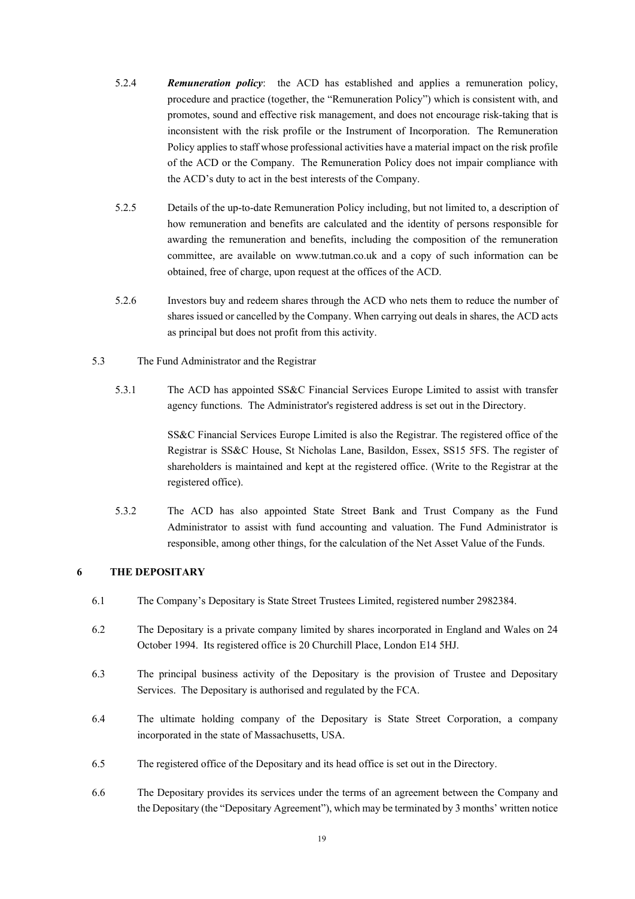5.2.4 ***Remuneration policy***: the ACD has established and applies a remuneration policy, procedure and practice (together, the "Remuneration Policy") which is consistent with, and promotes, sound and effective risk management, and does not encourage risk-taking that is inconsistent with the risk profile or the Instrument of Incorporation. The Remuneration Policy applies to staff whose professional activities have a material impact on the risk profile of the ACD or the Company. The Remuneration Policy does not impair compliance with the ACD's duty to act in the best interests of the Company.

5.2.5 Details of the up-to-date Remuneration Policy including, but not limited to, a description of how remuneration and benefits are calculated and the identity of persons responsible for awarding the remuneration and benefits, including the composition of the remuneration committee, are available on www.tutman.co.uk and a copy of such information can be obtained, free of charge, upon request at the offices of the ACD.

5.2.6 Investors buy and redeem shares through the ACD who nets them to reduce the number of shares issued or cancelled by the Company. When carrying out deals in shares, the ACD acts as principal but does not profit from this activity.

5.3 The Fund Administrator and the Registrar

5.3.1 The ACD has appointed SS&C Financial Services Europe Limited to assist with transfer agency functions. The Administrator's registered address is set out in the Directory.

SS&C Financial Services Europe Limited is also the Registrar. The registered office of the Registrar is SS&C House, St Nicholas Lane, Basildon, Essex, SS15 5FS. The register of shareholders is maintained and kept at the registered office. (Write to the Registrar at the registered office).

5.3.2 The ACD has also appointed State Street Bank and Trust Company as the Fund Administrator to assist with fund accounting and valuation. The Fund Administrator is responsible, among other things, for the calculation of the Net Asset Value of the Funds.

## 6 THE DEPOSITARY

6.1 The Company's Depositary is State Street Trustees Limited, registered number 2982384.

6.2 The Depositary is a private company limited by shares incorporated in England and Wales on 24 October 1994. Its registered office is 20 Churchill Place, London E14 5HJ.

6.3 The principal business activity of the Depositary is the provision of Trustee and Depositary Services. The Depositary is authorised and regulated by the FCA.

6.4 The ultimate holding company of the Depositary is State Street Corporation, a company incorporated in the state of Massachusetts, USA.

6.5 The registered office of the Depositary and its head office is set out in the Directory.

6.6 The Depositary provides its services under the terms of an agreement between the Company and the Depositary (the "Depositary Agreement"), which may be terminated by 3 months' written notice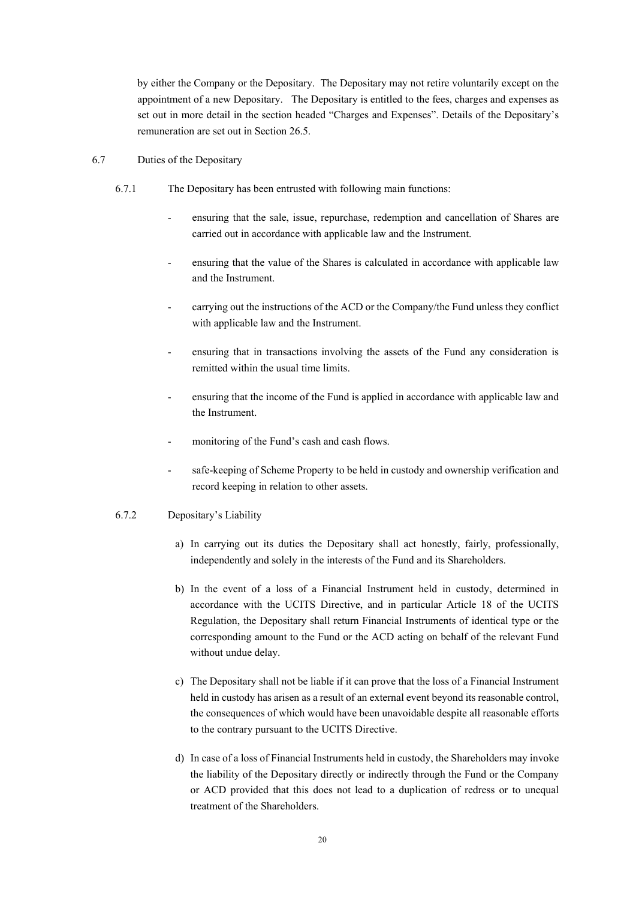by either the Company or the Depositary. The Depositary may not retire voluntarily except on the appointment of a new Depositary. The Depositary is entitled to the fees, charges and expenses as set out in more detail in the section headed "Charges and Expenses". Details of the Depositary's remuneration are set out in Section 26.5.

6.7 Duties of the Depositary

6.7.1 The Depositary has been entrusted with following main functions:

- ensuring that the sale, issue, repurchase, redemption and cancellation of Shares are carried out in accordance with applicable law and the Instrument.
- ensuring that the value of the Shares is calculated in accordance with applicable law and the Instrument.
- carrying out the instructions of the ACD or the Company/the Fund unless they conflict with applicable law and the Instrument.
- ensuring that in transactions involving the assets of the Fund any consideration is remitted within the usual time limits.
- ensuring that the income of the Fund is applied in accordance with applicable law and the Instrument.
- monitoring of the Fund's cash and cash flows.
- safe-keeping of Scheme Property to be held in custody and ownership verification and record keeping in relation to other assets.

6.7.2 Depositary's Liability

a) In carrying out its duties the Depositary shall act honestly, fairly, professionally, independently and solely in the interests of the Fund and its Shareholders.

b) In the event of a loss of a Financial Instrument held in custody, determined in accordance with the UCITS Directive, and in particular Article 18 of the UCITS Regulation, the Depositary shall return Financial Instruments of identical type or the corresponding amount to the Fund or the ACD acting on behalf of the relevant Fund without undue delay.

c) The Depositary shall not be liable if it can prove that the loss of a Financial Instrument held in custody has arisen as a result of an external event beyond its reasonable control, the consequences of which would have been unavoidable despite all reasonable efforts to the contrary pursuant to the UCITS Directive.

d) In case of a loss of Financial Instruments held in custody, the Shareholders may invoke the liability of the Depositary directly or indirectly through the Fund or the Company or ACD provided that this does not lead to a duplication of redress or to unequal treatment of the Shareholders.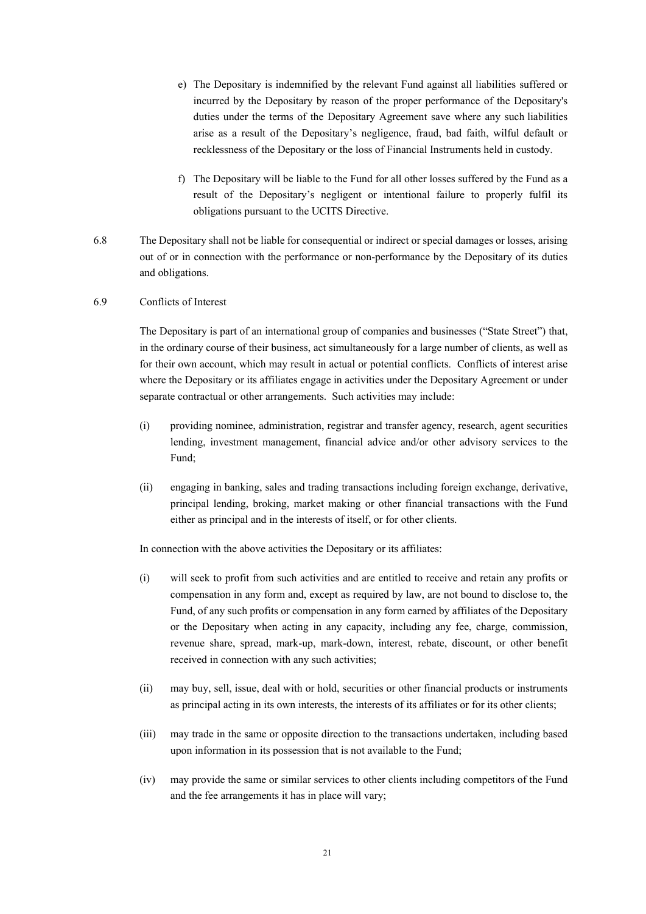e) The Depositary is indemnified by the relevant Fund against all liabilities suffered or incurred by the Depositary by reason of the proper performance of the Depositary's duties under the terms of the Depositary Agreement save where any such liabilities arise as a result of the Depositary's negligence, fraud, bad faith, wilful default or recklessness of the Depositary or the loss of Financial Instruments held in custody.

f) The Depositary will be liable to the Fund for all other losses suffered by the Fund as a result of the Depositary's negligent or intentional failure to properly fulfil its obligations pursuant to the UCITS Directive.

6.8 The Depositary shall not be liable for consequential or indirect or special damages or losses, arising out of or in connection with the performance or non-performance by the Depositary of its duties and obligations.

6.9 Conflicts of Interest

The Depositary is part of an international group of companies and businesses ("State Street") that, in the ordinary course of their business, act simultaneously for a large number of clients, as well as for their own account, which may result in actual or potential conflicts. Conflicts of interest arise where the Depositary or its affiliates engage in activities under the Depositary Agreement or under separate contractual or other arrangements. Such activities may include:

(i) providing nominee, administration, registrar and transfer agency, research, agent securities lending, investment management, financial advice and/or other advisory services to the Fund;

(ii) engaging in banking, sales and trading transactions including foreign exchange, derivative, principal lending, broking, market making or other financial transactions with the Fund either as principal and in the interests of itself, or for other clients.

In connection with the above activities the Depositary or its affiliates:

(i) will seek to profit from such activities and are entitled to receive and retain any profits or compensation in any form and, except as required by law, are not bound to disclose to, the Fund, of any such profits or compensation in any form earned by affiliates of the Depositary or the Depositary when acting in any capacity, including any fee, charge, commission, revenue share, spread, mark-up, mark-down, interest, rebate, discount, or other benefit received in connection with any such activities;

(ii) may buy, sell, issue, deal with or hold, securities or other financial products or instruments as principal acting in its own interests, the interests of its affiliates or for its other clients;

(iii) may trade in the same or opposite direction to the transactions undertaken, including based upon information in its possession that is not available to the Fund;

(iv) may provide the same or similar services to other clients including competitors of the Fund and the fee arrangements it has in place will vary;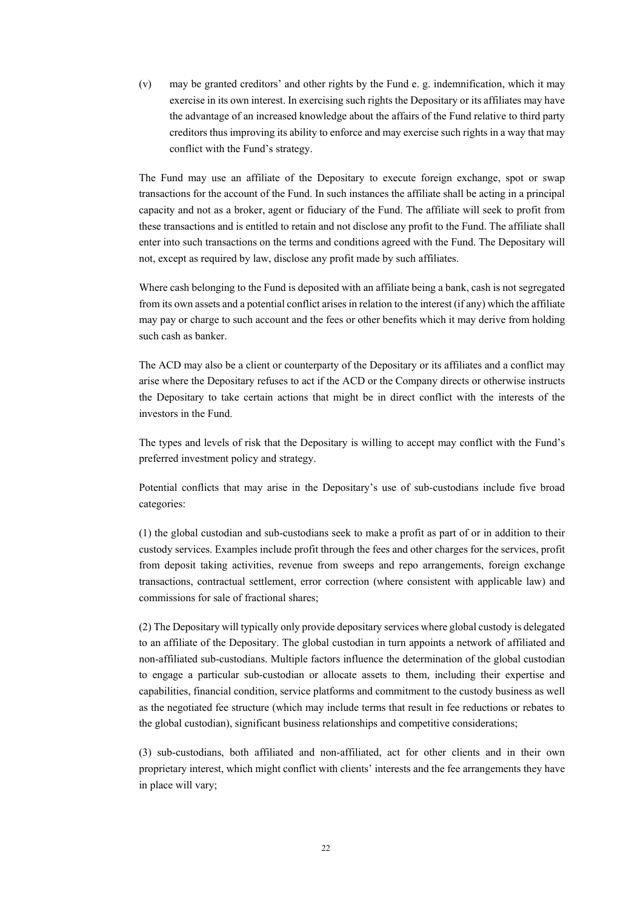(v) may be granted creditors' and other rights by the Fund e. g. indemnification, which it may exercise in its own interest. In exercising such rights the Depositary or its affiliates may have the advantage of an increased knowledge about the affairs of the Fund relative to third party creditors thus improving its ability to enforce and may exercise such rights in a way that may conflict with the Fund's strategy.

The Fund may use an affiliate of the Depositary to execute foreign exchange, spot or swap transactions for the account of the Fund. In such instances the affiliate shall be acting in a principal capacity and not as a broker, agent or fiduciary of the Fund. The affiliate will seek to profit from these transactions and is entitled to retain and not disclose any profit to the Fund. The affiliate shall enter into such transactions on the terms and conditions agreed with the Fund. The Depositary will not, except as required by law, disclose any profit made by such affiliates.

Where cash belonging to the Fund is deposited with an affiliate being a bank, cash is not segregated from its own assets and a potential conflict arises in relation to the interest (if any) which the affiliate may pay or charge to such account and the fees or other benefits which it may derive from holding such cash as banker.

The ACD may also be a client or counterparty of the Depositary or its affiliates and a conflict may arise where the Depositary refuses to act if the ACD or the Company directs or otherwise instructs the Depositary to take certain actions that might be in direct conflict with the interests of the investors in the Fund.

The types and levels of risk that the Depositary is willing to accept may conflict with the Fund's preferred investment policy and strategy.

Potential conflicts that may arise in the Depositary's use of sub-custodians include five broad categories:

(1) the global custodian and sub-custodians seek to make a profit as part of or in addition to their custody services. Examples include profit through the fees and other charges for the services, profit from deposit taking activities, revenue from sweeps and repo arrangements, foreign exchange transactions, contractual settlement, error correction (where consistent with applicable law) and commissions for sale of fractional shares;

(2) The Depositary will typically only provide depositary services where global custody is delegated to an affiliate of the Depositary. The global custodian in turn appoints a network of affiliated and non-affiliated sub-custodians. Multiple factors influence the determination of the global custodian to engage a particular sub-custodian or allocate assets to them, including their expertise and capabilities, financial condition, service platforms and commitment to the custody business as well as the negotiated fee structure (which may include terms that result in fee reductions or rebates to the global custodian), significant business relationships and competitive considerations;

(3) sub-custodians, both affiliated and non-affiliated, act for other clients and in their own proprietary interest, which might conflict with clients' interests and the fee arrangements they have in place will vary;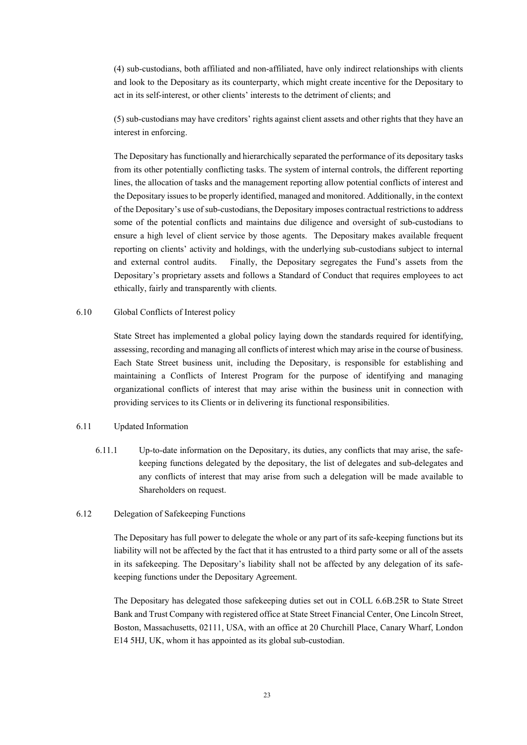(4) sub-custodians, both affiliated and non-affiliated, have only indirect relationships with clients and look to the Depositary as its counterparty, which might create incentive for the Depositary to act in its self-interest, or other clients' interests to the detriment of clients; and

(5) sub-custodians may have creditors' rights against client assets and other rights that they have an interest in enforcing.

The Depositary has functionally and hierarchically separated the performance of its depositary tasks from its other potentially conflicting tasks. The system of internal controls, the different reporting lines, the allocation of tasks and the management reporting allow potential conflicts of interest and the Depositary issues to be properly identified, managed and monitored. Additionally, in the context of the Depositary's use of sub-custodians, the Depositary imposes contractual restrictions to address some of the potential conflicts and maintains due diligence and oversight of sub-custodians to ensure a high level of client service by those agents. The Depositary makes available frequent reporting on clients' activity and holdings, with the underlying sub-custodians subject to internal and external control audits. Finally, the Depositary segregates the Fund's assets from the Depositary's proprietary assets and follows a Standard of Conduct that requires employees to act ethically, fairly and transparently with clients.

6.10 Global Conflicts of Interest policy

State Street has implemented a global policy laying down the standards required for identifying, assessing, recording and managing all conflicts of interest which may arise in the course of business. Each State Street business unit, including the Depositary, is responsible for establishing and maintaining a Conflicts of Interest Program for the purpose of identifying and managing organizational conflicts of interest that may arise within the business unit in connection with providing services to its Clients or in delivering its functional responsibilities.

6.11 Updated Information

6.11.1 Up-to-date information on the Depositary, its duties, any conflicts that may arise, the safe-keeping functions delegated by the depositary, the list of delegates and sub-delegates and any conflicts of interest that may arise from such a delegation will be made available to Shareholders on request.

6.12 Delegation of Safekeeping Functions

The Depositary has full power to delegate the whole or any part of its safe-keeping functions but its liability will not be affected by the fact that it has entrusted to a third party some or all of the assets in its safekeeping. The Depositary's liability shall not be affected by any delegation of its safe-keeping functions under the Depositary Agreement.

The Depositary has delegated those safekeeping duties set out in COLL 6.6B.25R to State Street Bank and Trust Company with registered office at State Street Financial Center, One Lincoln Street, Boston, Massachusetts, 02111, USA, with an office at 20 Churchill Place, Canary Wharf, London E14 5HJ, UK, whom it has appointed as its global sub-custodian.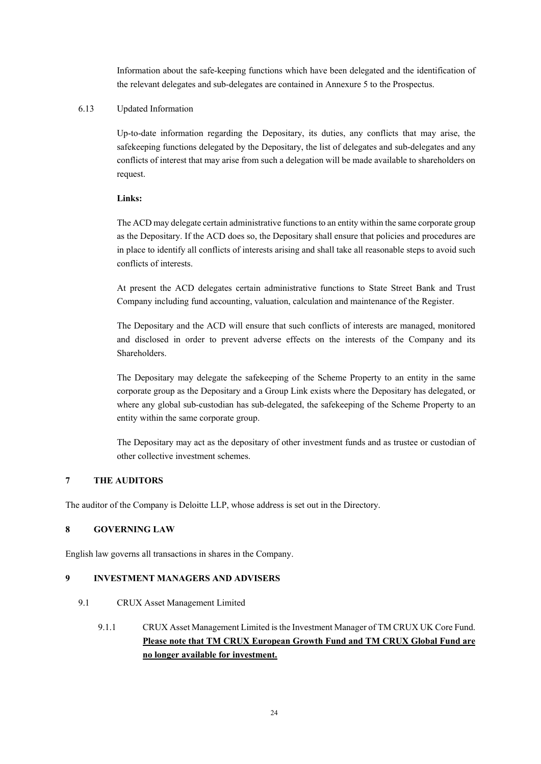Information about the safe-keeping functions which have been delegated and the identification of the relevant delegates and sub-delegates are contained in Annexure 5 to the Prospectus.

6.13 Updated Information

Up-to-date information regarding the Depositary, its duties, any conflicts that may arise, the safekeeping functions delegated by the Depositary, the list of delegates and sub-delegates and any conflicts of interest that may arise from such a delegation will be made available to shareholders on request.

**Links:**

The ACD may delegate certain administrative functions to an entity within the same corporate group as the Depositary. If the ACD does so, the Depositary shall ensure that policies and procedures are in place to identify all conflicts of interests arising and shall take all reasonable steps to avoid such conflicts of interests.

At present the ACD delegates certain administrative functions to State Street Bank and Trust Company including fund accounting, valuation, calculation and maintenance of the Register.

The Depositary and the ACD will ensure that such conflicts of interests are managed, monitored and disclosed in order to prevent adverse effects on the interests of the Company and its Shareholders.

The Depositary may delegate the safekeeping of the Scheme Property to an entity in the same corporate group as the Depositary and a Group Link exists where the Depositary has delegated, or where any global sub-custodian has sub-delegated, the safekeeping of the Scheme Property to an entity within the same corporate group.

The Depositary may act as the depositary of other investment funds and as trustee or custodian of other collective investment schemes.

## 7 THE AUDITORS

The auditor of the Company is Deloitte LLP, whose address is set out in the Directory.

## 8 GOVERNING LAW

English law governs all transactions in shares in the Company.

## 9 INVESTMENT MANAGERS AND ADVISERS

9.1 CRUX Asset Management Limited

9.1.1 CRUX Asset Management Limited is the Investment Manager of TM CRUX UK Core Fund. **Please note that TM CRUX European Growth Fund and TM CRUX Global Fund are no longer available for investment.**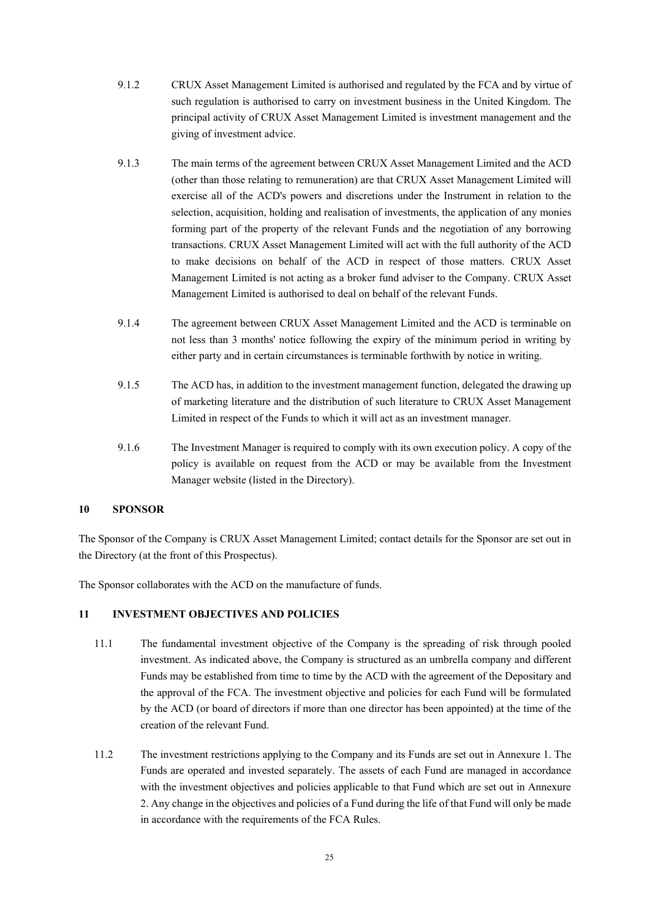9.1.2 CRUX Asset Management Limited is authorised and regulated by the FCA and by virtue of such regulation is authorised to carry on investment business in the United Kingdom. The principal activity of CRUX Asset Management Limited is investment management and the giving of investment advice.

9.1.3 The main terms of the agreement between CRUX Asset Management Limited and the ACD (other than those relating to remuneration) are that CRUX Asset Management Limited will exercise all of the ACD's powers and discretions under the Instrument in relation to the selection, acquisition, holding and realisation of investments, the application of any monies forming part of the property of the relevant Funds and the negotiation of any borrowing transactions. CRUX Asset Management Limited will act with the full authority of the ACD to make decisions on behalf of the ACD in respect of those matters. CRUX Asset Management Limited is not acting as a broker fund adviser to the Company. CRUX Asset Management Limited is authorised to deal on behalf of the relevant Funds.

9.1.4 The agreement between CRUX Asset Management Limited and the ACD is terminable on not less than 3 months' notice following the expiry of the minimum period in writing by either party and in certain circumstances is terminable forthwith by notice in writing.

9.1.5 The ACD has, in addition to the investment management function, delegated the drawing up of marketing literature and the distribution of such literature to CRUX Asset Management Limited in respect of the Funds to which it will act as an investment manager.

9.1.6 The Investment Manager is required to comply with its own execution policy. A copy of the policy is available on request from the ACD or may be available from the Investment Manager website (listed in the Directory).

## 10 SPONSOR

The Sponsor of the Company is CRUX Asset Management Limited; contact details for the Sponsor are set out in the Directory (at the front of this Prospectus).

The Sponsor collaborates with the ACD on the manufacture of funds.

## 11 INVESTMENT OBJECTIVES AND POLICIES

11.1 The fundamental investment objective of the Company is the spreading of risk through pooled investment. As indicated above, the Company is structured as an umbrella company and different Funds may be established from time to time by the ACD with the agreement of the Depositary and the approval of the FCA. The investment objective and policies for each Fund will be formulated by the ACD (or board of directors if more than one director has been appointed) at the time of the creation of the relevant Fund.

11.2 The investment restrictions applying to the Company and its Funds are set out in Annexure 1. The Funds are operated and invested separately. The assets of each Fund are managed in accordance with the investment objectives and policies applicable to that Fund which are set out in Annexure 2. Any change in the objectives and policies of a Fund during the life of that Fund will only be made in accordance with the requirements of the FCA Rules.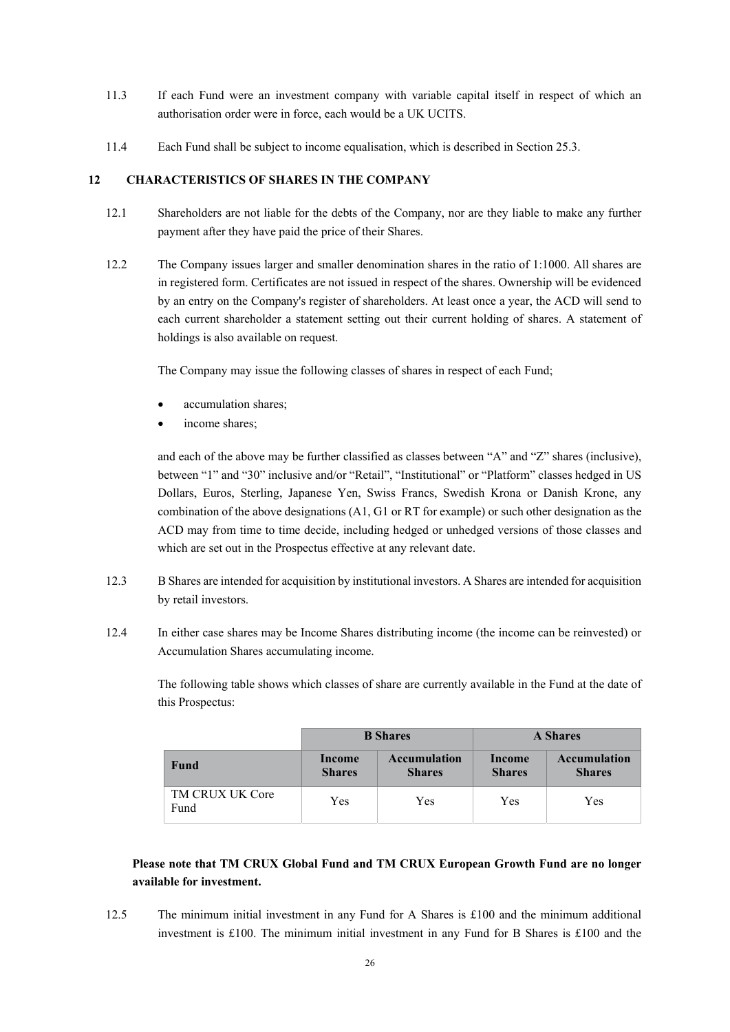11.3 If each Fund were an investment company with variable capital itself in respect of which an authorisation order were in force, each would be a UK UCITS.

11.4 Each Fund shall be subject to income equalisation, which is described in Section 25.3.

## 12 CHARACTERISTICS OF SHARES IN THE COMPANY

12.1 Shareholders are not liable for the debts of the Company, nor are they liable to make any further payment after they have paid the price of their Shares.

12.2 The Company issues larger and smaller denomination shares in the ratio of 1:1000. All shares are in registered form. Certificates are not issued in respect of the shares. Ownership will be evidenced by an entry on the Company's register of shareholders. At least once a year, the ACD will send to each current shareholder a statement setting out their current holding of shares. A statement of holdings is also available on request.

The Company may issue the following classes of shares in respect of each Fund;

- accumulation shares;
- income shares;

and each of the above may be further classified as classes between "A" and "Z" shares (inclusive), between "1" and "30" inclusive and/or "Retail", "Institutional" or "Platform" classes hedged in US Dollars, Euros, Sterling, Japanese Yen, Swiss Francs, Swedish Krona or Danish Krone, any combination of the above designations (A1, G1 or RT for example) or such other designation as the ACD may from time to time decide, including hedged or unhedged versions of those classes and which are set out in the Prospectus effective at any relevant date.

12.3 B Shares are intended for acquisition by institutional investors. A Shares are intended for acquisition by retail investors.

12.4 In either case shares may be Income Shares distributing income (the income can be reinvested) or Accumulation Shares accumulating income.

The following table shows which classes of share are currently available in the Fund at the date of this Prospectus:

| | **B Shares** | | **A Shares** | |
|---|---|---|---|---|
| **Fund** | **Income Shares** | **Accumulation Shares** | **Income Shares** | **Accumulation Shares** |
| TM CRUX UK Core Fund | Yes | Yes | Yes | Yes |

**Please note that TM CRUX Global Fund and TM CRUX European Growth Fund are no longer available for investment.**

12.5 The minimum initial investment in any Fund for A Shares is £100 and the minimum additional investment is £100. The minimum initial investment in any Fund for B Shares is £100 and the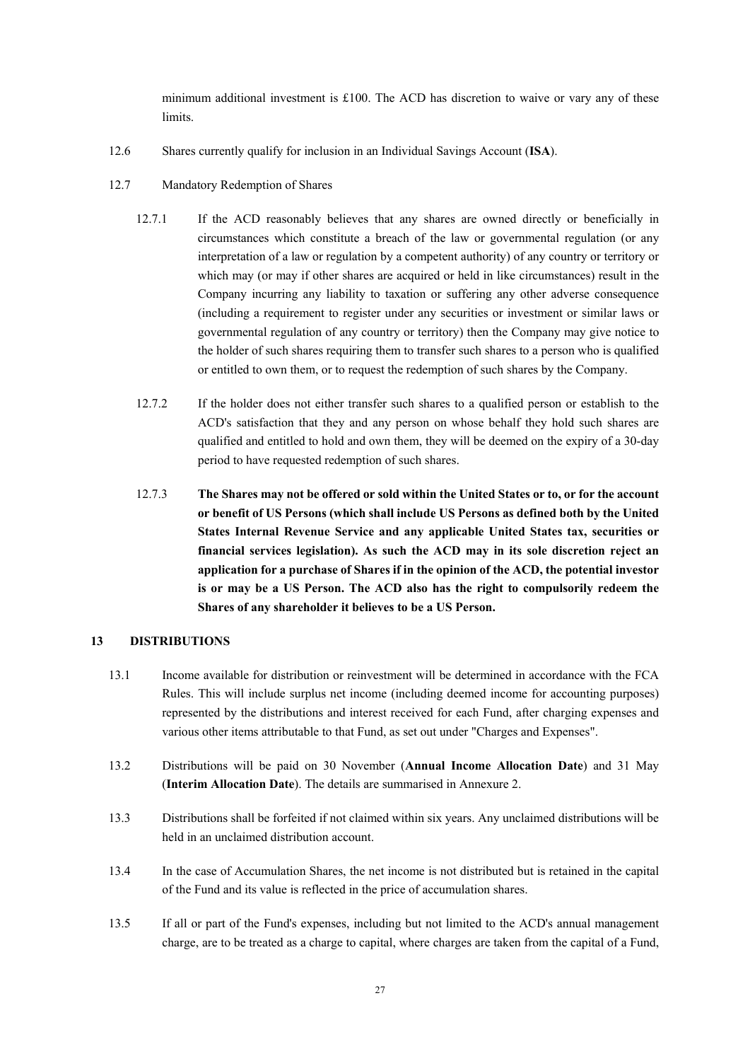minimum additional investment is £100. The ACD has discretion to waive or vary any of these limits.

12.6 Shares currently qualify for inclusion in an Individual Savings Account (**ISA**).

12.7 Mandatory Redemption of Shares

12.7.1 If the ACD reasonably believes that any shares are owned directly or beneficially in circumstances which constitute a breach of the law or governmental regulation (or any interpretation of a law or regulation by a competent authority) of any country or territory or which may (or may if other shares are acquired or held in like circumstances) result in the Company incurring any liability to taxation or suffering any other adverse consequence (including a requirement to register under any securities or investment or similar laws or governmental regulation of any country or territory) then the Company may give notice to the holder of such shares requiring them to transfer such shares to a person who is qualified or entitled to own them, or to request the redemption of such shares by the Company.

12.7.2 If the holder does not either transfer such shares to a qualified person or establish to the ACD's satisfaction that they and any person on whose behalf they hold such shares are qualified and entitled to hold and own them, they will be deemed on the expiry of a 30-day period to have requested redemption of such shares.

12.7.3 **The Shares may not be offered or sold within the United States or to, or for the account or benefit of US Persons (which shall include US Persons as defined both by the United States Internal Revenue Service and any applicable United States tax, securities or financial services legislation). As such the ACD may in its sole discretion reject an application for a purchase of Shares if in the opinion of the ACD, the potential investor is or may be a US Person. The ACD also has the right to compulsorily redeem the Shares of any shareholder it believes to be a US Person.**

## 13 DISTRIBUTIONS

13.1 Income available for distribution or reinvestment will be determined in accordance with the FCA Rules. This will include surplus net income (including deemed income for accounting purposes) represented by the distributions and interest received for each Fund, after charging expenses and various other items attributable to that Fund, as set out under "Charges and Expenses".

13.2 Distributions will be paid on 30 November (**Annual Income Allocation Date**) and 31 May (**Interim Allocation Date**). The details are summarised in Annexure 2.

13.3 Distributions shall be forfeited if not claimed within six years. Any unclaimed distributions will be held in an unclaimed distribution account.

13.4 In the case of Accumulation Shares, the net income is not distributed but is retained in the capital of the Fund and its value is reflected in the price of accumulation shares.

13.5 If all or part of the Fund's expenses, including but not limited to the ACD's annual management charge, are to be treated as a charge to capital, where charges are taken from the capital of a Fund,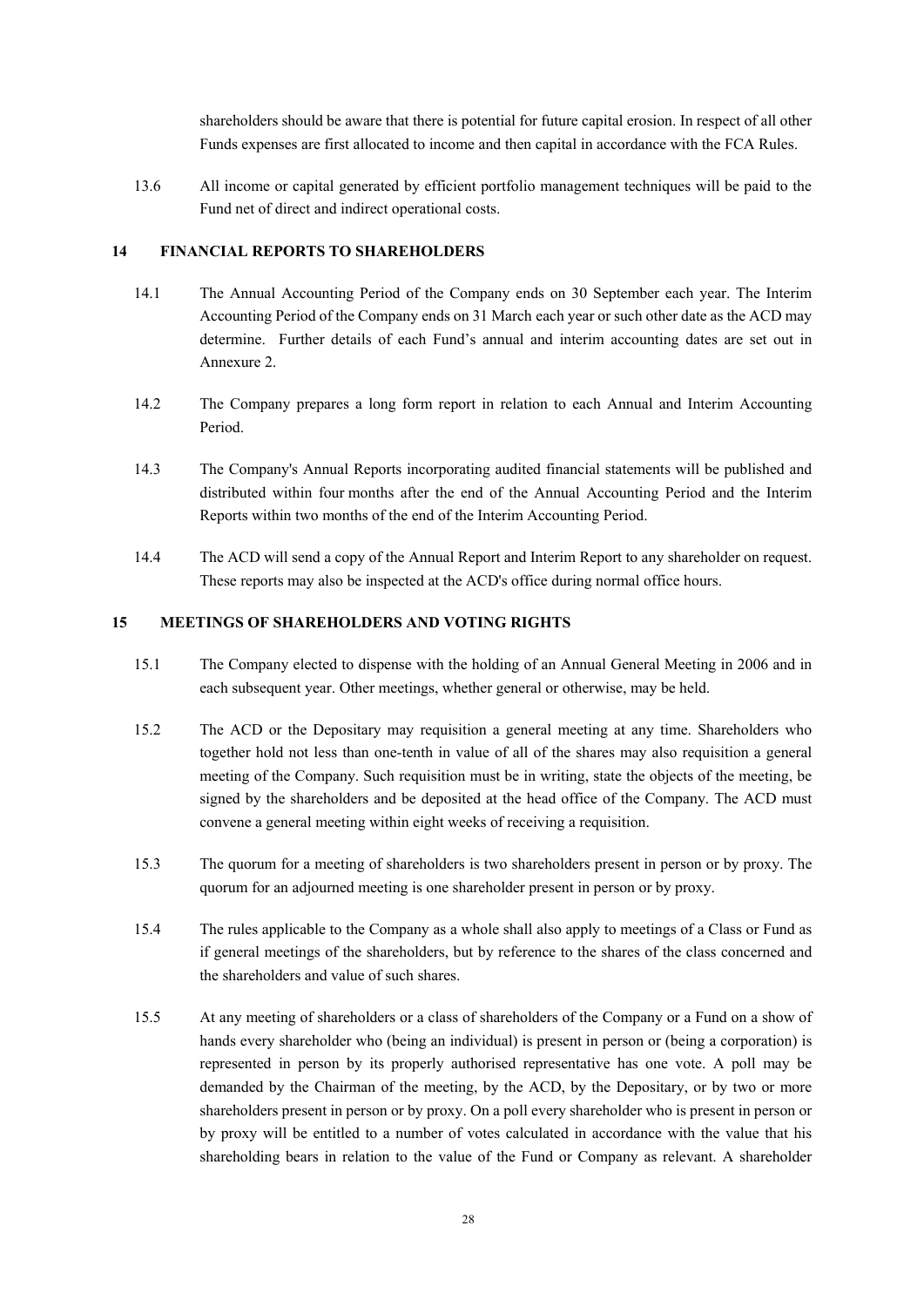shareholders should be aware that there is potential for future capital erosion. In respect of all other Funds expenses are first allocated to income and then capital in accordance with the FCA Rules.

13.6 All income or capital generated by efficient portfolio management techniques will be paid to the Fund net of direct and indirect operational costs.

## 14 FINANCIAL REPORTS TO SHAREHOLDERS

14.1 The Annual Accounting Period of the Company ends on 30 September each year. The Interim Accounting Period of the Company ends on 31 March each year or such other date as the ACD may determine. Further details of each Fund's annual and interim accounting dates are set out in Annexure 2.

14.2 The Company prepares a long form report in relation to each Annual and Interim Accounting Period.

14.3 The Company's Annual Reports incorporating audited financial statements will be published and distributed within four months after the end of the Annual Accounting Period and the Interim Reports within two months of the end of the Interim Accounting Period.

14.4 The ACD will send a copy of the Annual Report and Interim Report to any shareholder on request. These reports may also be inspected at the ACD's office during normal office hours.

## 15 MEETINGS OF SHAREHOLDERS AND VOTING RIGHTS

15.1 The Company elected to dispense with the holding of an Annual General Meeting in 2006 and in each subsequent year. Other meetings, whether general or otherwise, may be held.

15.2 The ACD or the Depositary may requisition a general meeting at any time. Shareholders who together hold not less than one-tenth in value of all of the shares may also requisition a general meeting of the Company. Such requisition must be in writing, state the objects of the meeting, be signed by the shareholders and be deposited at the head office of the Company. The ACD must convene a general meeting within eight weeks of receiving a requisition.

15.3 The quorum for a meeting of shareholders is two shareholders present in person or by proxy. The quorum for an adjourned meeting is one shareholder present in person or by proxy.

15.4 The rules applicable to the Company as a whole shall also apply to meetings of a Class or Fund as if general meetings of the shareholders, but by reference to the shares of the class concerned and the shareholders and value of such shares.

15.5 At any meeting of shareholders or a class of shareholders of the Company or a Fund on a show of hands every shareholder who (being an individual) is present in person or (being a corporation) is represented in person by its properly authorised representative has one vote. A poll may be demanded by the Chairman of the meeting, by the ACD, by the Depositary, or by two or more shareholders present in person or by proxy. On a poll every shareholder who is present in person or by proxy will be entitled to a number of votes calculated in accordance with the value that his shareholding bears in relation to the value of the Fund or Company as relevant. A shareholder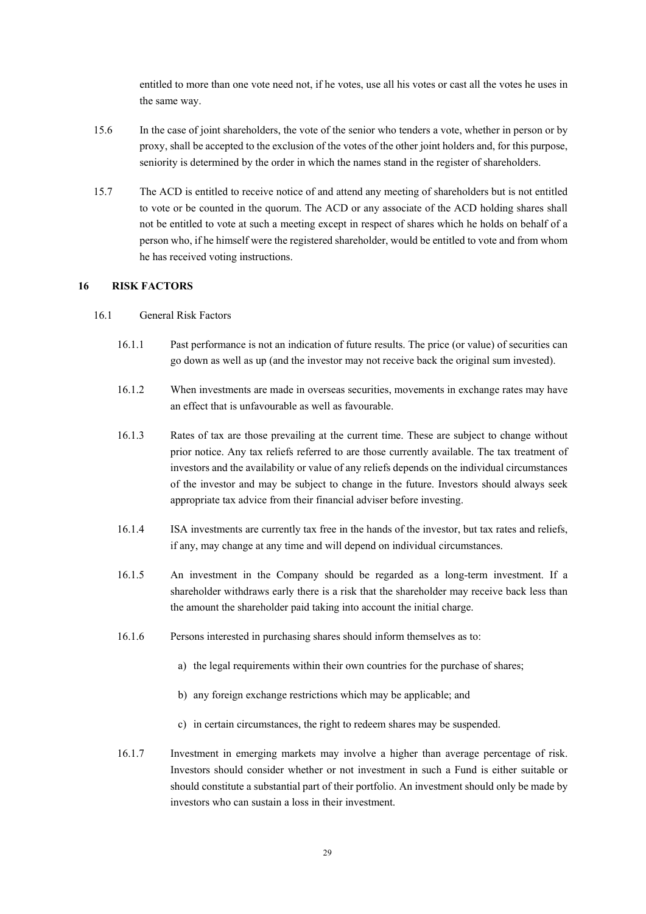entitled to more than one vote need not, if he votes, use all his votes or cast all the votes he uses in the same way.

15.6 In the case of joint shareholders, the vote of the senior who tenders a vote, whether in person or by proxy, shall be accepted to the exclusion of the votes of the other joint holders and, for this purpose, seniority is determined by the order in which the names stand in the register of shareholders.

15.7 The ACD is entitled to receive notice of and attend any meeting of shareholders but is not entitled to vote or be counted in the quorum. The ACD or any associate of the ACD holding shares shall not be entitled to vote at such a meeting except in respect of shares which he holds on behalf of a person who, if he himself were the registered shareholder, would be entitled to vote and from whom he has received voting instructions.

## 16 RISK FACTORS

16.1 General Risk Factors

16.1.1 Past performance is not an indication of future results. The price (or value) of securities can go down as well as up (and the investor may not receive back the original sum invested).

16.1.2 When investments are made in overseas securities, movements in exchange rates may have an effect that is unfavourable as well as favourable.

16.1.3 Rates of tax are those prevailing at the current time. These are subject to change without prior notice. Any tax reliefs referred to are those currently available. The tax treatment of investors and the availability or value of any reliefs depends on the individual circumstances of the investor and may be subject to change in the future. Investors should always seek appropriate tax advice from their financial adviser before investing.

16.1.4 ISA investments are currently tax free in the hands of the investor, but tax rates and reliefs, if any, may change at any time and will depend on individual circumstances.

16.1.5 An investment in the Company should be regarded as a long-term investment. If a shareholder withdraws early there is a risk that the shareholder may receive back less than the amount the shareholder paid taking into account the initial charge.

16.1.6 Persons interested in purchasing shares should inform themselves as to:

a) the legal requirements within their own countries for the purchase of shares;

b) any foreign exchange restrictions which may be applicable; and

c) in certain circumstances, the right to redeem shares may be suspended.

16.1.7 Investment in emerging markets may involve a higher than average percentage of risk. Investors should consider whether or not investment in such a Fund is either suitable or should constitute a substantial part of their portfolio. An investment should only be made by investors who can sustain a loss in their investment.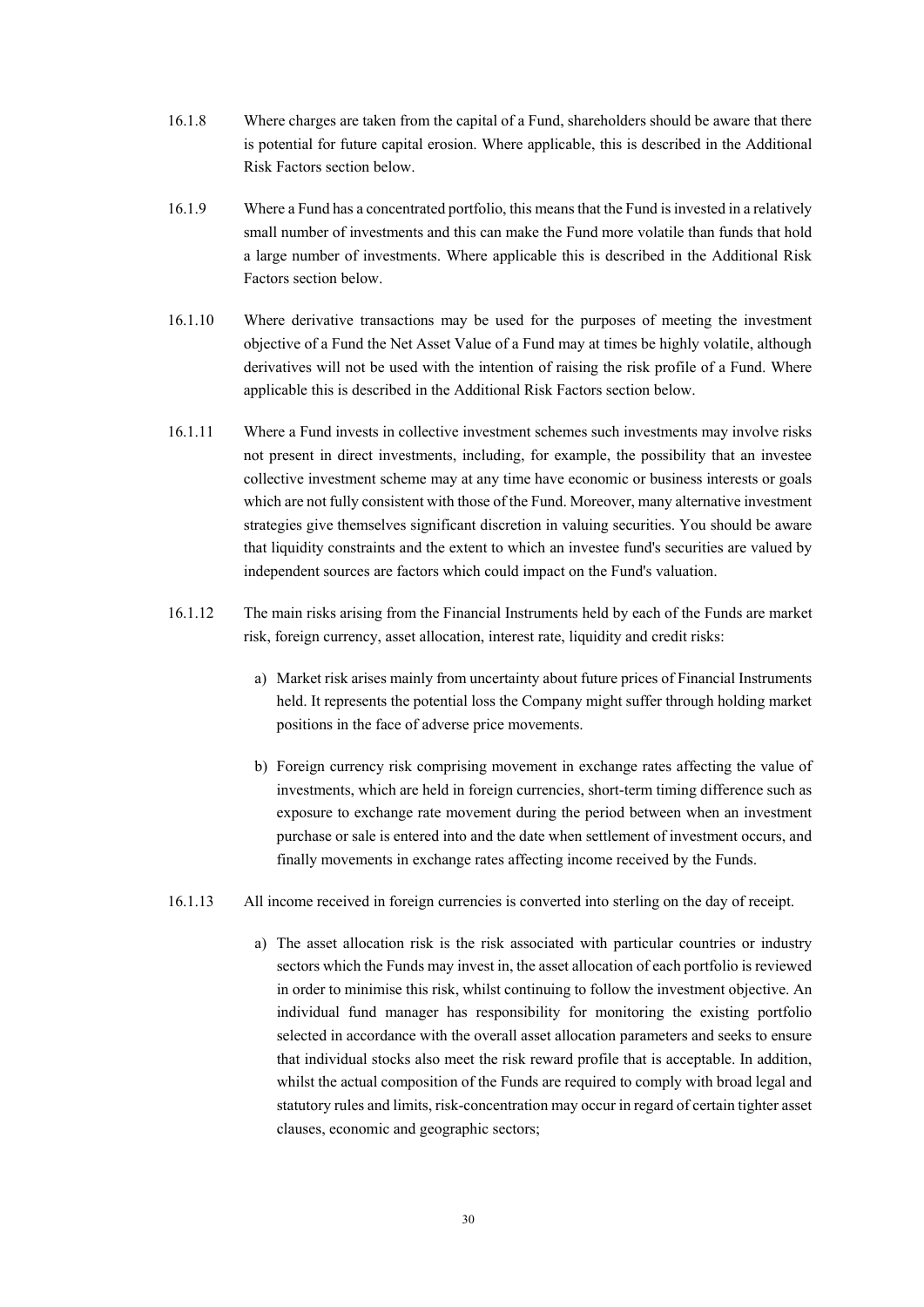16.1.8 Where charges are taken from the capital of a Fund, shareholders should be aware that there is potential for future capital erosion. Where applicable, this is described in the Additional Risk Factors section below.

16.1.9 Where a Fund has a concentrated portfolio, this means that the Fund is invested in a relatively small number of investments and this can make the Fund more volatile than funds that hold a large number of investments. Where applicable this is described in the Additional Risk Factors section below.

16.1.10 Where derivative transactions may be used for the purposes of meeting the investment objective of a Fund the Net Asset Value of a Fund may at times be highly volatile, although derivatives will not be used with the intention of raising the risk profile of a Fund. Where applicable this is described in the Additional Risk Factors section below.

16.1.11 Where a Fund invests in collective investment schemes such investments may involve risks not present in direct investments, including, for example, the possibility that an investee collective investment scheme may at any time have economic or business interests or goals which are not fully consistent with those of the Fund. Moreover, many alternative investment strategies give themselves significant discretion in valuing securities. You should be aware that liquidity constraints and the extent to which an investee fund's securities are valued by independent sources are factors which could impact on the Fund's valuation.

16.1.12 The main risks arising from the Financial Instruments held by each of the Funds are market risk, foreign currency, asset allocation, interest rate, liquidity and credit risks:

a) Market risk arises mainly from uncertainty about future prices of Financial Instruments held. It represents the potential loss the Company might suffer through holding market positions in the face of adverse price movements.

b) Foreign currency risk comprising movement in exchange rates affecting the value of investments, which are held in foreign currencies, short-term timing difference such as exposure to exchange rate movement during the period between when an investment purchase or sale is entered into and the date when settlement of investment occurs, and finally movements in exchange rates affecting income received by the Funds.

16.1.13 All income received in foreign currencies is converted into sterling on the day of receipt.

a) The asset allocation risk is the risk associated with particular countries or industry sectors which the Funds may invest in, the asset allocation of each portfolio is reviewed in order to minimise this risk, whilst continuing to follow the investment objective. An individual fund manager has responsibility for monitoring the existing portfolio selected in accordance with the overall asset allocation parameters and seeks to ensure that individual stocks also meet the risk reward profile that is acceptable. In addition, whilst the actual composition of the Funds are required to comply with broad legal and statutory rules and limits, risk-concentration may occur in regard of certain tighter asset clauses, economic and geographic sectors;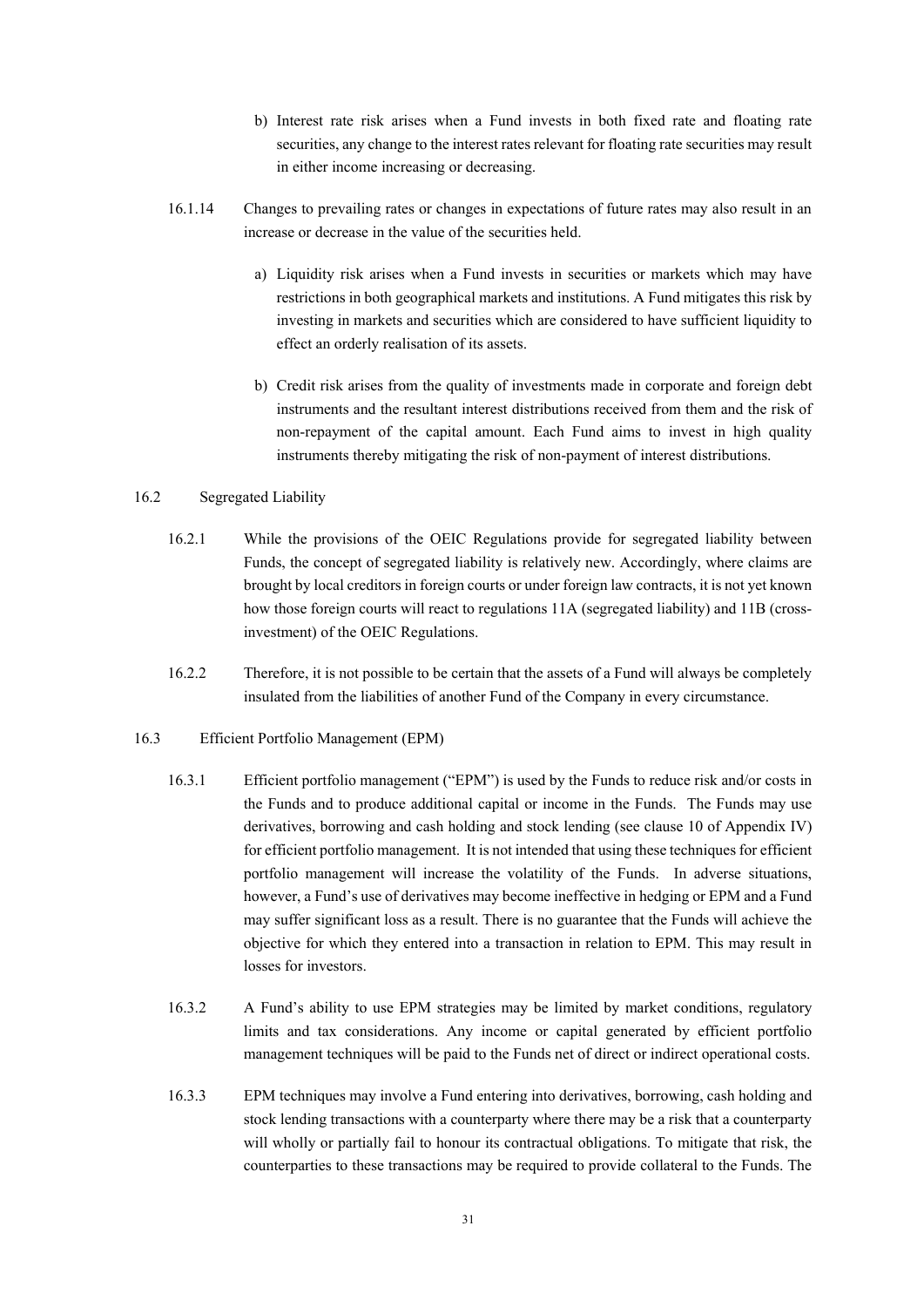b) Interest rate risk arises when a Fund invests in both fixed rate and floating rate securities, any change to the interest rates relevant for floating rate securities may result in either income increasing or decreasing.

16.1.14 Changes to prevailing rates or changes in expectations of future rates may also result in an increase or decrease in the value of the securities held.

a) Liquidity risk arises when a Fund invests in securities or markets which may have restrictions in both geographical markets and institutions. A Fund mitigates this risk by investing in markets and securities which are considered to have sufficient liquidity to effect an orderly realisation of its assets.

b) Credit risk arises from the quality of investments made in corporate and foreign debt instruments and the resultant interest distributions received from them and the risk of non-repayment of the capital amount. Each Fund aims to invest in high quality instruments thereby mitigating the risk of non-payment of interest distributions.

16.2 Segregated Liability

16.2.1 While the provisions of the OEIC Regulations provide for segregated liability between Funds, the concept of segregated liability is relatively new. Accordingly, where claims are brought by local creditors in foreign courts or under foreign law contracts, it is not yet known how those foreign courts will react to regulations 11A (segregated liability) and 11B (cross-investment) of the OEIC Regulations.

16.2.2 Therefore, it is not possible to be certain that the assets of a Fund will always be completely insulated from the liabilities of another Fund of the Company in every circumstance.

16.3 Efficient Portfolio Management (EPM)

16.3.1 Efficient portfolio management ("EPM") is used by the Funds to reduce risk and/or costs in the Funds and to produce additional capital or income in the Funds. The Funds may use derivatives, borrowing and cash holding and stock lending (see clause 10 of Appendix IV) for efficient portfolio management. It is not intended that using these techniques for efficient portfolio management will increase the volatility of the Funds. In adverse situations, however, a Fund's use of derivatives may become ineffective in hedging or EPM and a Fund may suffer significant loss as a result. There is no guarantee that the Funds will achieve the objective for which they entered into a transaction in relation to EPM. This may result in losses for investors.

16.3.2 A Fund's ability to use EPM strategies may be limited by market conditions, regulatory limits and tax considerations. Any income or capital generated by efficient portfolio management techniques will be paid to the Funds net of direct or indirect operational costs.

16.3.3 EPM techniques may involve a Fund entering into derivatives, borrowing, cash holding and stock lending transactions with a counterparty where there may be a risk that a counterparty will wholly or partially fail to honour its contractual obligations. To mitigate that risk, the counterparties to these transactions may be required to provide collateral to the Funds. The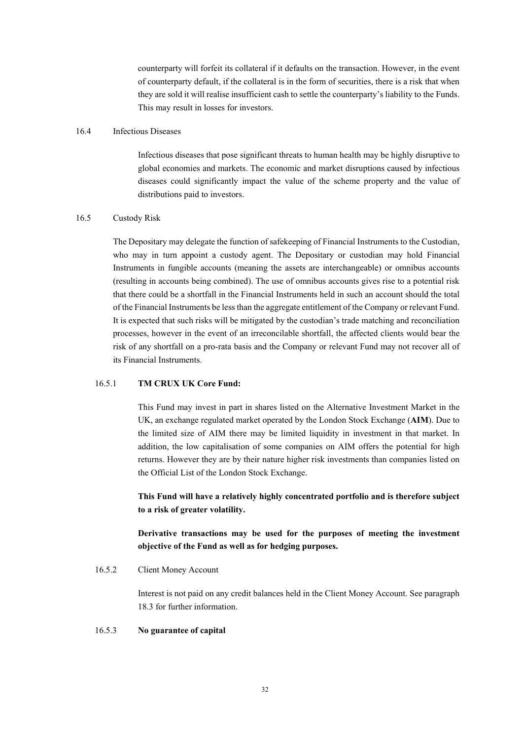counterparty will forfeit its collateral if it defaults on the transaction. However, in the event of counterparty default, if the collateral is in the form of securities, there is a risk that when they are sold it will realise insufficient cash to settle the counterparty's liability to the Funds. This may result in losses for investors.

16.4 Infectious Diseases

Infectious diseases that pose significant threats to human health may be highly disruptive to global economies and markets. The economic and market disruptions caused by infectious diseases could significantly impact the value of the scheme property and the value of distributions paid to investors.

16.5 Custody Risk

The Depositary may delegate the function of safekeeping of Financial Instruments to the Custodian, who may in turn appoint a custody agent. The Depositary or custodian may hold Financial Instruments in fungible accounts (meaning the assets are interchangeable) or omnibus accounts (resulting in accounts being combined). The use of omnibus accounts gives rise to a potential risk that there could be a shortfall in the Financial Instruments held in such an account should the total of the Financial Instruments be less than the aggregate entitlement of the Company or relevant Fund. It is expected that such risks will be mitigated by the custodian's trade matching and reconciliation processes, however in the event of an irreconcilable shortfall, the affected clients would bear the risk of any shortfall on a pro-rata basis and the Company or relevant Fund may not recover all of its Financial Instruments.

16.5.1 **TM CRUX UK Core Fund:**

This Fund may invest in part in shares listed on the Alternative Investment Market in the UK, an exchange regulated market operated by the London Stock Exchange (**AIM**). Due to the limited size of AIM there may be limited liquidity in investment in that market. In addition, the low capitalisation of some companies on AIM offers the potential for high returns. However they are by their nature higher risk investments than companies listed on the Official List of the London Stock Exchange.

**This Fund will have a relatively highly concentrated portfolio and is therefore subject to a risk of greater volatility.**

**Derivative transactions may be used for the purposes of meeting the investment objective of the Fund as well as for hedging purposes.**

16.5.2 Client Money Account

Interest is not paid on any credit balances held in the Client Money Account. See paragraph 18.3 for further information.

16.5.3 **No guarantee of capital**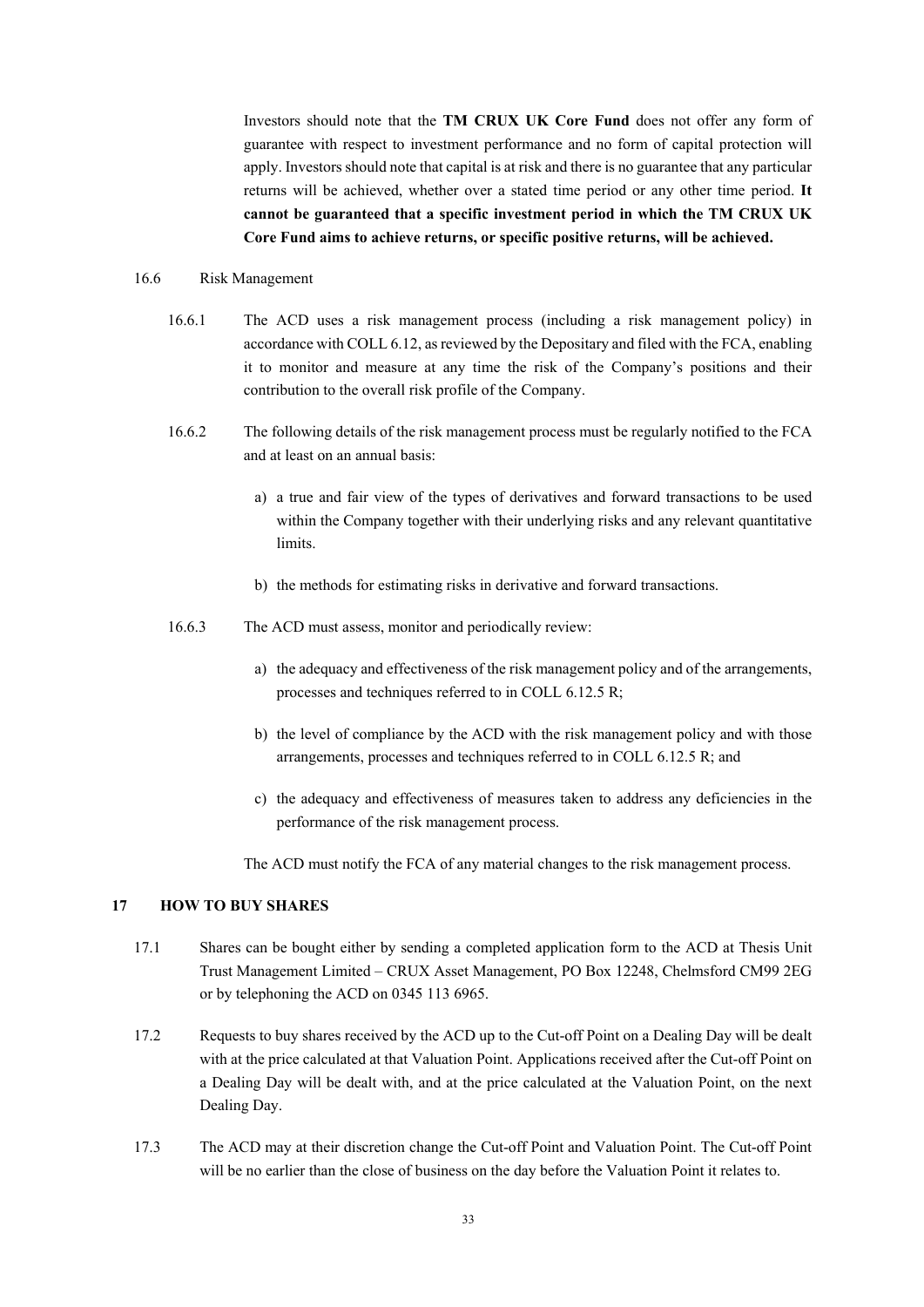Investors should note that the **TM CRUX UK Core Fund** does not offer any form of guarantee with respect to investment performance and no form of capital protection will apply. Investors should note that capital is at risk and there is no guarantee that any particular returns will be achieved, whether over a stated time period or any other time period. **It cannot be guaranteed that a specific investment period in which the TM CRUX UK Core Fund aims to achieve returns, or specific positive returns, will be achieved.**

16.6 Risk Management

16.6.1 The ACD uses a risk management process (including a risk management policy) in accordance with COLL 6.12, as reviewed by the Depositary and filed with the FCA, enabling it to monitor and measure at any time the risk of the Company's positions and their contribution to the overall risk profile of the Company.

16.6.2 The following details of the risk management process must be regularly notified to the FCA and at least on an annual basis:

a) a true and fair view of the types of derivatives and forward transactions to be used within the Company together with their underlying risks and any relevant quantitative limits.

b) the methods for estimating risks in derivative and forward transactions.

16.6.3 The ACD must assess, monitor and periodically review:

a) the adequacy and effectiveness of the risk management policy and of the arrangements, processes and techniques referred to in COLL 6.12.5 R;

b) the level of compliance by the ACD with the risk management policy and with those arrangements, processes and techniques referred to in COLL 6.12.5 R; and

c) the adequacy and effectiveness of measures taken to address any deficiencies in the performance of the risk management process.

The ACD must notify the FCA of any material changes to the risk management process.

## 17 HOW TO BUY SHARES

17.1 Shares can be bought either by sending a completed application form to the ACD at Thesis Unit Trust Management Limited – CRUX Asset Management, PO Box 12248, Chelmsford CM99 2EG or by telephoning the ACD on 0345 113 6965.

17.2 Requests to buy shares received by the ACD up to the Cut-off Point on a Dealing Day will be dealt with at the price calculated at that Valuation Point. Applications received after the Cut-off Point on a Dealing Day will be dealt with, and at the price calculated at the Valuation Point, on the next Dealing Day.

17.3 The ACD may at their discretion change the Cut-off Point and Valuation Point. The Cut-off Point will be no earlier than the close of business on the day before the Valuation Point it relates to.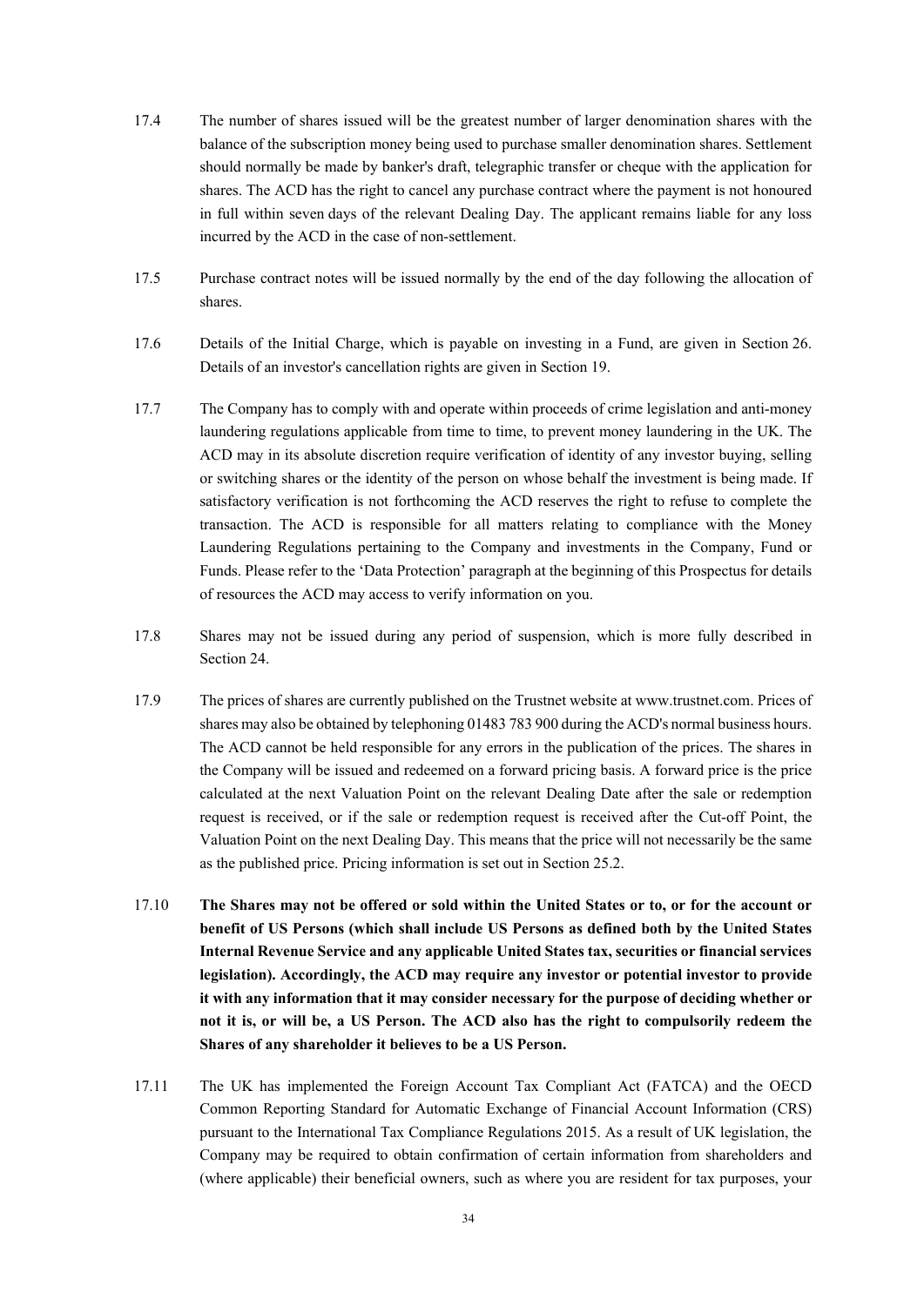17.4 The number of shares issued will be the greatest number of larger denomination shares with the balance of the subscription money being used to purchase smaller denomination shares. Settlement should normally be made by banker's draft, telegraphic transfer or cheque with the application for shares. The ACD has the right to cancel any purchase contract where the payment is not honoured in full within seven days of the relevant Dealing Day. The applicant remains liable for any loss incurred by the ACD in the case of non-settlement.

17.5 Purchase contract notes will be issued normally by the end of the day following the allocation of shares.

17.6 Details of the Initial Charge, which is payable on investing in a Fund, are given in Section 26. Details of an investor's cancellation rights are given in Section 19.

17.7 The Company has to comply with and operate within proceeds of crime legislation and anti-money laundering regulations applicable from time to time, to prevent money laundering in the UK. The ACD may in its absolute discretion require verification of identity of any investor buying, selling or switching shares or the identity of the person on whose behalf the investment is being made. If satisfactory verification is not forthcoming the ACD reserves the right to refuse to complete the transaction. The ACD is responsible for all matters relating to compliance with the Money Laundering Regulations pertaining to the Company and investments in the Company, Fund or Funds. Please refer to the 'Data Protection' paragraph at the beginning of this Prospectus for details of resources the ACD may access to verify information on you.

17.8 Shares may not be issued during any period of suspension, which is more fully described in Section 24.

17.9 The prices of shares are currently published on the Trustnet website at www.trustnet.com. Prices of shares may also be obtained by telephoning 01483 783 900 during the ACD's normal business hours. The ACD cannot be held responsible for any errors in the publication of the prices. The shares in the Company will be issued and redeemed on a forward pricing basis. A forward price is the price calculated at the next Valuation Point on the relevant Dealing Date after the sale or redemption request is received, or if the sale or redemption request is received after the Cut-off Point, the Valuation Point on the next Dealing Day. This means that the price will not necessarily be the same as the published price. Pricing information is set out in Section 25.2.

17.10 **The Shares may not be offered or sold within the United States or to, or for the account or benefit of US Persons (which shall include US Persons as defined both by the United States Internal Revenue Service and any applicable United States tax, securities or financial services legislation). Accordingly, the ACD may require any investor or potential investor to provide it with any information that it may consider necessary for the purpose of deciding whether or not it is, or will be, a US Person. The ACD also has the right to compulsorily redeem the Shares of any shareholder it believes to be a US Person.**

17.11 The UK has implemented the Foreign Account Tax Compliant Act (FATCA) and the OECD Common Reporting Standard for Automatic Exchange of Financial Account Information (CRS) pursuant to the International Tax Compliance Regulations 2015. As a result of UK legislation, the Company may be required to obtain confirmation of certain information from shareholders and (where applicable) their beneficial owners, such as where you are resident for tax purposes, your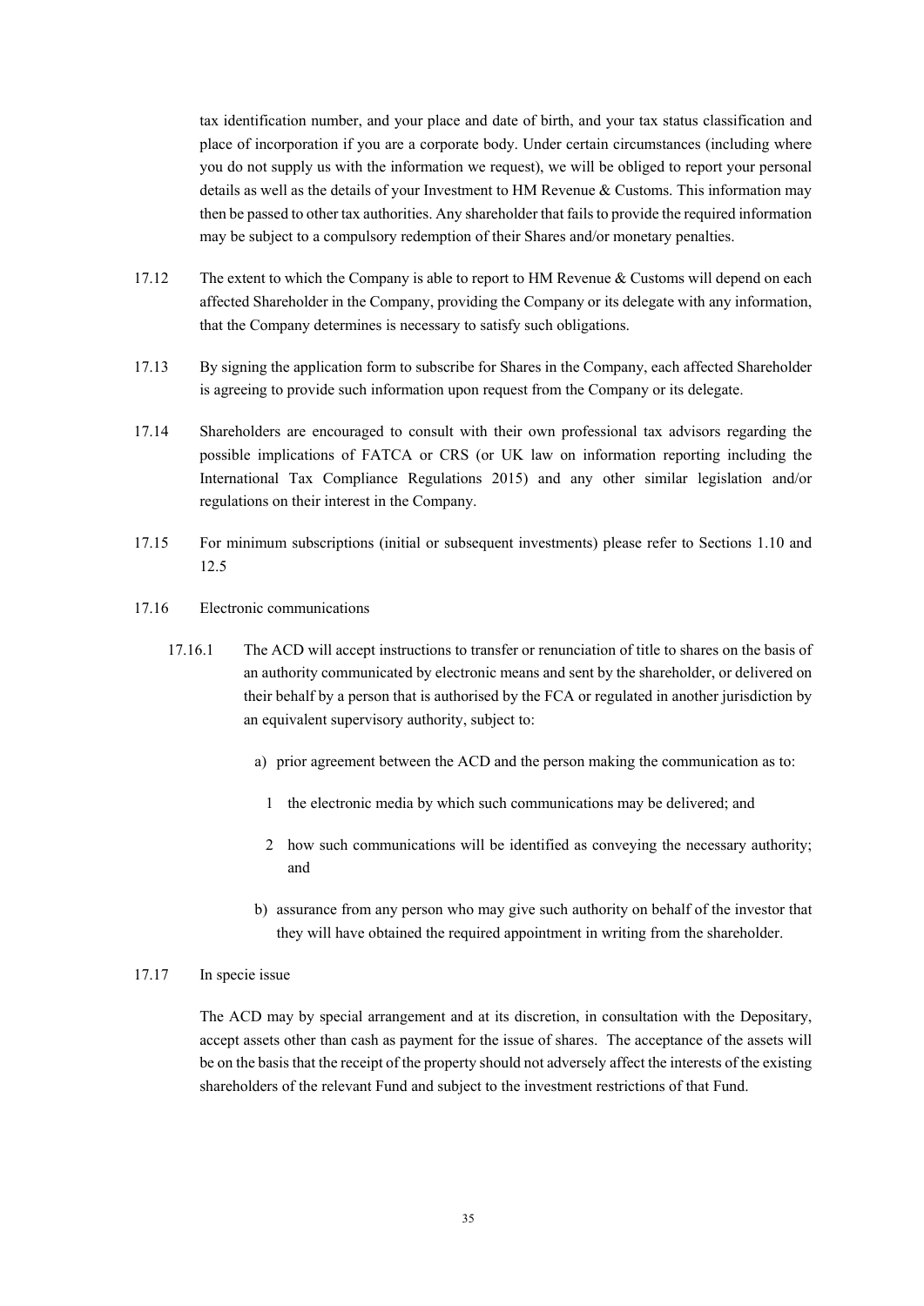tax identification number, and your place and date of birth, and your tax status classification and place of incorporation if you are a corporate body. Under certain circumstances (including where you do not supply us with the information we request), we will be obliged to report your personal details as well as the details of your Investment to HM Revenue & Customs. This information may then be passed to other tax authorities. Any shareholder that fails to provide the required information may be subject to a compulsory redemption of their Shares and/or monetary penalties.

17.12 The extent to which the Company is able to report to HM Revenue & Customs will depend on each affected Shareholder in the Company, providing the Company or its delegate with any information, that the Company determines is necessary to satisfy such obligations.

17.13 By signing the application form to subscribe for Shares in the Company, each affected Shareholder is agreeing to provide such information upon request from the Company or its delegate.

17.14 Shareholders are encouraged to consult with their own professional tax advisors regarding the possible implications of FATCA or CRS (or UK law on information reporting including the International Tax Compliance Regulations 2015) and any other similar legislation and/or regulations on their interest in the Company.

17.15 For minimum subscriptions (initial or subsequent investments) please refer to Sections 1.10 and 12.5

17.16 Electronic communications

17.16.1 The ACD will accept instructions to transfer or renunciation of title to shares on the basis of an authority communicated by electronic means and sent by the shareholder, or delivered on their behalf by a person that is authorised by the FCA or regulated in another jurisdiction by an equivalent supervisory authority, subject to:

a) prior agreement between the ACD and the person making the communication as to:

1 the electronic media by which such communications may be delivered; and

2 how such communications will be identified as conveying the necessary authority; and

b) assurance from any person who may give such authority on behalf of the investor that they will have obtained the required appointment in writing from the shareholder.

17.17 In specie issue

The ACD may by special arrangement and at its discretion, in consultation with the Depositary, accept assets other than cash as payment for the issue of shares. The acceptance of the assets will be on the basis that the receipt of the property should not adversely affect the interests of the existing shareholders of the relevant Fund and subject to the investment restrictions of that Fund.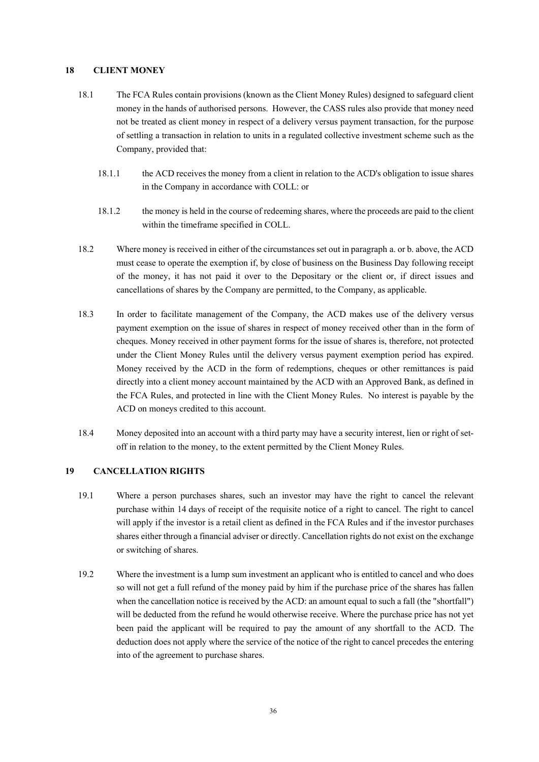## 18 CLIENT MONEY

18.1 The FCA Rules contain provisions (known as the Client Money Rules) designed to safeguard client money in the hands of authorised persons. However, the CASS rules also provide that money need not be treated as client money in respect of a delivery versus payment transaction, for the purpose of settling a transaction in relation to units in a regulated collective investment scheme such as the Company, provided that:

18.1.1 the ACD receives the money from a client in relation to the ACD's obligation to issue shares in the Company in accordance with COLL: or

18.1.2 the money is held in the course of redeeming shares, where the proceeds are paid to the client within the timeframe specified in COLL.

18.2 Where money is received in either of the circumstances set out in paragraph a. or b. above, the ACD must cease to operate the exemption if, by close of business on the Business Day following receipt of the money, it has not paid it over to the Depositary or the client or, if direct issues and cancellations of shares by the Company are permitted, to the Company, as applicable.

18.3 In order to facilitate management of the Company, the ACD makes use of the delivery versus payment exemption on the issue of shares in respect of money received other than in the form of cheques. Money received in other payment forms for the issue of shares is, therefore, not protected under the Client Money Rules until the delivery versus payment exemption period has expired. Money received by the ACD in the form of redemptions, cheques or other remittances is paid directly into a client money account maintained by the ACD with an Approved Bank, as defined in the FCA Rules, and protected in line with the Client Money Rules. No interest is payable by the ACD on moneys credited to this account.

18.4 Money deposited into an account with a third party may have a security interest, lien or right of set-off in relation to the money, to the extent permitted by the Client Money Rules.

## 19 CANCELLATION RIGHTS

19.1 Where a person purchases shares, such an investor may have the right to cancel the relevant purchase within 14 days of receipt of the requisite notice of a right to cancel. The right to cancel will apply if the investor is a retail client as defined in the FCA Rules and if the investor purchases shares either through a financial adviser or directly. Cancellation rights do not exist on the exchange or switching of shares.

19.2 Where the investment is a lump sum investment an applicant who is entitled to cancel and who does so will not get a full refund of the money paid by him if the purchase price of the shares has fallen when the cancellation notice is received by the ACD: an amount equal to such a fall (the "shortfall") will be deducted from the refund he would otherwise receive. Where the purchase price has not yet been paid the applicant will be required to pay the amount of any shortfall to the ACD. The deduction does not apply where the service of the notice of the right to cancel precedes the entering into of the agreement to purchase shares.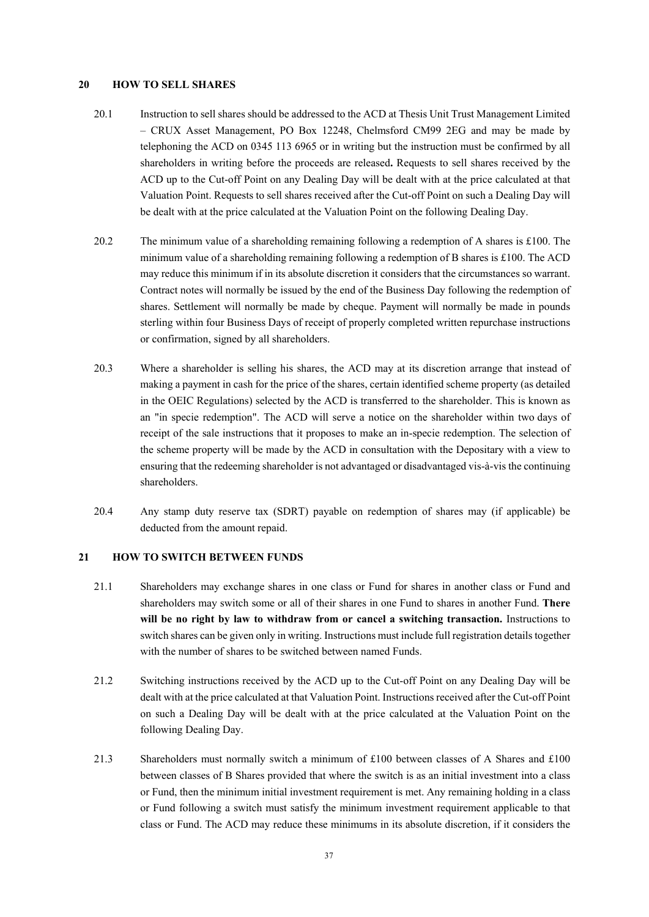## 20 HOW TO SELL SHARES

20.1 Instruction to sell shares should be addressed to the ACD at Thesis Unit Trust Management Limited – CRUX Asset Management, PO Box 12248, Chelmsford CM99 2EG and may be made by telephoning the ACD on 0345 113 6965 or in writing but the instruction must be confirmed by all shareholders in writing before the proceeds are released**.** Requests to sell shares received by the ACD up to the Cut-off Point on any Dealing Day will be dealt with at the price calculated at that Valuation Point. Requests to sell shares received after the Cut-off Point on such a Dealing Day will be dealt with at the price calculated at the Valuation Point on the following Dealing Day.

20.2 The minimum value of a shareholding remaining following a redemption of A shares is £100. The minimum value of a shareholding remaining following a redemption of B shares is £100. The ACD may reduce this minimum if in its absolute discretion it considers that the circumstances so warrant. Contract notes will normally be issued by the end of the Business Day following the redemption of shares. Settlement will normally be made by cheque. Payment will normally be made in pounds sterling within four Business Days of receipt of properly completed written repurchase instructions or confirmation, signed by all shareholders.

20.3 Where a shareholder is selling his shares, the ACD may at its discretion arrange that instead of making a payment in cash for the price of the shares, certain identified scheme property (as detailed in the OEIC Regulations) selected by the ACD is transferred to the shareholder. This is known as an "in specie redemption". The ACD will serve a notice on the shareholder within two days of receipt of the sale instructions that it proposes to make an in-specie redemption. The selection of the scheme property will be made by the ACD in consultation with the Depositary with a view to ensuring that the redeeming shareholder is not advantaged or disadvantaged vis-à-vis the continuing shareholders.

20.4 Any stamp duty reserve tax (SDRT) payable on redemption of shares may (if applicable) be deducted from the amount repaid.

## 21 HOW TO SWITCH BETWEEN FUNDS

21.1 Shareholders may exchange shares in one class or Fund for shares in another class or Fund and shareholders may switch some or all of their shares in one Fund to shares in another Fund. **There will be no right by law to withdraw from or cancel a switching transaction.** Instructions to switch shares can be given only in writing. Instructions must include full registration details together with the number of shares to be switched between named Funds.

21.2 Switching instructions received by the ACD up to the Cut-off Point on any Dealing Day will be dealt with at the price calculated at that Valuation Point. Instructions received after the Cut-off Point on such a Dealing Day will be dealt with at the price calculated at the Valuation Point on the following Dealing Day.

21.3 Shareholders must normally switch a minimum of £100 between classes of A Shares and £100 between classes of B Shares provided that where the switch is as an initial investment into a class or Fund, then the minimum initial investment requirement is met. Any remaining holding in a class or Fund following a switch must satisfy the minimum investment requirement applicable to that class or Fund. The ACD may reduce these minimums in its absolute discretion, if it considers the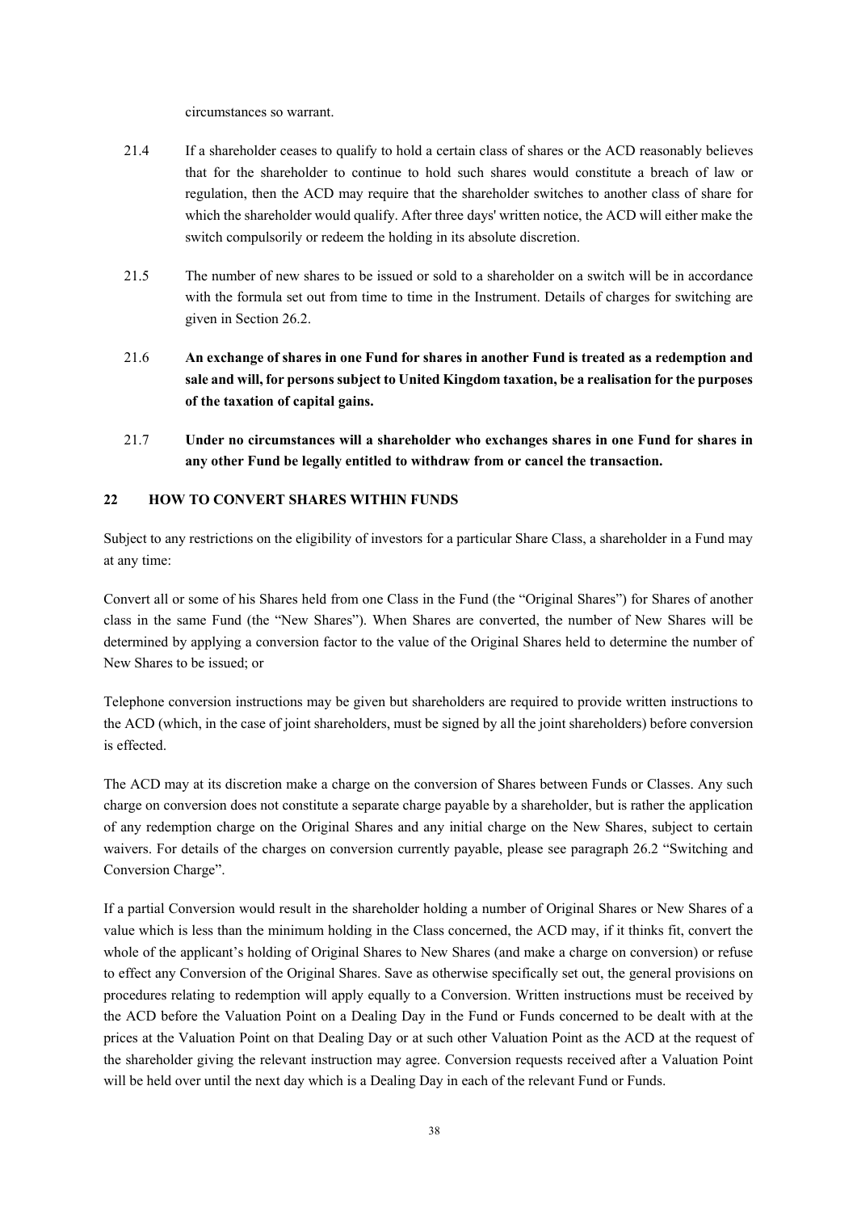circumstances so warrant.

21.4 If a shareholder ceases to qualify to hold a certain class of shares or the ACD reasonably believes that for the shareholder to continue to hold such shares would constitute a breach of law or regulation, then the ACD may require that the shareholder switches to another class of share for which the shareholder would qualify. After three days' written notice, the ACD will either make the switch compulsorily or redeem the holding in its absolute discretion.

21.5 The number of new shares to be issued or sold to a shareholder on a switch will be in accordance with the formula set out from time to time in the Instrument. Details of charges for switching are given in Section 26.2.

21.6 **An exchange of shares in one Fund for shares in another Fund is treated as a redemption and sale and will, for persons subject to United Kingdom taxation, be a realisation for the purposes of the taxation of capital gains.**

21.7 **Under no circumstances will a shareholder who exchanges shares in one Fund for shares in any other Fund be legally entitled to withdraw from or cancel the transaction.**

## 22 HOW TO CONVERT SHARES WITHIN FUNDS

Subject to any restrictions on the eligibility of investors for a particular Share Class, a shareholder in a Fund may at any time:

Convert all or some of his Shares held from one Class in the Fund (the "Original Shares") for Shares of another class in the same Fund (the "New Shares"). When Shares are converted, the number of New Shares will be determined by applying a conversion factor to the value of the Original Shares held to determine the number of New Shares to be issued; or

Telephone conversion instructions may be given but shareholders are required to provide written instructions to the ACD (which, in the case of joint shareholders, must be signed by all the joint shareholders) before conversion is effected.

The ACD may at its discretion make a charge on the conversion of Shares between Funds or Classes. Any such charge on conversion does not constitute a separate charge payable by a shareholder, but is rather the application of any redemption charge on the Original Shares and any initial charge on the New Shares, subject to certain waivers. For details of the charges on conversion currently payable, please see paragraph 26.2 "Switching and Conversion Charge".

If a partial Conversion would result in the shareholder holding a number of Original Shares or New Shares of a value which is less than the minimum holding in the Class concerned, the ACD may, if it thinks fit, convert the whole of the applicant's holding of Original Shares to New Shares (and make a charge on conversion) or refuse to effect any Conversion of the Original Shares. Save as otherwise specifically set out, the general provisions on procedures relating to redemption will apply equally to a Conversion. Written instructions must be received by the ACD before the Valuation Point on a Dealing Day in the Fund or Funds concerned to be dealt with at the prices at the Valuation Point on that Dealing Day or at such other Valuation Point as the ACD at the request of the shareholder giving the relevant instruction may agree. Conversion requests received after a Valuation Point will be held over until the next day which is a Dealing Day in each of the relevant Fund or Funds.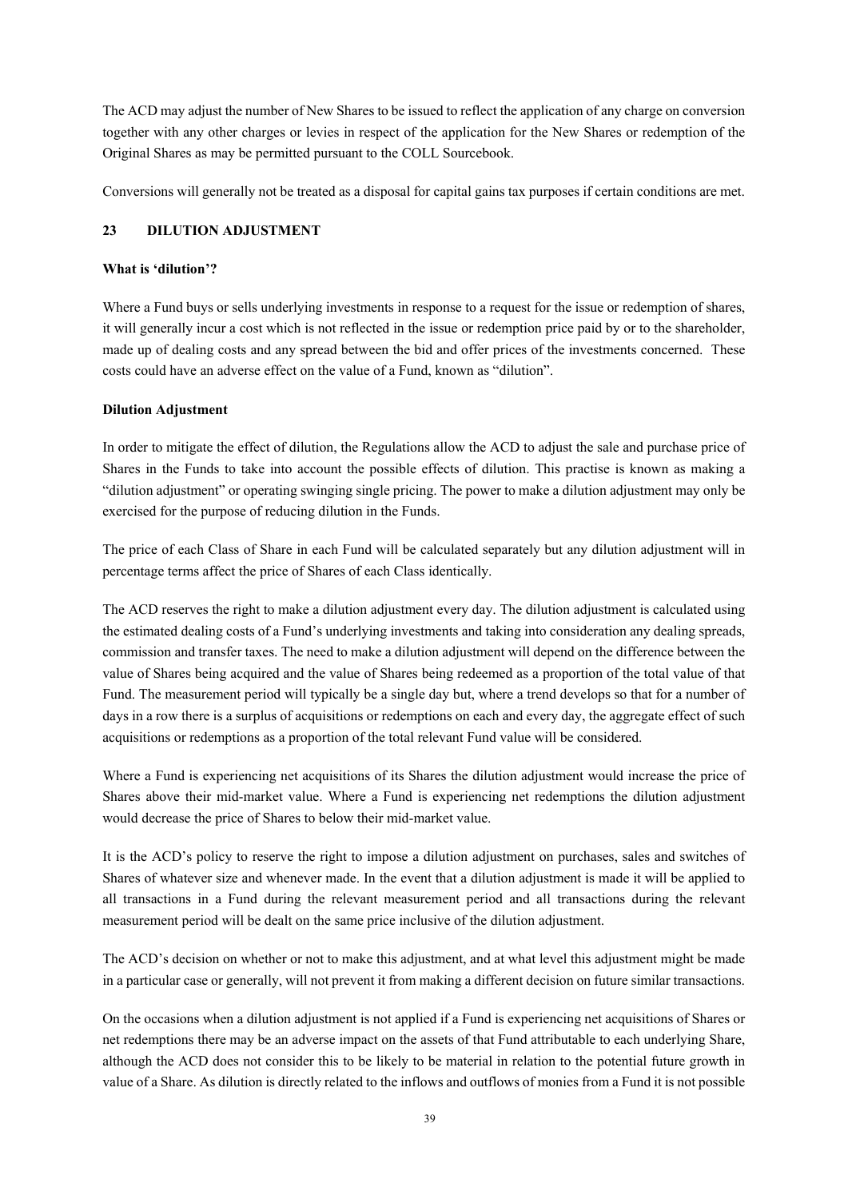The ACD may adjust the number of New Shares to be issued to reflect the application of any charge on conversion together with any other charges or levies in respect of the application for the New Shares or redemption of the Original Shares as may be permitted pursuant to the COLL Sourcebook.

Conversions will generally not be treated as a disposal for capital gains tax purposes if certain conditions are met.

## 23 DILUTION ADJUSTMENT

**What is 'dilution'?**

Where a Fund buys or sells underlying investments in response to a request for the issue or redemption of shares, it will generally incur a cost which is not reflected in the issue or redemption price paid by or to the shareholder, made up of dealing costs and any spread between the bid and offer prices of the investments concerned. These costs could have an adverse effect on the value of a Fund, known as "dilution".

**Dilution Adjustment**

In order to mitigate the effect of dilution, the Regulations allow the ACD to adjust the sale and purchase price of Shares in the Funds to take into account the possible effects of dilution. This practise is known as making a "dilution adjustment" or operating swinging single pricing. The power to make a dilution adjustment may only be exercised for the purpose of reducing dilution in the Funds.

The price of each Class of Share in each Fund will be calculated separately but any dilution adjustment will in percentage terms affect the price of Shares of each Class identically.

The ACD reserves the right to make a dilution adjustment every day. The dilution adjustment is calculated using the estimated dealing costs of a Fund's underlying investments and taking into consideration any dealing spreads, commission and transfer taxes. The need to make a dilution adjustment will depend on the difference between the value of Shares being acquired and the value of Shares being redeemed as a proportion of the total value of that Fund. The measurement period will typically be a single day but, where a trend develops so that for a number of days in a row there is a surplus of acquisitions or redemptions on each and every day, the aggregate effect of such acquisitions or redemptions as a proportion of the total relevant Fund value will be considered.

Where a Fund is experiencing net acquisitions of its Shares the dilution adjustment would increase the price of Shares above their mid-market value. Where a Fund is experiencing net redemptions the dilution adjustment would decrease the price of Shares to below their mid-market value.

It is the ACD's policy to reserve the right to impose a dilution adjustment on purchases, sales and switches of Shares of whatever size and whenever made. In the event that a dilution adjustment is made it will be applied to all transactions in a Fund during the relevant measurement period and all transactions during the relevant measurement period will be dealt on the same price inclusive of the dilution adjustment.

The ACD's decision on whether or not to make this adjustment, and at what level this adjustment might be made in a particular case or generally, will not prevent it from making a different decision on future similar transactions.

On the occasions when a dilution adjustment is not applied if a Fund is experiencing net acquisitions of Shares or net redemptions there may be an adverse impact on the assets of that Fund attributable to each underlying Share, although the ACD does not consider this to be likely to be material in relation to the potential future growth in value of a Share. As dilution is directly related to the inflows and outflows of monies from a Fund it is not possible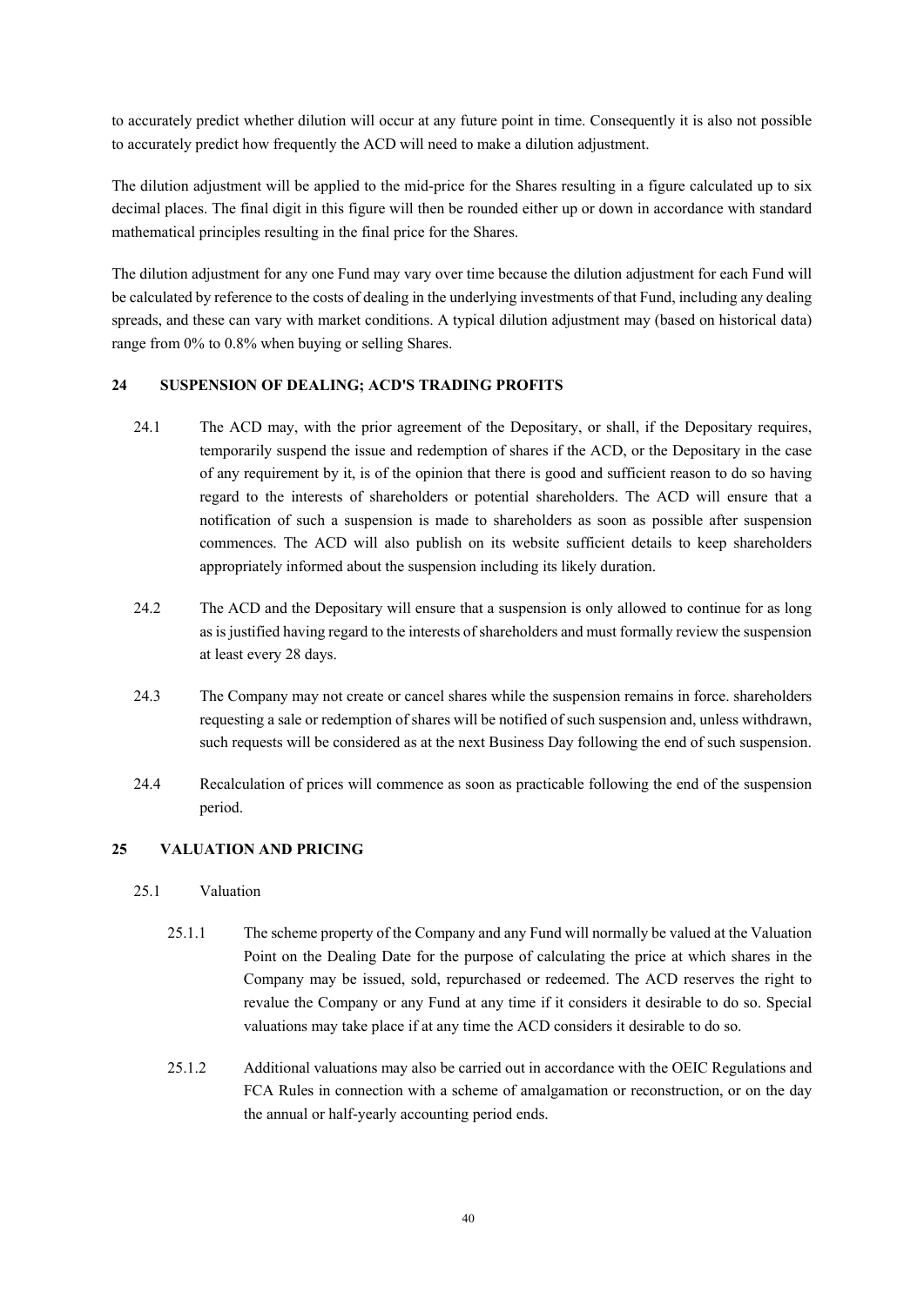to accurately predict whether dilution will occur at any future point in time. Consequently it is also not possible to accurately predict how frequently the ACD will need to make a dilution adjustment.

The dilution adjustment will be applied to the mid-price for the Shares resulting in a figure calculated up to six decimal places. The final digit in this figure will then be rounded either up or down in accordance with standard mathematical principles resulting in the final price for the Shares.

The dilution adjustment for any one Fund may vary over time because the dilution adjustment for each Fund will be calculated by reference to the costs of dealing in the underlying investments of that Fund, including any dealing spreads, and these can vary with market conditions. A typical dilution adjustment may (based on historical data) range from 0% to 0.8% when buying or selling Shares.

## 24 SUSPENSION OF DEALING; ACD'S TRADING PROFITS

24.1 The ACD may, with the prior agreement of the Depositary, or shall, if the Depositary requires, temporarily suspend the issue and redemption of shares if the ACD, or the Depositary in the case of any requirement by it, is of the opinion that there is good and sufficient reason to do so having regard to the interests of shareholders or potential shareholders. The ACD will ensure that a notification of such a suspension is made to shareholders as soon as possible after suspension commences. The ACD will also publish on its website sufficient details to keep shareholders appropriately informed about the suspension including its likely duration.

24.2 The ACD and the Depositary will ensure that a suspension is only allowed to continue for as long as is justified having regard to the interests of shareholders and must formally review the suspension at least every 28 days.

24.3 The Company may not create or cancel shares while the suspension remains in force. shareholders requesting a sale or redemption of shares will be notified of such suspension and, unless withdrawn, such requests will be considered as at the next Business Day following the end of such suspension.

24.4 Recalculation of prices will commence as soon as practicable following the end of the suspension period.

## 25 VALUATION AND PRICING

### 25.1 Valuation

25.1.1 The scheme property of the Company and any Fund will normally be valued at the Valuation Point on the Dealing Date for the purpose of calculating the price at which shares in the Company may be issued, sold, repurchased or redeemed. The ACD reserves the right to revalue the Company or any Fund at any time if it considers it desirable to do so. Special valuations may take place if at any time the ACD considers it desirable to do so.

25.1.2 Additional valuations may also be carried out in accordance with the OEIC Regulations and FCA Rules in connection with a scheme of amalgamation or reconstruction, or on the day the annual or half-yearly accounting period ends.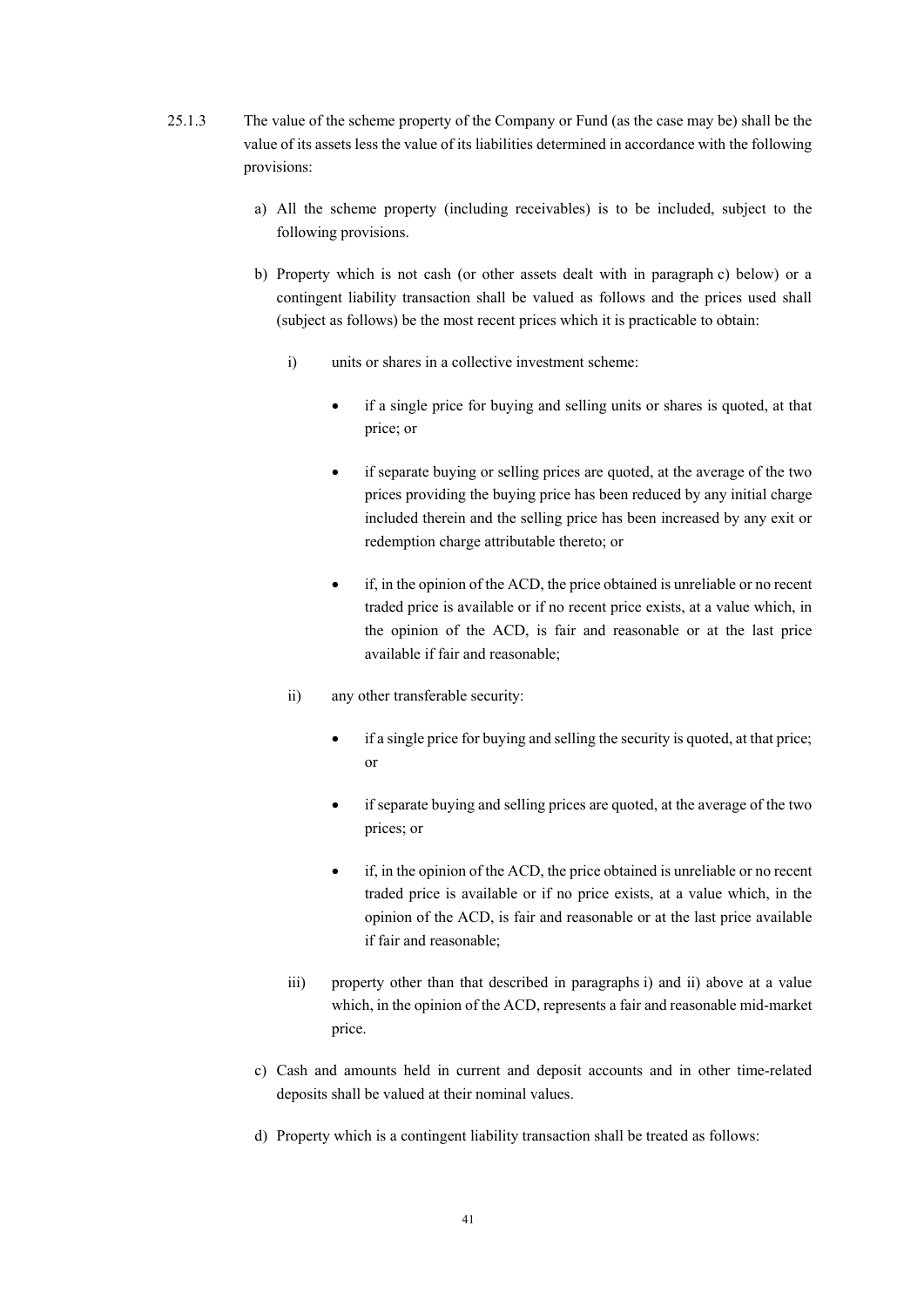25.1.3 The value of the scheme property of the Company or Fund (as the case may be) shall be the value of its assets less the value of its liabilities determined in accordance with the following provisions:

a) All the scheme property (including receivables) is to be included, subject to the following provisions.

b) Property which is not cash (or other assets dealt with in paragraph c) below) or a contingent liability transaction shall be valued as follows and the prices used shall (subject as follows) be the most recent prices which it is practicable to obtain:

   i) units or shares in a collective investment scheme:

      - if a single price for buying and selling units or shares is quoted, at that price; or

      - if separate buying or selling prices are quoted, at the average of the two prices providing the buying price has been reduced by any initial charge included therein and the selling price has been increased by any exit or redemption charge attributable thereto; or

      - if, in the opinion of the ACD, the price obtained is unreliable or no recent traded price is available or if no recent price exists, at a value which, in the opinion of the ACD, is fair and reasonable or at the last price available if fair and reasonable;

   ii) any other transferable security:

      - if a single price for buying and selling the security is quoted, at that price; or

      - if separate buying and selling prices are quoted, at the average of the two prices; or

      - if, in the opinion of the ACD, the price obtained is unreliable or no recent traded price is available or if no price exists, at a value which, in the opinion of the ACD, is fair and reasonable or at the last price available if fair and reasonable;

   iii) property other than that described in paragraphs i) and ii) above at a value which, in the opinion of the ACD, represents a fair and reasonable mid-market price.

c) Cash and amounts held in current and deposit accounts and in other time-related deposits shall be valued at their nominal values.

d) Property which is a contingent liability transaction shall be treated as follows: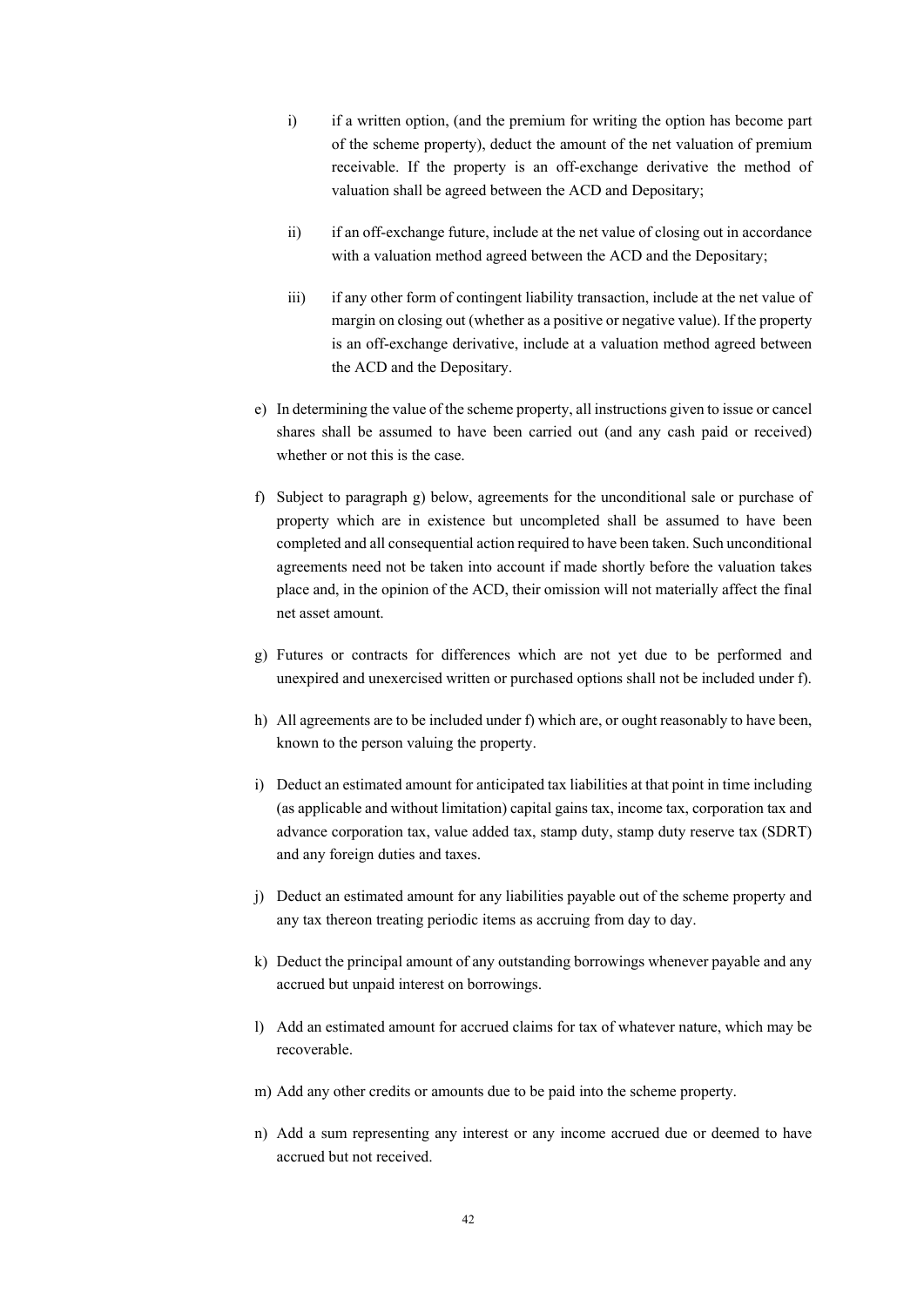i) if a written option, (and the premium for writing the option has become part of the scheme property), deduct the amount of the net valuation of premium receivable. If the property is an off-exchange derivative the method of valuation shall be agreed between the ACD and Depositary;

ii) if an off-exchange future, include at the net value of closing out in accordance with a valuation method agreed between the ACD and the Depositary;

iii) if any other form of contingent liability transaction, include at the net value of margin on closing out (whether as a positive or negative value). If the property is an off-exchange derivative, include at a valuation method agreed between the ACD and the Depositary.

e) In determining the value of the scheme property, all instructions given to issue or cancel shares shall be assumed to have been carried out (and any cash paid or received) whether or not this is the case.

f) Subject to paragraph g) below, agreements for the unconditional sale or purchase of property which are in existence but uncompleted shall be assumed to have been completed and all consequential action required to have been taken. Such unconditional agreements need not be taken into account if made shortly before the valuation takes place and, in the opinion of the ACD, their omission will not materially affect the final net asset amount.

g) Futures or contracts for differences which are not yet due to be performed and unexpired and unexercised written or purchased options shall not be included under f).

h) All agreements are to be included under f) which are, or ought reasonably to have been, known to the person valuing the property.

i) Deduct an estimated amount for anticipated tax liabilities at that point in time including (as applicable and without limitation) capital gains tax, income tax, corporation tax and advance corporation tax, value added tax, stamp duty, stamp duty reserve tax (SDRT) and any foreign duties and taxes.

j) Deduct an estimated amount for any liabilities payable out of the scheme property and any tax thereon treating periodic items as accruing from day to day.

k) Deduct the principal amount of any outstanding borrowings whenever payable and any accrued but unpaid interest on borrowings.

l) Add an estimated amount for accrued claims for tax of whatever nature, which may be recoverable.

m) Add any other credits or amounts due to be paid into the scheme property.

n) Add a sum representing any interest or any income accrued due or deemed to have accrued but not received.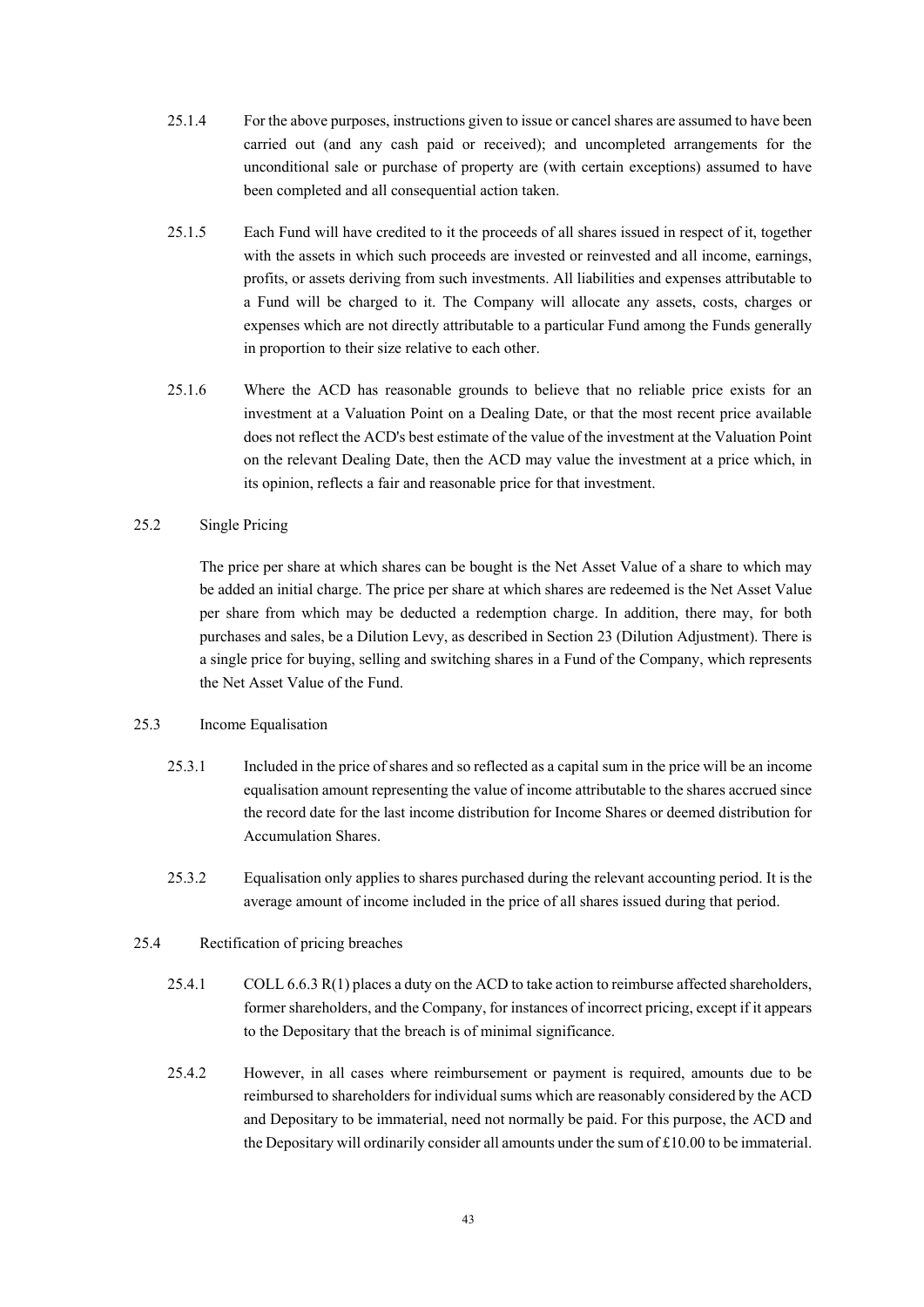25.1.4 For the above purposes, instructions given to issue or cancel shares are assumed to have been carried out (and any cash paid or received); and uncompleted arrangements for the unconditional sale or purchase of property are (with certain exceptions) assumed to have been completed and all consequential action taken.

25.1.5 Each Fund will have credited to it the proceeds of all shares issued in respect of it, together with the assets in which such proceeds are invested or reinvested and all income, earnings, profits, or assets deriving from such investments. All liabilities and expenses attributable to a Fund will be charged to it. The Company will allocate any assets, costs, charges or expenses which are not directly attributable to a particular Fund among the Funds generally in proportion to their size relative to each other.

25.1.6 Where the ACD has reasonable grounds to believe that no reliable price exists for an investment at a Valuation Point on a Dealing Date, or that the most recent price available does not reflect the ACD's best estimate of the value of the investment at the Valuation Point on the relevant Dealing Date, then the ACD may value the investment at a price which, in its opinion, reflects a fair and reasonable price for that investment.

25.2 Single Pricing

The price per share at which shares can be bought is the Net Asset Value of a share to which may be added an initial charge. The price per share at which shares are redeemed is the Net Asset Value per share from which may be deducted a redemption charge. In addition, there may, for both purchases and sales, be a Dilution Levy, as described in Section 23 (Dilution Adjustment). There is a single price for buying, selling and switching shares in a Fund of the Company, which represents the Net Asset Value of the Fund.

25.3 Income Equalisation

25.3.1 Included in the price of shares and so reflected as a capital sum in the price will be an income equalisation amount representing the value of income attributable to the shares accrued since the record date for the last income distribution for Income Shares or deemed distribution for Accumulation Shares.

25.3.2 Equalisation only applies to shares purchased during the relevant accounting period. It is the average amount of income included in the price of all shares issued during that period.

25.4 Rectification of pricing breaches

25.4.1 COLL 6.6.3 R(1) places a duty on the ACD to take action to reimburse affected shareholders, former shareholders, and the Company, for instances of incorrect pricing, except if it appears to the Depositary that the breach is of minimal significance.

25.4.2 However, in all cases where reimbursement or payment is required, amounts due to be reimbursed to shareholders for individual sums which are reasonably considered by the ACD and Depositary to be immaterial, need not normally be paid. For this purpose, the ACD and the Depositary will ordinarily consider all amounts under the sum of £10.00 to be immaterial.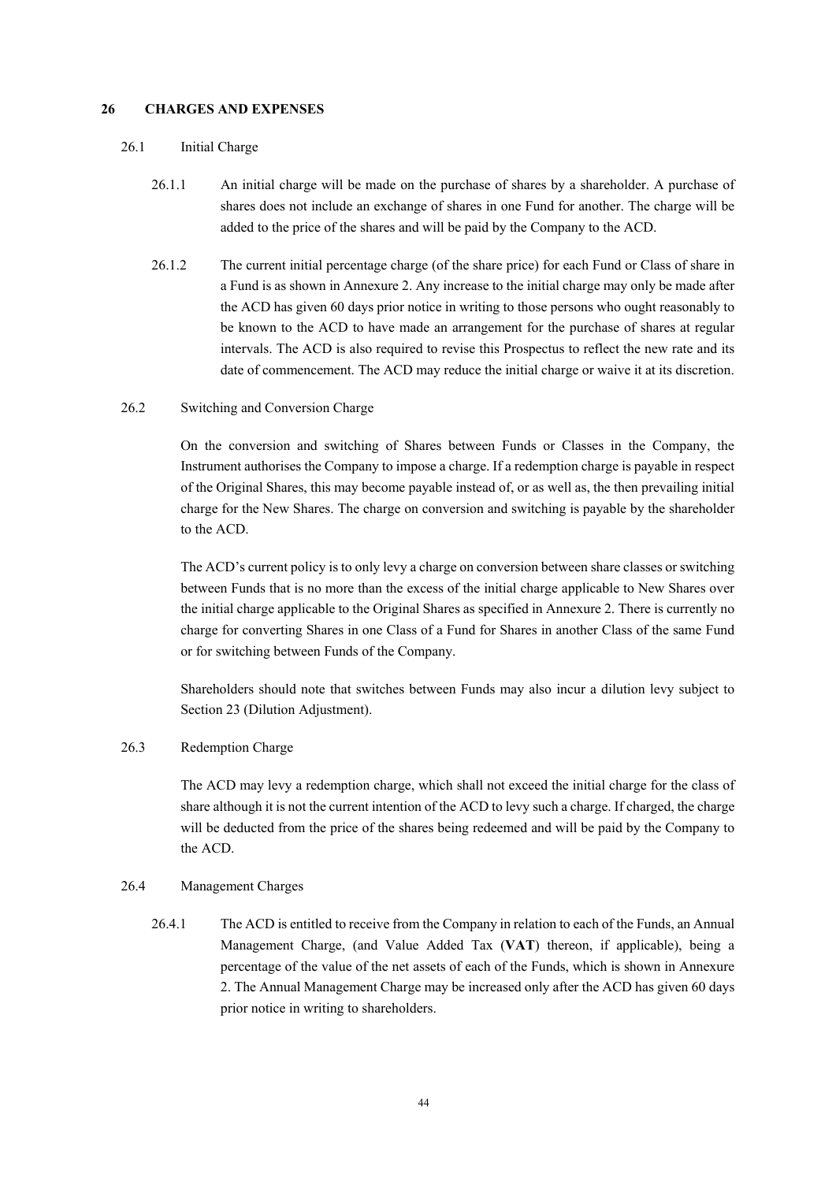## 26 CHARGES AND EXPENSES

### 26.1 Initial Charge

26.1.1 An initial charge will be made on the purchase of shares by a shareholder. A purchase of shares does not include an exchange of shares in one Fund for another. The charge will be added to the price of the shares and will be paid by the Company to the ACD.

26.1.2 The current initial percentage charge (of the share price) for each Fund or Class of share in a Fund is as shown in Annexure 2. Any increase to the initial charge may only be made after the ACD has given 60 days prior notice in writing to those persons who ought reasonably to be known to the ACD to have made an arrangement for the purchase of shares at regular intervals. The ACD is also required to revise this Prospectus to reflect the new rate and its date of commencement. The ACD may reduce the initial charge or waive it at its discretion.

### 26.2 Switching and Conversion Charge

On the conversion and switching of Shares between Funds or Classes in the Company, the Instrument authorises the Company to impose a charge. If a redemption charge is payable in respect of the Original Shares, this may become payable instead of, or as well as, the then prevailing initial charge for the New Shares. The charge on conversion and switching is payable by the shareholder to the ACD.

The ACD's current policy is to only levy a charge on conversion between share classes or switching between Funds that is no more than the excess of the initial charge applicable to New Shares over the initial charge applicable to the Original Shares as specified in Annexure 2. There is currently no charge for converting Shares in one Class of a Fund for Shares in another Class of the same Fund or for switching between Funds of the Company.

Shareholders should note that switches between Funds may also incur a dilution levy subject to Section 23 (Dilution Adjustment).

### 26.3 Redemption Charge

The ACD may levy a redemption charge, which shall not exceed the initial charge for the class of share although it is not the current intention of the ACD to levy such a charge. If charged, the charge will be deducted from the price of the shares being redeemed and will be paid by the Company to the ACD.

### 26.4 Management Charges

26.4.1 The ACD is entitled to receive from the Company in relation to each of the Funds, an Annual Management Charge, (and Value Added Tax (**VAT**) thereon, if applicable), being a percentage of the value of the net assets of each of the Funds, which is shown in Annexure 2. The Annual Management Charge may be increased only after the ACD has given 60 days prior notice in writing to shareholders.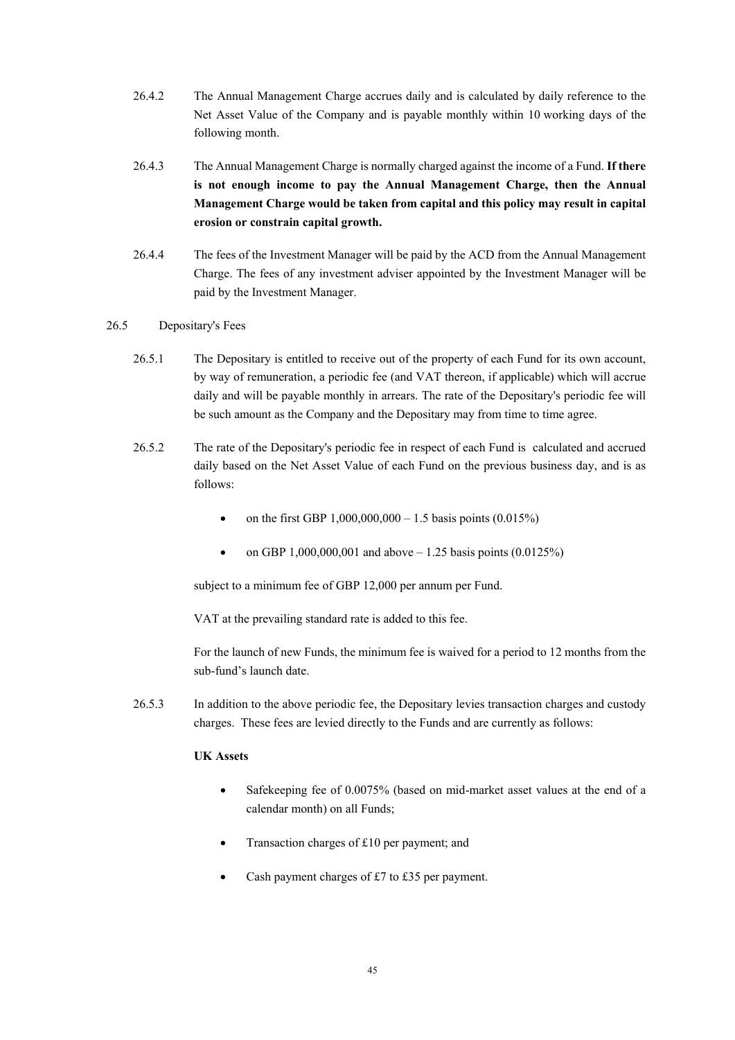26.4.2 The Annual Management Charge accrues daily and is calculated by daily reference to the Net Asset Value of the Company and is payable monthly within 10 working days of the following month.

26.4.3 The Annual Management Charge is normally charged against the income of a Fund. **If there is not enough income to pay the Annual Management Charge, then the Annual Management Charge would be taken from capital and this policy may result in capital erosion or constrain capital growth.**

26.4.4 The fees of the Investment Manager will be paid by the ACD from the Annual Management Charge. The fees of any investment adviser appointed by the Investment Manager will be paid by the Investment Manager.

26.5 Depositary's Fees

26.5.1 The Depositary is entitled to receive out of the property of each Fund for its own account, by way of remuneration, a periodic fee (and VAT thereon, if applicable) which will accrue daily and will be payable monthly in arrears. The rate of the Depositary's periodic fee will be such amount as the Company and the Depositary may from time to time agree.

26.5.2 The rate of the Depositary's periodic fee in respect of each Fund is calculated and accrued daily based on the Net Asset Value of each Fund on the previous business day, and is as follows:

- on the first GBP 1,000,000,000 – 1.5 basis points (0.015%)
- on GBP 1,000,000,001 and above – 1.25 basis points (0.0125%)

subject to a minimum fee of GBP 12,000 per annum per Fund.

VAT at the prevailing standard rate is added to this fee.

For the launch of new Funds, the minimum fee is waived for a period to 12 months from the sub-fund's launch date.

26.5.3 In addition to the above periodic fee, the Depositary levies transaction charges and custody charges. These fees are levied directly to the Funds and are currently as follows:

**UK Assets**

- Safekeeping fee of 0.0075% (based on mid-market asset values at the end of a calendar month) on all Funds;
- Transaction charges of £10 per payment; and
- Cash payment charges of £7 to £35 per payment.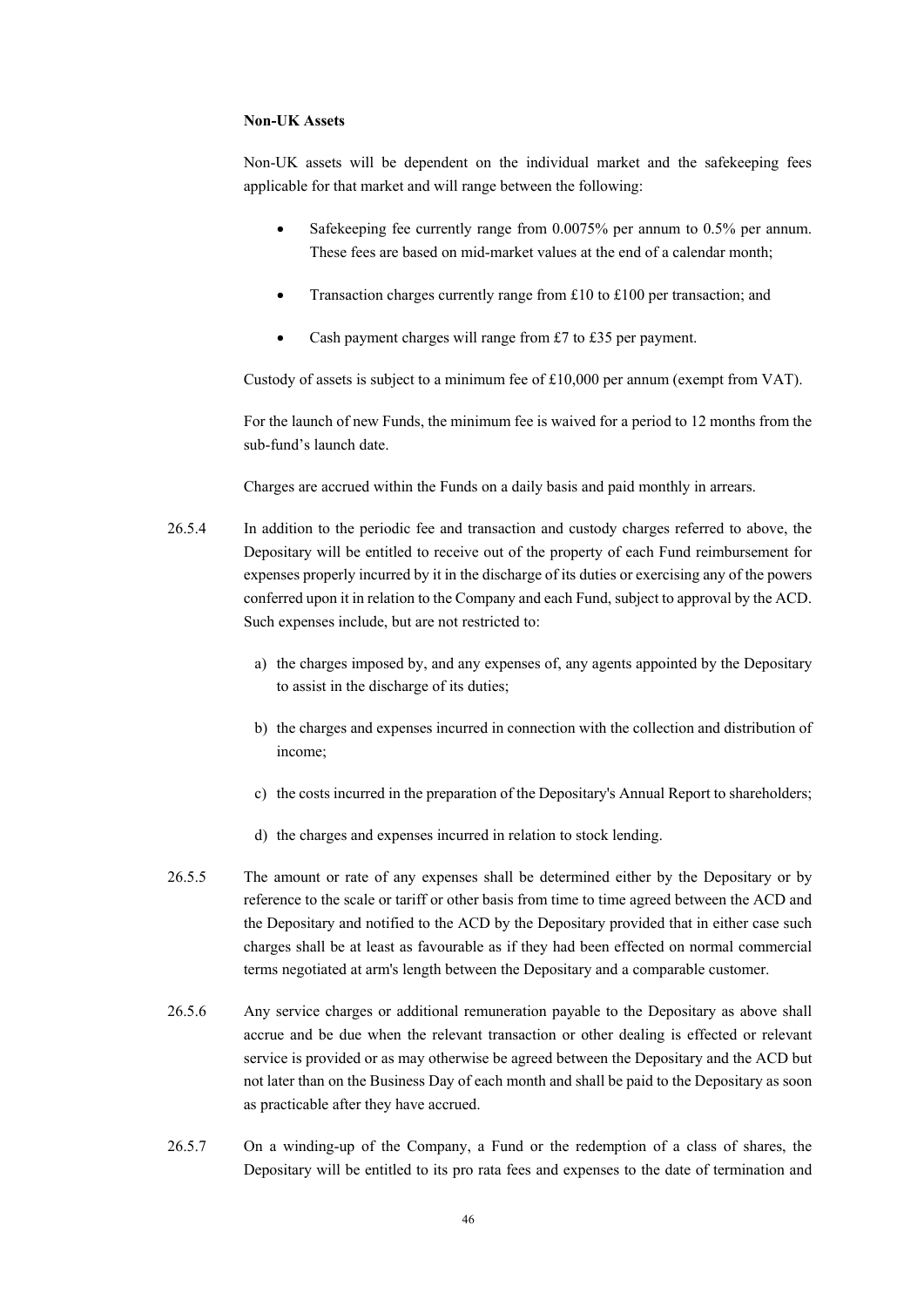**Non-UK Assets**

Non-UK assets will be dependent on the individual market and the safekeeping fees applicable for that market and will range between the following:

- Safekeeping fee currently range from 0.0075% per annum to 0.5% per annum. These fees are based on mid-market values at the end of a calendar month;
- Transaction charges currently range from £10 to £100 per transaction; and
- Cash payment charges will range from £7 to £35 per payment.

Custody of assets is subject to a minimum fee of £10,000 per annum (exempt from VAT).

For the launch of new Funds, the minimum fee is waived for a period to 12 months from the sub-fund's launch date.

Charges are accrued within the Funds on a daily basis and paid monthly in arrears.

26.5.4 In addition to the periodic fee and transaction and custody charges referred to above, the Depositary will be entitled to receive out of the property of each Fund reimbursement for expenses properly incurred by it in the discharge of its duties or exercising any of the powers conferred upon it in relation to the Company and each Fund, subject to approval by the ACD. Such expenses include, but are not restricted to:

a) the charges imposed by, and any expenses of, any agents appointed by the Depositary to assist in the discharge of its duties;

b) the charges and expenses incurred in connection with the collection and distribution of income;

c) the costs incurred in the preparation of the Depositary's Annual Report to shareholders;

d) the charges and expenses incurred in relation to stock lending.

26.5.5 The amount or rate of any expenses shall be determined either by the Depositary or by reference to the scale or tariff or other basis from time to time agreed between the ACD and the Depositary and notified to the ACD by the Depositary provided that in either case such charges shall be at least as favourable as if they had been effected on normal commercial terms negotiated at arm's length between the Depositary and a comparable customer.

26.5.6 Any service charges or additional remuneration payable to the Depositary as above shall accrue and be due when the relevant transaction or other dealing is effected or relevant service is provided or as may otherwise be agreed between the Depositary and the ACD but not later than on the Business Day of each month and shall be paid to the Depositary as soon as practicable after they have accrued.

26.5.7 On a winding-up of the Company, a Fund or the redemption of a class of shares, the Depositary will be entitled to its pro rata fees and expenses to the date of termination and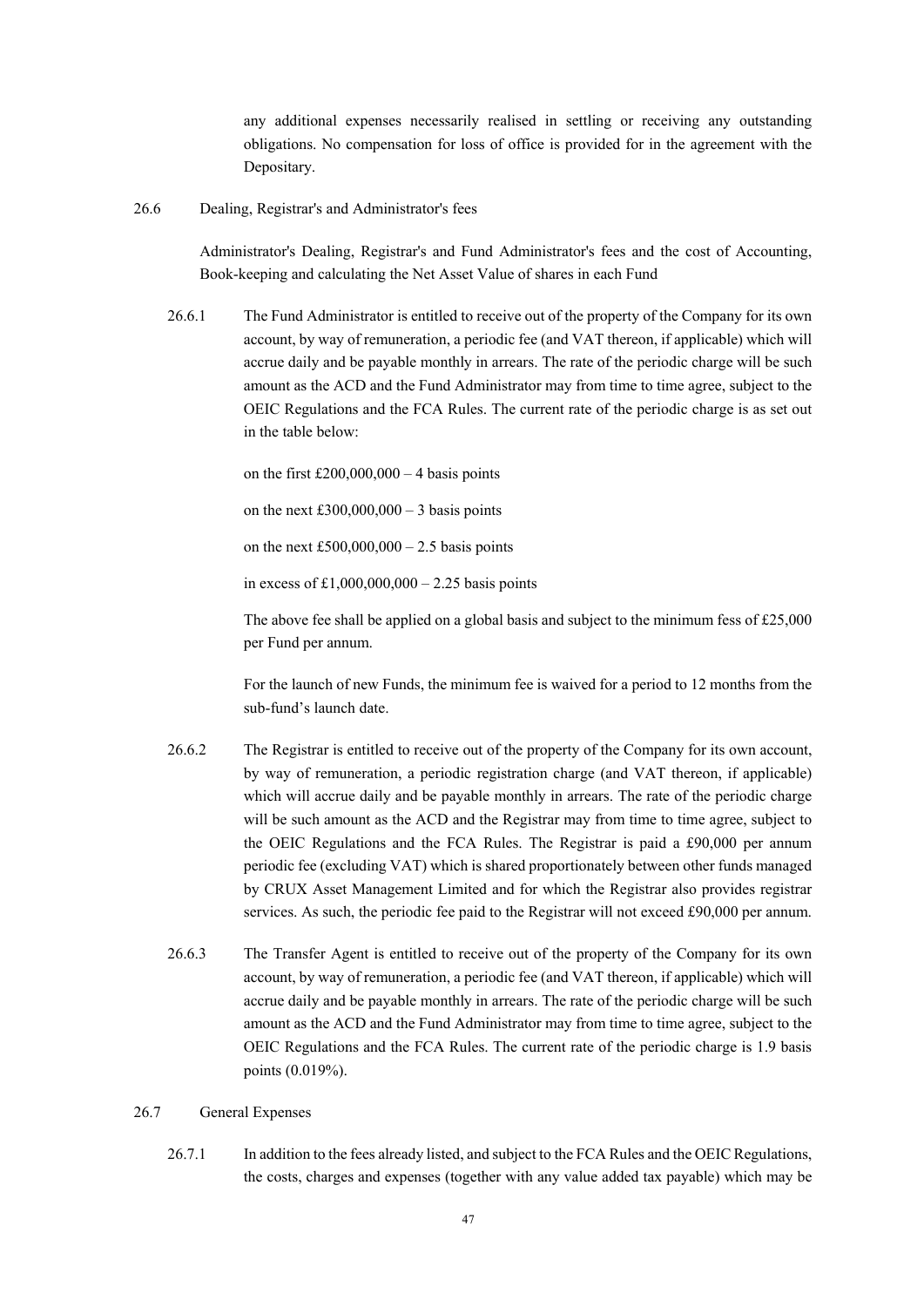any additional expenses necessarily realised in settling or receiving any outstanding obligations. No compensation for loss of office is provided for in the agreement with the Depositary.

26.6 Dealing, Registrar's and Administrator's fees

Administrator's Dealing, Registrar's and Fund Administrator's fees and the cost of Accounting, Book-keeping and calculating the Net Asset Value of shares in each Fund

26.6.1 The Fund Administrator is entitled to receive out of the property of the Company for its own account, by way of remuneration, a periodic fee (and VAT thereon, if applicable) which will accrue daily and be payable monthly in arrears. The rate of the periodic charge will be such amount as the ACD and the Fund Administrator may from time to time agree, subject to the OEIC Regulations and the FCA Rules. The current rate of the periodic charge is as set out in the table below:

on the first £200,000,000 – 4 basis points

on the next £300,000,000 – 3 basis points

on the next £500,000,000 – 2.5 basis points

in excess of £1,000,000,000 – 2.25 basis points

The above fee shall be applied on a global basis and subject to the minimum fess of £25,000 per Fund per annum.

For the launch of new Funds, the minimum fee is waived for a period to 12 months from the sub-fund's launch date.

26.6.2 The Registrar is entitled to receive out of the property of the Company for its own account, by way of remuneration, a periodic registration charge (and VAT thereon, if applicable) which will accrue daily and be payable monthly in arrears. The rate of the periodic charge will be such amount as the ACD and the Registrar may from time to time agree, subject to the OEIC Regulations and the FCA Rules. The Registrar is paid a £90,000 per annum periodic fee (excluding VAT) which is shared proportionately between other funds managed by CRUX Asset Management Limited and for which the Registrar also provides registrar services. As such, the periodic fee paid to the Registrar will not exceed £90,000 per annum.

26.6.3 The Transfer Agent is entitled to receive out of the property of the Company for its own account, by way of remuneration, a periodic fee (and VAT thereon, if applicable) which will accrue daily and be payable monthly in arrears. The rate of the periodic charge will be such amount as the ACD and the Fund Administrator may from time to time agree, subject to the OEIC Regulations and the FCA Rules. The current rate of the periodic charge is 1.9 basis points (0.019%).

26.7 General Expenses

26.7.1 In addition to the fees already listed, and subject to the FCA Rules and the OEIC Regulations, the costs, charges and expenses (together with any value added tax payable) which may be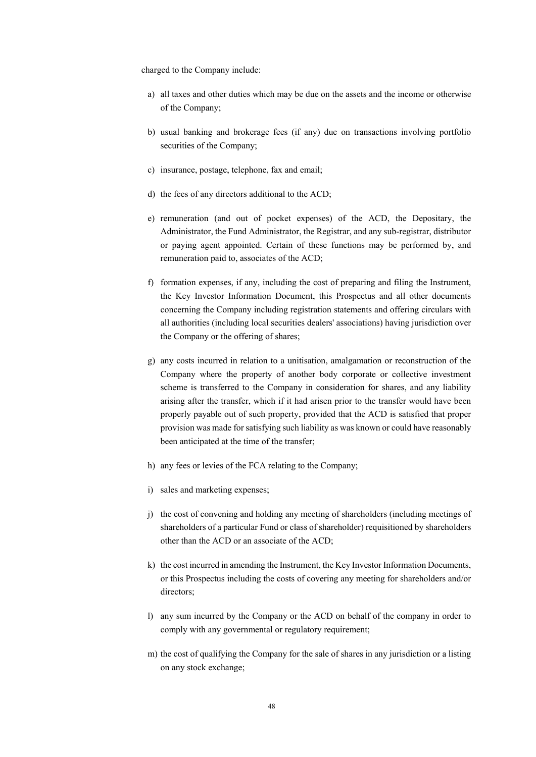charged to the Company include:

a) all taxes and other duties which may be due on the assets and the income or otherwise of the Company;

b) usual banking and brokerage fees (if any) due on transactions involving portfolio securities of the Company;

c) insurance, postage, telephone, fax and email;

d) the fees of any directors additional to the ACD;

e) remuneration (and out of pocket expenses) of the ACD, the Depositary, the Administrator, the Fund Administrator, the Registrar, and any sub-registrar, distributor or paying agent appointed. Certain of these functions may be performed by, and remuneration paid to, associates of the ACD;

f) formation expenses, if any, including the cost of preparing and filing the Instrument, the Key Investor Information Document, this Prospectus and all other documents concerning the Company including registration statements and offering circulars with all authorities (including local securities dealers' associations) having jurisdiction over the Company or the offering of shares;

g) any costs incurred in relation to a unitisation, amalgamation or reconstruction of the Company where the property of another body corporate or collective investment scheme is transferred to the Company in consideration for shares, and any liability arising after the transfer, which if it had arisen prior to the transfer would have been properly payable out of such property, provided that the ACD is satisfied that proper provision was made for satisfying such liability as was known or could have reasonably been anticipated at the time of the transfer;

h) any fees or levies of the FCA relating to the Company;

i) sales and marketing expenses;

j) the cost of convening and holding any meeting of shareholders (including meetings of shareholders of a particular Fund or class of shareholder) requisitioned by shareholders other than the ACD or an associate of the ACD;

k) the cost incurred in amending the Instrument, the Key Investor Information Documents, or this Prospectus including the costs of covering any meeting for shareholders and/or directors;

l) any sum incurred by the Company or the ACD on behalf of the company in order to comply with any governmental or regulatory requirement;

m) the cost of qualifying the Company for the sale of shares in any jurisdiction or a listing on any stock exchange;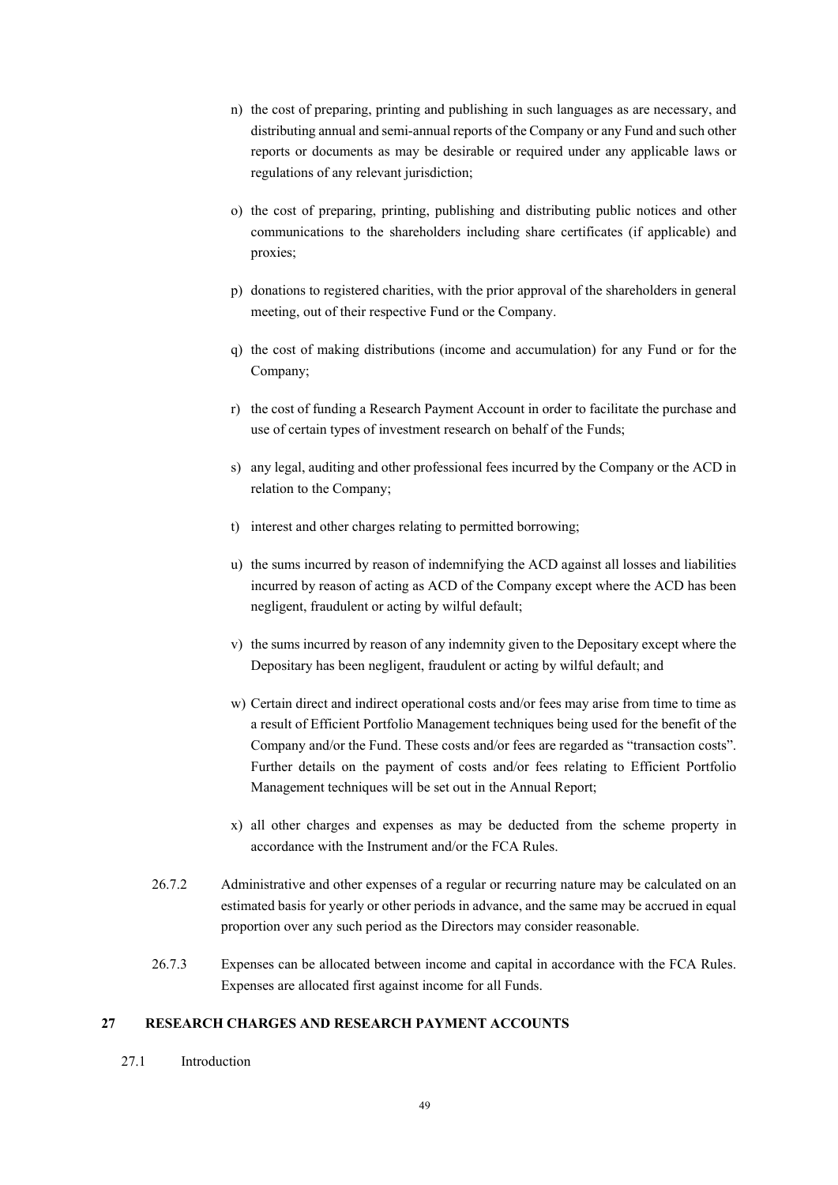n) the cost of preparing, printing and publishing in such languages as are necessary, and distributing annual and semi-annual reports of the Company or any Fund and such other reports or documents as may be desirable or required under any applicable laws or regulations of any relevant jurisdiction;

o) the cost of preparing, printing, publishing and distributing public notices and other communications to the shareholders including share certificates (if applicable) and proxies;

p) donations to registered charities, with the prior approval of the shareholders in general meeting, out of their respective Fund or the Company.

q) the cost of making distributions (income and accumulation) for any Fund or for the Company;

r) the cost of funding a Research Payment Account in order to facilitate the purchase and use of certain types of investment research on behalf of the Funds;

s) any legal, auditing and other professional fees incurred by the Company or the ACD in relation to the Company;

t) interest and other charges relating to permitted borrowing;

u) the sums incurred by reason of indemnifying the ACD against all losses and liabilities incurred by reason of acting as ACD of the Company except where the ACD has been negligent, fraudulent or acting by wilful default;

v) the sums incurred by reason of any indemnity given to the Depositary except where the Depositary has been negligent, fraudulent or acting by wilful default; and

w) Certain direct and indirect operational costs and/or fees may arise from time to time as a result of Efficient Portfolio Management techniques being used for the benefit of the Company and/or the Fund. These costs and/or fees are regarded as "transaction costs". Further details on the payment of costs and/or fees relating to Efficient Portfolio Management techniques will be set out in the Annual Report;

x) all other charges and expenses as may be deducted from the scheme property in accordance with the Instrument and/or the FCA Rules.

26.7.2 Administrative and other expenses of a regular or recurring nature may be calculated on an estimated basis for yearly or other periods in advance, and the same may be accrued in equal proportion over any such period as the Directors may consider reasonable.

26.7.3 Expenses can be allocated between income and capital in accordance with the FCA Rules. Expenses are allocated first against income for all Funds.

## 27 RESEARCH CHARGES AND RESEARCH PAYMENT ACCOUNTS

27.1 Introduction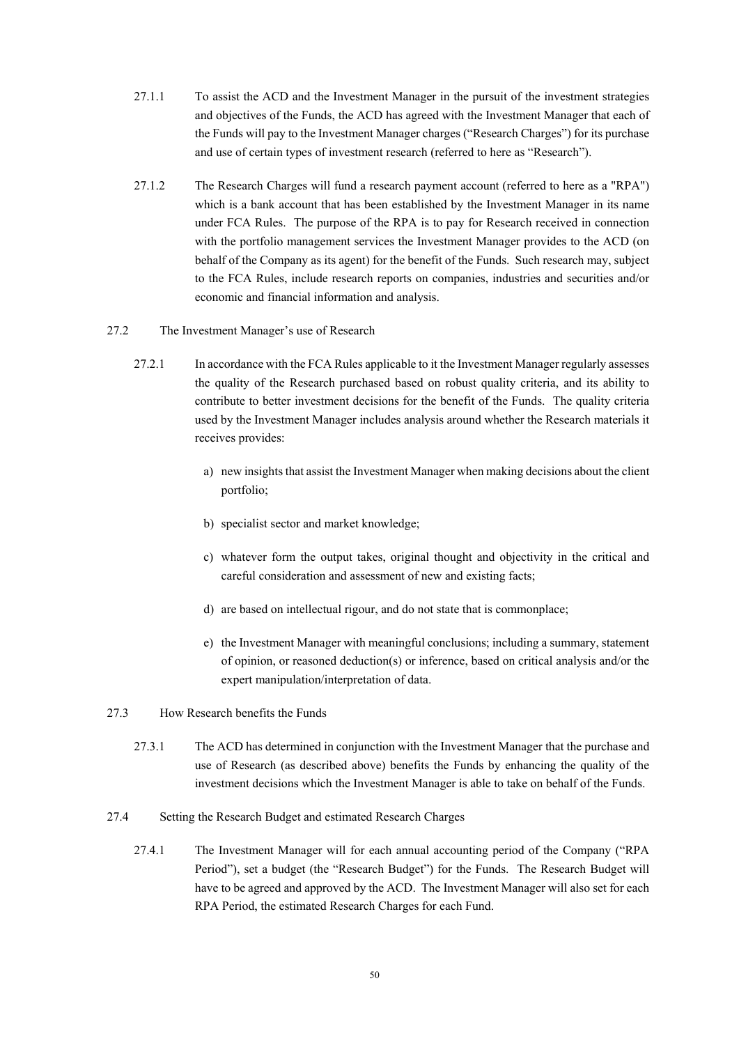27.1.1 To assist the ACD and the Investment Manager in the pursuit of the investment strategies and objectives of the Funds, the ACD has agreed with the Investment Manager that each of the Funds will pay to the Investment Manager charges ("Research Charges") for its purchase and use of certain types of investment research (referred to here as "Research").

27.1.2 The Research Charges will fund a research payment account (referred to here as a "RPA") which is a bank account that has been established by the Investment Manager in its name under FCA Rules. The purpose of the RPA is to pay for Research received in connection with the portfolio management services the Investment Manager provides to the ACD (on behalf of the Company as its agent) for the benefit of the Funds. Such research may, subject to the FCA Rules, include research reports on companies, industries and securities and/or economic and financial information and analysis.

27.2 The Investment Manager's use of Research

27.2.1 In accordance with the FCA Rules applicable to it the Investment Manager regularly assesses the quality of the Research purchased based on robust quality criteria, and its ability to contribute to better investment decisions for the benefit of the Funds. The quality criteria used by the Investment Manager includes analysis around whether the Research materials it receives provides:

a) new insights that assist the Investment Manager when making decisions about the client portfolio;

b) specialist sector and market knowledge;

c) whatever form the output takes, original thought and objectivity in the critical and careful consideration and assessment of new and existing facts;

d) are based on intellectual rigour, and do not state that is commonplace;

e) the Investment Manager with meaningful conclusions; including a summary, statement of opinion, or reasoned deduction(s) or inference, based on critical analysis and/or the expert manipulation/interpretation of data.

27.3 How Research benefits the Funds

27.3.1 The ACD has determined in conjunction with the Investment Manager that the purchase and use of Research (as described above) benefits the Funds by enhancing the quality of the investment decisions which the Investment Manager is able to take on behalf of the Funds.

27.4 Setting the Research Budget and estimated Research Charges

27.4.1 The Investment Manager will for each annual accounting period of the Company ("RPA Period"), set a budget (the "Research Budget") for the Funds. The Research Budget will have to be agreed and approved by the ACD. The Investment Manager will also set for each RPA Period, the estimated Research Charges for each Fund.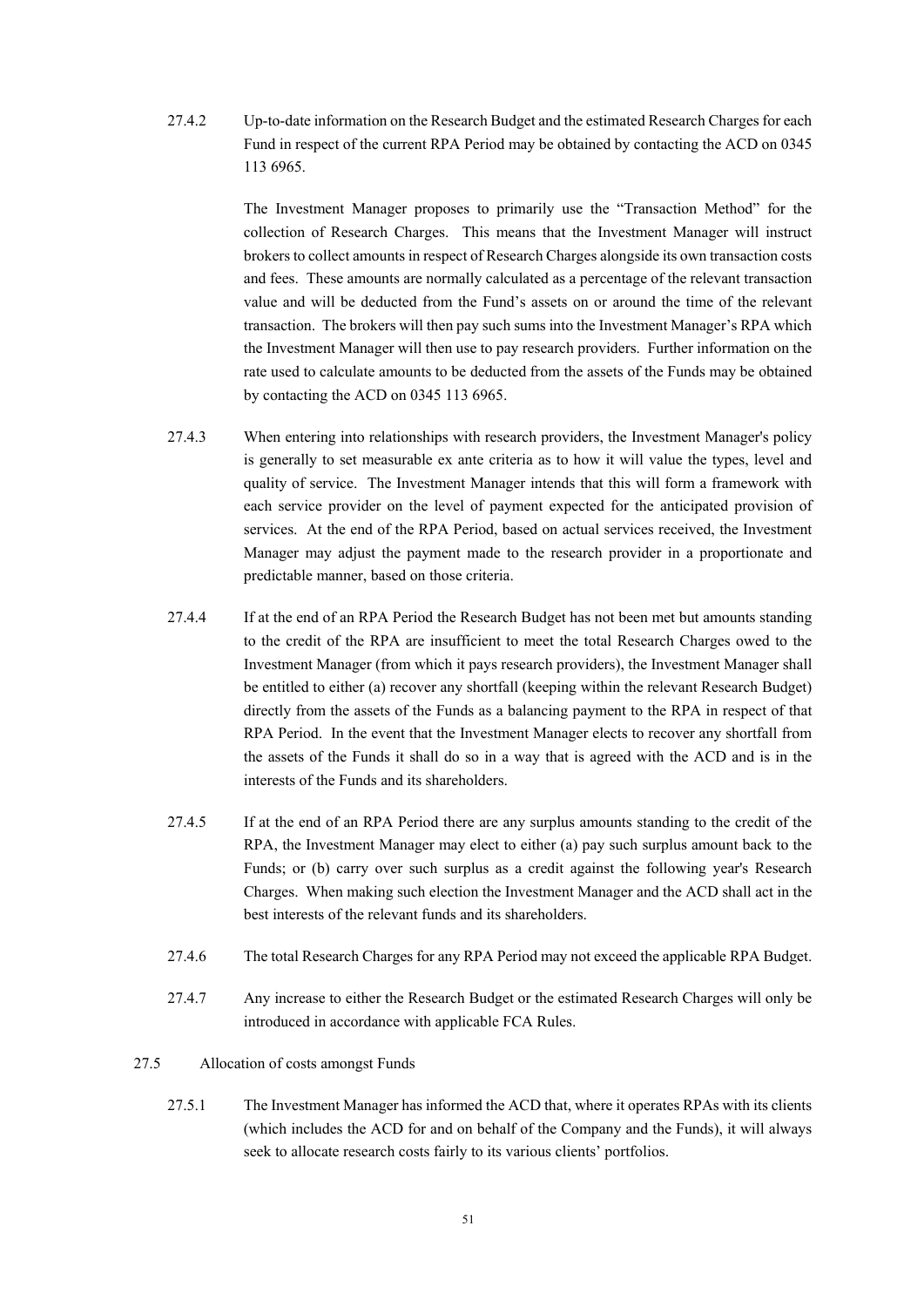27.4.2 Up-to-date information on the Research Budget and the estimated Research Charges for each Fund in respect of the current RPA Period may be obtained by contacting the ACD on 0345 113 6965.

The Investment Manager proposes to primarily use the "Transaction Method" for the collection of Research Charges. This means that the Investment Manager will instruct brokers to collect amounts in respect of Research Charges alongside its own transaction costs and fees. These amounts are normally calculated as a percentage of the relevant transaction value and will be deducted from the Fund's assets on or around the time of the relevant transaction. The brokers will then pay such sums into the Investment Manager's RPA which the Investment Manager will then use to pay research providers. Further information on the rate used to calculate amounts to be deducted from the assets of the Funds may be obtained by contacting the ACD on 0345 113 6965.

27.4.3 When entering into relationships with research providers, the Investment Manager's policy is generally to set measurable ex ante criteria as to how it will value the types, level and quality of service. The Investment Manager intends that this will form a framework with each service provider on the level of payment expected for the anticipated provision of services. At the end of the RPA Period, based on actual services received, the Investment Manager may adjust the payment made to the research provider in a proportionate and predictable manner, based on those criteria.

27.4.4 If at the end of an RPA Period the Research Budget has not been met but amounts standing to the credit of the RPA are insufficient to meet the total Research Charges owed to the Investment Manager (from which it pays research providers), the Investment Manager shall be entitled to either (a) recover any shortfall (keeping within the relevant Research Budget) directly from the assets of the Funds as a balancing payment to the RPA in respect of that RPA Period. In the event that the Investment Manager elects to recover any shortfall from the assets of the Funds it shall do so in a way that is agreed with the ACD and is in the interests of the Funds and its shareholders.

27.4.5 If at the end of an RPA Period there are any surplus amounts standing to the credit of the RPA, the Investment Manager may elect to either (a) pay such surplus amount back to the Funds; or (b) carry over such surplus as a credit against the following year's Research Charges. When making such election the Investment Manager and the ACD shall act in the best interests of the relevant funds and its shareholders.

27.4.6 The total Research Charges for any RPA Period may not exceed the applicable RPA Budget.

27.4.7 Any increase to either the Research Budget or the estimated Research Charges will only be introduced in accordance with applicable FCA Rules.

27.5 Allocation of costs amongst Funds

27.5.1 The Investment Manager has informed the ACD that, where it operates RPAs with its clients (which includes the ACD for and on behalf of the Company and the Funds), it will always seek to allocate research costs fairly to its various clients' portfolios.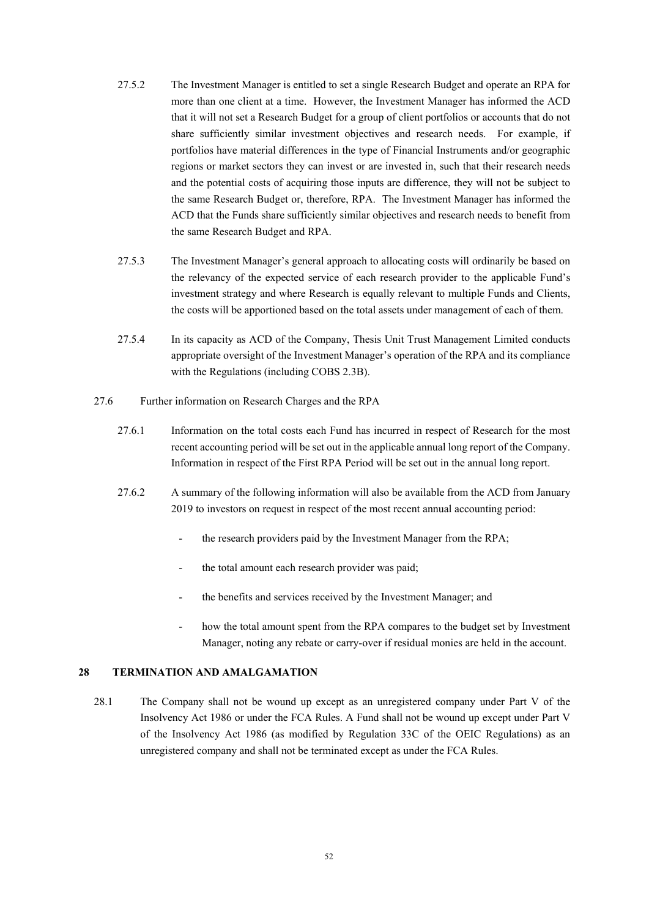27.5.2 The Investment Manager is entitled to set a single Research Budget and operate an RPA for more than one client at a time. However, the Investment Manager has informed the ACD that it will not set a Research Budget for a group of client portfolios or accounts that do not share sufficiently similar investment objectives and research needs. For example, if portfolios have material differences in the type of Financial Instruments and/or geographic regions or market sectors they can invest or are invested in, such that their research needs and the potential costs of acquiring those inputs are difference, they will not be subject to the same Research Budget or, therefore, RPA. The Investment Manager has informed the ACD that the Funds share sufficiently similar objectives and research needs to benefit from the same Research Budget and RPA.

27.5.3 The Investment Manager's general approach to allocating costs will ordinarily be based on the relevancy of the expected service of each research provider to the applicable Fund's investment strategy and where Research is equally relevant to multiple Funds and Clients, the costs will be apportioned based on the total assets under management of each of them.

27.5.4 In its capacity as ACD of the Company, Thesis Unit Trust Management Limited conducts appropriate oversight of the Investment Manager's operation of the RPA and its compliance with the Regulations (including COBS 2.3B).

27.6 Further information on Research Charges and the RPA

27.6.1 Information on the total costs each Fund has incurred in respect of Research for the most recent accounting period will be set out in the applicable annual long report of the Company. Information in respect of the First RPA Period will be set out in the annual long report.

27.6.2 A summary of the following information will also be available from the ACD from January 2019 to investors on request in respect of the most recent annual accounting period:

- the research providers paid by the Investment Manager from the RPA;
- the total amount each research provider was paid;
- the benefits and services received by the Investment Manager; and
- how the total amount spent from the RPA compares to the budget set by Investment Manager, noting any rebate or carry-over if residual monies are held in the account.

## 28 TERMINATION AND AMALGAMATION

28.1 The Company shall not be wound up except as an unregistered company under Part V of the Insolvency Act 1986 or under the FCA Rules. A Fund shall not be wound up except under Part V of the Insolvency Act 1986 (as modified by Regulation 33C of the OEIC Regulations) as an unregistered company and shall not be terminated except as under the FCA Rules.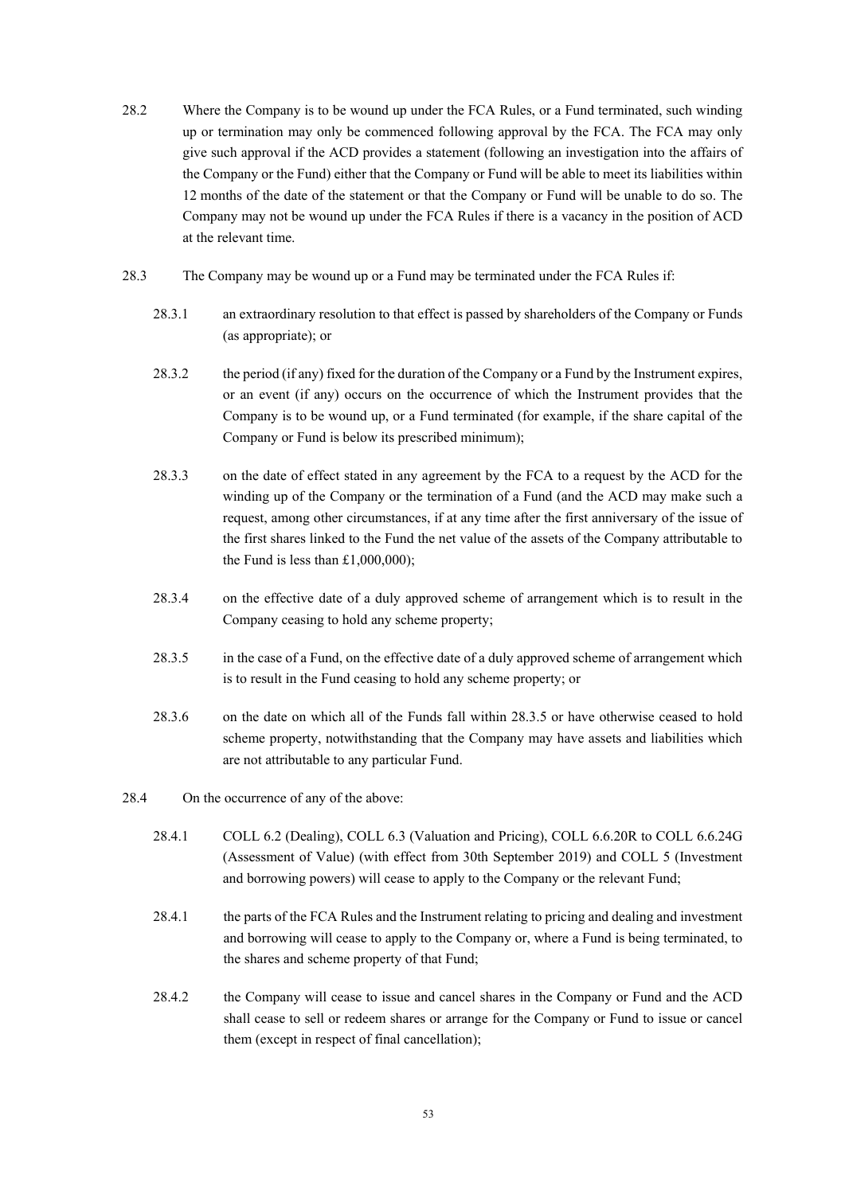28.2 Where the Company is to be wound up under the FCA Rules, or a Fund terminated, such winding up or termination may only be commenced following approval by the FCA. The FCA may only give such approval if the ACD provides a statement (following an investigation into the affairs of the Company or the Fund) either that the Company or Fund will be able to meet its liabilities within 12 months of the date of the statement or that the Company or Fund will be unable to do so. The Company may not be wound up under the FCA Rules if there is a vacancy in the position of ACD at the relevant time.

28.3 The Company may be wound up or a Fund may be terminated under the FCA Rules if:

28.3.1 an extraordinary resolution to that effect is passed by shareholders of the Company or Funds (as appropriate); or

28.3.2 the period (if any) fixed for the duration of the Company or a Fund by the Instrument expires, or an event (if any) occurs on the occurrence of which the Instrument provides that the Company is to be wound up, or a Fund terminated (for example, if the share capital of the Company or Fund is below its prescribed minimum);

28.3.3 on the date of effect stated in any agreement by the FCA to a request by the ACD for the winding up of the Company or the termination of a Fund (and the ACD may make such a request, among other circumstances, if at any time after the first anniversary of the issue of the first shares linked to the Fund the net value of the assets of the Company attributable to the Fund is less than £1,000,000);

28.3.4 on the effective date of a duly approved scheme of arrangement which is to result in the Company ceasing to hold any scheme property;

28.3.5 in the case of a Fund, on the effective date of a duly approved scheme of arrangement which is to result in the Fund ceasing to hold any scheme property; or

28.3.6 on the date on which all of the Funds fall within 28.3.5 or have otherwise ceased to hold scheme property, notwithstanding that the Company may have assets and liabilities which are not attributable to any particular Fund.

28.4 On the occurrence of any of the above:

28.4.1 COLL 6.2 (Dealing), COLL 6.3 (Valuation and Pricing), COLL 6.6.20R to COLL 6.6.24G (Assessment of Value) (with effect from 30th September 2019) and COLL 5 (Investment and borrowing powers) will cease to apply to the Company or the relevant Fund;

28.4.1 the parts of the FCA Rules and the Instrument relating to pricing and dealing and investment and borrowing will cease to apply to the Company or, where a Fund is being terminated, to the shares and scheme property of that Fund;

28.4.2 the Company will cease to issue and cancel shares in the Company or Fund and the ACD shall cease to sell or redeem shares or arrange for the Company or Fund to issue or cancel them (except in respect of final cancellation);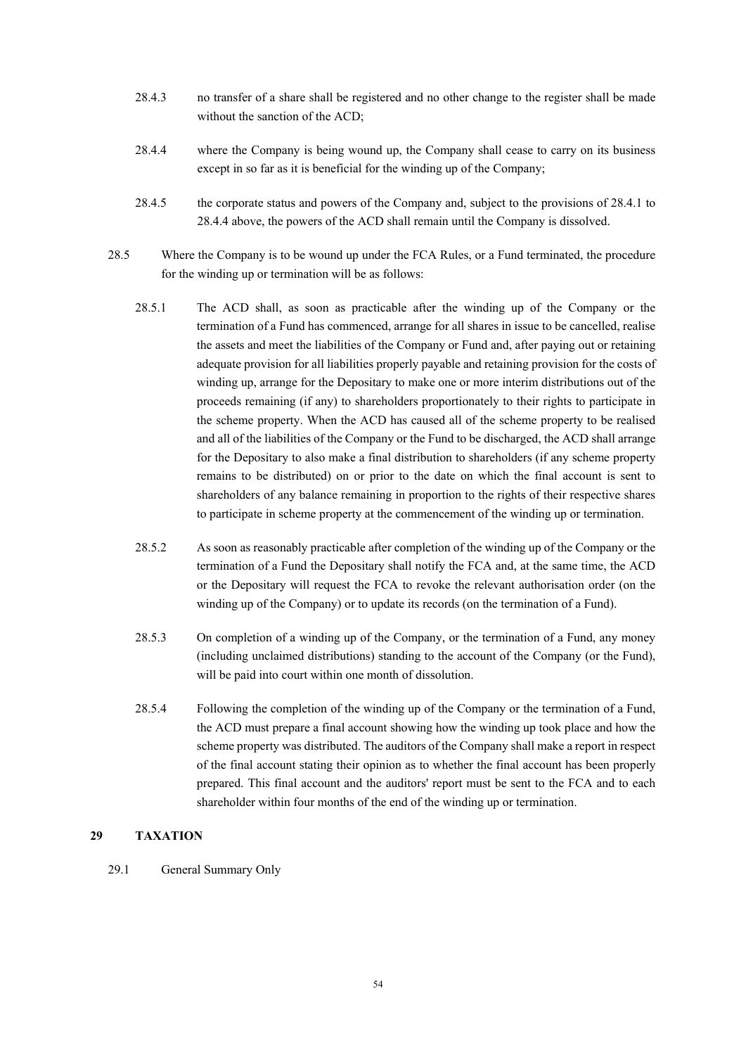28.4.3 no transfer of a share shall be registered and no other change to the register shall be made without the sanction of the ACD;

28.4.4 where the Company is being wound up, the Company shall cease to carry on its business except in so far as it is beneficial for the winding up of the Company;

28.4.5 the corporate status and powers of the Company and, subject to the provisions of 28.4.1 to 28.4.4 above, the powers of the ACD shall remain until the Company is dissolved.

28.5 Where the Company is to be wound up under the FCA Rules, or a Fund terminated, the procedure for the winding up or termination will be as follows:

28.5.1 The ACD shall, as soon as practicable after the winding up of the Company or the termination of a Fund has commenced, arrange for all shares in issue to be cancelled, realise the assets and meet the liabilities of the Company or Fund and, after paying out or retaining adequate provision for all liabilities properly payable and retaining provision for the costs of winding up, arrange for the Depositary to make one or more interim distributions out of the proceeds remaining (if any) to shareholders proportionately to their rights to participate in the scheme property. When the ACD has caused all of the scheme property to be realised and all of the liabilities of the Company or the Fund to be discharged, the ACD shall arrange for the Depositary to also make a final distribution to shareholders (if any scheme property remains to be distributed) on or prior to the date on which the final account is sent to shareholders of any balance remaining in proportion to the rights of their respective shares to participate in scheme property at the commencement of the winding up or termination.

28.5.2 As soon as reasonably practicable after completion of the winding up of the Company or the termination of a Fund the Depositary shall notify the FCA and, at the same time, the ACD or the Depositary will request the FCA to revoke the relevant authorisation order (on the winding up of the Company) or to update its records (on the termination of a Fund).

28.5.3 On completion of a winding up of the Company, or the termination of a Fund, any money (including unclaimed distributions) standing to the account of the Company (or the Fund), will be paid into court within one month of dissolution.

28.5.4 Following the completion of the winding up of the Company or the termination of a Fund, the ACD must prepare a final account showing how the winding up took place and how the scheme property was distributed. The auditors of the Company shall make a report in respect of the final account stating their opinion as to whether the final account has been properly prepared. This final account and the auditors' report must be sent to the FCA and to each shareholder within four months of the end of the winding up or termination.

## 29 TAXATION

29.1 General Summary Only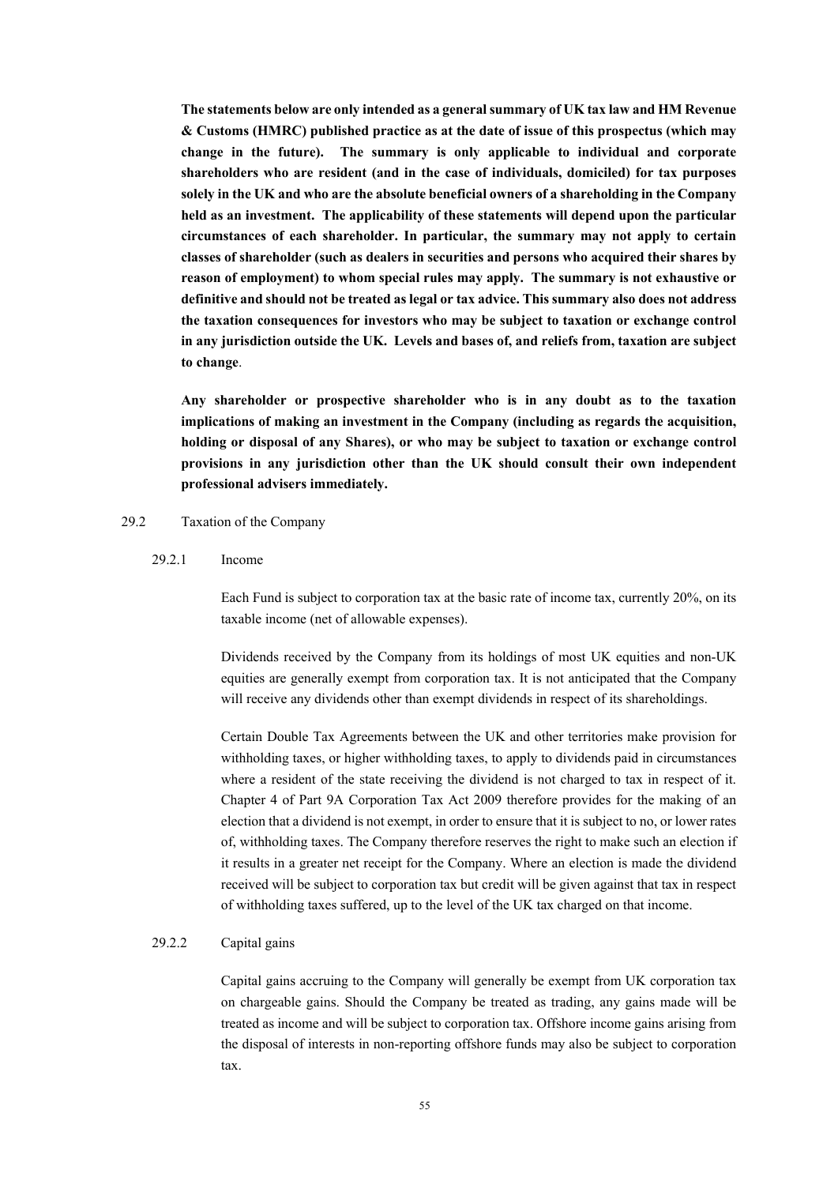**The statements below are only intended as a general summary of UK tax law and HM Revenue & Customs (HMRC) published practice as at the date of issue of this prospectus (which may change in the future). The summary is only applicable to individual and corporate shareholders who are resident (and in the case of individuals, domiciled) for tax purposes solely in the UK and who are the absolute beneficial owners of a shareholding in the Company held as an investment. The applicability of these statements will depend upon the particular circumstances of each shareholder. In particular, the summary may not apply to certain classes of shareholder (such as dealers in securities and persons who acquired their shares by reason of employment) to whom special rules may apply. The summary is not exhaustive or definitive and should not be treated as legal or tax advice. This summary also does not address the taxation consequences for investors who may be subject to taxation or exchange control in any jurisdiction outside the UK. Levels and bases of, and reliefs from, taxation are subject to change**.

**Any shareholder or prospective shareholder who is in any doubt as to the taxation implications of making an investment in the Company (including as regards the acquisition, holding or disposal of any Shares), or who may be subject to taxation or exchange control provisions in any jurisdiction other than the UK should consult their own independent professional advisers immediately.**

29.2 Taxation of the Company

29.2.1 Income

Each Fund is subject to corporation tax at the basic rate of income tax, currently 20%, on its taxable income (net of allowable expenses).

Dividends received by the Company from its holdings of most UK equities and non-UK equities are generally exempt from corporation tax. It is not anticipated that the Company will receive any dividends other than exempt dividends in respect of its shareholdings.

Certain Double Tax Agreements between the UK and other territories make provision for withholding taxes, or higher withholding taxes, to apply to dividends paid in circumstances where a resident of the state receiving the dividend is not charged to tax in respect of it. Chapter 4 of Part 9A Corporation Tax Act 2009 therefore provides for the making of an election that a dividend is not exempt, in order to ensure that it is subject to no, or lower rates of, withholding taxes. The Company therefore reserves the right to make such an election if it results in a greater net receipt for the Company. Where an election is made the dividend received will be subject to corporation tax but credit will be given against that tax in respect of withholding taxes suffered, up to the level of the UK tax charged on that income.

29.2.2 Capital gains

Capital gains accruing to the Company will generally be exempt from UK corporation tax on chargeable gains. Should the Company be treated as trading, any gains made will be treated as income and will be subject to corporation tax. Offshore income gains arising from the disposal of interests in non-reporting offshore funds may also be subject to corporation tax.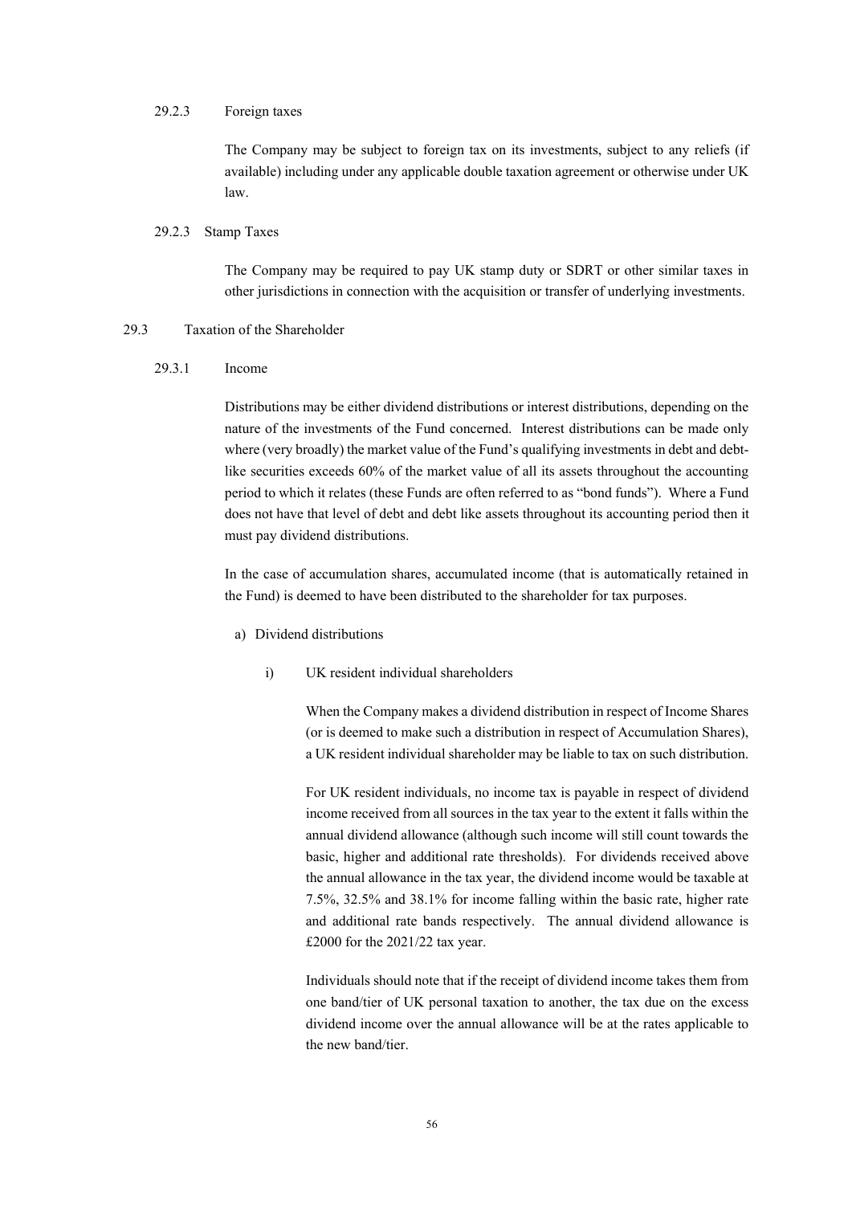#### 29.2.3 Foreign taxes

The Company may be subject to foreign tax on its investments, subject to any reliefs (if available) including under any applicable double taxation agreement or otherwise under UK law.

#### 29.2.3 Stamp Taxes

The Company may be required to pay UK stamp duty or SDRT or other similar taxes in other jurisdictions in connection with the acquisition or transfer of underlying investments.

### 29.3 Taxation of the Shareholder

#### 29.3.1 Income

Distributions may be either dividend distributions or interest distributions, depending on the nature of the investments of the Fund concerned. Interest distributions can be made only where (very broadly) the market value of the Fund's qualifying investments in debt and debt-like securities exceeds 60% of the market value of all its assets throughout the accounting period to which it relates (these Funds are often referred to as "bond funds"). Where a Fund does not have that level of debt and debt like assets throughout its accounting period then it must pay dividend distributions.

In the case of accumulation shares, accumulated income (that is automatically retained in the Fund) is deemed to have been distributed to the shareholder for tax purposes.

a) Dividend distributions

i) UK resident individual shareholders

When the Company makes a dividend distribution in respect of Income Shares (or is deemed to make such a distribution in respect of Accumulation Shares), a UK resident individual shareholder may be liable to tax on such distribution.

For UK resident individuals, no income tax is payable in respect of dividend income received from all sources in the tax year to the extent it falls within the annual dividend allowance (although such income will still count towards the basic, higher and additional rate thresholds). For dividends received above the annual allowance in the tax year, the dividend income would be taxable at 7.5%, 32.5% and 38.1% for income falling within the basic rate, higher rate and additional rate bands respectively. The annual dividend allowance is £2000 for the 2021/22 tax year.

Individuals should note that if the receipt of dividend income takes them from one band/tier of UK personal taxation to another, the tax due on the excess dividend income over the annual allowance will be at the rates applicable to the new band/tier.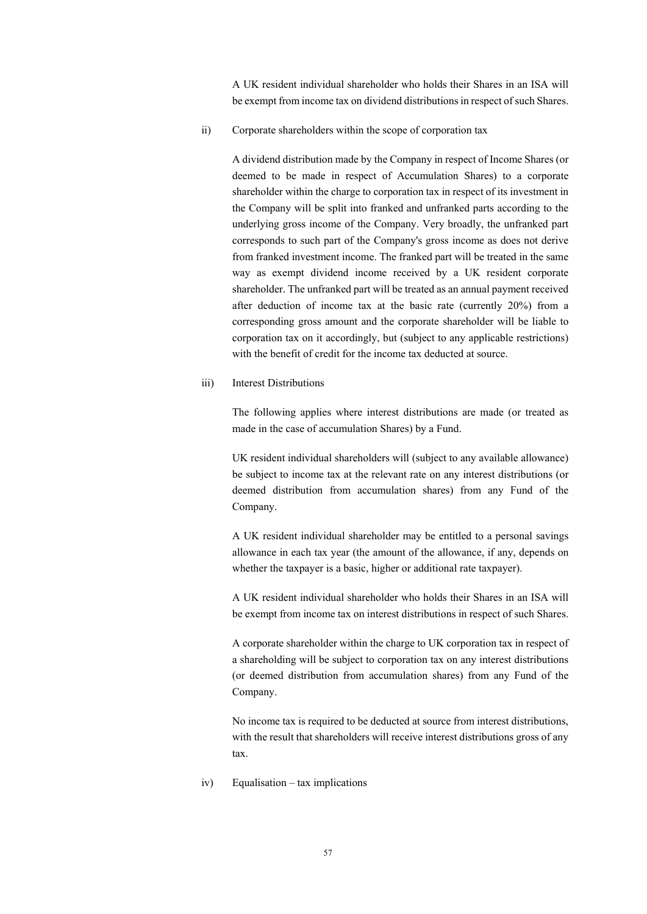A UK resident individual shareholder who holds their Shares in an ISA will be exempt from income tax on dividend distributions in respect of such Shares.

ii) Corporate shareholders within the scope of corporation tax

A dividend distribution made by the Company in respect of Income Shares (or deemed to be made in respect of Accumulation Shares) to a corporate shareholder within the charge to corporation tax in respect of its investment in the Company will be split into franked and unfranked parts according to the underlying gross income of the Company. Very broadly, the unfranked part corresponds to such part of the Company's gross income as does not derive from franked investment income. The franked part will be treated in the same way as exempt dividend income received by a UK resident corporate shareholder. The unfranked part will be treated as an annual payment received after deduction of income tax at the basic rate (currently 20%) from a corresponding gross amount and the corporate shareholder will be liable to corporation tax on it accordingly, but (subject to any applicable restrictions) with the benefit of credit for the income tax deducted at source.

iii) Interest Distributions

The following applies where interest distributions are made (or treated as made in the case of accumulation Shares) by a Fund.

UK resident individual shareholders will (subject to any available allowance) be subject to income tax at the relevant rate on any interest distributions (or deemed distribution from accumulation shares) from any Fund of the Company.

A UK resident individual shareholder may be entitled to a personal savings allowance in each tax year (the amount of the allowance, if any, depends on whether the taxpayer is a basic, higher or additional rate taxpayer).

A UK resident individual shareholder who holds their Shares in an ISA will be exempt from income tax on interest distributions in respect of such Shares.

A corporate shareholder within the charge to UK corporation tax in respect of a shareholding will be subject to corporation tax on any interest distributions (or deemed distribution from accumulation shares) from any Fund of the Company.

No income tax is required to be deducted at source from interest distributions, with the result that shareholders will receive interest distributions gross of any tax.

iv) Equalisation – tax implications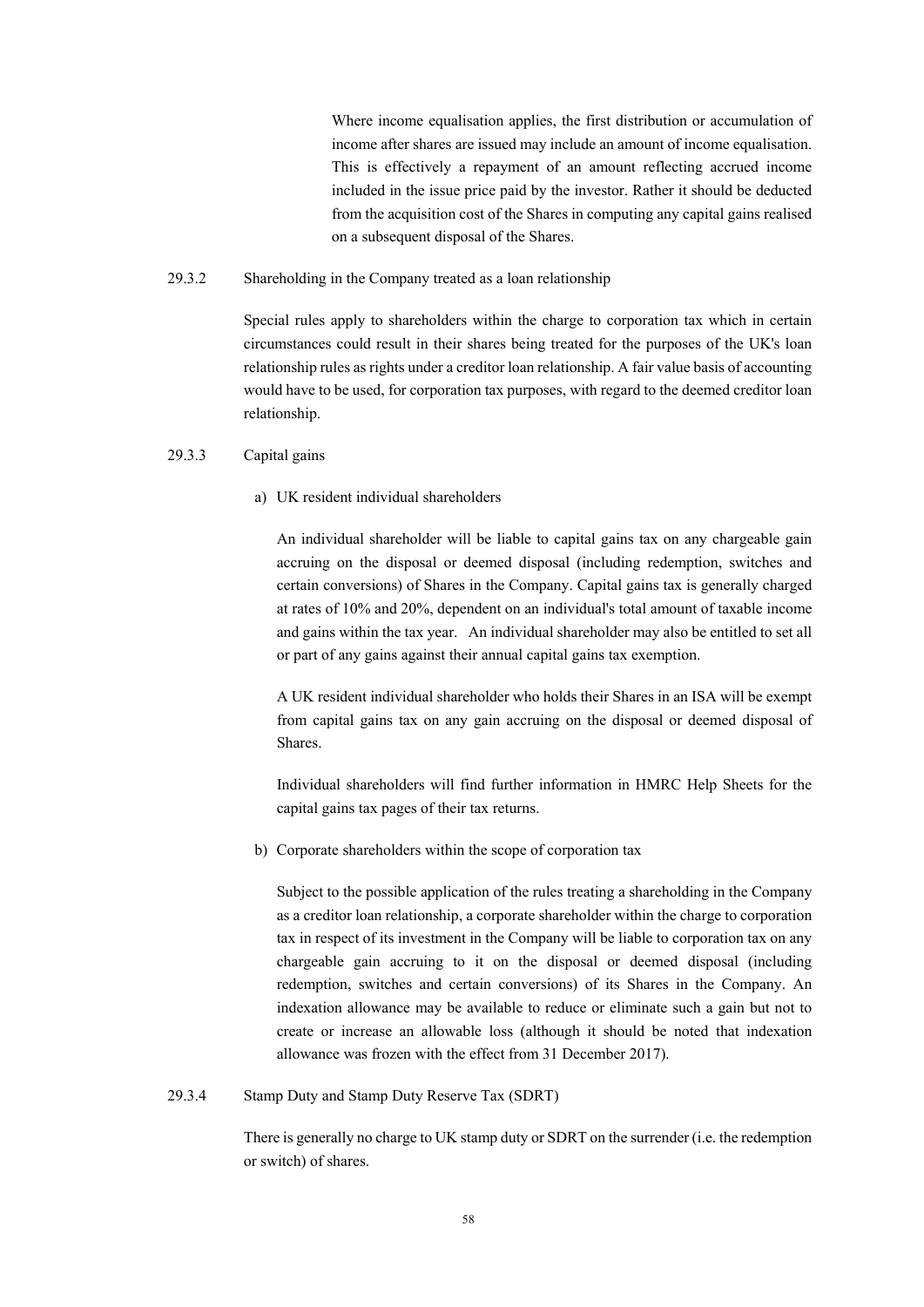Where income equalisation applies, the first distribution or accumulation of income after shares are issued may include an amount of income equalisation. This is effectively a repayment of an amount reflecting accrued income included in the issue price paid by the investor. Rather it should be deducted from the acquisition cost of the Shares in computing any capital gains realised on a subsequent disposal of the Shares.

#### 29.3.2 Shareholding in the Company treated as a loan relationship

Special rules apply to shareholders within the charge to corporation tax which in certain circumstances could result in their shares being treated for the purposes of the UK's loan relationship rules as rights under a creditor loan relationship. A fair value basis of accounting would have to be used, for corporation tax purposes, with regard to the deemed creditor loan relationship.

#### 29.3.3 Capital gains

a) UK resident individual shareholders

An individual shareholder will be liable to capital gains tax on any chargeable gain accruing on the disposal or deemed disposal (including redemption, switches and certain conversions) of Shares in the Company. Capital gains tax is generally charged at rates of 10% and 20%, dependent on an individual's total amount of taxable income and gains within the tax year. An individual shareholder may also be entitled to set all or part of any gains against their annual capital gains tax exemption.

A UK resident individual shareholder who holds their Shares in an ISA will be exempt from capital gains tax on any gain accruing on the disposal or deemed disposal of Shares.

Individual shareholders will find further information in HMRC Help Sheets for the capital gains tax pages of their tax returns.

b) Corporate shareholders within the scope of corporation tax

Subject to the possible application of the rules treating a shareholding in the Company as a creditor loan relationship, a corporate shareholder within the charge to corporation tax in respect of its investment in the Company will be liable to corporation tax on any chargeable gain accruing to it on the disposal or deemed disposal (including redemption, switches and certain conversions) of its Shares in the Company. An indexation allowance may be available to reduce or eliminate such a gain but not to create or increase an allowable loss (although it should be noted that indexation allowance was frozen with the effect from 31 December 2017).

#### 29.3.4 Stamp Duty and Stamp Duty Reserve Tax (SDRT)

There is generally no charge to UK stamp duty or SDRT on the surrender (i.e. the redemption or switch) of shares.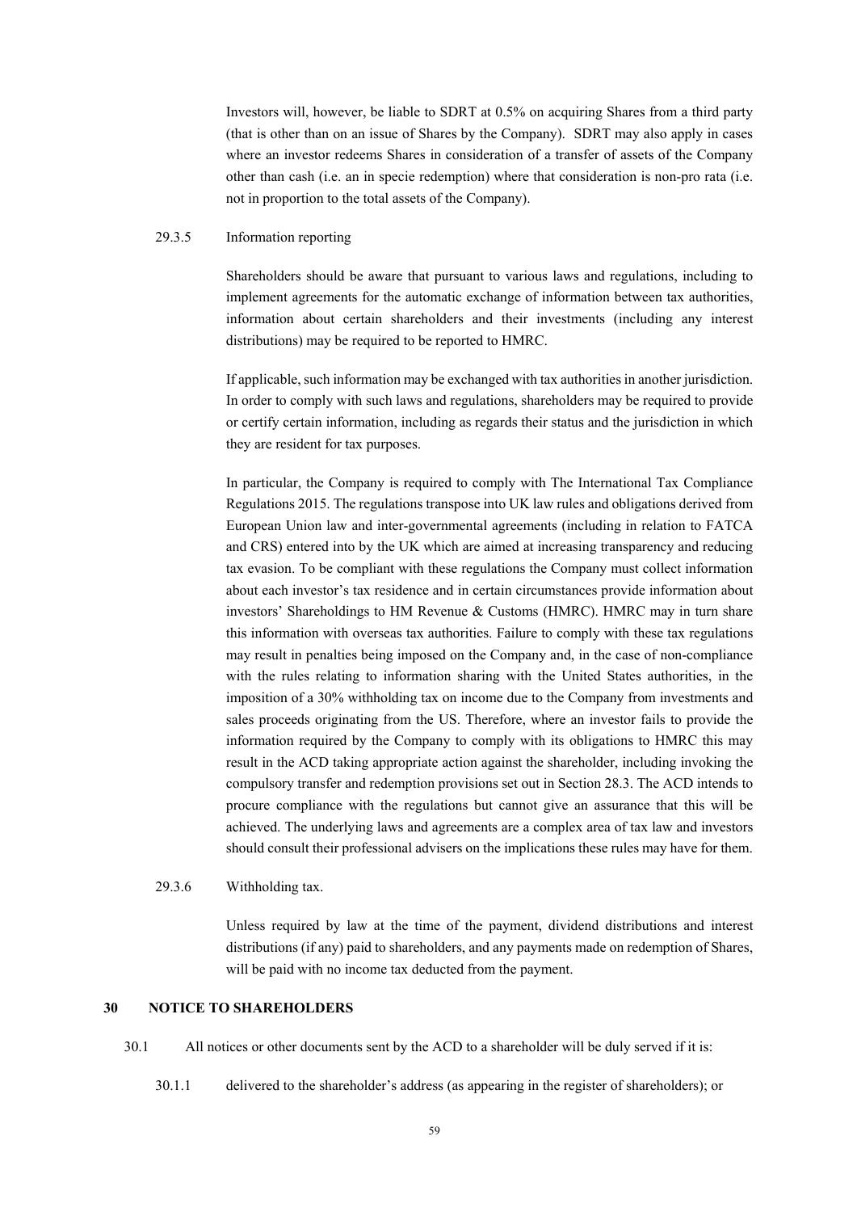Investors will, however, be liable to SDRT at 0.5% on acquiring Shares from a third party (that is other than on an issue of Shares by the Company). SDRT may also apply in cases where an investor redeems Shares in consideration of a transfer of assets of the Company other than cash (i.e. an in specie redemption) where that consideration is non-pro rata (i.e. not in proportion to the total assets of the Company).

29.3.5 Information reporting

Shareholders should be aware that pursuant to various laws and regulations, including to implement agreements for the automatic exchange of information between tax authorities, information about certain shareholders and their investments (including any interest distributions) may be required to be reported to HMRC.

If applicable, such information may be exchanged with tax authorities in another jurisdiction. In order to comply with such laws and regulations, shareholders may be required to provide or certify certain information, including as regards their status and the jurisdiction in which they are resident for tax purposes.

In particular, the Company is required to comply with The International Tax Compliance Regulations 2015. The regulations transpose into UK law rules and obligations derived from European Union law and inter-governmental agreements (including in relation to FATCA and CRS) entered into by the UK which are aimed at increasing transparency and reducing tax evasion. To be compliant with these regulations the Company must collect information about each investor's tax residence and in certain circumstances provide information about investors' Shareholdings to HM Revenue & Customs (HMRC). HMRC may in turn share this information with overseas tax authorities. Failure to comply with these tax regulations may result in penalties being imposed on the Company and, in the case of non-compliance with the rules relating to information sharing with the United States authorities, in the imposition of a 30% withholding tax on income due to the Company from investments and sales proceeds originating from the US. Therefore, where an investor fails to provide the information required by the Company to comply with its obligations to HMRC this may result in the ACD taking appropriate action against the shareholder, including invoking the compulsory transfer and redemption provisions set out in Section 28.3. The ACD intends to procure compliance with the regulations but cannot give an assurance that this will be achieved. The underlying laws and agreements are a complex area of tax law and investors should consult their professional advisers on the implications these rules may have for them.

29.3.6 Withholding tax.

Unless required by law at the time of the payment, dividend distributions and interest distributions (if any) paid to shareholders, and any payments made on redemption of Shares, will be paid with no income tax deducted from the payment.

## 30 NOTICE TO SHAREHOLDERS

30.1 All notices or other documents sent by the ACD to a shareholder will be duly served if it is:

30.1.1 delivered to the shareholder's address (as appearing in the register of shareholders); or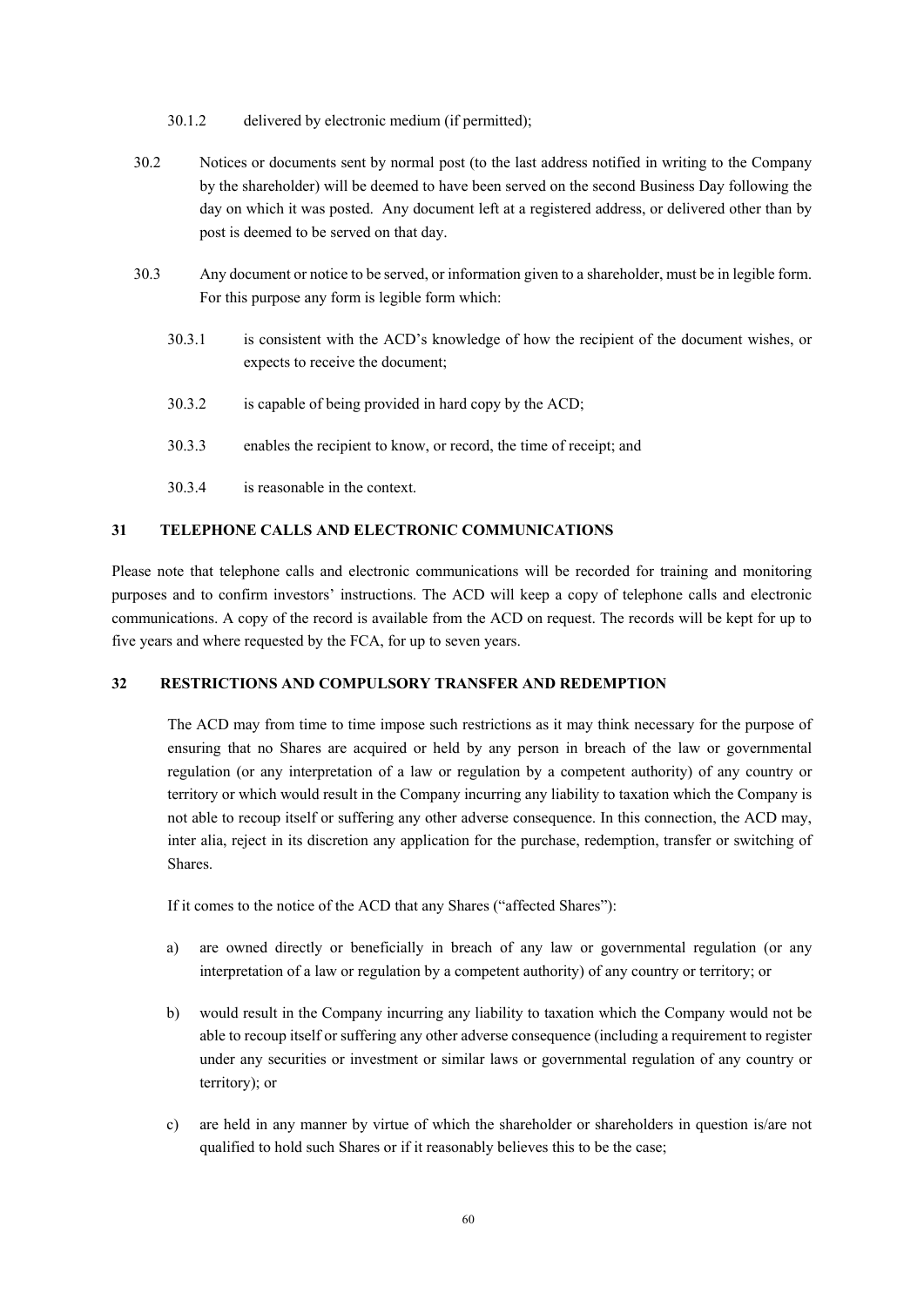30.1.2 delivered by electronic medium (if permitted);

30.2 Notices or documents sent by normal post (to the last address notified in writing to the Company by the shareholder) will be deemed to have been served on the second Business Day following the day on which it was posted. Any document left at a registered address, or delivered other than by post is deemed to be served on that day.

30.3 Any document or notice to be served, or information given to a shareholder, must be in legible form. For this purpose any form is legible form which:

30.3.1 is consistent with the ACD's knowledge of how the recipient of the document wishes, or expects to receive the document;

30.3.2 is capable of being provided in hard copy by the ACD;

30.3.3 enables the recipient to know, or record, the time of receipt; and

30.3.4 is reasonable in the context.

## 31 TELEPHONE CALLS AND ELECTRONIC COMMUNICATIONS

Please note that telephone calls and electronic communications will be recorded for training and monitoring purposes and to confirm investors' instructions. The ACD will keep a copy of telephone calls and electronic communications. A copy of the record is available from the ACD on request. The records will be kept for up to five years and where requested by the FCA, for up to seven years.

## 32 RESTRICTIONS AND COMPULSORY TRANSFER AND REDEMPTION

The ACD may from time to time impose such restrictions as it may think necessary for the purpose of ensuring that no Shares are acquired or held by any person in breach of the law or governmental regulation (or any interpretation of a law or regulation by a competent authority) of any country or territory or which would result in the Company incurring any liability to taxation which the Company is not able to recoup itself or suffering any other adverse consequence. In this connection, the ACD may, inter alia, reject in its discretion any application for the purchase, redemption, transfer or switching of Shares.

If it comes to the notice of the ACD that any Shares ("affected Shares"):

a) are owned directly or beneficially in breach of any law or governmental regulation (or any interpretation of a law or regulation by a competent authority) of any country or territory; or

b) would result in the Company incurring any liability to taxation which the Company would not be able to recoup itself or suffering any other adverse consequence (including a requirement to register under any securities or investment or similar laws or governmental regulation of any country or territory); or

c) are held in any manner by virtue of which the shareholder or shareholders in question is/are not qualified to hold such Shares or if it reasonably believes this to be the case;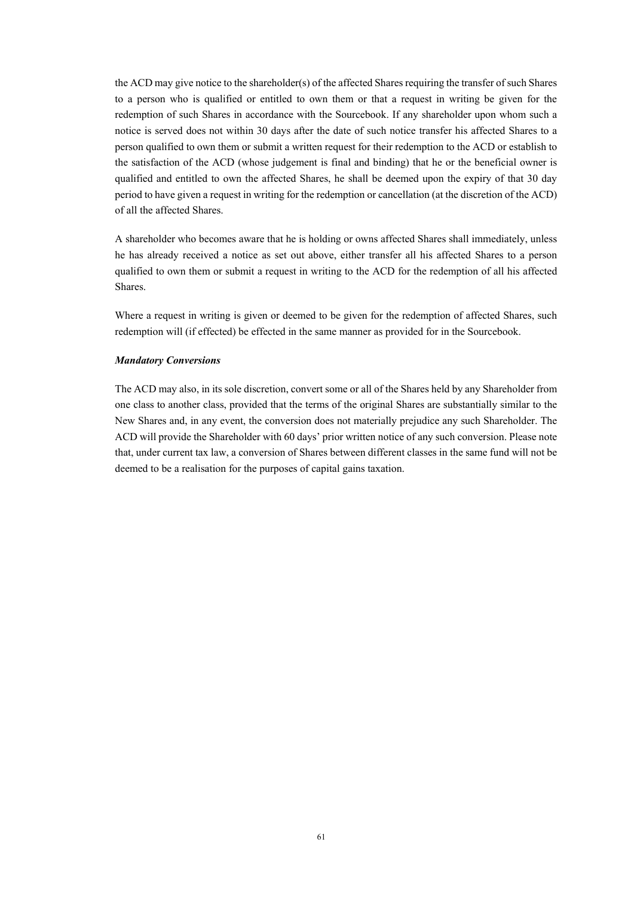the ACD may give notice to the shareholder(s) of the affected Shares requiring the transfer of such Shares to a person who is qualified or entitled to own them or that a request in writing be given for the redemption of such Shares in accordance with the Sourcebook. If any shareholder upon whom such a notice is served does not within 30 days after the date of such notice transfer his affected Shares to a person qualified to own them or submit a written request for their redemption to the ACD or establish to the satisfaction of the ACD (whose judgement is final and binding) that he or the beneficial owner is qualified and entitled to own the affected Shares, he shall be deemed upon the expiry of that 30 day period to have given a request in writing for the redemption or cancellation (at the discretion of the ACD) of all the affected Shares.

A shareholder who becomes aware that he is holding or owns affected Shares shall immediately, unless he has already received a notice as set out above, either transfer all his affected Shares to a person qualified to own them or submit a request in writing to the ACD for the redemption of all his affected Shares.

Where a request in writing is given or deemed to be given for the redemption of affected Shares, such redemption will (if effected) be effected in the same manner as provided for in the Sourcebook.

***Mandatory Conversions***

The ACD may also, in its sole discretion, convert some or all of the Shares held by any Shareholder from one class to another class, provided that the terms of the original Shares are substantially similar to the New Shares and, in any event, the conversion does not materially prejudice any such Shareholder. The ACD will provide the Shareholder with 60 days' prior written notice of any such conversion. Please note that, under current tax law, a conversion of Shares between different classes in the same fund will not be deemed to be a realisation for the purposes of capital gains taxation.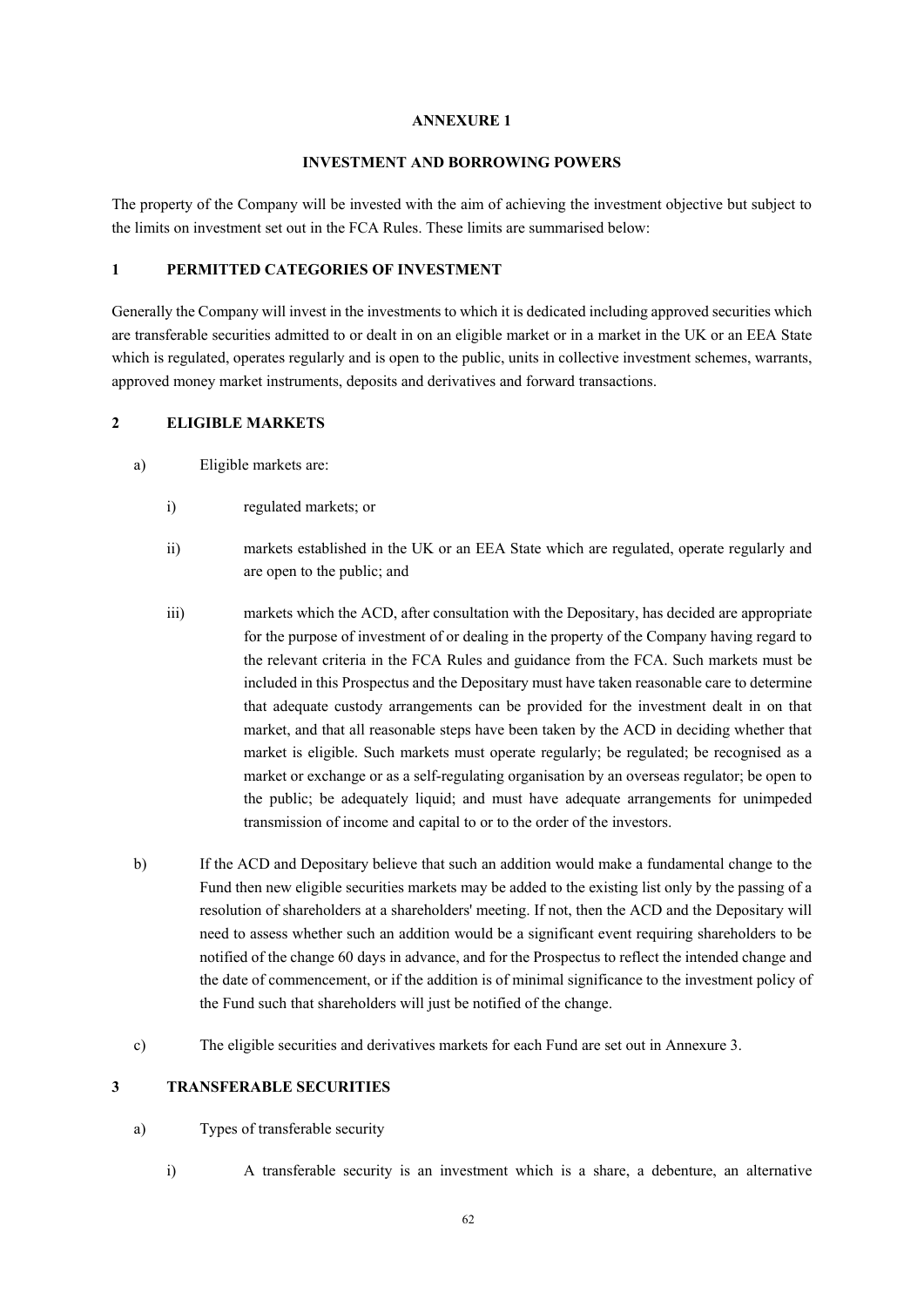# ANNEXURE 1

## INVESTMENT AND BORROWING POWERS

The property of the Company will be invested with the aim of achieving the investment objective but subject to the limits on investment set out in the FCA Rules. These limits are summarised below:

### 1 PERMITTED CATEGORIES OF INVESTMENT

Generally the Company will invest in the investments to which it is dedicated including approved securities which are transferable securities admitted to or dealt in on an eligible market or in a market in the UK or an EEA State which is regulated, operates regularly and is open to the public, units in collective investment schemes, warrants, approved money market instruments, deposits and derivatives and forward transactions.

### 2 ELIGIBLE MARKETS

a) Eligible markets are:

  i) regulated markets; or

  ii) markets established in the UK or an EEA State which are regulated, operate regularly and are open to the public; and

  iii) markets which the ACD, after consultation with the Depositary, has decided are appropriate for the purpose of investment of or dealing in the property of the Company having regard to the relevant criteria in the FCA Rules and guidance from the FCA. Such markets must be included in this Prospectus and the Depositary must have taken reasonable care to determine that adequate custody arrangements can be provided for the investment dealt in on that market, and that all reasonable steps have been taken by the ACD in deciding whether that market is eligible. Such markets must operate regularly; be regulated; be recognised as a market or exchange or as a self-regulating organisation by an overseas regulator; be open to the public; be adequately liquid; and must have adequate arrangements for unimpeded transmission of income and capital to or to the order of the investors.

b) If the ACD and Depositary believe that such an addition would make a fundamental change to the Fund then new eligible securities markets may be added to the existing list only by the passing of a resolution of shareholders at a shareholders' meeting. If not, then the ACD and the Depositary will need to assess whether such an addition would be a significant event requiring shareholders to be notified of the change 60 days in advance, and for the Prospectus to reflect the intended change and the date of commencement, or if the addition is of minimal significance to the investment policy of the Fund such that shareholders will just be notified of the change.

c) The eligible securities and derivatives markets for each Fund are set out in Annexure 3.

### 3 TRANSFERABLE SECURITIES

a) Types of transferable security

  i) A transferable security is an investment which is a share, a debenture, an alternative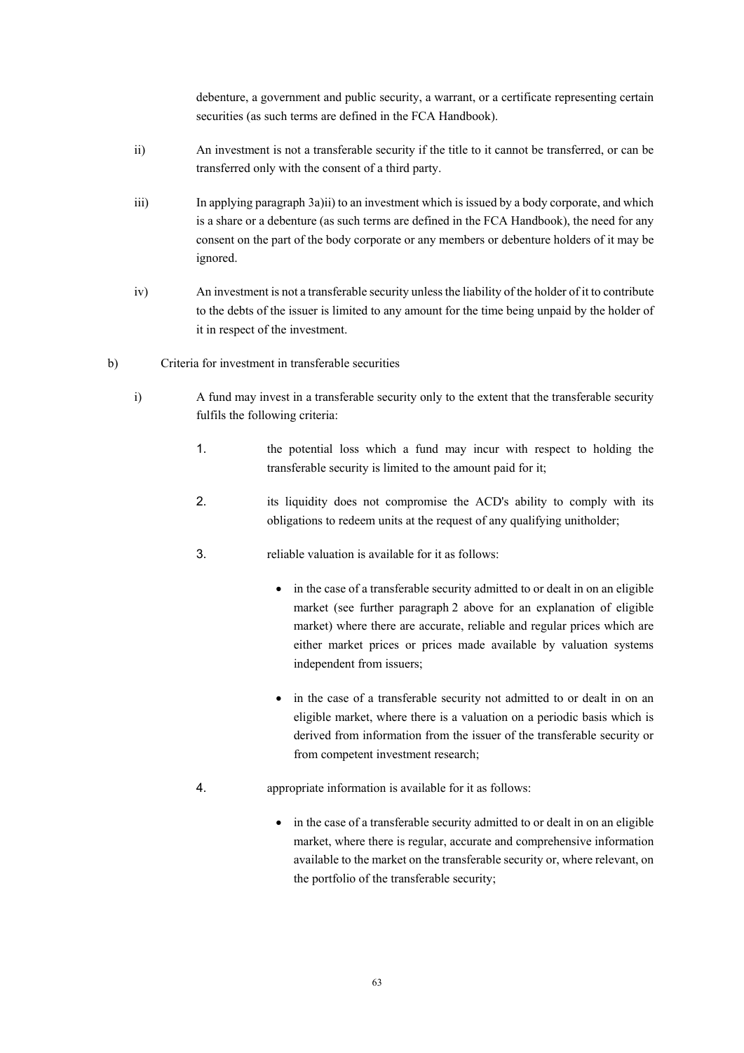debenture, a government and public security, a warrant, or a certificate representing certain securities (as such terms are defined in the FCA Handbook).

ii) An investment is not a transferable security if the title to it cannot be transferred, or can be transferred only with the consent of a third party.

iii) In applying paragraph 3a)ii) to an investment which is issued by a body corporate, and which is a share or a debenture (as such terms are defined in the FCA Handbook), the need for any consent on the part of the body corporate or any members or debenture holders of it may be ignored.

iv) An investment is not a transferable security unless the liability of the holder of it to contribute to the debts of the issuer is limited to any amount for the time being unpaid by the holder of it in respect of the investment.

b) Criteria for investment in transferable securities

i) A fund may invest in a transferable security only to the extent that the transferable security fulfils the following criteria:

1. the potential loss which a fund may incur with respect to holding the transferable security is limited to the amount paid for it;

2. its liquidity does not compromise the ACD's ability to comply with its obligations to redeem units at the request of any qualifying unitholder;

3. reliable valuation is available for it as follows:

    - in the case of a transferable security admitted to or dealt in on an eligible market (see further paragraph 2 above for an explanation of eligible market) where there are accurate, reliable and regular prices which are either market prices or prices made available by valuation systems independent from issuers;

    - in the case of a transferable security not admitted to or dealt in on an eligible market, where there is a valuation on a periodic basis which is derived from information from the issuer of the transferable security or from competent investment research;

4. appropriate information is available for it as follows:

    - in the case of a transferable security admitted to or dealt in on an eligible market, where there is regular, accurate and comprehensive information available to the market on the transferable security or, where relevant, on the portfolio of the transferable security;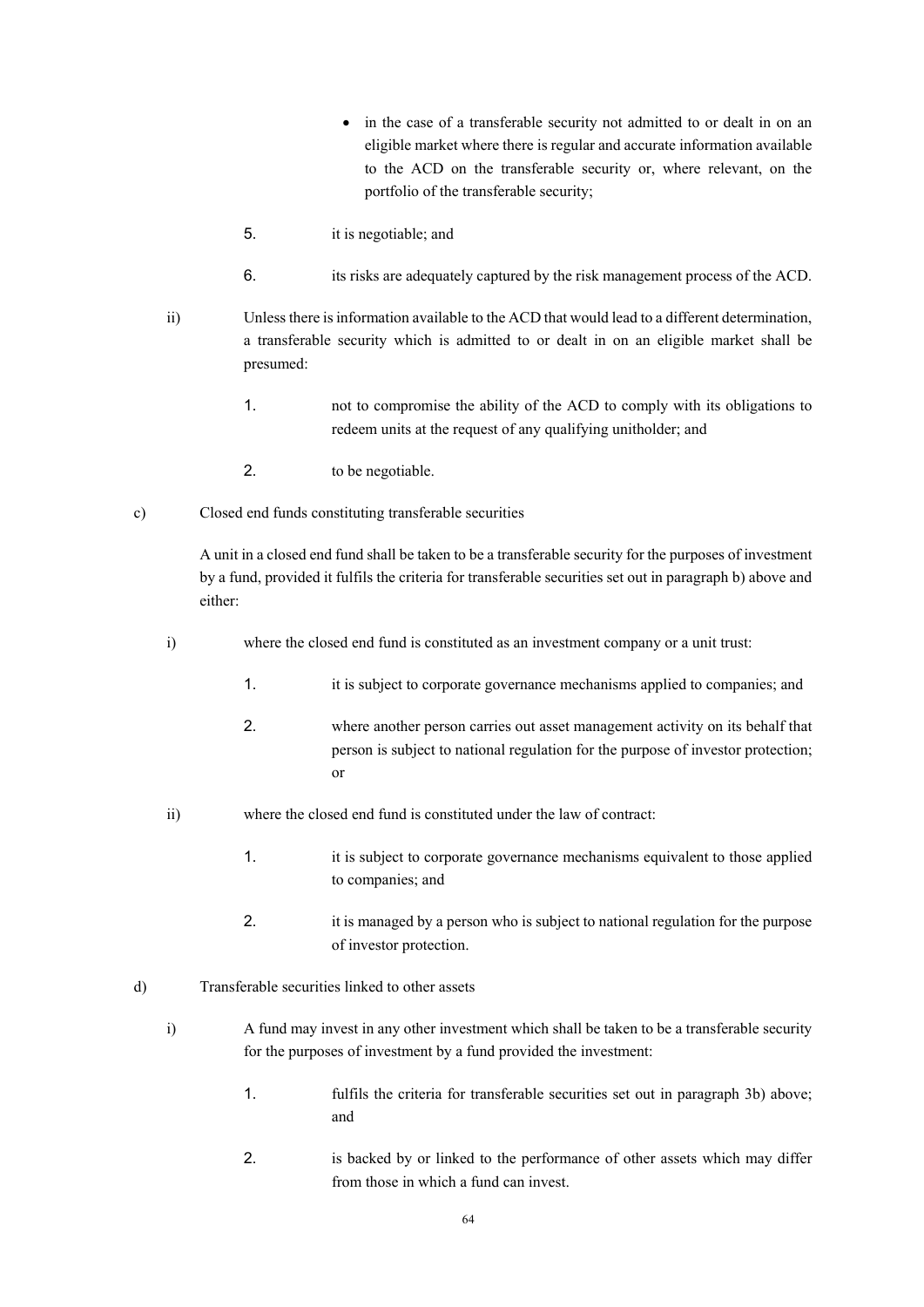- in the case of a transferable security not admitted to or dealt in on an eligible market where there is regular and accurate information available to the ACD on the transferable security or, where relevant, on the portfolio of the transferable security;

5. it is negotiable; and

6. its risks are adequately captured by the risk management process of the ACD.

ii) Unless there is information available to the ACD that would lead to a different determination, a transferable security which is admitted to or dealt in on an eligible market shall be presumed:

1. not to compromise the ability of the ACD to comply with its obligations to redeem units at the request of any qualifying unitholder; and

2. to be negotiable.

c) Closed end funds constituting transferable securities

A unit in a closed end fund shall be taken to be a transferable security for the purposes of investment by a fund, provided it fulfils the criteria for transferable securities set out in paragraph b) above and either:

i) where the closed end fund is constituted as an investment company or a unit trust:

1. it is subject to corporate governance mechanisms applied to companies; and

2. where another person carries out asset management activity on its behalf that person is subject to national regulation for the purpose of investor protection; or

ii) where the closed end fund is constituted under the law of contract:

1. it is subject to corporate governance mechanisms equivalent to those applied to companies; and

2. it is managed by a person who is subject to national regulation for the purpose of investor protection.

d) Transferable securities linked to other assets

i) A fund may invest in any other investment which shall be taken to be a transferable security for the purposes of investment by a fund provided the investment:

1. fulfils the criteria for transferable securities set out in paragraph 3b) above; and

2. is backed by or linked to the performance of other assets which may differ from those in which a fund can invest.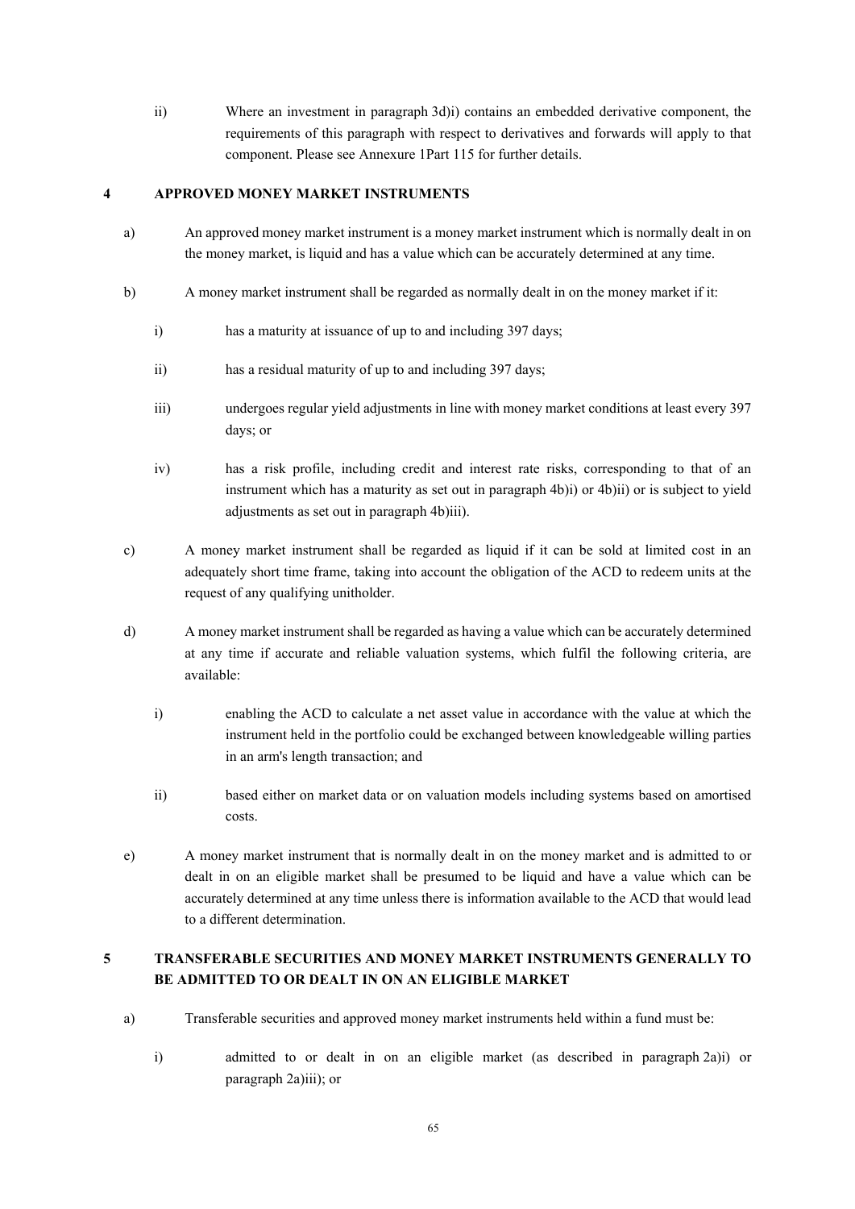ii) Where an investment in paragraph 3d)i) contains an embedded derivative component, the requirements of this paragraph with respect to derivatives and forwards will apply to that component. Please see Annexure 1Part 115 for further details.

## 4 APPROVED MONEY MARKET INSTRUMENTS

a) An approved money market instrument is a money market instrument which is normally dealt in on the money market, is liquid and has a value which can be accurately determined at any time.

b) A money market instrument shall be regarded as normally dealt in on the money market if it:

i) has a maturity at issuance of up to and including 397 days;

ii) has a residual maturity of up to and including 397 days;

iii) undergoes regular yield adjustments in line with money market conditions at least every 397 days; or

iv) has a risk profile, including credit and interest rate risks, corresponding to that of an instrument which has a maturity as set out in paragraph 4b)i) or 4b)ii) or is subject to yield adjustments as set out in paragraph 4b)iii).

c) A money market instrument shall be regarded as liquid if it can be sold at limited cost in an adequately short time frame, taking into account the obligation of the ACD to redeem units at the request of any qualifying unitholder.

d) A money market instrument shall be regarded as having a value which can be accurately determined at any time if accurate and reliable valuation systems, which fulfil the following criteria, are available:

i) enabling the ACD to calculate a net asset value in accordance with the value at which the instrument held in the portfolio could be exchanged between knowledgeable willing parties in an arm's length transaction; and

ii) based either on market data or on valuation models including systems based on amortised costs.

e) A money market instrument that is normally dealt in on the money market and is admitted to or dealt in on an eligible market shall be presumed to be liquid and have a value which can be accurately determined at any time unless there is information available to the ACD that would lead to a different determination.

## 5 TRANSFERABLE SECURITIES AND MONEY MARKET INSTRUMENTS GENERALLY TO BE ADMITTED TO OR DEALT IN ON AN ELIGIBLE MARKET

a) Transferable securities and approved money market instruments held within a fund must be:

i) admitted to or dealt in on an eligible market (as described in paragraph 2a)i) or paragraph 2a)iii); or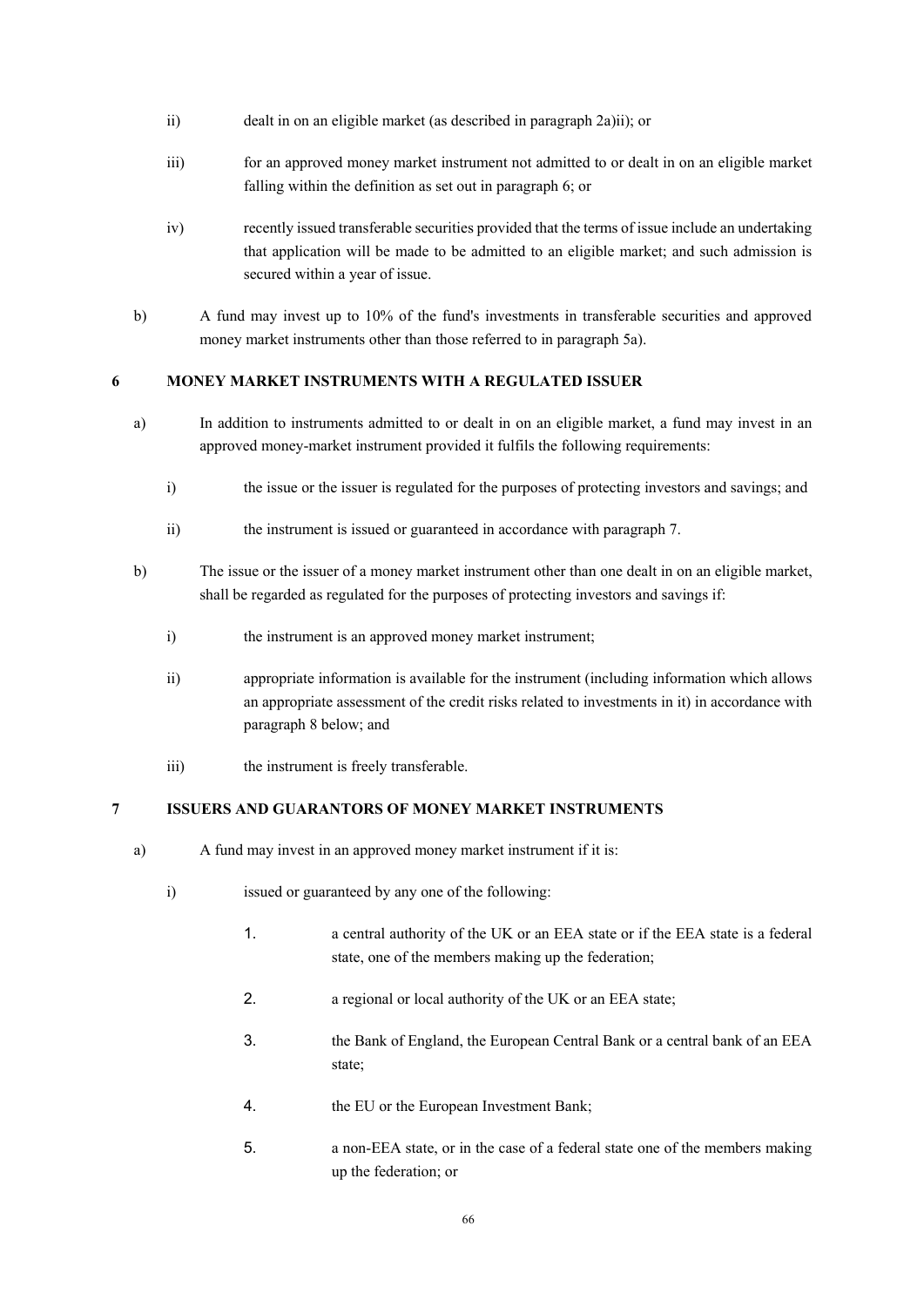ii) dealt in on an eligible market (as described in paragraph 2a)ii); or

iii) for an approved money market instrument not admitted to or dealt in on an eligible market falling within the definition as set out in paragraph 6; or

iv) recently issued transferable securities provided that the terms of issue include an undertaking that application will be made to be admitted to an eligible market; and such admission is secured within a year of issue.

b) A fund may invest up to 10% of the fund's investments in transferable securities and approved money market instruments other than those referred to in paragraph 5a).

## 6 MONEY MARKET INSTRUMENTS WITH A REGULATED ISSUER

a) In addition to instruments admitted to or dealt in on an eligible market, a fund may invest in an approved money-market instrument provided it fulfils the following requirements:

i) the issue or the issuer is regulated for the purposes of protecting investors and savings; and

ii) the instrument is issued or guaranteed in accordance with paragraph 7.

b) The issue or the issuer of a money market instrument other than one dealt in on an eligible market, shall be regarded as regulated for the purposes of protecting investors and savings if:

i) the instrument is an approved money market instrument;

ii) appropriate information is available for the instrument (including information which allows an appropriate assessment of the credit risks related to investments in it) in accordance with paragraph 8 below; and

iii) the instrument is freely transferable.

## 7 ISSUERS AND GUARANTORS OF MONEY MARKET INSTRUMENTS

a) A fund may invest in an approved money market instrument if it is:

i) issued or guaranteed by any one of the following:

1. a central authority of the UK or an EEA state or if the EEA state is a federal state, one of the members making up the federation;
2. a regional or local authority of the UK or an EEA state;
3. the Bank of England, the European Central Bank or a central bank of an EEA state;
4. the EU or the European Investment Bank;
5. a non-EEA state, or in the case of a federal state one of the members making up the federation; or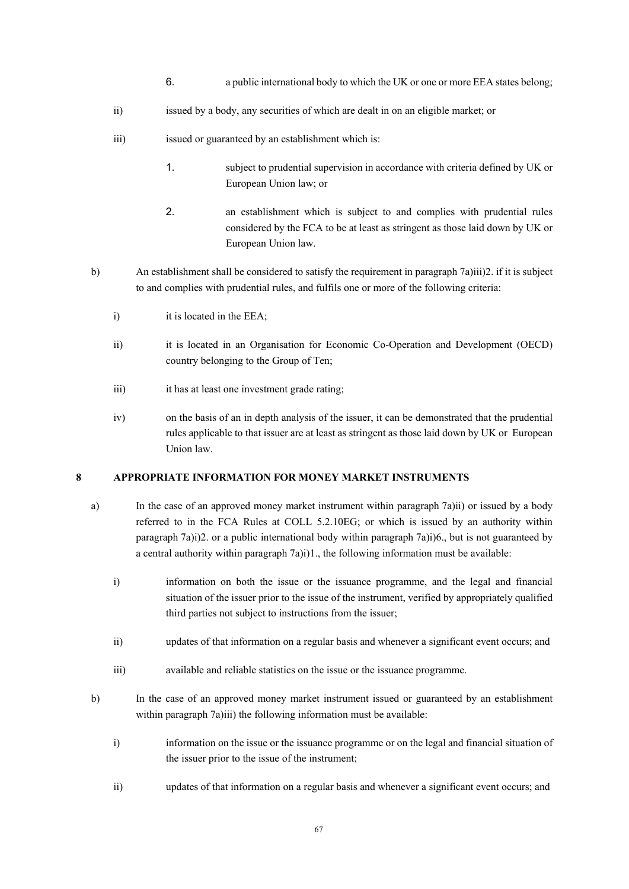6. a public international body to which the UK or one or more EEA states belong;

ii) issued by a body, any securities of which are dealt in on an eligible market; or

iii) issued or guaranteed by an establishment which is:

1. subject to prudential supervision in accordance with criteria defined by UK or European Union law; or

2. an establishment which is subject to and complies with prudential rules considered by the FCA to be at least as stringent as those laid down by UK or European Union law.

b) An establishment shall be considered to satisfy the requirement in paragraph 7a)iii)2. if it is subject to and complies with prudential rules, and fulfils one or more of the following criteria:

i) it is located in the EEA;

ii) it is located in an Organisation for Economic Co-Operation and Development (OECD) country belonging to the Group of Ten;

iii) it has at least one investment grade rating;

iv) on the basis of an in depth analysis of the issuer, it can be demonstrated that the prudential rules applicable to that issuer are at least as stringent as those laid down by UK or European Union law.

**8 APPROPRIATE INFORMATION FOR MONEY MARKET INSTRUMENTS**

a) In the case of an approved money market instrument within paragraph 7a)ii) or issued by a body referred to in the FCA Rules at COLL 5.2.10EG; or which is issued by an authority within paragraph 7a)i)2. or a public international body within paragraph 7a)i)6., but is not guaranteed by a central authority within paragraph 7a)i)1., the following information must be available:

i) information on both the issue or the issuance programme, and the legal and financial situation of the issuer prior to the issue of the instrument, verified by appropriately qualified third parties not subject to instructions from the issuer;

ii) updates of that information on a regular basis and whenever a significant event occurs; and

iii) available and reliable statistics on the issue or the issuance programme.

b) In the case of an approved money market instrument issued or guaranteed by an establishment within paragraph 7a)iii) the following information must be available:

i) information on the issue or the issuance programme or on the legal and financial situation of the issuer prior to the issue of the instrument;

ii) updates of that information on a regular basis and whenever a significant event occurs; and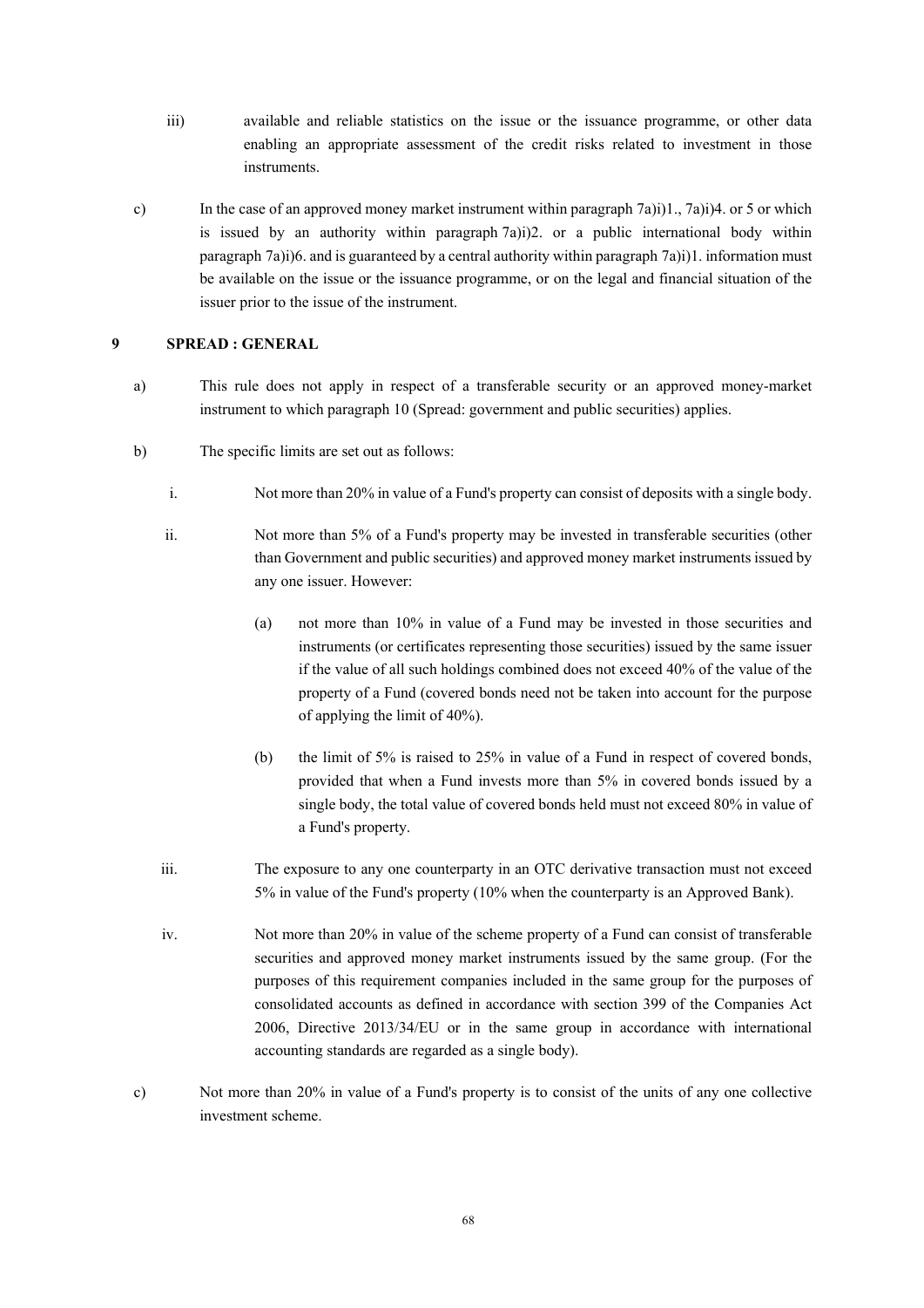iii) available and reliable statistics on the issue or the issuance programme, or other data enabling an appropriate assessment of the credit risks related to investment in those instruments.

c) In the case of an approved money market instrument within paragraph 7a)i)1., 7a)i)4. or 5 or which is issued by an authority within paragraph 7a)i)2. or a public international body within paragraph 7a)i)6. and is guaranteed by a central authority within paragraph 7a)i)1. information must be available on the issue or the issuance programme, or on the legal and financial situation of the issuer prior to the issue of the instrument.

## 9 SPREAD : GENERAL

a) This rule does not apply in respect of a transferable security or an approved money-market instrument to which paragraph 10 (Spread: government and public securities) applies.

b) The specific limits are set out as follows:

i. Not more than 20% in value of a Fund's property can consist of deposits with a single body.

ii. Not more than 5% of a Fund's property may be invested in transferable securities (other than Government and public securities) and approved money market instruments issued by any one issuer. However:

(a) not more than 10% in value of a Fund may be invested in those securities and instruments (or certificates representing those securities) issued by the same issuer if the value of all such holdings combined does not exceed 40% of the value of the property of a Fund (covered bonds need not be taken into account for the purpose of applying the limit of 40%).

(b) the limit of 5% is raised to 25% in value of a Fund in respect of covered bonds, provided that when a Fund invests more than 5% in covered bonds issued by a single body, the total value of covered bonds held must not exceed 80% in value of a Fund's property.

iii. The exposure to any one counterparty in an OTC derivative transaction must not exceed 5% in value of the Fund's property (10% when the counterparty is an Approved Bank).

iv. Not more than 20% in value of the scheme property of a Fund can consist of transferable securities and approved money market instruments issued by the same group. (For the purposes of this requirement companies included in the same group for the purposes of consolidated accounts as defined in accordance with section 399 of the Companies Act 2006, Directive 2013/34/EU or in the same group in accordance with international accounting standards are regarded as a single body).

c) Not more than 20% in value of a Fund's property is to consist of the units of any one collective investment scheme.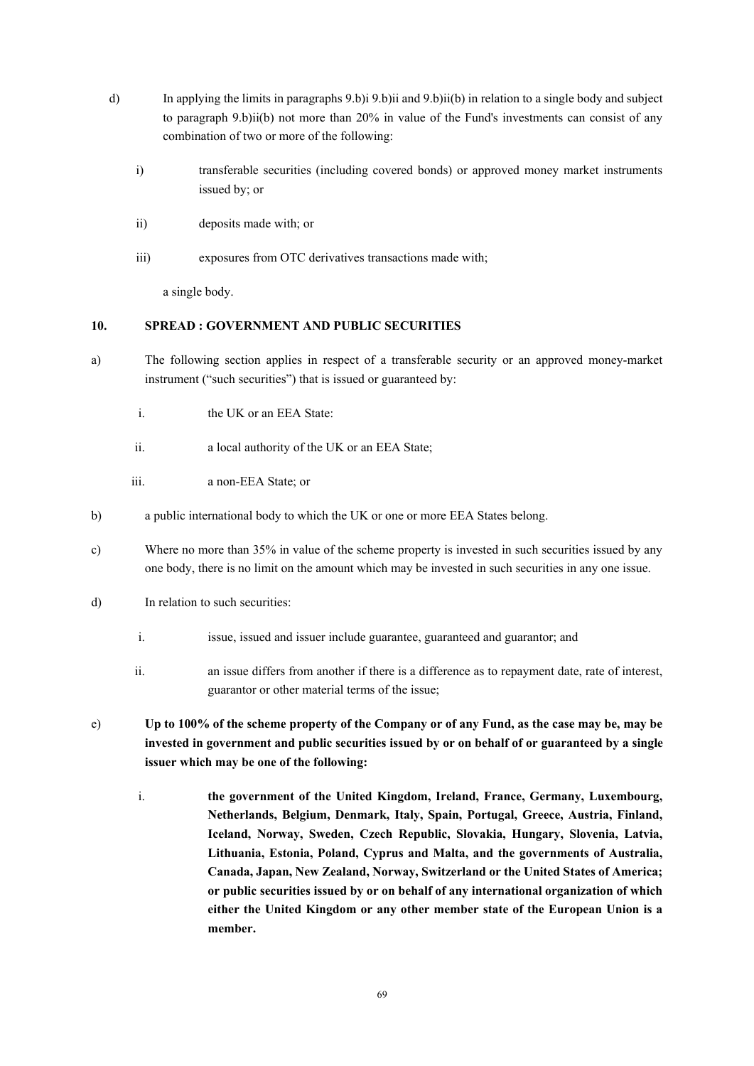d) In applying the limits in paragraphs 9.b)i 9.b)ii and 9.b)ii(b) in relation to a single body and subject to paragraph 9.b)ii(b) not more than 20% in value of the Fund's investments can consist of any combination of two or more of the following:

   i) transferable securities (including covered bonds) or approved money market instruments issued by; or

   ii) deposits made with; or

   iii) exposures from OTC derivatives transactions made with;

   a single body.

## 10. SPREAD : GOVERNMENT AND PUBLIC SECURITIES

a) The following section applies in respect of a transferable security or an approved money-market instrument ("such securities") that is issued or guaranteed by:

   i. the UK or an EEA State:

   ii. a local authority of the UK or an EEA State;

   iii. a non-EEA State; or

b) a public international body to which the UK or one or more EEA States belong.

c) Where no more than 35% in value of the scheme property is invested in such securities issued by any one body, there is no limit on the amount which may be invested in such securities in any one issue.

d) In relation to such securities:

   i. issue, issued and issuer include guarantee, guaranteed and guarantor; and

   ii. an issue differs from another if there is a difference as to repayment date, rate of interest, guarantor or other material terms of the issue;

e) **Up to 100% of the scheme property of the Company or of any Fund, as the case may be, may be invested in government and public securities issued by or on behalf of or guaranteed by a single issuer which may be one of the following:**

   i. **the government of the United Kingdom, Ireland, France, Germany, Luxembourg, Netherlands, Belgium, Denmark, Italy, Spain, Portugal, Greece, Austria, Finland, Iceland, Norway, Sweden, Czech Republic, Slovakia, Hungary, Slovenia, Latvia, Lithuania, Estonia, Poland, Cyprus and Malta, and the governments of Australia, Canada, Japan, New Zealand, Norway, Switzerland or the United States of America; or public securities issued by or on behalf of any international organization of which either the United Kingdom or any other member state of the European Union is a member.**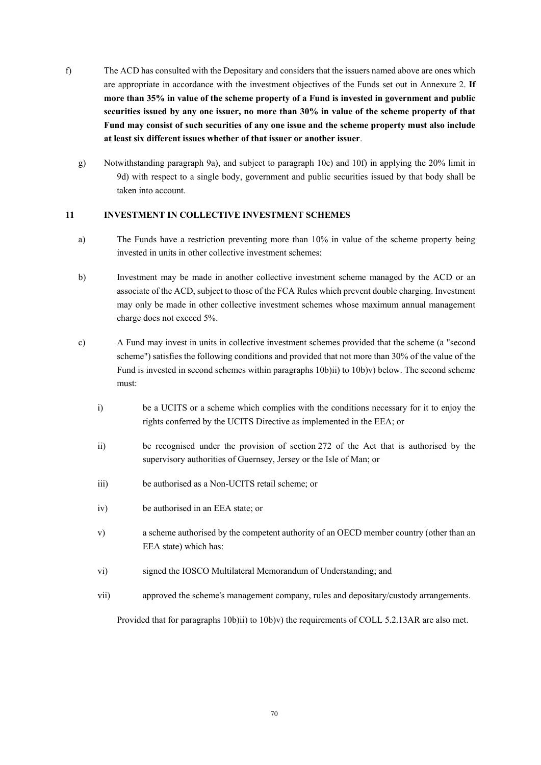f) The ACD has consulted with the Depositary and considers that the issuers named above are ones which are appropriate in accordance with the investment objectives of the Funds set out in Annexure 2. **If more than 35% in value of the scheme property of a Fund is invested in government and public securities issued by any one issuer, no more than 30% in value of the scheme property of that Fund may consist of such securities of any one issue and the scheme property must also include at least six different issues whether of that issuer or another issuer**.

g) Notwithstanding paragraph 9a), and subject to paragraph 10c) and 10f) in applying the 20% limit in 9d) with respect to a single body, government and public securities issued by that body shall be taken into account.

## 11 INVESTMENT IN COLLECTIVE INVESTMENT SCHEMES

a) The Funds have a restriction preventing more than 10% in value of the scheme property being invested in units in other collective investment schemes:

b) Investment may be made in another collective investment scheme managed by the ACD or an associate of the ACD, subject to those of the FCA Rules which prevent double charging. Investment may only be made in other collective investment schemes whose maximum annual management charge does not exceed 5%.

c) A Fund may invest in units in collective investment schemes provided that the scheme (a "second scheme") satisfies the following conditions and provided that not more than 30% of the value of the Fund is invested in second schemes within paragraphs 10b)ii) to 10b)v) below. The second scheme must:

   i) be a UCITS or a scheme which complies with the conditions necessary for it to enjoy the rights conferred by the UCITS Directive as implemented in the EEA; or

   ii) be recognised under the provision of section 272 of the Act that is authorised by the supervisory authorities of Guernsey, Jersey or the Isle of Man; or

   iii) be authorised as a Non-UCITS retail scheme; or

   iv) be authorised in an EEA state; or

   v) a scheme authorised by the competent authority of an OECD member country (other than an EEA state) which has:

   vi) signed the IOSCO Multilateral Memorandum of Understanding; and

   vii) approved the scheme's management company, rules and depositary/custody arrangements.

   Provided that for paragraphs 10b)ii) to 10b)v) the requirements of COLL 5.2.13AR are also met.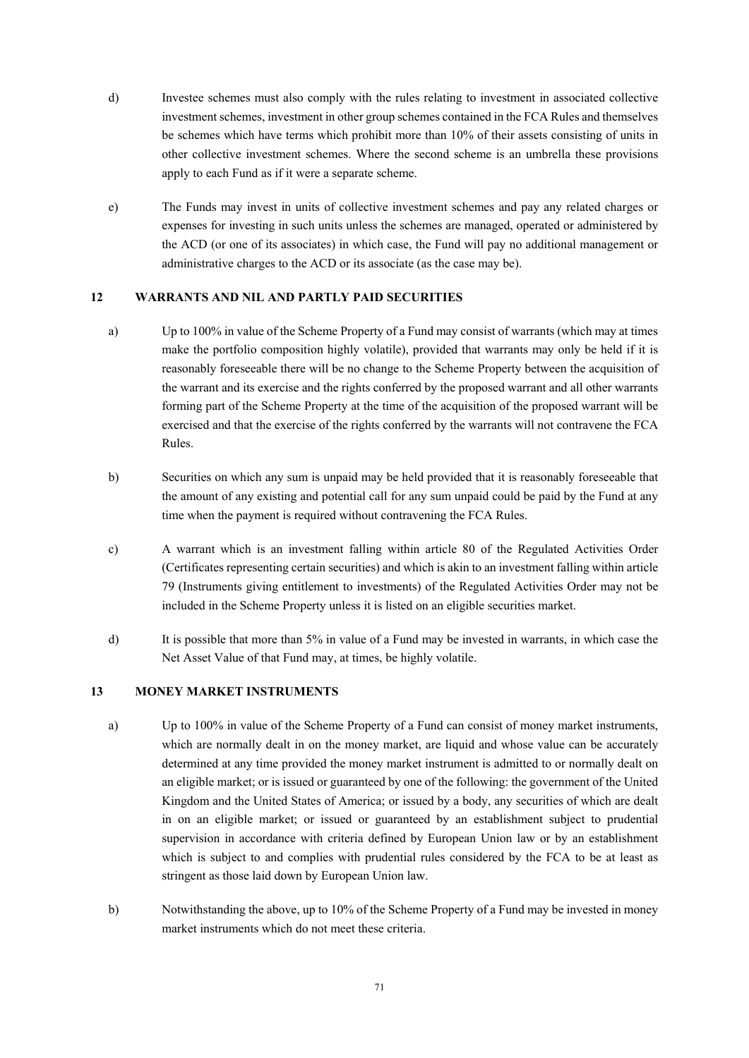d) Investee schemes must also comply with the rules relating to investment in associated collective investment schemes, investment in other group schemes contained in the FCA Rules and themselves be schemes which have terms which prohibit more than 10% of their assets consisting of units in other collective investment schemes. Where the second scheme is an umbrella these provisions apply to each Fund as if it were a separate scheme.

e) The Funds may invest in units of collective investment schemes and pay any related charges or expenses for investing in such units unless the schemes are managed, operated or administered by the ACD (or one of its associates) in which case, the Fund will pay no additional management or administrative charges to the ACD or its associate (as the case may be).

## 12 WARRANTS AND NIL AND PARTLY PAID SECURITIES

a) Up to 100% in value of the Scheme Property of a Fund may consist of warrants (which may at times make the portfolio composition highly volatile), provided that warrants may only be held if it is reasonably foreseeable there will be no change to the Scheme Property between the acquisition of the warrant and its exercise and the rights conferred by the proposed warrant and all other warrants forming part of the Scheme Property at the time of the acquisition of the proposed warrant will be exercised and that the exercise of the rights conferred by the warrants will not contravene the FCA Rules.

b) Securities on which any sum is unpaid may be held provided that it is reasonably foreseeable that the amount of any existing and potential call for any sum unpaid could be paid by the Fund at any time when the payment is required without contravening the FCA Rules.

c) A warrant which is an investment falling within article 80 of the Regulated Activities Order (Certificates representing certain securities) and which is akin to an investment falling within article 79 (Instruments giving entitlement to investments) of the Regulated Activities Order may not be included in the Scheme Property unless it is listed on an eligible securities market.

d) It is possible that more than 5% in value of a Fund may be invested in warrants, in which case the Net Asset Value of that Fund may, at times, be highly volatile.

## 13 MONEY MARKET INSTRUMENTS

a) Up to 100% in value of the Scheme Property of a Fund can consist of money market instruments, which are normally dealt in on the money market, are liquid and whose value can be accurately determined at any time provided the money market instrument is admitted to or normally dealt on an eligible market; or is issued or guaranteed by one of the following: the government of the United Kingdom and the United States of America; or issued by a body, any securities of which are dealt in on an eligible market; or issued or guaranteed by an establishment subject to prudential supervision in accordance with criteria defined by European Union law or by an establishment which is subject to and complies with prudential rules considered by the FCA to be at least as stringent as those laid down by European Union law.

b) Notwithstanding the above, up to 10% of the Scheme Property of a Fund may be invested in money market instruments which do not meet these criteria.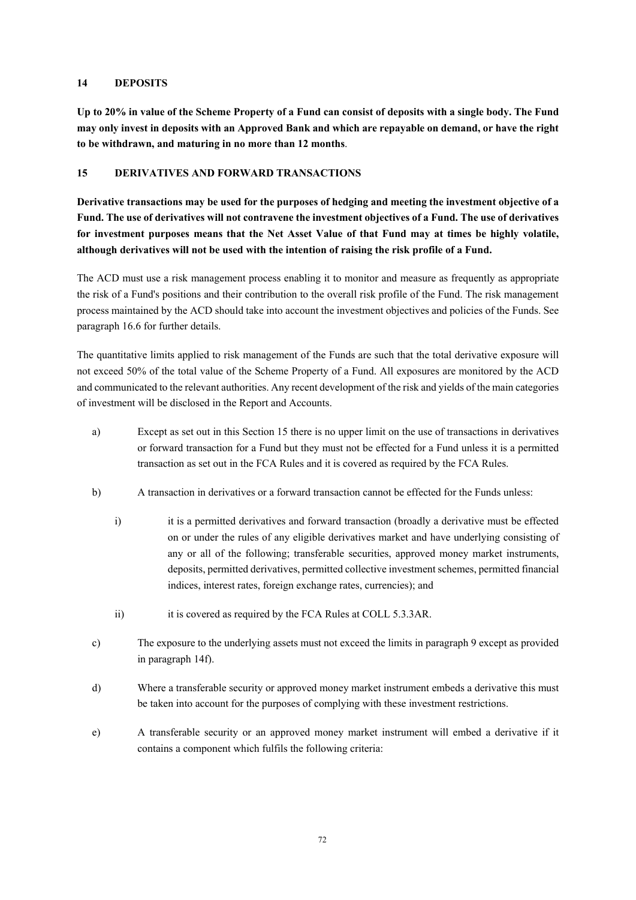## 14 DEPOSITS

**Up to 20% in value of the Scheme Property of a Fund can consist of deposits with a single body. The Fund may only invest in deposits with an Approved Bank and which are repayable on demand, or have the right to be withdrawn, and maturing in no more than 12 months**.

## 15 DERIVATIVES AND FORWARD TRANSACTIONS

**Derivative transactions may be used for the purposes of hedging and meeting the investment objective of a Fund. The use of derivatives will not contravene the investment objectives of a Fund. The use of derivatives for investment purposes means that the Net Asset Value of that Fund may at times be highly volatile, although derivatives will not be used with the intention of raising the risk profile of a Fund.**

The ACD must use a risk management process enabling it to monitor and measure as frequently as appropriate the risk of a Fund's positions and their contribution to the overall risk profile of the Fund. The risk management process maintained by the ACD should take into account the investment objectives and policies of the Funds. See paragraph 16.6 for further details.

The quantitative limits applied to risk management of the Funds are such that the total derivative exposure will not exceed 50% of the total value of the Scheme Property of a Fund. All exposures are monitored by the ACD and communicated to the relevant authorities. Any recent development of the risk and yields of the main categories of investment will be disclosed in the Report and Accounts.

a) Except as set out in this Section 15 there is no upper limit on the use of transactions in derivatives or forward transaction for a Fund but they must not be effected for a Fund unless it is a permitted transaction as set out in the FCA Rules and it is covered as required by the FCA Rules.

b) A transaction in derivatives or a forward transaction cannot be effected for the Funds unless:

   i) it is a permitted derivatives and forward transaction (broadly a derivative must be effected on or under the rules of any eligible derivatives market and have underlying consisting of any or all of the following; transferable securities, approved money market instruments, deposits, permitted derivatives, permitted collective investment schemes, permitted financial indices, interest rates, foreign exchange rates, currencies); and

   ii) it is covered as required by the FCA Rules at COLL 5.3.3AR.

c) The exposure to the underlying assets must not exceed the limits in paragraph 9 except as provided in paragraph 14f).

d) Where a transferable security or approved money market instrument embeds a derivative this must be taken into account for the purposes of complying with these investment restrictions.

e) A transferable security or an approved money market instrument will embed a derivative if it contains a component which fulfils the following criteria: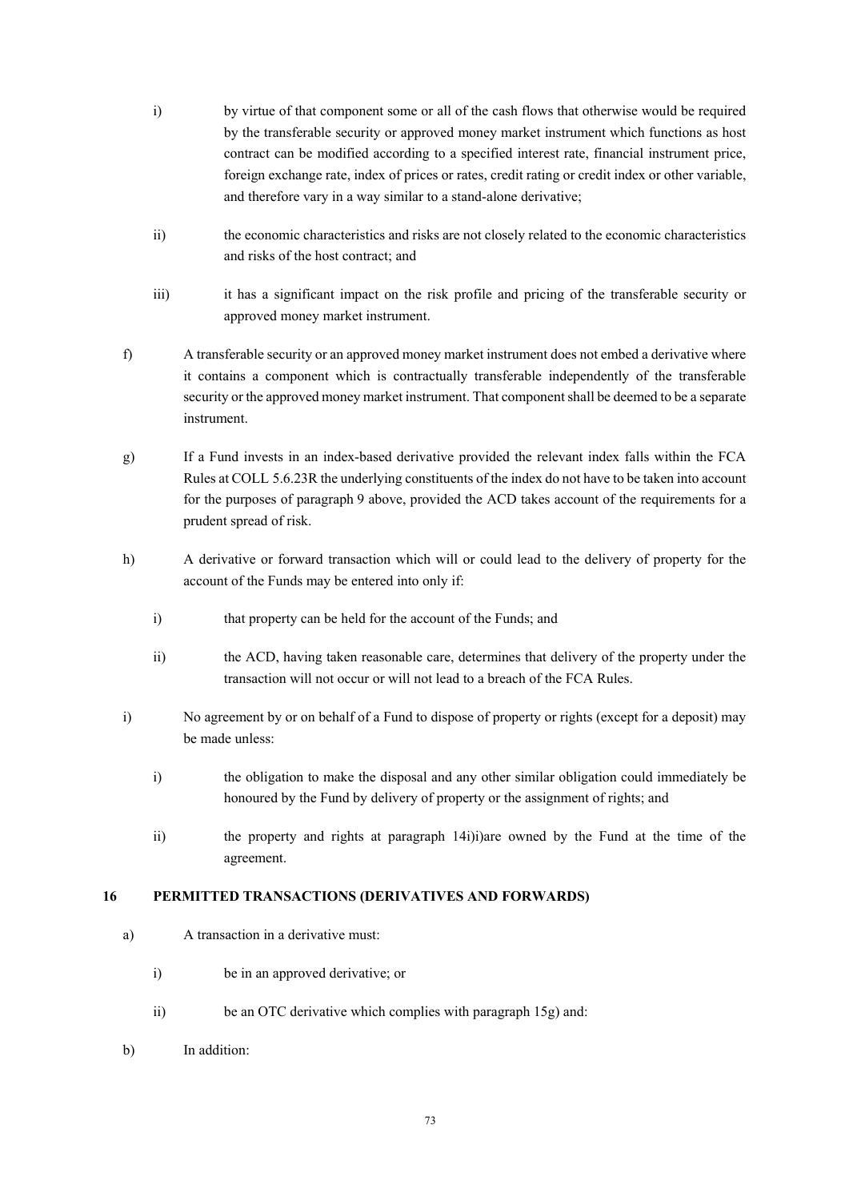i) by virtue of that component some or all of the cash flows that otherwise would be required by the transferable security or approved money market instrument which functions as host contract can be modified according to a specified interest rate, financial instrument price, foreign exchange rate, index of prices or rates, credit rating or credit index or other variable, and therefore vary in a way similar to a stand-alone derivative;

ii) the economic characteristics and risks are not closely related to the economic characteristics and risks of the host contract; and

iii) it has a significant impact on the risk profile and pricing of the transferable security or approved money market instrument.

f) A transferable security or an approved money market instrument does not embed a derivative where it contains a component which is contractually transferable independently of the transferable security or the approved money market instrument. That component shall be deemed to be a separate instrument.

g) If a Fund invests in an index-based derivative provided the relevant index falls within the FCA Rules at COLL 5.6.23R the underlying constituents of the index do not have to be taken into account for the purposes of paragraph 9 above, provided the ACD takes account of the requirements for a prudent spread of risk.

h) A derivative or forward transaction which will or could lead to the delivery of property for the account of the Funds may be entered into only if:

i) that property can be held for the account of the Funds; and

ii) the ACD, having taken reasonable care, determines that delivery of the property under the transaction will not occur or will not lead to a breach of the FCA Rules.

i) No agreement by or on behalf of a Fund to dispose of property or rights (except for a deposit) may be made unless:

i) the obligation to make the disposal and any other similar obligation could immediately be honoured by the Fund by delivery of property or the assignment of rights; and

ii) the property and rights at paragraph 14i)i)are owned by the Fund at the time of the agreement.

**16 PERMITTED TRANSACTIONS (DERIVATIVES AND FORWARDS)**

a) A transaction in a derivative must:

i) be in an approved derivative; or

ii) be an OTC derivative which complies with paragraph 15g) and:

b) In addition: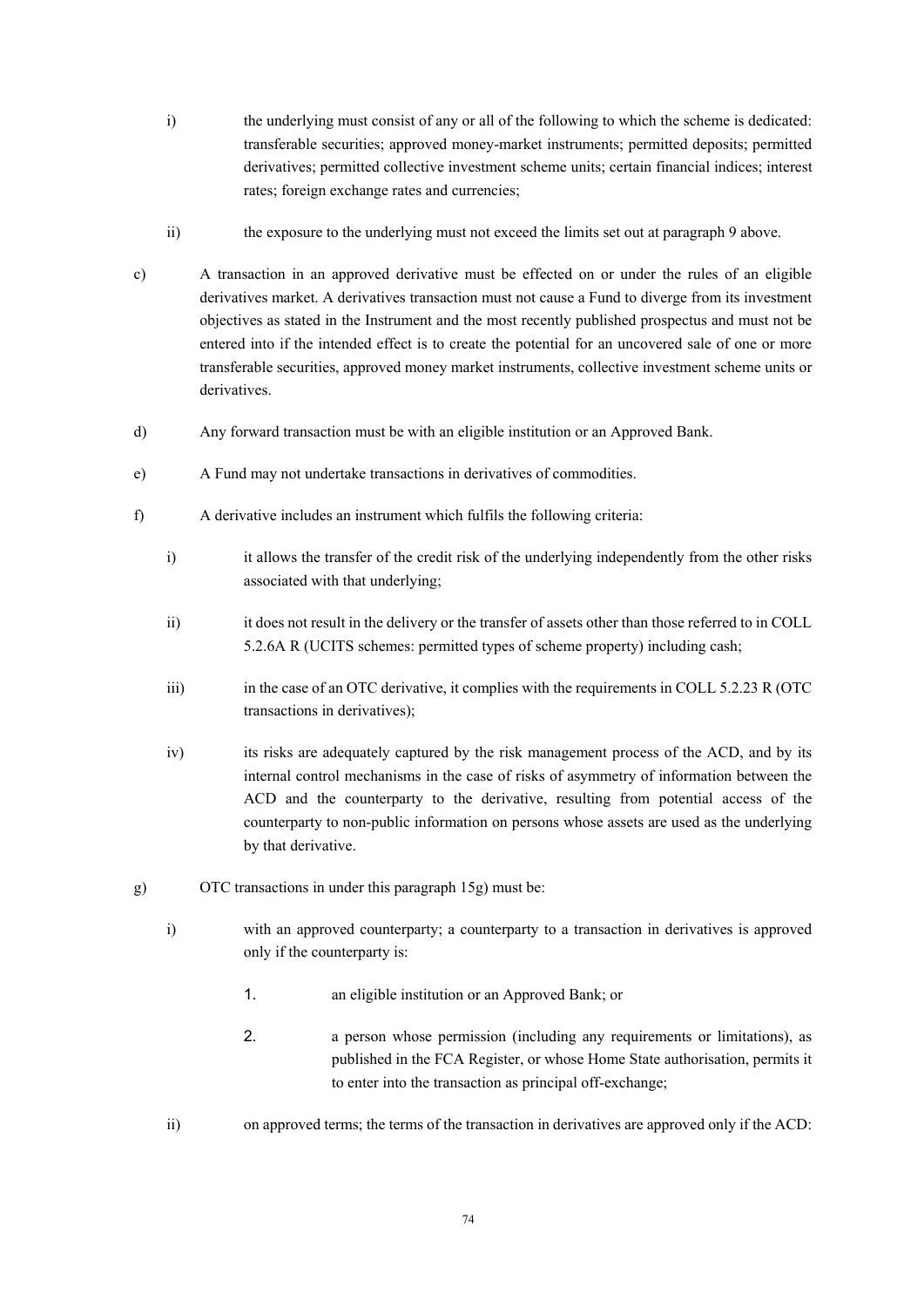i) the underlying must consist of any or all of the following to which the scheme is dedicated: transferable securities; approved money-market instruments; permitted deposits; permitted derivatives; permitted collective investment scheme units; certain financial indices; interest rates; foreign exchange rates and currencies;

ii) the exposure to the underlying must not exceed the limits set out at paragraph 9 above.

c) A transaction in an approved derivative must be effected on or under the rules of an eligible derivatives market. A derivatives transaction must not cause a Fund to diverge from its investment objectives as stated in the Instrument and the most recently published prospectus and must not be entered into if the intended effect is to create the potential for an uncovered sale of one or more transferable securities, approved money market instruments, collective investment scheme units or derivatives.

d) Any forward transaction must be with an eligible institution or an Approved Bank.

e) A Fund may not undertake transactions in derivatives of commodities.

f) A derivative includes an instrument which fulfils the following criteria:

i) it allows the transfer of the credit risk of the underlying independently from the other risks associated with that underlying;

ii) it does not result in the delivery or the transfer of assets other than those referred to in COLL 5.2.6A R (UCITS schemes: permitted types of scheme property) including cash;

iii) in the case of an OTC derivative, it complies with the requirements in COLL 5.2.23 R (OTC transactions in derivatives);

iv) its risks are adequately captured by the risk management process of the ACD, and by its internal control mechanisms in the case of risks of asymmetry of information between the ACD and the counterparty to the derivative, resulting from potential access of the counterparty to non-public information on persons whose assets are used as the underlying by that derivative.

g) OTC transactions in under this paragraph 15g) must be:

i) with an approved counterparty; a counterparty to a transaction in derivatives is approved only if the counterparty is:

1. an eligible institution or an Approved Bank; or

2. a person whose permission (including any requirements or limitations), as published in the FCA Register, or whose Home State authorisation, permits it to enter into the transaction as principal off-exchange;

ii) on approved terms; the terms of the transaction in derivatives are approved only if the ACD: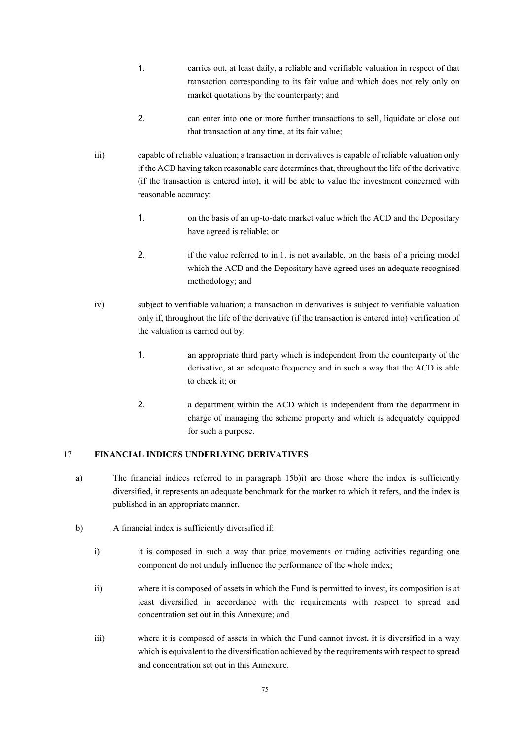1. carries out, at least daily, a reliable and verifiable valuation in respect of that transaction corresponding to its fair value and which does not rely only on market quotations by the counterparty; and

2. can enter into one or more further transactions to sell, liquidate or close out that transaction at any time, at its fair value;

iii) capable of reliable valuation; a transaction in derivatives is capable of reliable valuation only if the ACD having taken reasonable care determines that, throughout the life of the derivative (if the transaction is entered into), it will be able to value the investment concerned with reasonable accuracy:

1. on the basis of an up-to-date market value which the ACD and the Depositary have agreed is reliable; or

2. if the value referred to in 1. is not available, on the basis of a pricing model which the ACD and the Depositary have agreed uses an adequate recognised methodology; and

iv) subject to verifiable valuation; a transaction in derivatives is subject to verifiable valuation only if, throughout the life of the derivative (if the transaction is entered into) verification of the valuation is carried out by:

1. an appropriate third party which is independent from the counterparty of the derivative, at an adequate frequency and in such a way that the ACD is able to check it; or

2. a department within the ACD which is independent from the department in charge of managing the scheme property and which is adequately equipped for such a purpose.

## 17 FINANCIAL INDICES UNDERLYING DERIVATIVES

a) The financial indices referred to in paragraph 15b)i) are those where the index is sufficiently diversified, it represents an adequate benchmark for the market to which it refers, and the index is published in an appropriate manner.

b) A financial index is sufficiently diversified if:

i) it is composed in such a way that price movements or trading activities regarding one component do not unduly influence the performance of the whole index;

ii) where it is composed of assets in which the Fund is permitted to invest, its composition is at least diversified in accordance with the requirements with respect to spread and concentration set out in this Annexure; and

iii) where it is composed of assets in which the Fund cannot invest, it is diversified in a way which is equivalent to the diversification achieved by the requirements with respect to spread and concentration set out in this Annexure.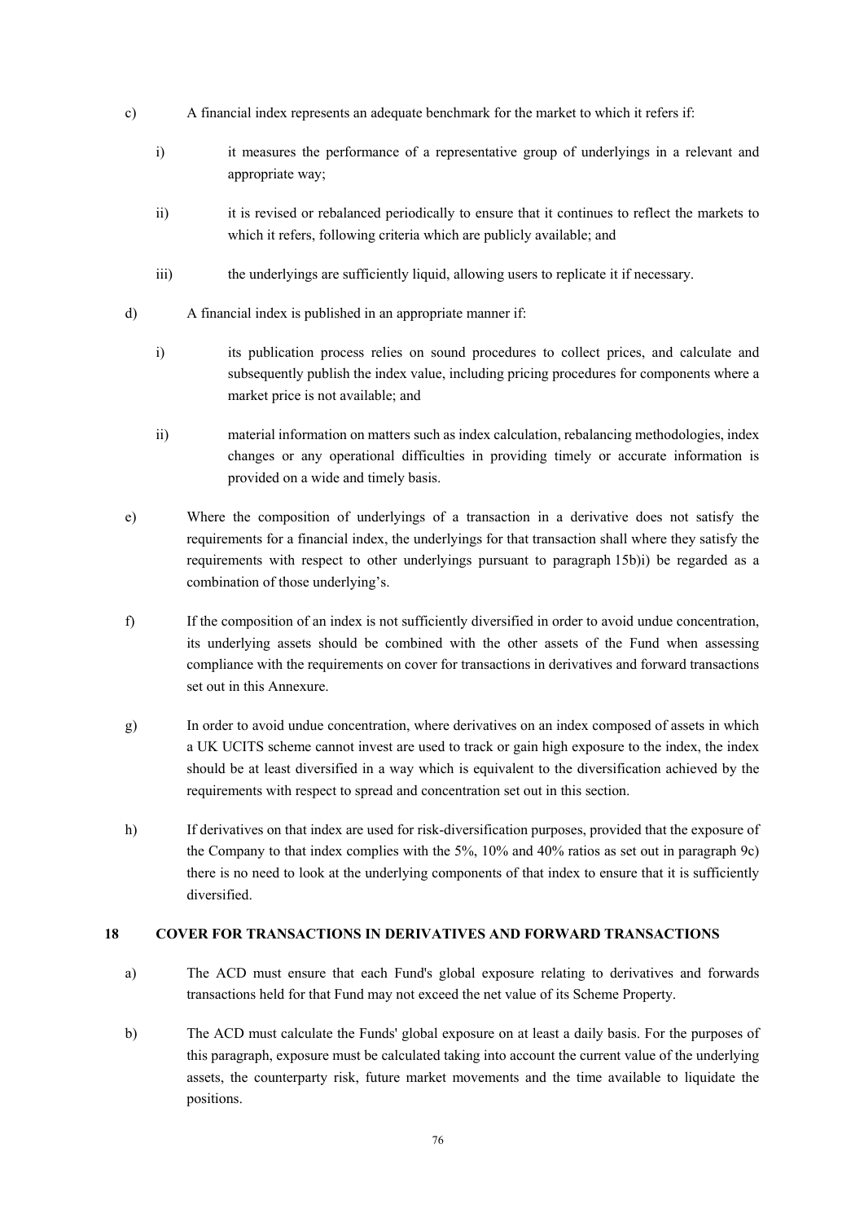c) A financial index represents an adequate benchmark for the market to which it refers if:

   i) it measures the performance of a representative group of underlyings in a relevant and appropriate way;

   ii) it is revised or rebalanced periodically to ensure that it continues to reflect the markets to which it refers, following criteria which are publicly available; and

   iii) the underlyings are sufficiently liquid, allowing users to replicate it if necessary.

d) A financial index is published in an appropriate manner if:

   i) its publication process relies on sound procedures to collect prices, and calculate and subsequently publish the index value, including pricing procedures for components where a market price is not available; and

   ii) material information on matters such as index calculation, rebalancing methodologies, index changes or any operational difficulties in providing timely or accurate information is provided on a wide and timely basis.

e) Where the composition of underlyings of a transaction in a derivative does not satisfy the requirements for a financial index, the underlyings for that transaction shall where they satisfy the requirements with respect to other underlyings pursuant to paragraph 15b)i) be regarded as a combination of those underlying's.

f) If the composition of an index is not sufficiently diversified in order to avoid undue concentration, its underlying assets should be combined with the other assets of the Fund when assessing compliance with the requirements on cover for transactions in derivatives and forward transactions set out in this Annexure.

g) In order to avoid undue concentration, where derivatives on an index composed of assets in which a UK UCITS scheme cannot invest are used to track or gain high exposure to the index, the index should be at least diversified in a way which is equivalent to the diversification achieved by the requirements with respect to spread and concentration set out in this section.

h) If derivatives on that index are used for risk-diversification purposes, provided that the exposure of the Company to that index complies with the 5%, 10% and 40% ratios as set out in paragraph 9c) there is no need to look at the underlying components of that index to ensure that it is sufficiently diversified.

## 18 COVER FOR TRANSACTIONS IN DERIVATIVES AND FORWARD TRANSACTIONS

a) The ACD must ensure that each Fund's global exposure relating to derivatives and forwards transactions held for that Fund may not exceed the net value of its Scheme Property.

b) The ACD must calculate the Funds' global exposure on at least a daily basis. For the purposes of this paragraph, exposure must be calculated taking into account the current value of the underlying assets, the counterparty risk, future market movements and the time available to liquidate the positions.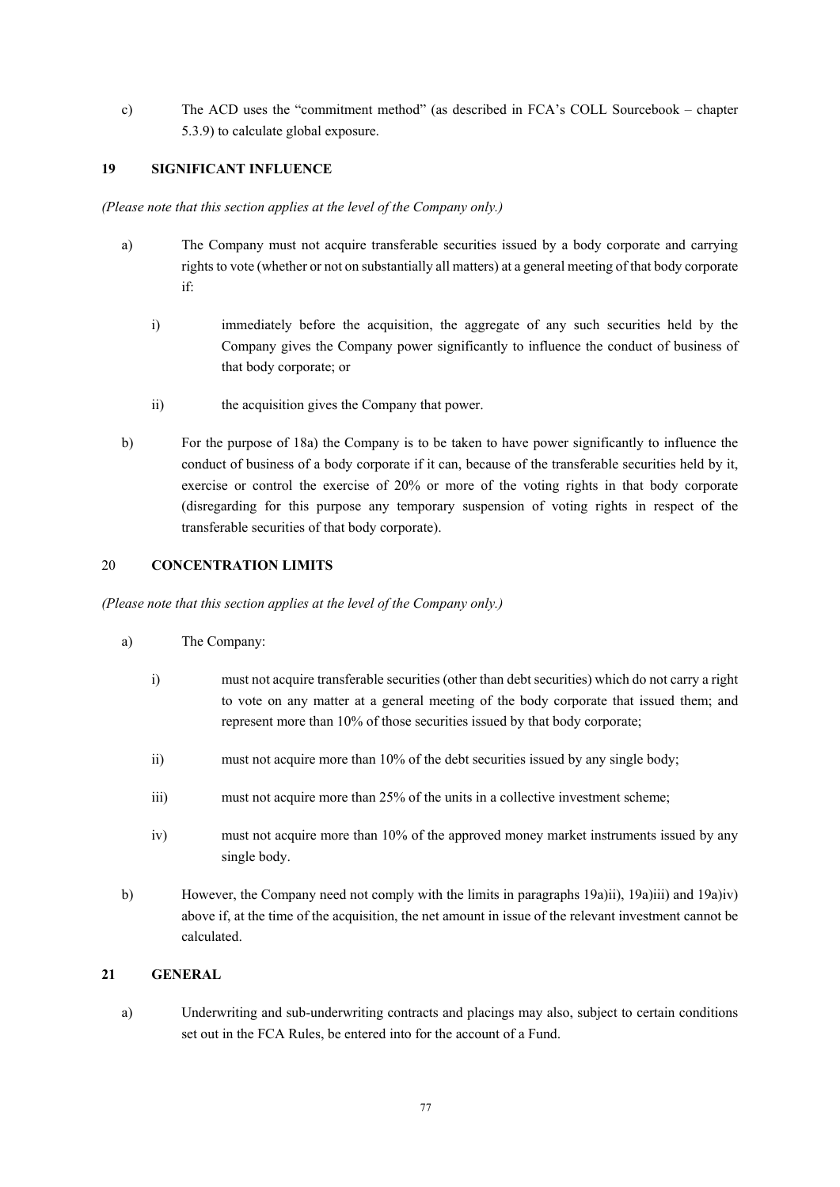c) The ACD uses the "commitment method" (as described in FCA's COLL Sourcebook – chapter 5.3.9) to calculate global exposure.

## 19 SIGNIFICANT INFLUENCE

*(Please note that this section applies at the level of the Company only.)*

a) The Company must not acquire transferable securities issued by a body corporate and carrying rights to vote (whether or not on substantially all matters) at a general meeting of that body corporate if:

  i) immediately before the acquisition, the aggregate of any such securities held by the Company gives the Company power significantly to influence the conduct of business of that body corporate; or

  ii) the acquisition gives the Company that power.

b) For the purpose of 18a) the Company is to be taken to have power significantly to influence the conduct of business of a body corporate if it can, because of the transferable securities held by it, exercise or control the exercise of 20% or more of the voting rights in that body corporate (disregarding for this purpose any temporary suspension of voting rights in respect of the transferable securities of that body corporate).

## 20 CONCENTRATION LIMITS

*(Please note that this section applies at the level of the Company only.)*

a) The Company:

  i) must not acquire transferable securities (other than debt securities) which do not carry a right to vote on any matter at a general meeting of the body corporate that issued them; and represent more than 10% of those securities issued by that body corporate;

  ii) must not acquire more than 10% of the debt securities issued by any single body;

  iii) must not acquire more than 25% of the units in a collective investment scheme;

  iv) must not acquire more than 10% of the approved money market instruments issued by any single body.

b) However, the Company need not comply with the limits in paragraphs 19a)ii), 19a)iii) and 19a)iv) above if, at the time of the acquisition, the net amount in issue of the relevant investment cannot be calculated.

## 21 GENERAL

a) Underwriting and sub-underwriting contracts and placings may also, subject to certain conditions set out in the FCA Rules, be entered into for the account of a Fund.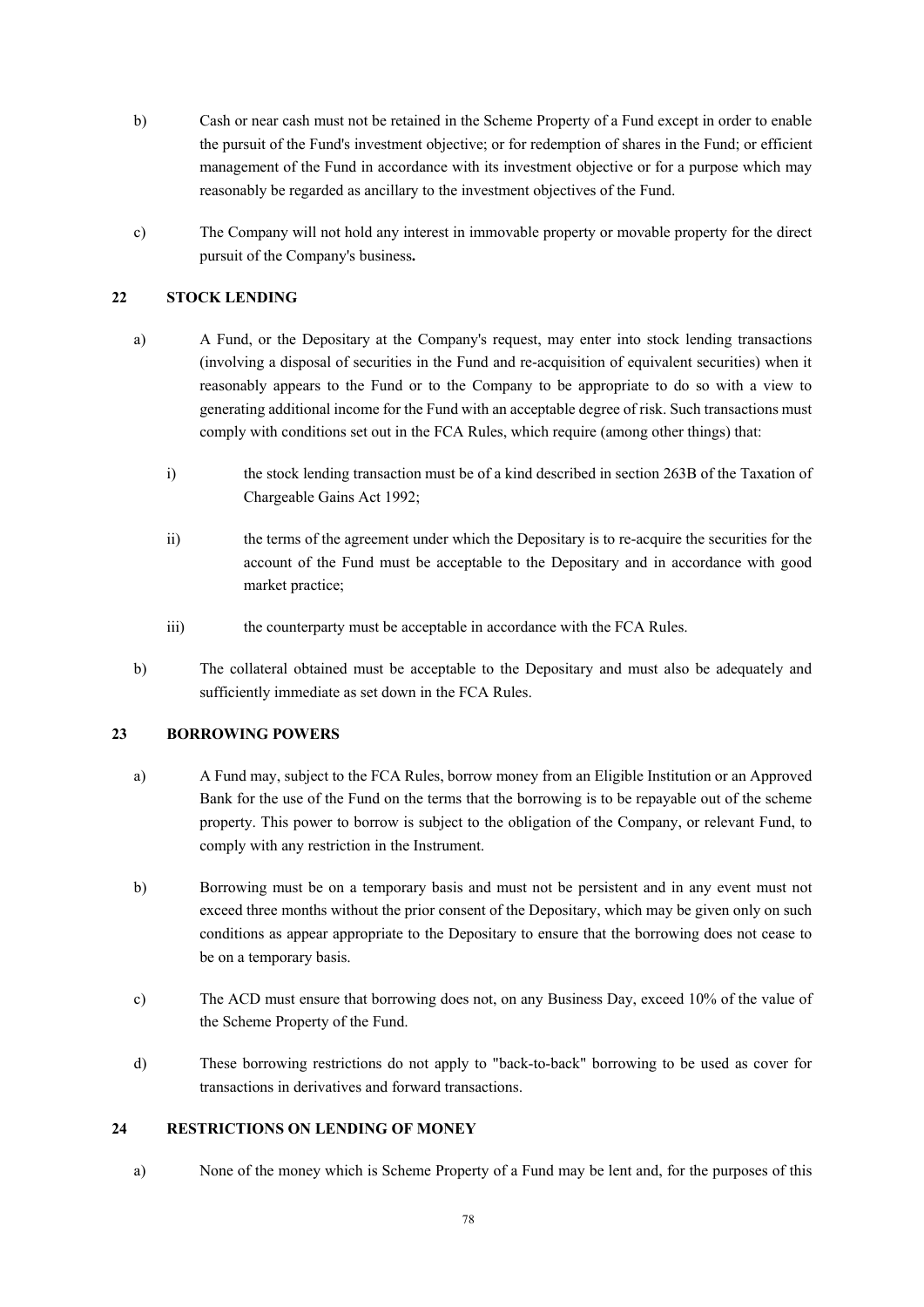b) Cash or near cash must not be retained in the Scheme Property of a Fund except in order to enable the pursuit of the Fund's investment objective; or for redemption of shares in the Fund; or efficient management of the Fund in accordance with its investment objective or for a purpose which may reasonably be regarded as ancillary to the investment objectives of the Fund.

c) The Company will not hold any interest in immovable property or movable property for the direct pursuit of the Company's business**.**

## 22 STOCK LENDING

a) A Fund, or the Depositary at the Company's request, may enter into stock lending transactions (involving a disposal of securities in the Fund and re-acquisition of equivalent securities) when it reasonably appears to the Fund or to the Company to be appropriate to do so with a view to generating additional income for the Fund with an acceptable degree of risk. Such transactions must comply with conditions set out in the FCA Rules, which require (among other things) that:

   i) the stock lending transaction must be of a kind described in section 263B of the Taxation of Chargeable Gains Act 1992;

   ii) the terms of the agreement under which the Depositary is to re-acquire the securities for the account of the Fund must be acceptable to the Depositary and in accordance with good market practice;

   iii) the counterparty must be acceptable in accordance with the FCA Rules.

b) The collateral obtained must be acceptable to the Depositary and must also be adequately and sufficiently immediate as set down in the FCA Rules.

## 23 BORROWING POWERS

a) A Fund may, subject to the FCA Rules, borrow money from an Eligible Institution or an Approved Bank for the use of the Fund on the terms that the borrowing is to be repayable out of the scheme property. This power to borrow is subject to the obligation of the Company, or relevant Fund, to comply with any restriction in the Instrument.

b) Borrowing must be on a temporary basis and must not be persistent and in any event must not exceed three months without the prior consent of the Depositary, which may be given only on such conditions as appear appropriate to the Depositary to ensure that the borrowing does not cease to be on a temporary basis.

c) The ACD must ensure that borrowing does not, on any Business Day, exceed 10% of the value of the Scheme Property of the Fund.

d) These borrowing restrictions do not apply to "back-to-back" borrowing to be used as cover for transactions in derivatives and forward transactions.

## 24 RESTRICTIONS ON LENDING OF MONEY

a) None of the money which is Scheme Property of a Fund may be lent and, for the purposes of this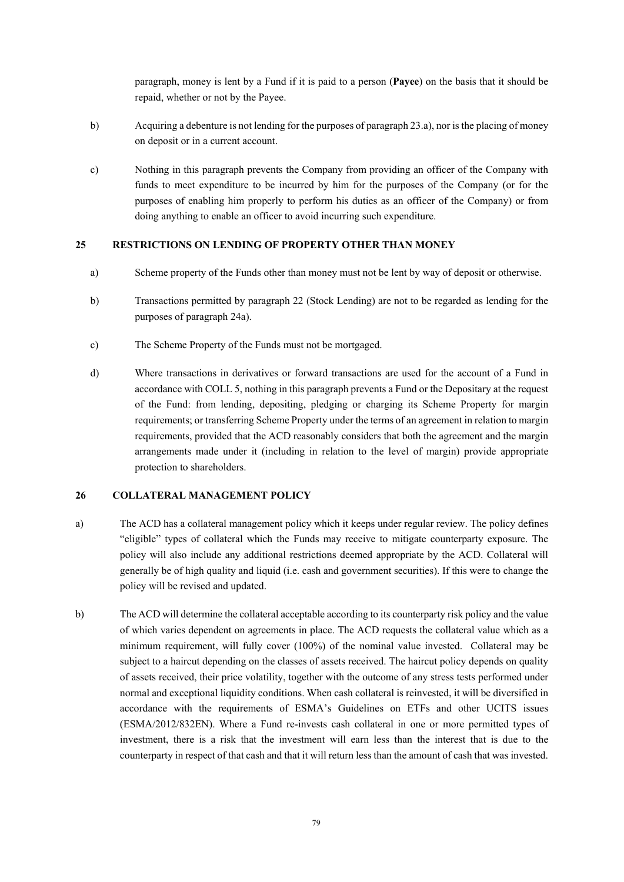paragraph, money is lent by a Fund if it is paid to a person (**Payee**) on the basis that it should be repaid, whether or not by the Payee.

b) Acquiring a debenture is not lending for the purposes of paragraph 23.a), nor is the placing of money on deposit or in a current account.

c) Nothing in this paragraph prevents the Company from providing an officer of the Company with funds to meet expenditure to be incurred by him for the purposes of the Company (or for the purposes of enabling him properly to perform his duties as an officer of the Company) or from doing anything to enable an officer to avoid incurring such expenditure.

## 25 RESTRICTIONS ON LENDING OF PROPERTY OTHER THAN MONEY

a) Scheme property of the Funds other than money must not be lent by way of deposit or otherwise.

b) Transactions permitted by paragraph 22 (Stock Lending) are not to be regarded as lending for the purposes of paragraph 24a).

c) The Scheme Property of the Funds must not be mortgaged.

d) Where transactions in derivatives or forward transactions are used for the account of a Fund in accordance with COLL 5, nothing in this paragraph prevents a Fund or the Depositary at the request of the Fund: from lending, depositing, pledging or charging its Scheme Property for margin requirements; or transferring Scheme Property under the terms of an agreement in relation to margin requirements, provided that the ACD reasonably considers that both the agreement and the margin arrangements made under it (including in relation to the level of margin) provide appropriate protection to shareholders.

## 26 COLLATERAL MANAGEMENT POLICY

a) The ACD has a collateral management policy which it keeps under regular review. The policy defines "eligible" types of collateral which the Funds may receive to mitigate counterparty exposure. The policy will also include any additional restrictions deemed appropriate by the ACD. Collateral will generally be of high quality and liquid (i.e. cash and government securities). If this were to change the policy will be revised and updated.

b) The ACD will determine the collateral acceptable according to its counterparty risk policy and the value of which varies dependent on agreements in place. The ACD requests the collateral value which as a minimum requirement, will fully cover (100%) of the nominal value invested. Collateral may be subject to a haircut depending on the classes of assets received. The haircut policy depends on quality of assets received, their price volatility, together with the outcome of any stress tests performed under normal and exceptional liquidity conditions. When cash collateral is reinvested, it will be diversified in accordance with the requirements of ESMA's Guidelines on ETFs and other UCITS issues (ESMA/2012/832EN). Where a Fund re-invests cash collateral in one or more permitted types of investment, there is a risk that the investment will earn less than the interest that is due to the counterparty in respect of that cash and that it will return less than the amount of cash that was invested.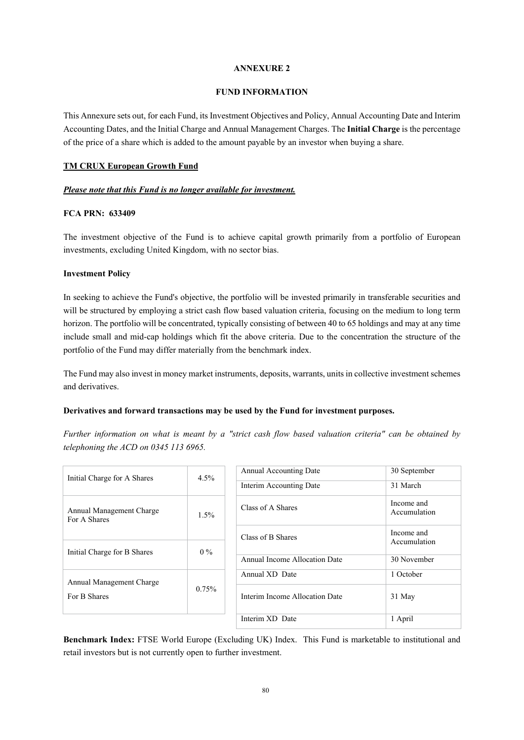# ANNEXURE 2

## FUND INFORMATION

This Annexure sets out, for each Fund, its Investment Objectives and Policy, Annual Accounting Date and Interim Accounting Dates, and the Initial Charge and Annual Management Charges. The **Initial Charge** is the percentage of the price of a share which is added to the amount payable by an investor when buying a share.

### TM CRUX European Growth Fund

***Please note that this Fund is no longer available for investment.***

**FCA PRN: 633409**

The investment objective of the Fund is to achieve capital growth primarily from a portfolio of European investments, excluding United Kingdom, with no sector bias.

**Investment Policy**

In seeking to achieve the Fund's objective, the portfolio will be invested primarily in transferable securities and will be structured by employing a strict cash flow based valuation criteria, focusing on the medium to long term horizon. The portfolio will be concentrated, typically consisting of between 40 to 65 holdings and may at any time include small and mid-cap holdings which fit the above criteria. Due to the concentration the structure of the portfolio of the Fund may differ materially from the benchmark index.

The Fund may also invest in money market instruments, deposits, warrants, units in collective investment schemes and derivatives.

**Derivatives and forward transactions may be used by the Fund for investment purposes.**

*Further information on what is meant by a "strict cash flow based valuation criteria" can be obtained by telephoning the ACD on 0345 113 6965.*

| | |
|---|---|
| Initial Charge for A Shares | 4.5% |
| Annual Management Charge For A Shares | 1.5% |
| Initial Charge for B Shares | 0 % |
| Annual Management Charge For B Shares | 0.75% |

| | |
|---|---|
| Annual Accounting Date | 30 September |
| Interim Accounting Date | 31 March |
| Class of A Shares | Income and Accumulation |
| Class of B Shares | Income and Accumulation |
| Annual Income Allocation Date | 30 November |
| Annual XD Date | 1 October |
| Interim Income Allocation Date | 31 May |
| Interim XD Date | 1 April |

**Benchmark Index:** FTSE World Europe (Excluding UK) Index. This Fund is marketable to institutional and retail investors but is not currently open to further investment.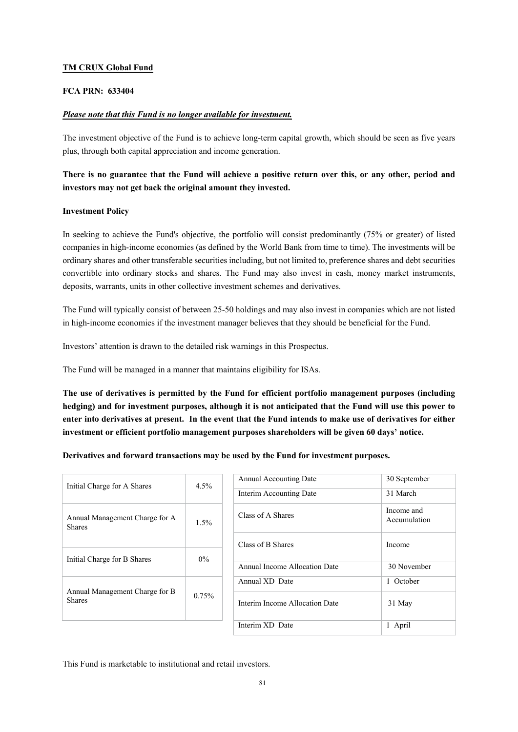**TM CRUX Global Fund**

**FCA PRN: 633404**

***Please note that this Fund is no longer available for investment.***

The investment objective of the Fund is to achieve long-term capital growth, which should be seen as five years plus, through both capital appreciation and income generation.

**There is no guarantee that the Fund will achieve a positive return over this, or any other, period and investors may not get back the original amount they invested.**

**Investment Policy**

In seeking to achieve the Fund's objective, the portfolio will consist predominantly (75% or greater) of listed companies in high-income economies (as defined by the World Bank from time to time). The investments will be ordinary shares and other transferable securities including, but not limited to, preference shares and debt securities convertible into ordinary stocks and shares. The Fund may also invest in cash, money market instruments, deposits, warrants, units in other collective investment schemes and derivatives.

The Fund will typically consist of between 25-50 holdings and may also invest in companies which are not listed in high-income economies if the investment manager believes that they should be beneficial for the Fund.

Investors' attention is drawn to the detailed risk warnings in this Prospectus.

The Fund will be managed in a manner that maintains eligibility for ISAs.

**The use of derivatives is permitted by the Fund for efficient portfolio management purposes (including hedging) and for investment purposes, although it is not anticipated that the Fund will use this power to enter into derivatives at present. In the event that the Fund intends to make use of derivatives for either investment or efficient portfolio management purposes shareholders will be given 60 days' notice.**

**Derivatives and forward transactions may be used by the Fund for investment purposes.**

| | |
|---|---|
| Initial Charge for A Shares | 4.5% |
| Annual Management Charge for A Shares | 1.5% |
| Initial Charge for B Shares | 0% |
| Annual Management Charge for B Shares | 0.75% |

| | |
|---|---|
| Annual Accounting Date | 30 September |
| Interim Accounting Date | 31 March |
| Class of A Shares | Income and Accumulation |
| Class of B Shares | Income |
| Annual Income Allocation Date | 30 November |
| Annual XD Date | 1 October |
| Interim Income Allocation Date | 31 May |
| Interim XD Date | 1 April |

This Fund is marketable to institutional and retail investors.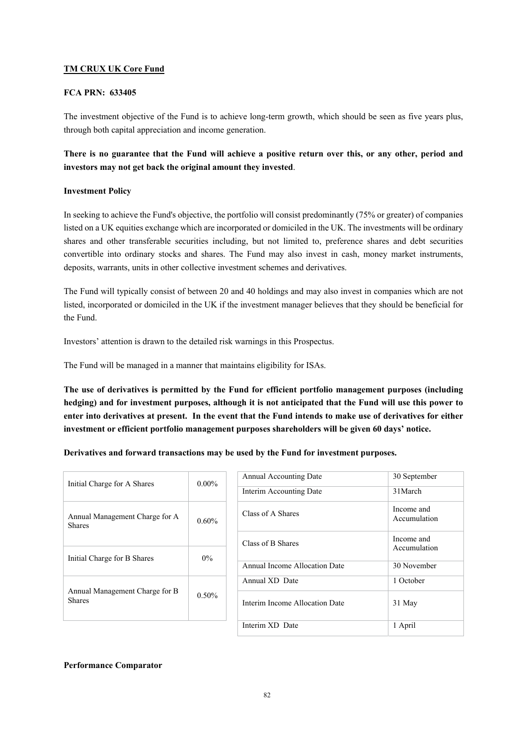**TM CRUX UK Core Fund**

**FCA PRN: 633405**

The investment objective of the Fund is to achieve long-term growth, which should be seen as five years plus, through both capital appreciation and income generation.

**There is no guarantee that the Fund will achieve a positive return over this, or any other, period and investors may not get back the original amount they invested**.

**Investment Policy**

In seeking to achieve the Fund's objective, the portfolio will consist predominantly (75% or greater) of companies listed on a UK equities exchange which are incorporated or domiciled in the UK. The investments will be ordinary shares and other transferable securities including, but not limited to, preference shares and debt securities convertible into ordinary stocks and shares. The Fund may also invest in cash, money market instruments, deposits, warrants, units in other collective investment schemes and derivatives.

The Fund will typically consist of between 20 and 40 holdings and may also invest in companies which are not listed, incorporated or domiciled in the UK if the investment manager believes that they should be beneficial for the Fund.

Investors' attention is drawn to the detailed risk warnings in this Prospectus.

The Fund will be managed in a manner that maintains eligibility for ISAs.

**The use of derivatives is permitted by the Fund for efficient portfolio management purposes (including hedging) and for investment purposes, although it is not anticipated that the Fund will use this power to enter into derivatives at present. In the event that the Fund intends to make use of derivatives for either investment or efficient portfolio management purposes shareholders will be given 60 days' notice.**

**Derivatives and forward transactions may be used by the Fund for investment purposes.**

| | |
|---|---|
| Initial Charge for A Shares | 0.00% |
| Annual Management Charge for A Shares | 0.60% |
| Initial Charge for B Shares | 0% |
| Annual Management Charge for B Shares | 0.50% |

| | |
|---|---|
| Annual Accounting Date | 30 September |
| Interim Accounting Date | 31March |
| Class of A Shares | Income and Accumulation |
| Class of B Shares | Income and Accumulation |
| Annual Income Allocation Date | 30 November |
| Annual XD Date | 1 October |
| Interim Income Allocation Date | 31 May |
| Interim XD Date | 1 April |

**Performance Comparator**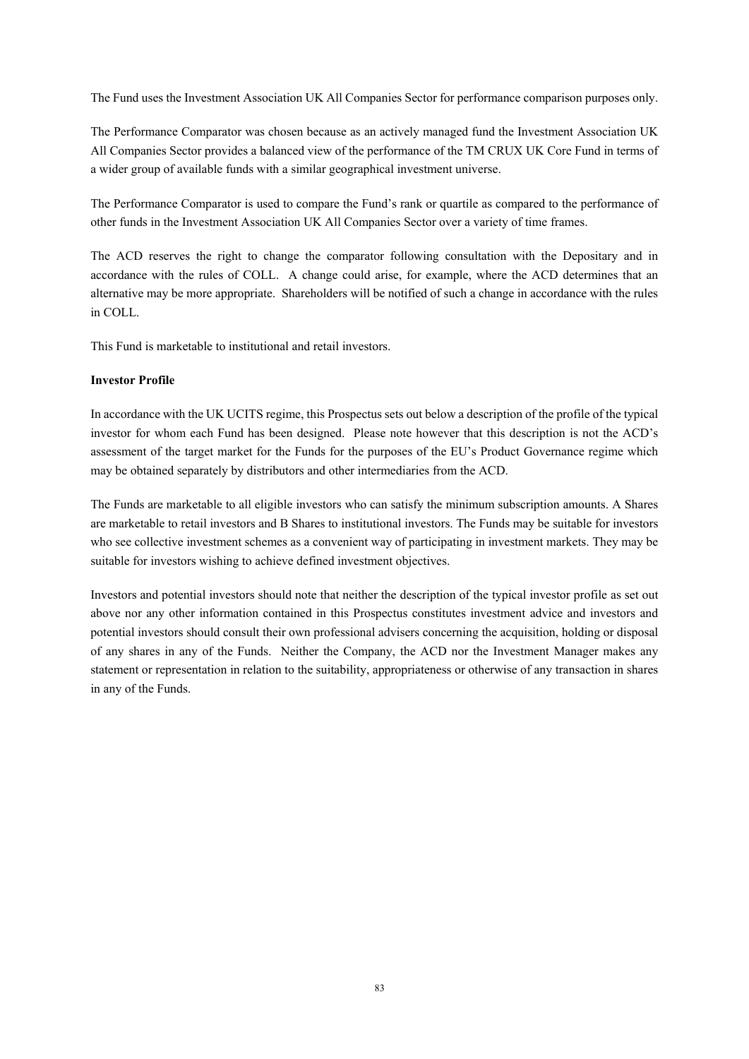The Fund uses the Investment Association UK All Companies Sector for performance comparison purposes only.

The Performance Comparator was chosen because as an actively managed fund the Investment Association UK All Companies Sector provides a balanced view of the performance of the TM CRUX UK Core Fund in terms of a wider group of available funds with a similar geographical investment universe.

The Performance Comparator is used to compare the Fund's rank or quartile as compared to the performance of other funds in the Investment Association UK All Companies Sector over a variety of time frames.

The ACD reserves the right to change the comparator following consultation with the Depositary and in accordance with the rules of COLL. A change could arise, for example, where the ACD determines that an alternative may be more appropriate. Shareholders will be notified of such a change in accordance with the rules in COLL.

This Fund is marketable to institutional and retail investors.

**Investor Profile**

In accordance with the UK UCITS regime, this Prospectus sets out below a description of the profile of the typical investor for whom each Fund has been designed. Please note however that this description is not the ACD's assessment of the target market for the Funds for the purposes of the EU's Product Governance regime which may be obtained separately by distributors and other intermediaries from the ACD.

The Funds are marketable to all eligible investors who can satisfy the minimum subscription amounts. A Shares are marketable to retail investors and B Shares to institutional investors. The Funds may be suitable for investors who see collective investment schemes as a convenient way of participating in investment markets. They may be suitable for investors wishing to achieve defined investment objectives.

Investors and potential investors should note that neither the description of the typical investor profile as set out above nor any other information contained in this Prospectus constitutes investment advice and investors and potential investors should consult their own professional advisers concerning the acquisition, holding or disposal of any shares in any of the Funds. Neither the Company, the ACD nor the Investment Manager makes any statement or representation in relation to the suitability, appropriateness or otherwise of any transaction in shares in any of the Funds.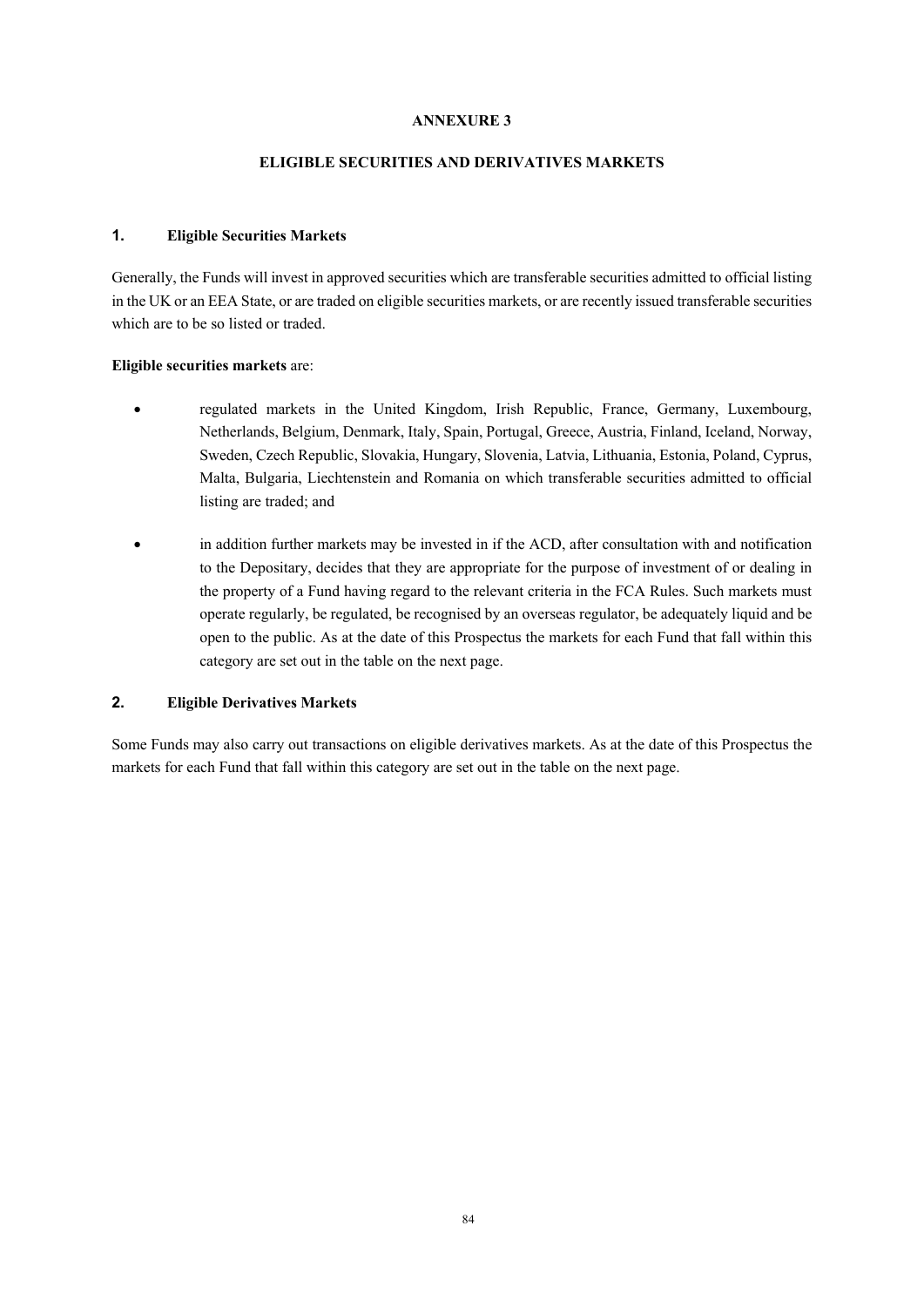# ANNEXURE 3

## ELIGIBLE SECURITIES AND DERIVATIVES MARKETS

### 1. Eligible Securities Markets

Generally, the Funds will invest in approved securities which are transferable securities admitted to official listing in the UK or an EEA State, or are traded on eligible securities markets, or are recently issued transferable securities which are to be so listed or traded.

**Eligible securities markets** are:

- regulated markets in the United Kingdom, Irish Republic, France, Germany, Luxembourg, Netherlands, Belgium, Denmark, Italy, Spain, Portugal, Greece, Austria, Finland, Iceland, Norway, Sweden, Czech Republic, Slovakia, Hungary, Slovenia, Latvia, Lithuania, Estonia, Poland, Cyprus, Malta, Bulgaria, Liechtenstein and Romania on which transferable securities admitted to official listing are traded; and
- in addition further markets may be invested in if the ACD, after consultation with and notification to the Depositary, decides that they are appropriate for the purpose of investment of or dealing in the property of a Fund having regard to the relevant criteria in the FCA Rules. Such markets must operate regularly, be regulated, be recognised by an overseas regulator, be adequately liquid and be open to the public. As at the date of this Prospectus the markets for each Fund that fall within this category are set out in the table on the next page.

### 2. Eligible Derivatives Markets

Some Funds may also carry out transactions on eligible derivatives markets. As at the date of this Prospectus the markets for each Fund that fall within this category are set out in the table on the next page.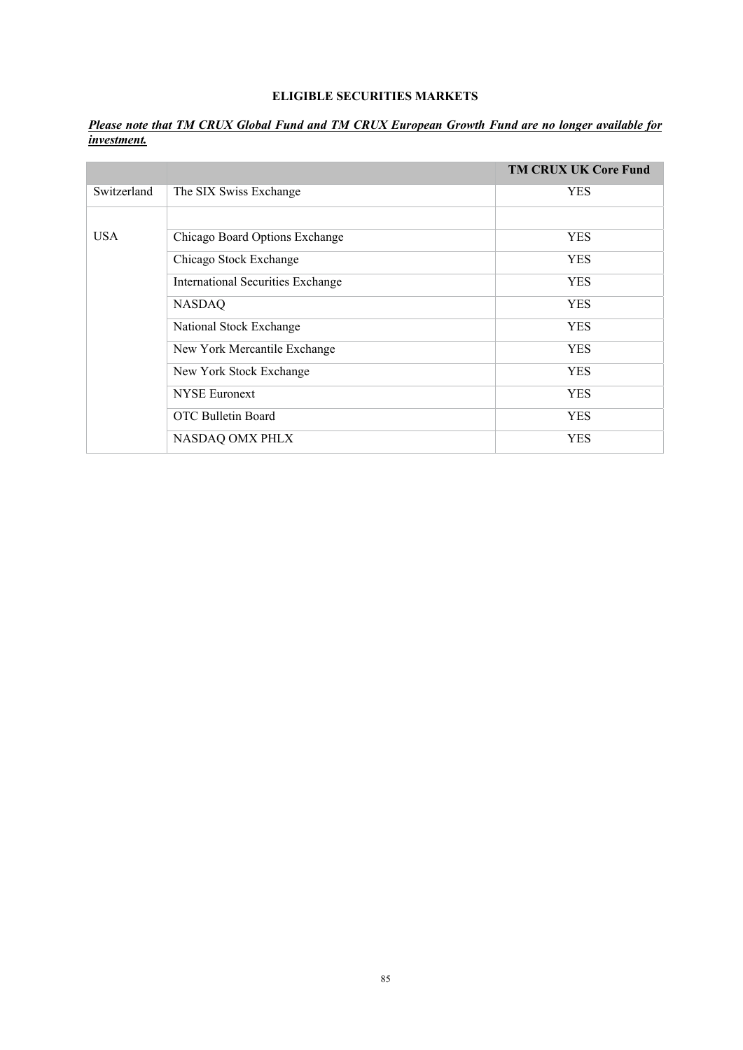## ELIGIBLE SECURITIES MARKETS

***Please note that TM CRUX Global Fund and TM CRUX European Growth Fund are no longer available for investment.***

| | | **TM CRUX UK Core Fund** |
|---|---|---|
| Switzerland | The SIX Swiss Exchange | YES |
| | | |
| USA | Chicago Board Options Exchange | YES |
| | Chicago Stock Exchange | YES |
| | International Securities Exchange | YES |
| | NASDAQ | YES |
| | National Stock Exchange | YES |
| | New York Mercantile Exchange | YES |
| | New York Stock Exchange | YES |
| | NYSE Euronext | YES |
| | OTC Bulletin Board | YES |
| | NASDAQ OMX PHLX | YES |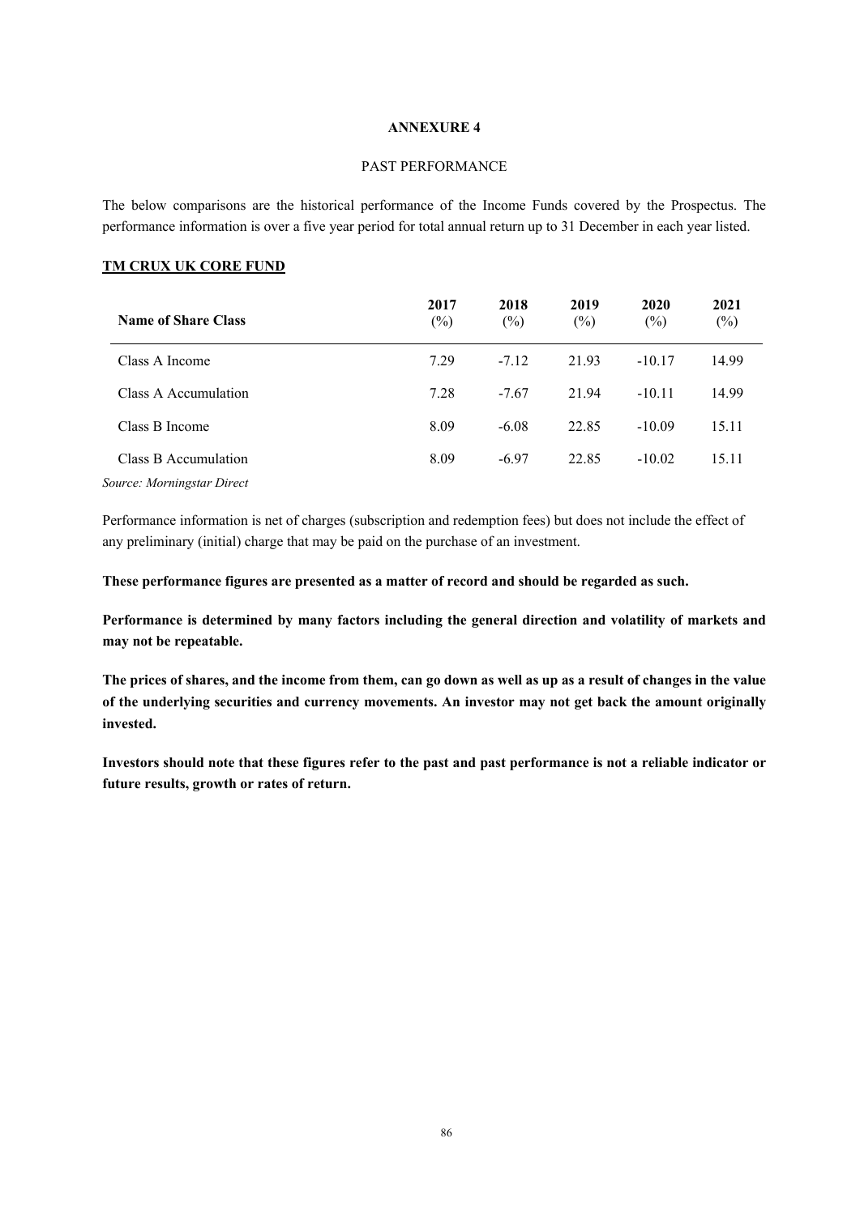**ANNEXURE 4**

PAST PERFORMANCE

The below comparisons are the historical performance of the Income Funds covered by the Prospectus. The performance information is over a five year period for total annual return up to 31 December in each year listed.

**TM CRUX UK CORE FUND**

| Name of Share Class | 2017 (%) | 2018 (%) | 2019 (%) | 2020 (%) | 2021 (%) |
|---|---|---|---|---|---|
| Class A Income | 7.29 | -7.12 | 21.93 | -10.17 | 14.99 |
| Class A Accumulation | 7.28 | -7.67 | 21.94 | -10.11 | 14.99 |
| Class B Income | 8.09 | -6.08 | 22.85 | -10.09 | 15.11 |
| Class B Accumulation | 8.09 | -6.97 | 22.85 | -10.02 | 15.11 |

*Source: Morningstar Direct*

Performance information is net of charges (subscription and redemption fees) but does not include the effect of any preliminary (initial) charge that may be paid on the purchase of an investment.

**These performance figures are presented as a matter of record and should be regarded as such.**

**Performance is determined by many factors including the general direction and volatility of markets and may not be repeatable.**

**The prices of shares, and the income from them, can go down as well as up as a result of changes in the value of the underlying securities and currency movements. An investor may not get back the amount originally invested.**

**Investors should note that these figures refer to the past and past performance is not a reliable indicator or future results, growth or rates of return.**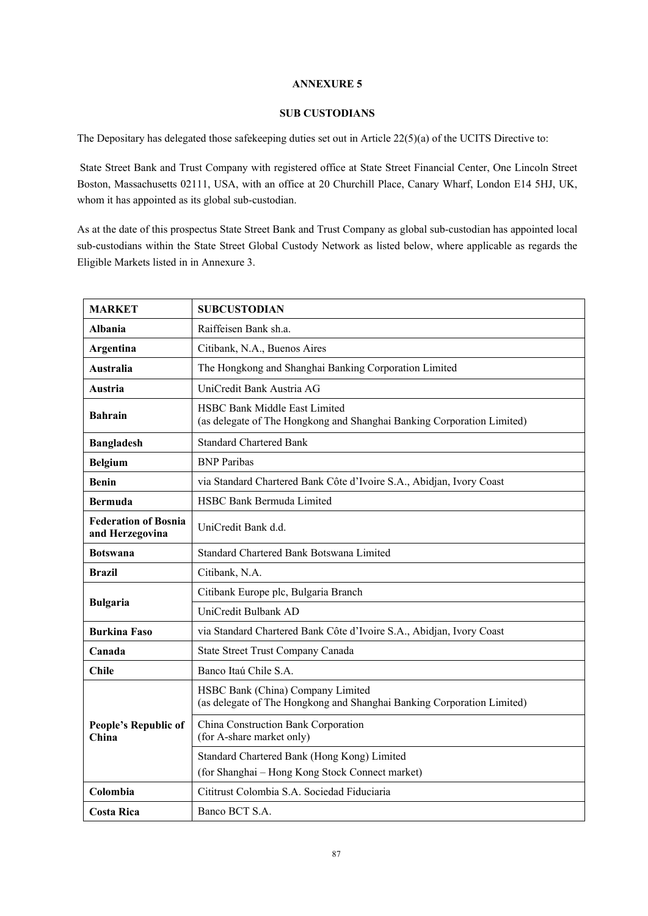**ANNEXURE 5**

**SUB CUSTODIANS**

The Depositary has delegated those safekeeping duties set out in Article 22(5)(a) of the UCITS Directive to:

State Street Bank and Trust Company with registered office at State Street Financial Center, One Lincoln Street Boston, Massachusetts 02111, USA, with an office at 20 Churchill Place, Canary Wharf, London E14 5HJ, UK, whom it has appointed as its global sub-custodian.

As at the date of this prospectus State Street Bank and Trust Company as global sub-custodian has appointed local sub-custodians within the State Street Global Custody Network as listed below, where applicable as regards the Eligible Markets listed in in Annexure 3.

| MARKET | SUBCUSTODIAN |
|---|---|
| **Albania** | Raiffeisen Bank sh.a. |
| **Argentina** | Citibank, N.A., Buenos Aires |
| **Australia** | The Hongkong and Shanghai Banking Corporation Limited |
| **Austria** | UniCredit Bank Austria AG |
| **Bahrain** | HSBC Bank Middle East Limited (as delegate of The Hongkong and Shanghai Banking Corporation Limited) |
| **Bangladesh** | Standard Chartered Bank |
| **Belgium** | BNP Paribas |
| **Benin** | via Standard Chartered Bank Côte d'Ivoire S.A., Abidjan, Ivory Coast |
| **Bermuda** | HSBC Bank Bermuda Limited |
| **Federation of Bosnia and Herzegovina** | UniCredit Bank d.d. |
| **Botswana** | Standard Chartered Bank Botswana Limited |
| **Brazil** | Citibank, N.A. |
| **Bulgaria** | Citibank Europe plc, Bulgaria Branch |
| | UniCredit Bulbank AD |
| **Burkina Faso** | via Standard Chartered Bank Côte d'Ivoire S.A., Abidjan, Ivory Coast |
| **Canada** | State Street Trust Company Canada |
| **Chile** | Banco Itaú Chile S.A. |
| **People's Republic of China** | HSBC Bank (China) Company Limited (as delegate of The Hongkong and Shanghai Banking Corporation Limited) |
| | China Construction Bank Corporation (for A-share market only) |
| | Standard Chartered Bank (Hong Kong) Limited (for Shanghai – Hong Kong Stock Connect market) |
| **Colombia** | Cititrust Colombia S.A. Sociedad Fiduciaria |
| **Costa Rica** | Banco BCT S.A. |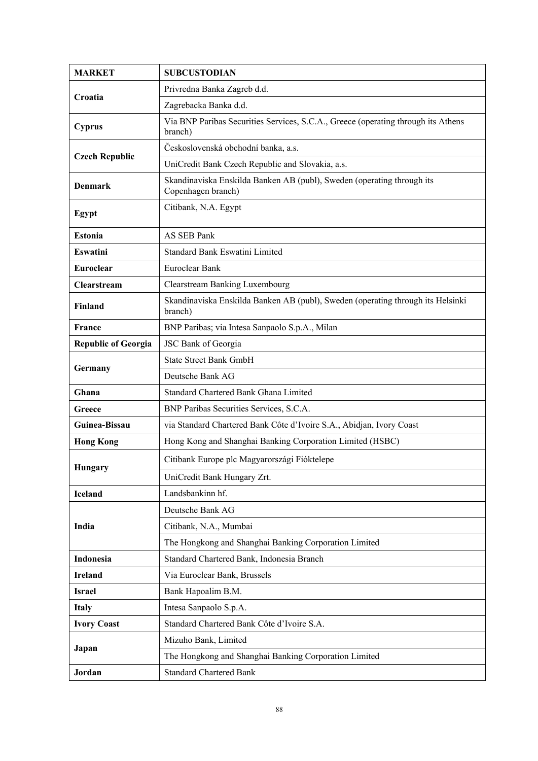| MARKET | SUBCUSTODIAN |
| --- | --- |
| **Croatia** | Privredna Banka Zagreb d.d. |
| | Zagrebacka Banka d.d. |
| **Cyprus** | Via BNP Paribas Securities Services, S.C.A., Greece (operating through its Athens branch) |
| **Czech Republic** | Československá obchodní banka, a.s. |
| | UniCredit Bank Czech Republic and Slovakia, a.s. |
| **Denmark** | Skandinaviska Enskilda Banken AB (publ), Sweden (operating through its Copenhagen branch) |
| **Egypt** | Citibank, N.A. Egypt |
| **Estonia** | AS SEB Pank |
| **Eswatini** | Standard Bank Eswatini Limited |
| **Euroclear** | Euroclear Bank |
| **Clearstream** | Clearstream Banking Luxembourg |
| **Finland** | Skandinaviska Enskilda Banken AB (publ), Sweden (operating through its Helsinki branch) |
| **France** | BNP Paribas; via Intesa Sanpaolo S.p.A., Milan |
| **Republic of Georgia** | JSC Bank of Georgia |
| **Germany** | State Street Bank GmbH |
| | Deutsche Bank AG |
| **Ghana** | Standard Chartered Bank Ghana Limited |
| **Greece** | BNP Paribas Securities Services, S.C.A. |
| **Guinea-Bissau** | via Standard Chartered Bank Côte d'Ivoire S.A., Abidjan, Ivory Coast |
| **Hong Kong** | Hong Kong and Shanghai Banking Corporation Limited (HSBC) |
| **Hungary** | Citibank Europe plc Magyarországi Fióktelepe |
| | UniCredit Bank Hungary Zrt. |
| **Iceland** | Landsbankinn hf. |
| **India** | Deutsche Bank AG |
| | Citibank, N.A., Mumbai |
| | The Hongkong and Shanghai Banking Corporation Limited |
| **Indonesia** | Standard Chartered Bank, Indonesia Branch |
| **Ireland** | Via Euroclear Bank, Brussels |
| **Israel** | Bank Hapoalim B.M. |
| **Italy** | Intesa Sanpaolo S.p.A. |
| **Ivory Coast** | Standard Chartered Bank Côte d'Ivoire S.A. |
| **Japan** | Mizuho Bank, Limited |
| | The Hongkong and Shanghai Banking Corporation Limited |
| **Jordan** | Standard Chartered Bank |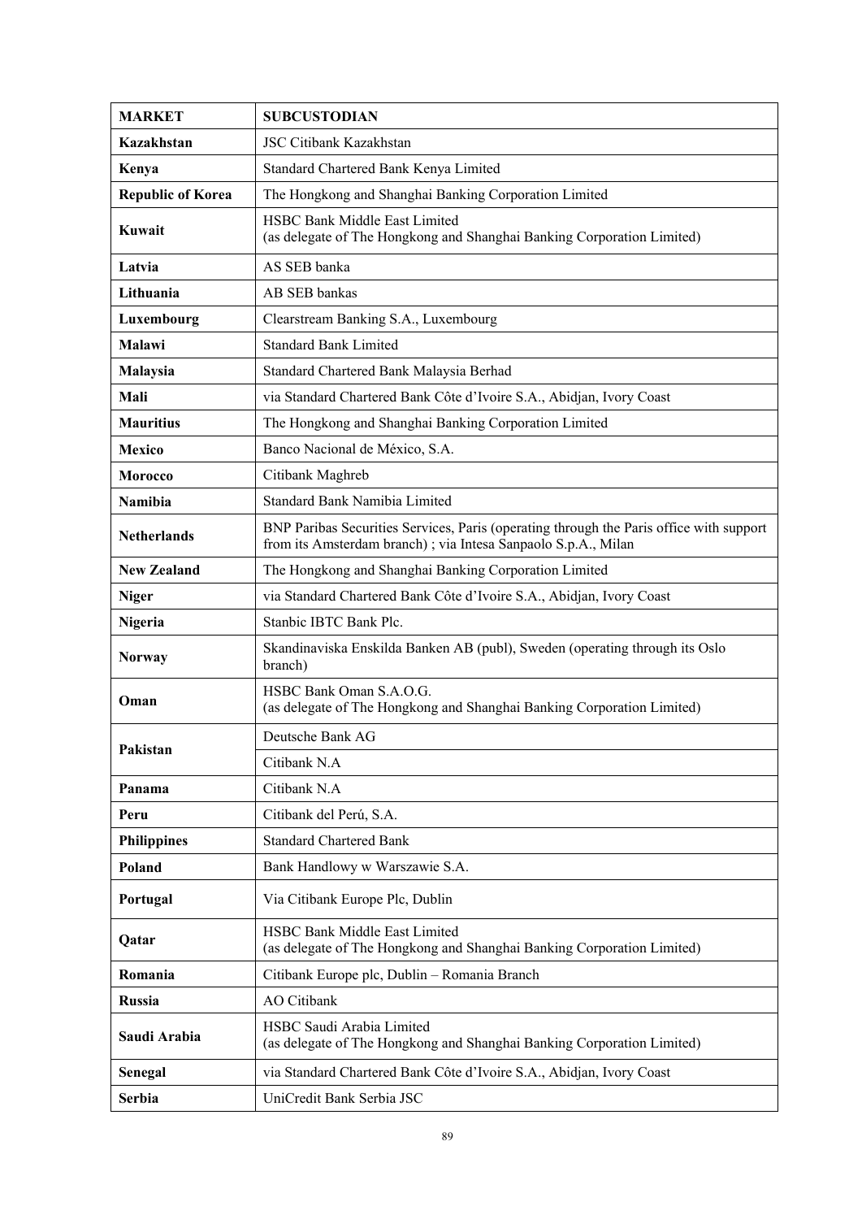| MARKET | SUBCUSTODIAN |
|---|---|
| **Kazakhstan** | JSC Citibank Kazakhstan |
| **Kenya** | Standard Chartered Bank Kenya Limited |
| **Republic of Korea** | The Hongkong and Shanghai Banking Corporation Limited |
| **Kuwait** | HSBC Bank Middle East Limited (as delegate of The Hongkong and Shanghai Banking Corporation Limited) |
| **Latvia** | AS SEB banka |
| **Lithuania** | AB SEB bankas |
| **Luxembourg** | Clearstream Banking S.A., Luxembourg |
| **Malawi** | Standard Bank Limited |
| **Malaysia** | Standard Chartered Bank Malaysia Berhad |
| **Mali** | via Standard Chartered Bank Côte d'Ivoire S.A., Abidjan, Ivory Coast |
| **Mauritius** | The Hongkong and Shanghai Banking Corporation Limited |
| **Mexico** | Banco Nacional de México, S.A. |
| **Morocco** | Citibank Maghreb |
| **Namibia** | Standard Bank Namibia Limited |
| **Netherlands** | BNP Paribas Securities Services, Paris (operating through the Paris office with support from its Amsterdam branch) ; via Intesa Sanpaolo S.p.A., Milan |
| **New Zealand** | The Hongkong and Shanghai Banking Corporation Limited |
| **Niger** | via Standard Chartered Bank Côte d'Ivoire S.A., Abidjan, Ivory Coast |
| **Nigeria** | Stanbic IBTC Bank Plc. |
| **Norway** | Skandinaviska Enskilda Banken AB (publ), Sweden (operating through its Oslo branch) |
| **Oman** | HSBC Bank Oman S.A.O.G. (as delegate of The Hongkong and Shanghai Banking Corporation Limited) |
| **Pakistan** | Deutsche Bank AG |
| | Citibank N.A |
| **Panama** | Citibank N.A |
| **Peru** | Citibank del Perú, S.A. |
| **Philippines** | Standard Chartered Bank |
| **Poland** | Bank Handlowy w Warszawie S.A. |
| **Portugal** | Via Citibank Europe Plc, Dublin |
| **Qatar** | HSBC Bank Middle East Limited (as delegate of The Hongkong and Shanghai Banking Corporation Limited) |
| **Romania** | Citibank Europe plc, Dublin – Romania Branch |
| **Russia** | AO Citibank |
| **Saudi Arabia** | HSBC Saudi Arabia Limited (as delegate of The Hongkong and Shanghai Banking Corporation Limited) |
| **Senegal** | via Standard Chartered Bank Côte d'Ivoire S.A., Abidjan, Ivory Coast |
| **Serbia** | UniCredit Bank Serbia JSC |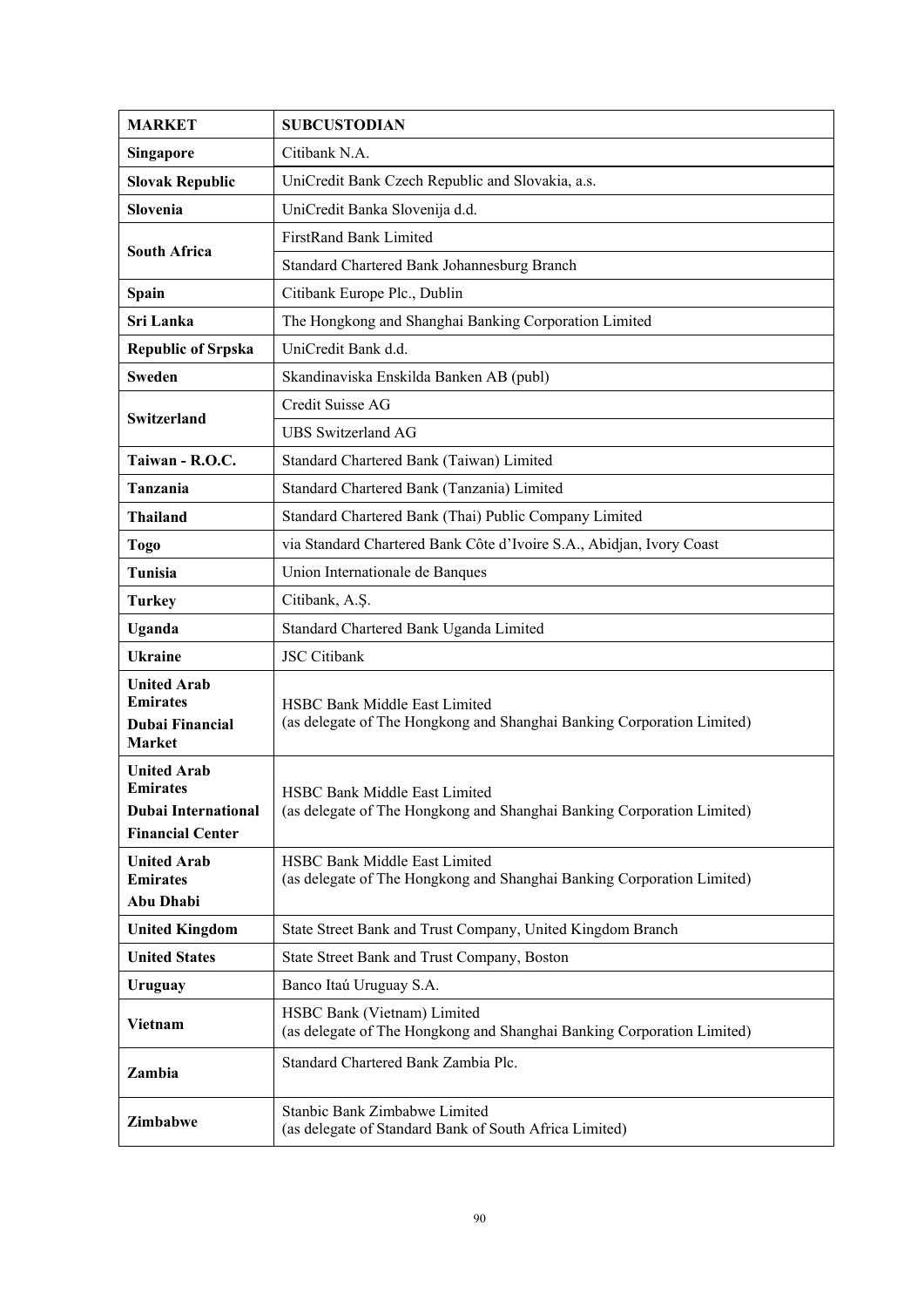| MARKET | SUBCUSTODIAN |
|---|---|
| **Singapore** | Citibank N.A. |
| **Slovak Republic** | UniCredit Bank Czech Republic and Slovakia, a.s. |
| **Slovenia** | UniCredit Banka Slovenija d.d. |
| **South Africa** | FirstRand Bank Limited |
| | Standard Chartered Bank Johannesburg Branch |
| **Spain** | Citibank Europe Plc., Dublin |
| **Sri Lanka** | The Hongkong and Shanghai Banking Corporation Limited |
| **Republic of Srpska** | UniCredit Bank d.d. |
| **Sweden** | Skandinaviska Enskilda Banken AB (publ) |
| **Switzerland** | Credit Suisse AG |
| | UBS Switzerland AG |
| **Taiwan - R.O.C.** | Standard Chartered Bank (Taiwan) Limited |
| **Tanzania** | Standard Chartered Bank (Tanzania) Limited |
| **Thailand** | Standard Chartered Bank (Thai) Public Company Limited |
| **Togo** | via Standard Chartered Bank Côte d'Ivoire S.A., Abidjan, Ivory Coast |
| **Tunisia** | Union Internationale de Banques |
| **Turkey** | Citibank, A.Ş. |
| **Uganda** | Standard Chartered Bank Uganda Limited |
| **Ukraine** | JSC Citibank |
| **United Arab Emirates Dubai Financial Market** | HSBC Bank Middle East Limited (as delegate of The Hongkong and Shanghai Banking Corporation Limited) |
| **United Arab Emirates Dubai International Financial Center** | HSBC Bank Middle East Limited (as delegate of The Hongkong and Shanghai Banking Corporation Limited) |
| **United Arab Emirates Abu Dhabi** | HSBC Bank Middle East Limited (as delegate of The Hongkong and Shanghai Banking Corporation Limited) |
| **United Kingdom** | State Street Bank and Trust Company, United Kingdom Branch |
| **United States** | State Street Bank and Trust Company, Boston |
| **Uruguay** | Banco Itaú Uruguay S.A. |
| **Vietnam** | HSBC Bank (Vietnam) Limited (as delegate of The Hongkong and Shanghai Banking Corporation Limited) |
| **Zambia** | Standard Chartered Bank Zambia Plc. |
| **Zimbabwe** | Stanbic Bank Zimbabwe Limited (as delegate of Standard Bank of South Africa Limited) |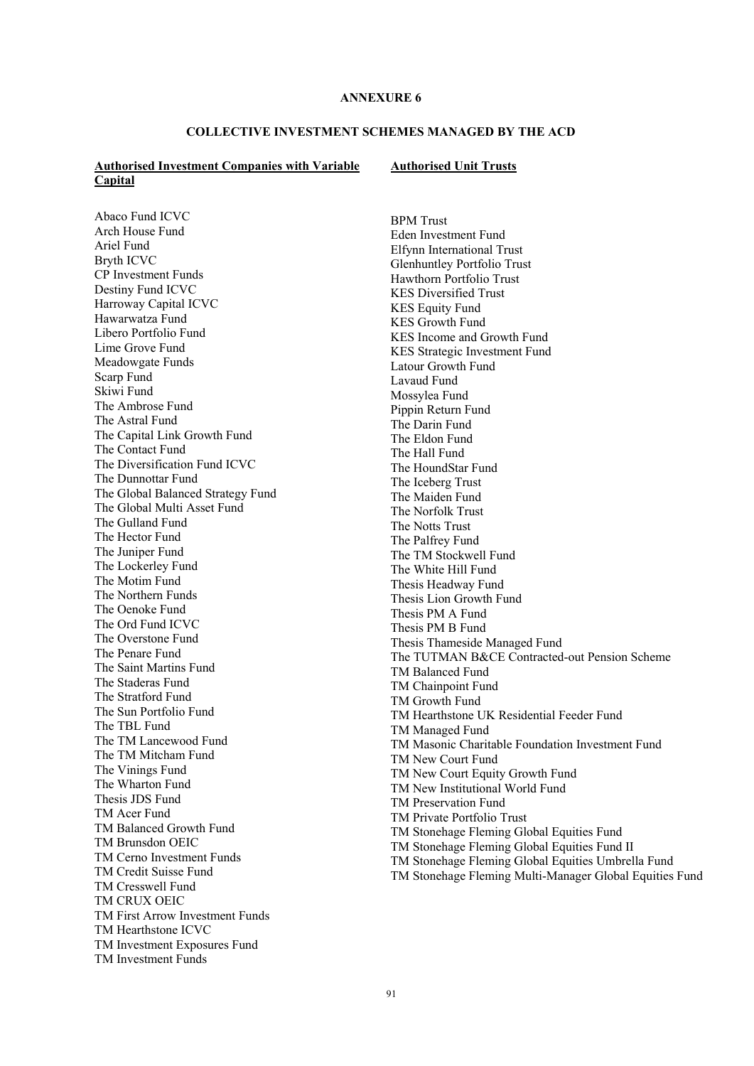**ANNEXURE 6**

**COLLECTIVE INVESTMENT SCHEMES MANAGED BY THE ACD**

**Authorised Investment Companies with Variable Capital**

Abaco Fund ICVC
Arch House Fund
Ariel Fund
Bryth ICVC
CP Investment Funds
Destiny Fund ICVC
Harroway Capital ICVC
Hawarwatza Fund
Libero Portfolio Fund
Lime Grove Fund
Meadowgate Funds
Scarp Fund
Skiwi Fund
The Ambrose Fund
The Astral Fund
The Capital Link Growth Fund
The Contact Fund
The Diversification Fund ICVC
The Dunnottar Fund
The Global Balanced Strategy Fund
The Global Multi Asset Fund
The Gulland Fund
The Hector Fund
The Juniper Fund
The Lockerley Fund
The Motim Fund
The Northern Funds
The Oenoke Fund
The Ord Fund ICVC
The Overstone Fund
The Penare Fund
The Saint Martins Fund
The Staderas Fund
The Stratford Fund
The Sun Portfolio Fund
The TBL Fund
The TM Lancewood Fund
The TM Mitcham Fund
The Vinings Fund
The Wharton Fund
Thesis JDS Fund
TM Acer Fund
TM Balanced Growth Fund
TM Brunsdon OEIC
TM Cerno Investment Funds
TM Credit Suisse Fund
TM Cresswell Fund
TM CRUX OEIC
TM First Arrow Investment Funds
TM Hearthstone ICVC
TM Investment Exposures Fund
TM Investment Funds

**Authorised Unit Trusts**

BPM Trust
Eden Investment Fund
Elfynn International Trust
Glenhuntley Portfolio Trust
Hawthorn Portfolio Trust
KES Diversified Trust
KES Equity Fund
KES Growth Fund
KES Income and Growth Fund
KES Strategic Investment Fund
Latour Growth Fund
Lavaud Fund
Mossylea Fund
Pippin Return Fund
The Darin Fund
The Eldon Fund
The Hall Fund
The HoundStar Fund
The Iceberg Trust
The Maiden Fund
The Norfolk Trust
The Notts Trust
The Palfrey Fund
The TM Stockwell Fund
The White Hill Fund
Thesis Headway Fund
Thesis Lion Growth Fund
Thesis PM A Fund
Thesis PM B Fund
Thesis Thameside Managed Fund
The TUTMAN B&CE Contracted-out Pension Scheme
TM Balanced Fund
TM Chainpoint Fund
TM Growth Fund
TM Hearthstone UK Residential Feeder Fund
TM Managed Fund
TM Masonic Charitable Foundation Investment Fund
TM New Court Fund
TM New Court Equity Growth Fund
TM New Institutional World Fund
TM Preservation Fund
TM Private Portfolio Trust
TM Stonehage Fleming Global Equities Fund
TM Stonehage Fleming Global Equities Fund II
TM Stonehage Fleming Global Equities Umbrella Fund
TM Stonehage Fleming Multi-Manager Global Equities Fund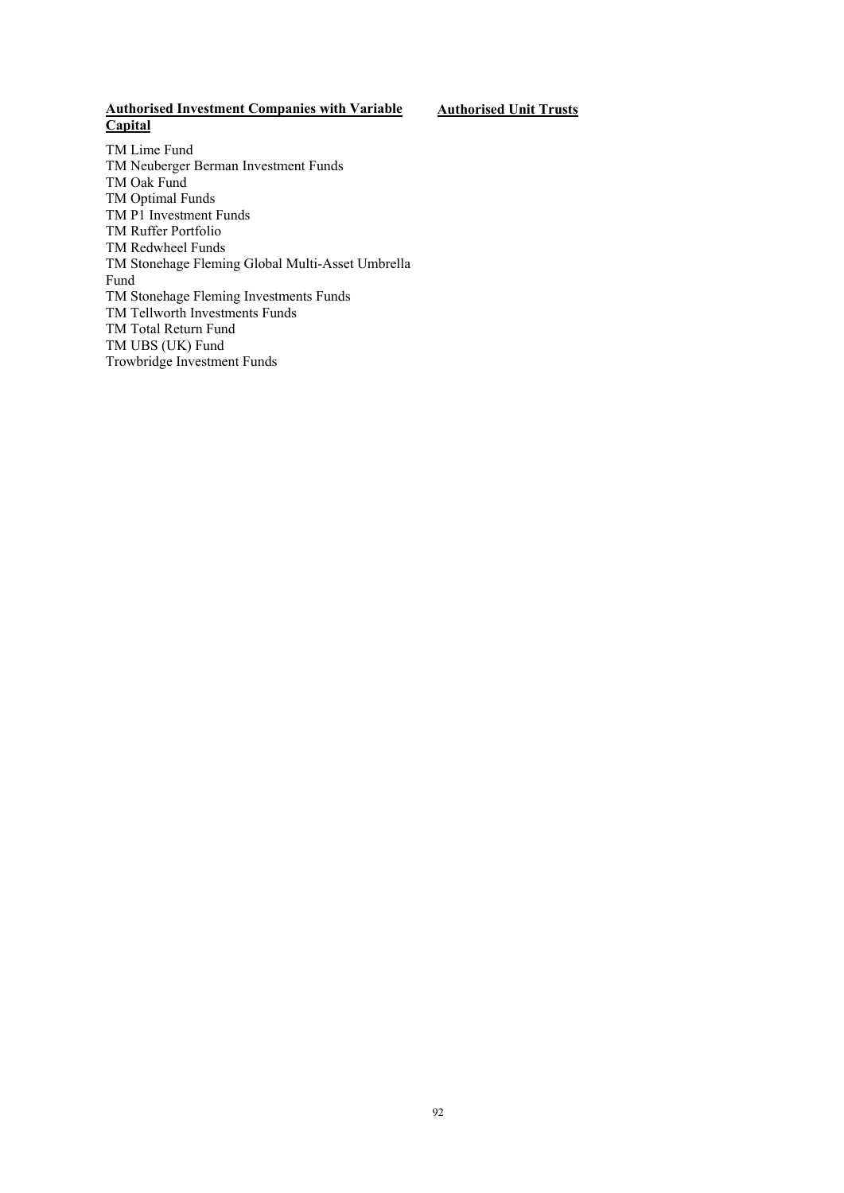**Authorised Investment Companies with Variable Capital**

TM Lime Fund
TM Neuberger Berman Investment Funds
TM Oak Fund
TM Optimal Funds
TM P1 Investment Funds
TM Ruffer Portfolio
TM Redwheel Funds
TM Stonehage Fleming Global Multi-Asset Umbrella Fund
TM Stonehage Fleming Investments Funds
TM Tellworth Investments Funds
TM Total Return Fund
TM UBS (UK) Fund
Trowbridge Investment Funds

**Authorised Unit Trusts**